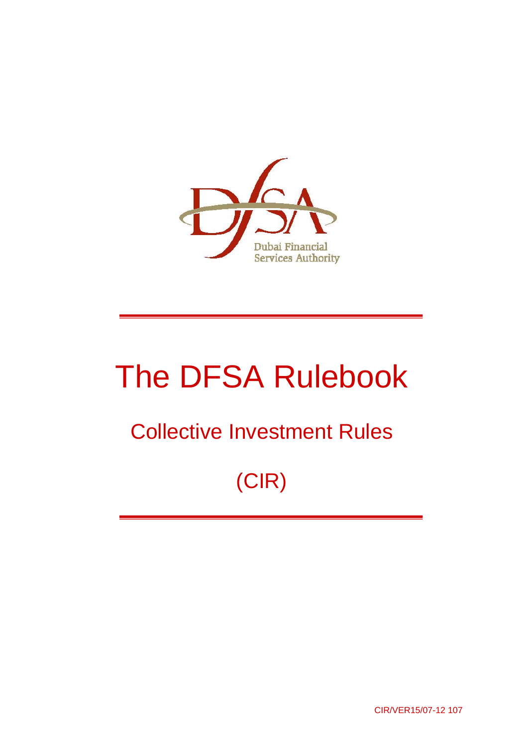# The DFSA Rulebook

## Collective Investment Rules

## (CIR)

CIR/VER15/07-12 107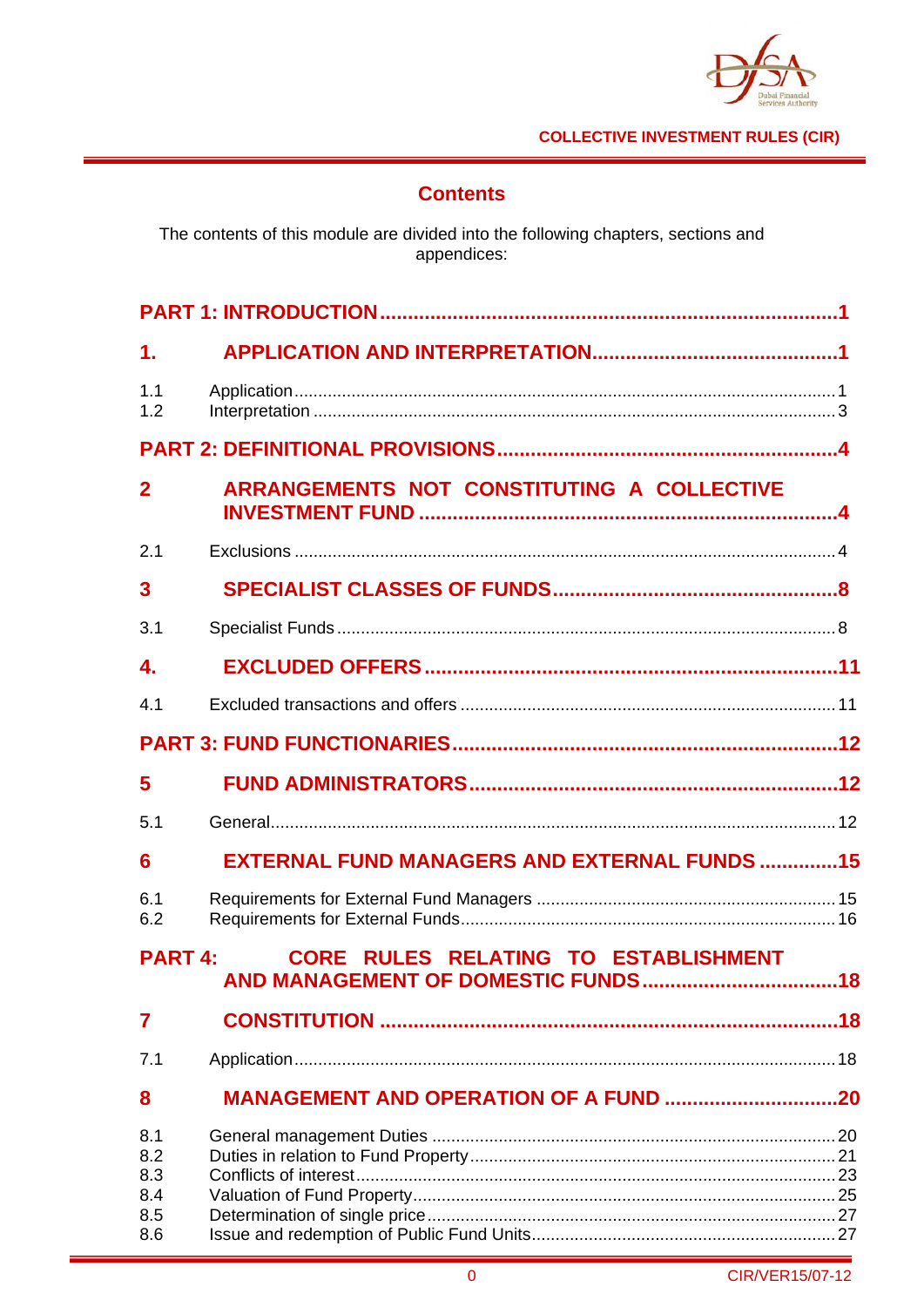# Contents

The contents of this module are divided into the following chapters, sections and appendices:

**PART 1: INTRODUCTION** .......... 1

**1. APPLICATION AND INTERPRETATION** .......... 1

1.1 Application .......... 1
1.2 Interpretation .......... 3

**PART 2: DEFINITIONAL PROVISIONS** .......... 4

**2 ARRANGEMENTS NOT CONSTITUTING A COLLECTIVE INVESTMENT FUND** .......... 4

2.1 Exclusions .......... 4

**3 SPECIALIST CLASSES OF FUNDS** .......... 8

3.1 Specialist Funds .......... 8

**4. EXCLUDED OFFERS** .......... 11

4.1 Excluded transactions and offers .......... 11

**PART 3: FUND FUNCTIONARIES** .......... 12

**5 FUND ADMINISTRATORS** .......... 12

5.1 General .......... 12

**6 EXTERNAL FUND MANAGERS AND EXTERNAL FUNDS** .......... 15

6.1 Requirements for External Fund Managers .......... 15
6.2 Requirements for External Funds .......... 16

**PART 4: CORE RULES RELATING TO ESTABLISHMENT AND MANAGEMENT OF DOMESTIC FUNDS** .......... 18

**7 CONSTITUTION** .......... 18

7.1 Application .......... 18

**8 MANAGEMENT AND OPERATION OF A FUND** .......... 20

8.1 General management Duties .......... 20
8.2 Duties in relation to Fund Property .......... 21
8.3 Conflicts of interest .......... 23
8.4 Valuation of Fund Property .......... 25
8.5 Determination of single price .......... 27
8.6 Issue and redemption of Public Fund Units .......... 27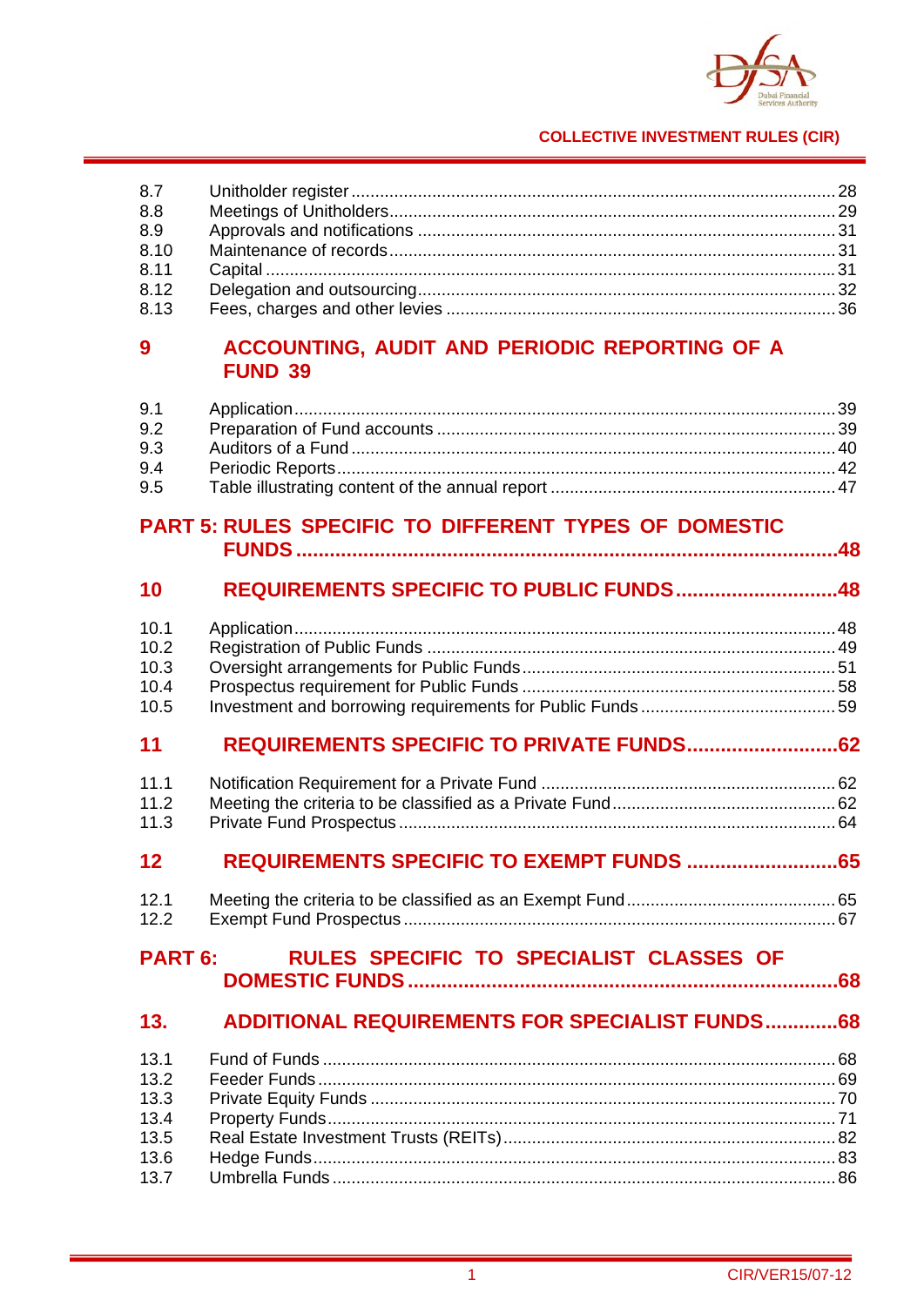| | | |
|---|---|---|
| 8.7 | Unitholder register | 28 |
| 8.8 | Meetings of Unitholders | 29 |
| 8.9 | Approvals and notifications | 31 |
| 8.10 | Maintenance of records | 31 |
| 8.11 | Capital | 31 |
| 8.12 | Delegation and outsourcing | 32 |
| 8.13 | Fees, charges and other levies | 36 |

## 9 ACCOUNTING, AUDIT AND PERIODIC REPORTING OF A FUND 39

| | | |
|---|---|---|
| 9.1 | Application | 39 |
| 9.2 | Preparation of Fund accounts | 39 |
| 9.3 | Auditors of a Fund | 40 |
| 9.4 | Periodic Reports | 42 |
| 9.5 | Table illustrating content of the annual report | 47 |

## PART 5: RULES SPECIFIC TO DIFFERENT TYPES OF DOMESTIC FUNDS ... 48

## 10 REQUIREMENTS SPECIFIC TO PUBLIC FUNDS ... 48

| | | |
|---|---|---|
| 10.1 | Application | 48 |
| 10.2 | Registration of Public Funds | 49 |
| 10.3 | Oversight arrangements for Public Funds | 51 |
| 10.4 | Prospectus requirement for Public Funds | 58 |
| 10.5 | Investment and borrowing requirements for Public Funds | 59 |

## 11 REQUIREMENTS SPECIFIC TO PRIVATE FUNDS ... 62

| | | |
|---|---|---|
| 11.1 | Notification Requirement for a Private Fund | 62 |
| 11.2 | Meeting the criteria to be classified as a Private Fund | 62 |
| 11.3 | Private Fund Prospectus | 64 |

## 12 REQUIREMENTS SPECIFIC TO EXEMPT FUNDS ... 65

| | | |
|---|---|---|
| 12.1 | Meeting the criteria to be classified as an Exempt Fund | 65 |
| 12.2 | Exempt Fund Prospectus | 67 |

## PART 6: RULES SPECIFIC TO SPECIALIST CLASSES OF DOMESTIC FUNDS ... 68

## 13. ADDITIONAL REQUIREMENTS FOR SPECIALIST FUNDS ... 68

| | | |
|---|---|---|
| 13.1 | Fund of Funds | 68 |
| 13.2 | Feeder Funds | 69 |
| 13.3 | Private Equity Funds | 70 |
| 13.4 | Property Funds | 71 |
| 13.5 | Real Estate Investment Trusts (REITs) | 82 |
| 13.6 | Hedge Funds | 83 |
| 13.7 | Umbrella Funds | 86 |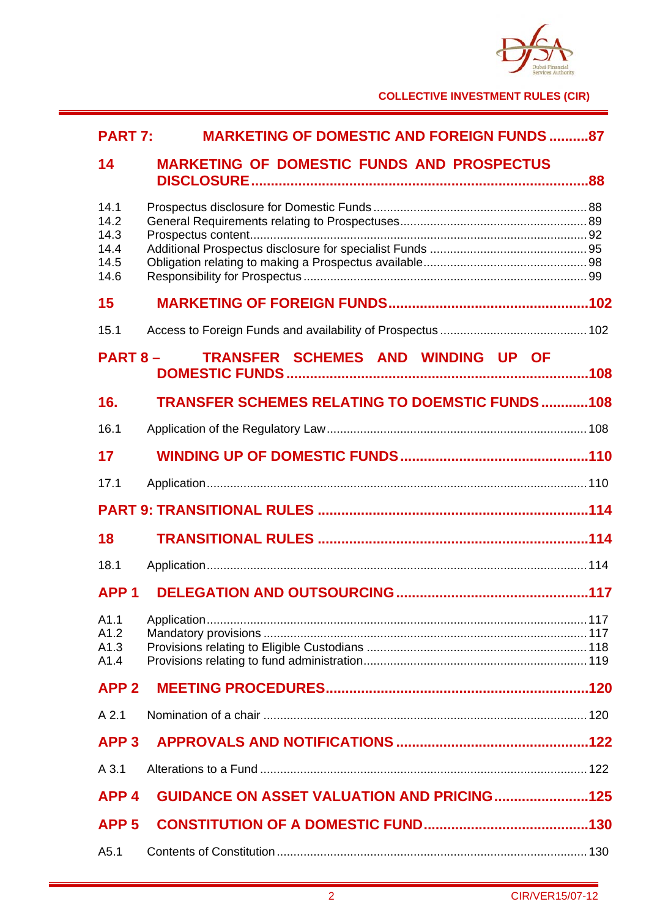**PART 7: MARKETING OF DOMESTIC AND FOREIGN FUNDS ..........87**

**14 MARKETING OF DOMESTIC FUNDS AND PROSPECTUS DISCLOSURE ..........88**

14.1 Prospectus disclosure for Domestic Funds .......... 88
14.2 General Requirements relating to Prospectuses .......... 89
14.3 Prospectus content .......... 92
14.4 Additional Prospectus disclosure for specialist Funds .......... 95
14.5 Obligation relating to making a Prospectus available .......... 98
14.6 Responsibility for Prospectus .......... 99

**15 MARKETING OF FOREIGN FUNDS ..........102**

15.1 Access to Foreign Funds and availability of Prospectus .......... 102

**PART 8 – TRANSFER SCHEMES AND WINDING UP OF DOMESTIC FUNDS ..........108**

**16. TRANSFER SCHEMES RELATING TO DOEMSTIC FUNDS ..........108**

16.1 Application of the Regulatory Law .......... 108

**17 WINDING UP OF DOMESTIC FUNDS ..........110**

17.1 Application .......... 110

**PART 9: TRANSITIONAL RULES ..........114**

**18 TRANSITIONAL RULES ..........114**

18.1 Application .......... 114

**APP 1 DELEGATION AND OUTSOURCING ..........117**

A1.1 Application .......... 117
A1.2 Mandatory provisions .......... 117
A1.3 Provisions relating to Eligible Custodians .......... 118
A1.4 Provisions relating to fund administration .......... 119

**APP 2 MEETING PROCEDURES ..........120**

A 2.1 Nomination of a chair .......... 120

**APP 3 APPROVALS AND NOTIFICATIONS ..........122**

A 3.1 Alterations to a Fund .......... 122

**APP 4 GUIDANCE ON ASSET VALUATION AND PRICING ..........125**

**APP 5 CONSTITUTION OF A DOMESTIC FUND ..........130**

A5.1 Contents of Constitution .......... 130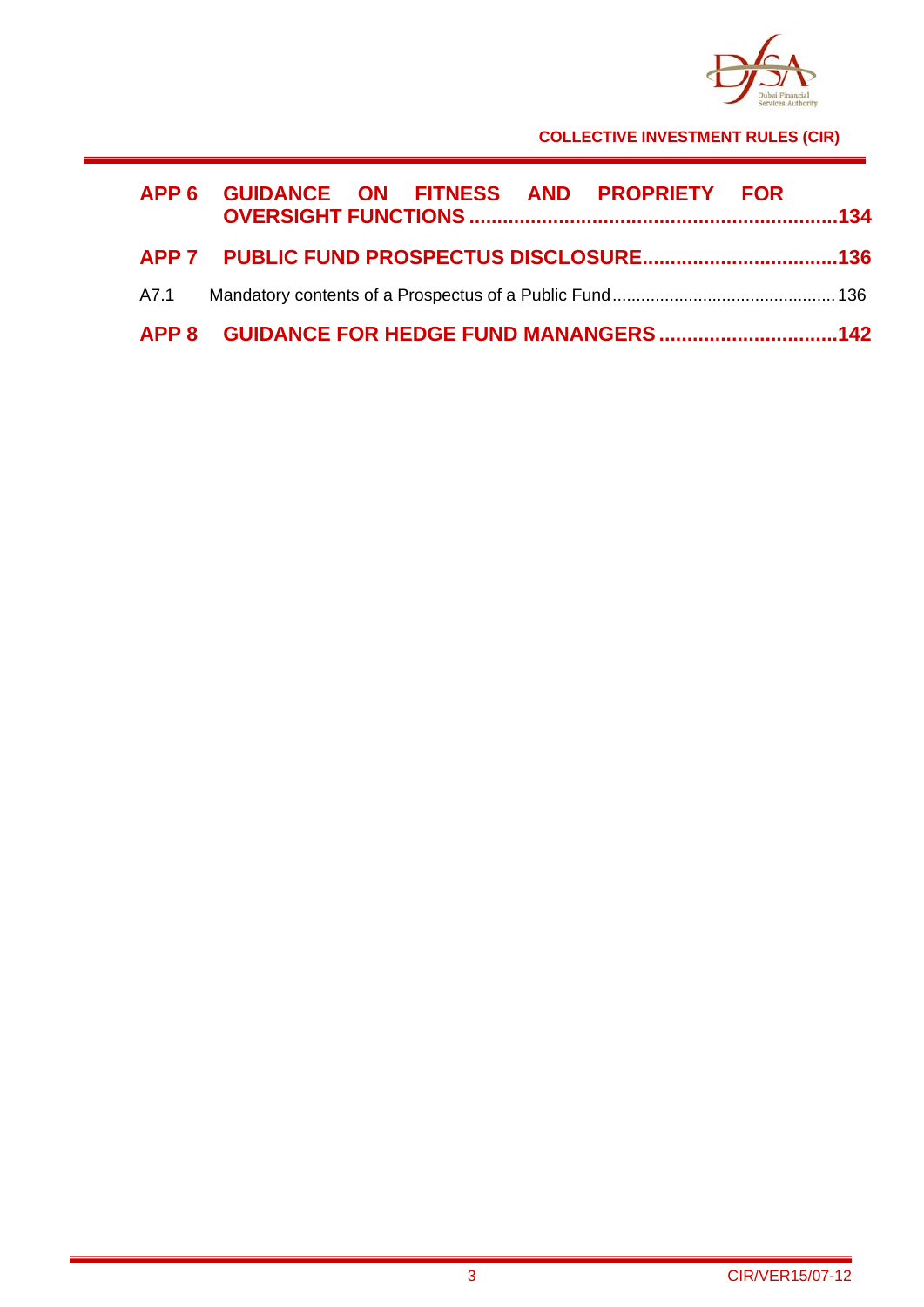**APP 6 GUIDANCE ON FITNESS AND PROPRIETY FOR OVERSIGHT FUNCTIONS .................................................................134**

**APP 7 PUBLIC FUND PROSPECTUS DISCLOSURE...................................136**

A7.1 Mandatory contents of a Prospectus of a Public Fund............................................. 136

**APP 8 GUIDANCE FOR HEDGE FUND MANANGERS ...............................142**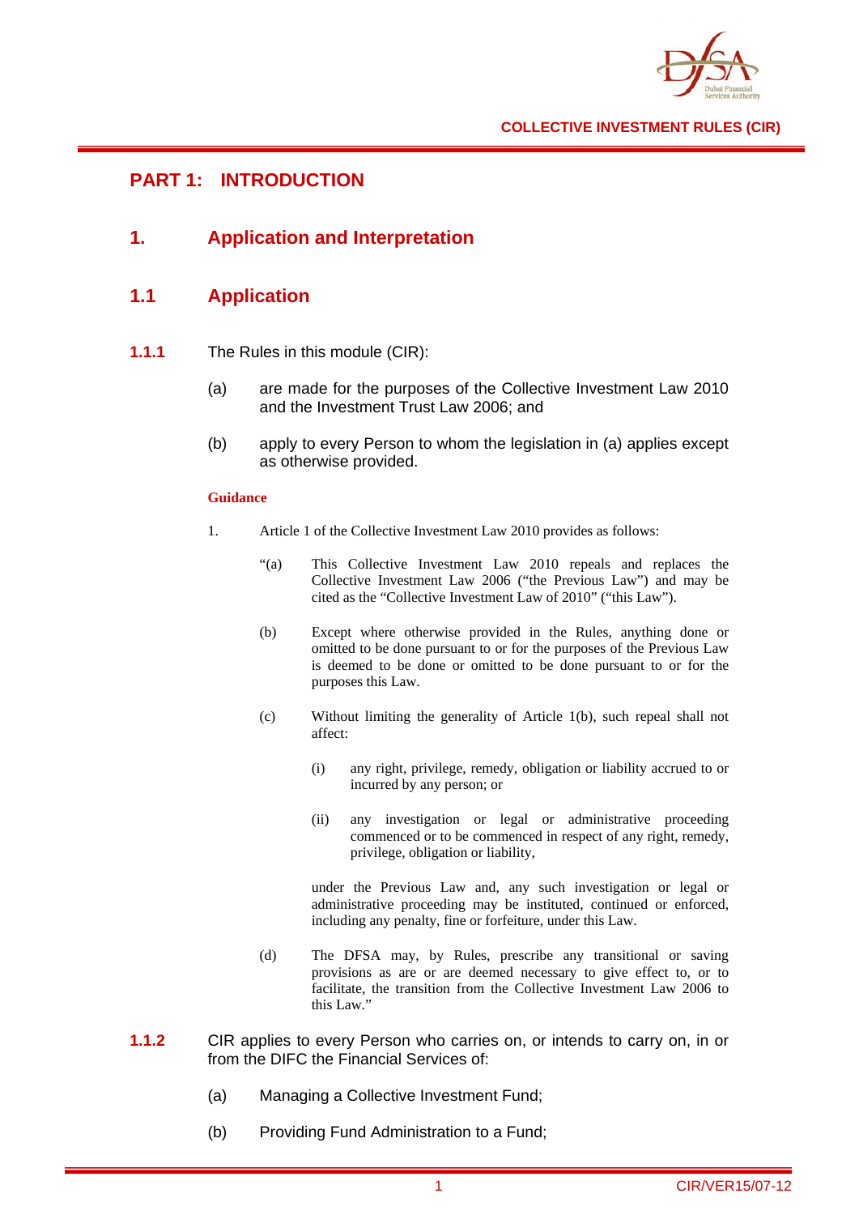# PART 1: INTRODUCTION

## 1. Application and Interpretation

### 1.1 Application

**1.1.1** The Rules in this module (CIR):

(a) are made for the purposes of the Collective Investment Law 2010 and the Investment Trust Law 2006; and

(b) apply to every Person to whom the legislation in (a) applies except as otherwise provided.

**Guidance**

1. Article 1 of the Collective Investment Law 2010 provides as follows:

"(a) This Collective Investment Law 2010 repeals and replaces the Collective Investment Law 2006 ("the Previous Law") and may be cited as the "Collective Investment Law of 2010" ("this Law").

(b) Except where otherwise provided in the Rules, anything done or omitted to be done pursuant to or for the purposes of the Previous Law is deemed to be done or omitted to be done pursuant to or for the purposes this Law.

(c) Without limiting the generality of Article 1(b), such repeal shall not affect:

(i) any right, privilege, remedy, obligation or liability accrued to or incurred by any person; or

(ii) any investigation or legal or administrative proceeding commenced or to be commenced in respect of any right, remedy, privilege, obligation or liability,

under the Previous Law and, any such investigation or legal or administrative proceeding may be instituted, continued or enforced, including any penalty, fine or forfeiture, under this Law.

(d) The DFSA may, by Rules, prescribe any transitional or saving provisions as are or are deemed necessary to give effect to, or to facilitate, the transition from the Collective Investment Law 2006 to this Law."

**1.1.2** CIR applies to every Person who carries on, or intends to carry on, in or from the DIFC the Financial Services of:

(a) Managing a Collective Investment Fund;

(b) Providing Fund Administration to a Fund;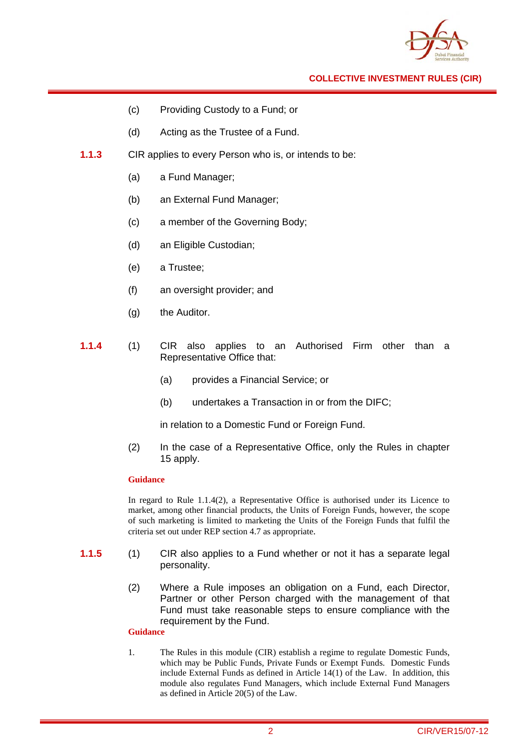(c) Providing Custody to a Fund; or

(d) Acting as the Trustee of a Fund.

**1.1.3** CIR applies to every Person who is, or intends to be:

(a) a Fund Manager;

(b) an External Fund Manager;

(c) a member of the Governing Body;

(d) an Eligible Custodian;

(e) a Trustee;

(f) an oversight provider; and

(g) the Auditor.

**1.1.4** (1) CIR also applies to an Authorised Firm other than a Representative Office that:

(a) provides a Financial Service; or

(b) undertakes a Transaction in or from the DIFC;

in relation to a Domestic Fund or Foreign Fund.

(2) In the case of a Representative Office, only the Rules in chapter 15 apply.

**Guidance**

In regard to Rule 1.1.4(2), a Representative Office is authorised under its Licence to market, among other financial products, the Units of Foreign Funds, however, the scope of such marketing is limited to marketing the Units of the Foreign Funds that fulfil the criteria set out under REP section 4.7 as appropriate.

**1.1.5** (1) CIR also applies to a Fund whether or not it has a separate legal personality.

(2) Where a Rule imposes an obligation on a Fund, each Director, Partner or other Person charged with the management of that Fund must take reasonable steps to ensure compliance with the requirement by the Fund.

**Guidance**

1. The Rules in this module (CIR) establish a regime to regulate Domestic Funds, which may be Public Funds, Private Funds or Exempt Funds. Domestic Funds include External Funds as defined in Article 14(1) of the Law. In addition, this module also regulates Fund Managers, which include External Fund Managers as defined in Article 20(5) of the Law.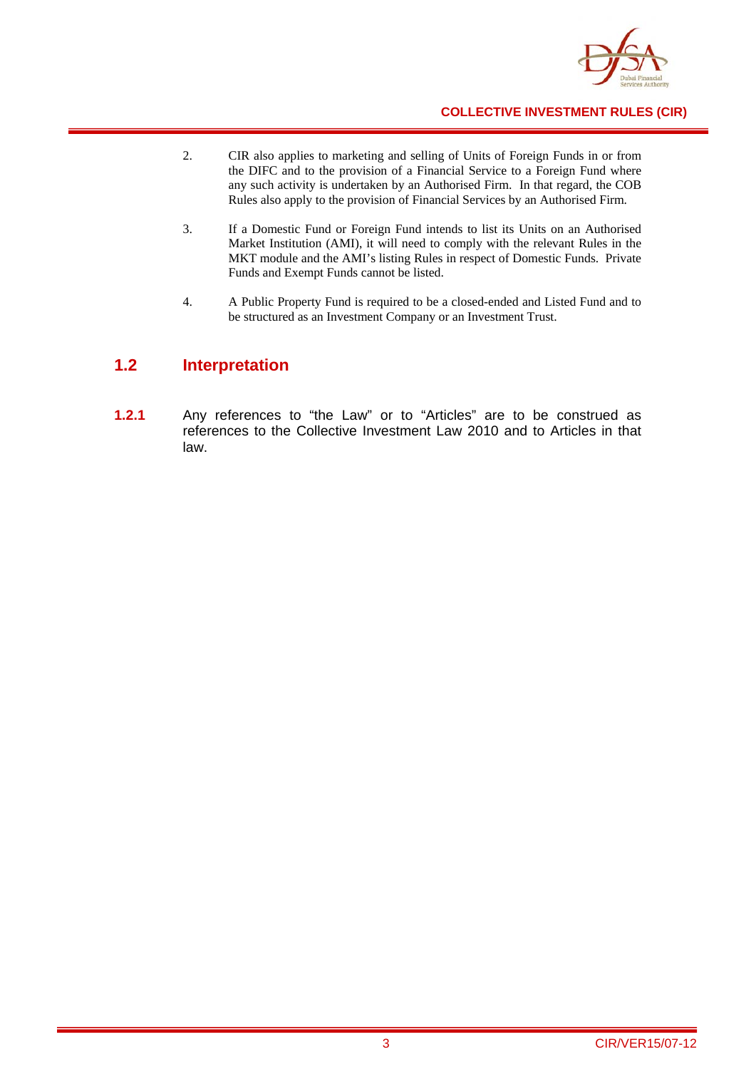2. CIR also applies to marketing and selling of Units of Foreign Funds in or from the DIFC and to the provision of a Financial Service to a Foreign Fund where any such activity is undertaken by an Authorised Firm. In that regard, the COB Rules also apply to the provision of Financial Services by an Authorised Firm.

3. If a Domestic Fund or Foreign Fund intends to list its Units on an Authorised Market Institution (AMI), it will need to comply with the relevant Rules in the MKT module and the AMI's listing Rules in respect of Domestic Funds. Private Funds and Exempt Funds cannot be listed.

4. A Public Property Fund is required to be a closed-ended and Listed Fund and to be structured as an Investment Company or an Investment Trust.

## 1.2 Interpretation

**1.2.1** Any references to "the Law" or to "Articles" are to be construed as references to the Collective Investment Law 2010 and to Articles in that law.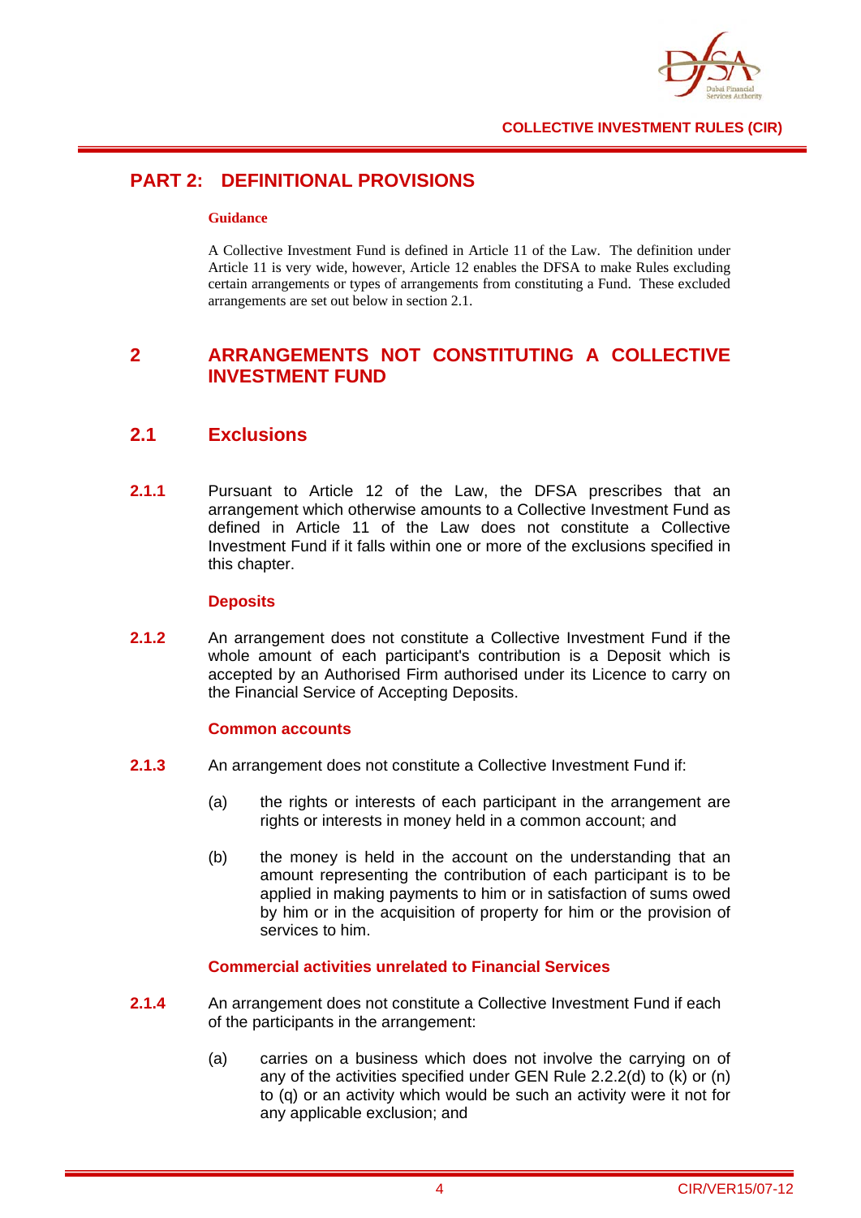# PART 2: DEFINITIONAL PROVISIONS

**Guidance**

A Collective Investment Fund is defined in Article 11 of the Law. The definition under Article 11 is very wide, however, Article 12 enables the DFSA to make Rules excluding certain arrangements or types of arrangements from constituting a Fund. These excluded arrangements are set out below in section 2.1.

## 2 ARRANGEMENTS NOT CONSTITUTING A COLLECTIVE INVESTMENT FUND

### 2.1 Exclusions

**2.1.1** Pursuant to Article 12 of the Law, the DFSA prescribes that an arrangement which otherwise amounts to a Collective Investment Fund as defined in Article 11 of the Law does not constitute a Collective Investment Fund if it falls within one or more of the exclusions specified in this chapter.

**Deposits**

**2.1.2** An arrangement does not constitute a Collective Investment Fund if the whole amount of each participant's contribution is a Deposit which is accepted by an Authorised Firm authorised under its Licence to carry on the Financial Service of Accepting Deposits.

**Common accounts**

**2.1.3** An arrangement does not constitute a Collective Investment Fund if:

(a) the rights or interests of each participant in the arrangement are rights or interests in money held in a common account; and

(b) the money is held in the account on the understanding that an amount representing the contribution of each participant is to be applied in making payments to him or in satisfaction of sums owed by him or in the acquisition of property for him or the provision of services to him.

**Commercial activities unrelated to Financial Services**

**2.1.4** An arrangement does not constitute a Collective Investment Fund if each of the participants in the arrangement:

(a) carries on a business which does not involve the carrying on of any of the activities specified under GEN Rule 2.2.2(d) to (k) or (n) to (q) or an activity which would be such an activity were it not for any applicable exclusion; and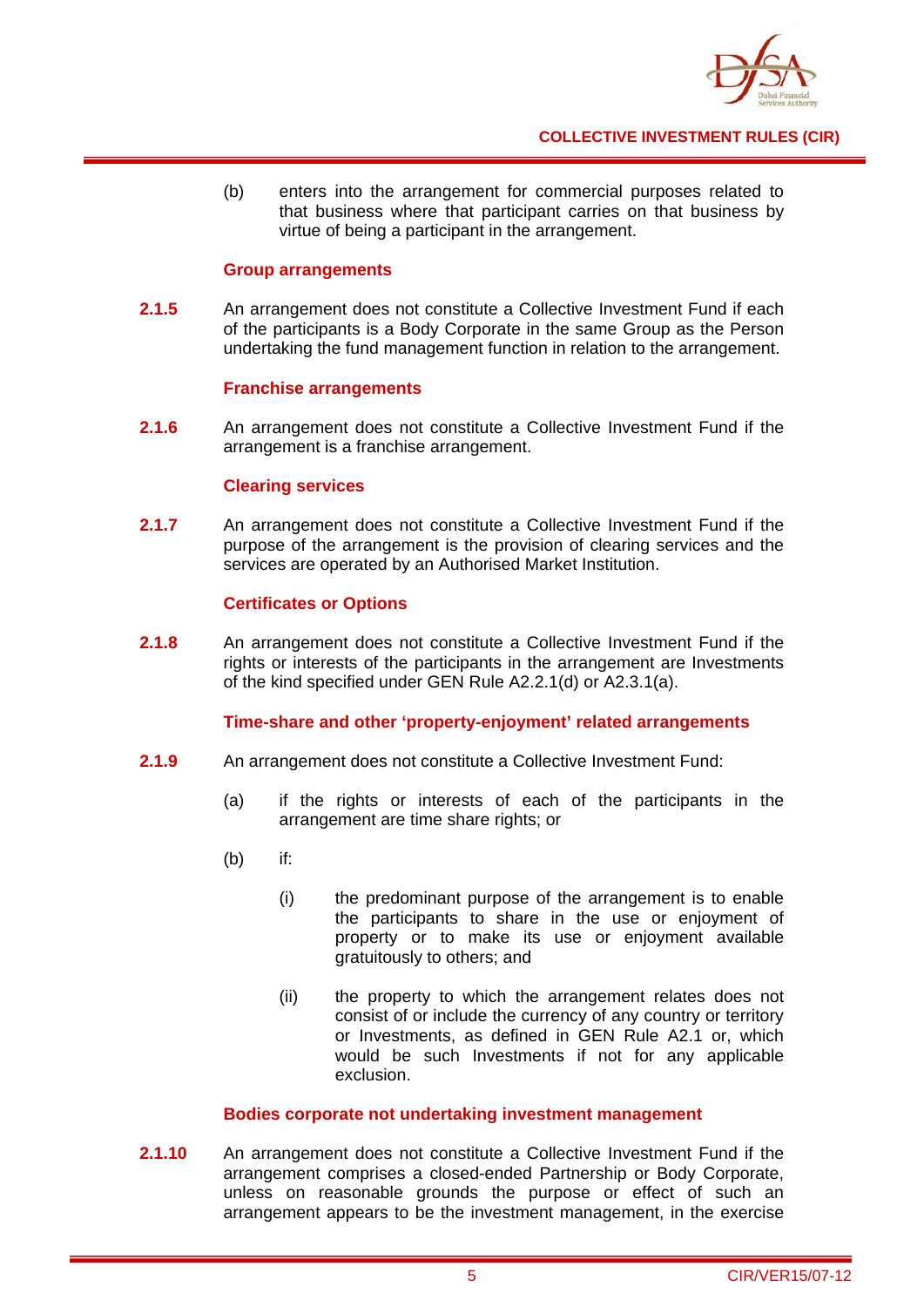(b) enters into the arrangement for commercial purposes related to that business where that participant carries on that business by virtue of being a participant in the arrangement.

### Group arrangements

**2.1.5** An arrangement does not constitute a Collective Investment Fund if each of the participants is a Body Corporate in the same Group as the Person undertaking the fund management function in relation to the arrangement.

### Franchise arrangements

**2.1.6** An arrangement does not constitute a Collective Investment Fund if the arrangement is a franchise arrangement.

### Clearing services

**2.1.7** An arrangement does not constitute a Collective Investment Fund if the purpose of the arrangement is the provision of clearing services and the services are operated by an Authorised Market Institution.

### Certificates or Options

**2.1.8** An arrangement does not constitute a Collective Investment Fund if the rights or interests of the participants in the arrangement are Investments of the kind specified under GEN Rule A2.2.1(d) or A2.3.1(a).

### Time-share and other 'property-enjoyment' related arrangements

**2.1.9** An arrangement does not constitute a Collective Investment Fund:

(a) if the rights or interests of each of the participants in the arrangement are time share rights; or

(b) if:

(i) the predominant purpose of the arrangement is to enable the participants to share in the use or enjoyment of property or to make its use or enjoyment available gratuitously to others; and

(ii) the property to which the arrangement relates does not consist of or include the currency of any country or territory or Investments, as defined in GEN Rule A2.1 or, which would be such Investments if not for any applicable exclusion.

### Bodies corporate not undertaking investment management

**2.1.10** An arrangement does not constitute a Collective Investment Fund if the arrangement comprises a closed-ended Partnership or Body Corporate, unless on reasonable grounds the purpose or effect of such an arrangement appears to be the investment management, in the exercise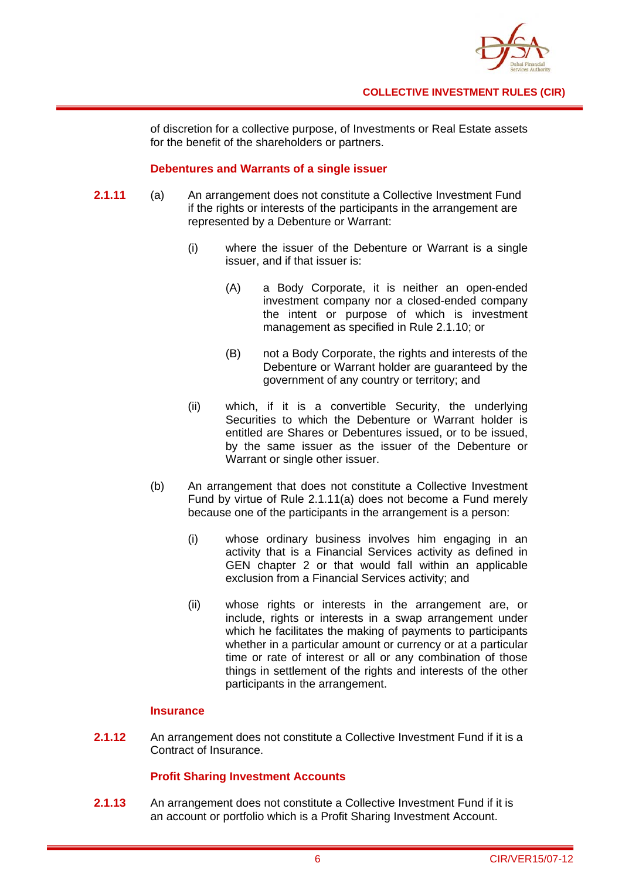of discretion for a collective purpose, of Investments or Real Estate assets for the benefit of the shareholders or partners.

### Debentures and Warrants of a single issuer

**2.1.11** (a) An arrangement does not constitute a Collective Investment Fund if the rights or interests of the participants in the arrangement are represented by a Debenture or Warrant:

(i) where the issuer of the Debenture or Warrant is a single issuer, and if that issuer is:

(A) a Body Corporate, it is neither an open-ended investment company nor a closed-ended company the intent or purpose of which is investment management as specified in Rule 2.1.10; or

(B) not a Body Corporate, the rights and interests of the Debenture or Warrant holder are guaranteed by the government of any country or territory; and

(ii) which, if it is a convertible Security, the underlying Securities to which the Debenture or Warrant holder is entitled are Shares or Debentures issued, or to be issued, by the same issuer as the issuer of the Debenture or Warrant or single other issuer.

(b) An arrangement that does not constitute a Collective Investment Fund by virtue of Rule 2.1.11(a) does not become a Fund merely because one of the participants in the arrangement is a person:

(i) whose ordinary business involves him engaging in an activity that is a Financial Services activity as defined in GEN chapter 2 or that would fall within an applicable exclusion from a Financial Services activity; and

(ii) whose rights or interests in the arrangement are, or include, rights or interests in a swap arrangement under which he facilitates the making of payments to participants whether in a particular amount or currency or at a particular time or rate of interest or all or any combination of those things in settlement of the rights and interests of the other participants in the arrangement.

### Insurance

**2.1.12** An arrangement does not constitute a Collective Investment Fund if it is a Contract of Insurance.

### Profit Sharing Investment Accounts

**2.1.13** An arrangement does not constitute a Collective Investment Fund if it is an account or portfolio which is a Profit Sharing Investment Account.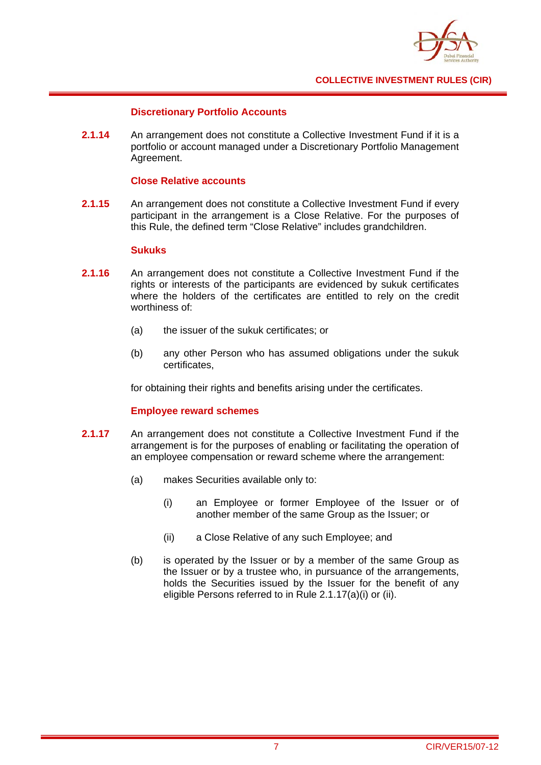#### Discretionary Portfolio Accounts

**2.1.14** An arrangement does not constitute a Collective Investment Fund if it is a portfolio or account managed under a Discretionary Portfolio Management Agreement.

#### Close Relative accounts

**2.1.15** An arrangement does not constitute a Collective Investment Fund if every participant in the arrangement is a Close Relative. For the purposes of this Rule, the defined term "Close Relative" includes grandchildren.

#### Sukuks

**2.1.16** An arrangement does not constitute a Collective Investment Fund if the rights or interests of the participants are evidenced by sukuk certificates where the holders of the certificates are entitled to rely on the credit worthiness of:

(a) the issuer of the sukuk certificates; or

(b) any other Person who has assumed obligations under the sukuk certificates,

for obtaining their rights and benefits arising under the certificates.

#### Employee reward schemes

**2.1.17** An arrangement does not constitute a Collective Investment Fund if the arrangement is for the purposes of enabling or facilitating the operation of an employee compensation or reward scheme where the arrangement:

(a) makes Securities available only to:

  (i) an Employee or former Employee of the Issuer or of another member of the same Group as the Issuer; or

  (ii) a Close Relative of any such Employee; and

(b) is operated by the Issuer or by a member of the same Group as the Issuer or by a trustee who, in pursuance of the arrangements, holds the Securities issued by the Issuer for the benefit of any eligible Persons referred to in Rule 2.1.17(a)(i) or (ii).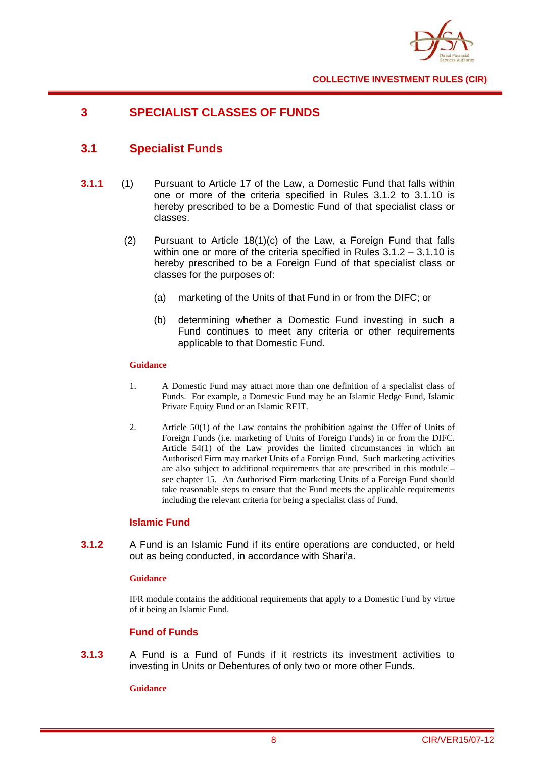# 3 SPECIALIST CLASSES OF FUNDS

## 3.1 Specialist Funds

**3.1.1** (1) Pursuant to Article 17 of the Law, a Domestic Fund that falls within one or more of the criteria specified in Rules 3.1.2 to 3.1.10 is hereby prescribed to be a Domestic Fund of that specialist class or classes.

(2) Pursuant to Article 18(1)(c) of the Law, a Foreign Fund that falls within one or more of the criteria specified in Rules 3.1.2 – 3.1.10 is hereby prescribed to be a Foreign Fund of that specialist class or classes for the purposes of:

(a) marketing of the Units of that Fund in or from the DIFC; or

(b) determining whether a Domestic Fund investing in such a Fund continues to meet any criteria or other requirements applicable to that Domestic Fund.

**Guidance**

1. A Domestic Fund may attract more than one definition of a specialist class of Funds. For example, a Domestic Fund may be an Islamic Hedge Fund, Islamic Private Equity Fund or an Islamic REIT.

2. Article 50(1) of the Law contains the prohibition against the Offer of Units of Foreign Funds (i.e. marketing of Units of Foreign Funds) in or from the DIFC. Article 54(1) of the Law provides the limited circumstances in which an Authorised Firm may market Units of a Foreign Fund. Such marketing activities are also subject to additional requirements that are prescribed in this module – see chapter 15. An Authorised Firm marketing Units of a Foreign Fund should take reasonable steps to ensure that the Fund meets the applicable requirements including the relevant criteria for being a specialist class of Fund.

### Islamic Fund

**3.1.2** A Fund is an Islamic Fund if its entire operations are conducted, or held out as being conducted, in accordance with Shari'a.

**Guidance**

IFR module contains the additional requirements that apply to a Domestic Fund by virtue of it being an Islamic Fund.

### Fund of Funds

**3.1.3** A Fund is a Fund of Funds if it restricts its investment activities to investing in Units or Debentures of only two or more other Funds.

**Guidance**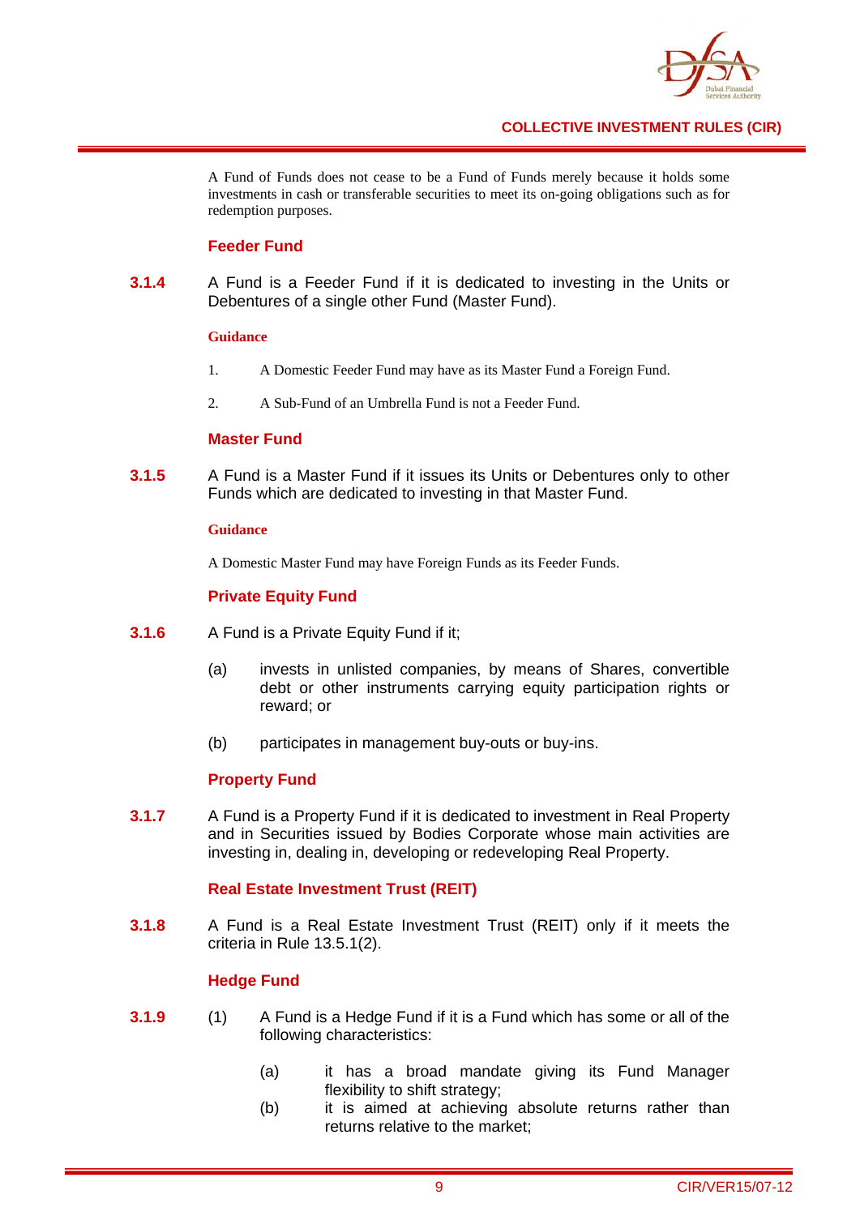A Fund of Funds does not cease to be a Fund of Funds merely because it holds some investments in cash or transferable securities to meet its on-going obligations such as for redemption purposes.

### Feeder Fund

**3.1.4** A Fund is a Feeder Fund if it is dedicated to investing in the Units or Debentures of a single other Fund (Master Fund).

**Guidance**

1. A Domestic Feeder Fund may have as its Master Fund a Foreign Fund.
2. A Sub-Fund of an Umbrella Fund is not a Feeder Fund.

### Master Fund

**3.1.5** A Fund is a Master Fund if it issues its Units or Debentures only to other Funds which are dedicated to investing in that Master Fund.

**Guidance**

A Domestic Master Fund may have Foreign Funds as its Feeder Funds.

### Private Equity Fund

**3.1.6** A Fund is a Private Equity Fund if it;

(a) invests in unlisted companies, by means of Shares, convertible debt or other instruments carrying equity participation rights or reward; or

(b) participates in management buy-outs or buy-ins.

### Property Fund

**3.1.7** A Fund is a Property Fund if it is dedicated to investment in Real Property and in Securities issued by Bodies Corporate whose main activities are investing in, dealing in, developing or redeveloping Real Property.

### Real Estate Investment Trust (REIT)

**3.1.8** A Fund is a Real Estate Investment Trust (REIT) only if it meets the criteria in Rule 13.5.1(2).

### Hedge Fund

**3.1.9** (1) A Fund is a Hedge Fund if it is a Fund which has some or all of the following characteristics:

(a) it has a broad mandate giving its Fund Manager flexibility to shift strategy;

(b) it is aimed at achieving absolute returns rather than returns relative to the market;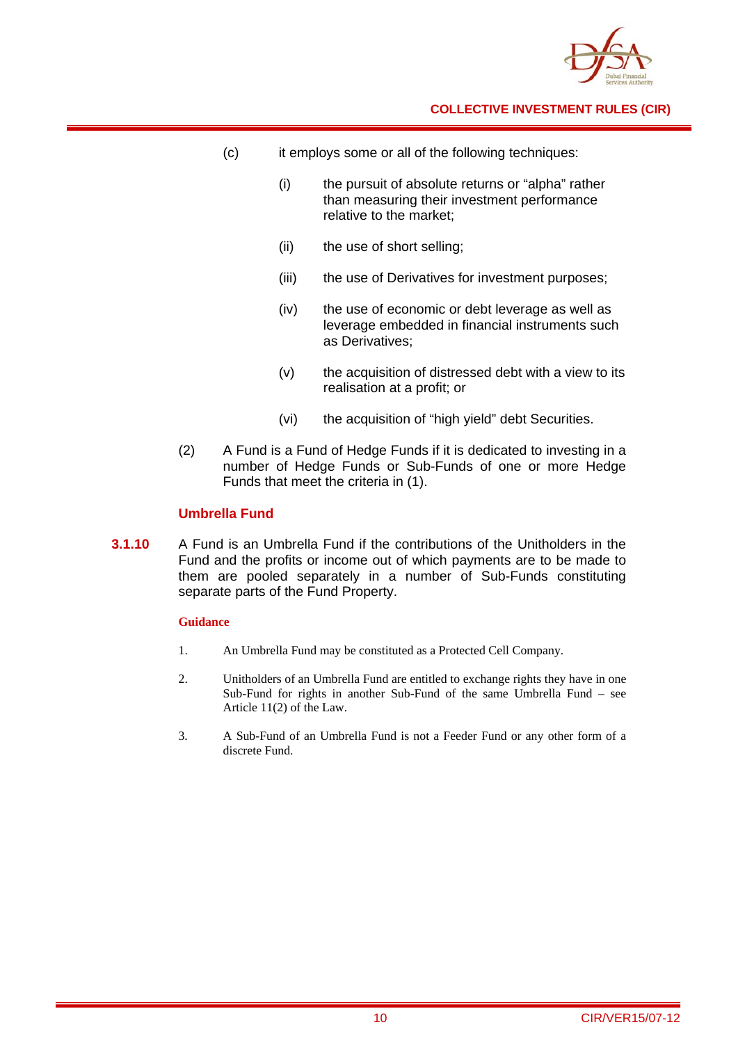(c) it employs some or all of the following techniques:

  (i) the pursuit of absolute returns or "alpha" rather than measuring their investment performance relative to the market;

  (ii) the use of short selling;

  (iii) the use of Derivatives for investment purposes;

  (iv) the use of economic or debt leverage as well as leverage embedded in financial instruments such as Derivatives;

  (v) the acquisition of distressed debt with a view to its realisation at a profit; or

  (vi) the acquisition of "high yield" debt Securities.

(2) A Fund is a Fund of Hedge Funds if it is dedicated to investing in a number of Hedge Funds or Sub-Funds of one or more Hedge Funds that meet the criteria in (1).

### Umbrella Fund

**3.1.10** A Fund is an Umbrella Fund if the contributions of the Unitholders in the Fund and the profits or income out of which payments are to be made to them are pooled separately in a number of Sub-Funds constituting separate parts of the Fund Property.

**Guidance**

1. An Umbrella Fund may be constituted as a Protected Cell Company.

2. Unitholders of an Umbrella Fund are entitled to exchange rights they have in one Sub-Fund for rights in another Sub-Fund of the same Umbrella Fund – see Article 11(2) of the Law.

3. A Sub-Fund of an Umbrella Fund is not a Feeder Fund or any other form of a discrete Fund.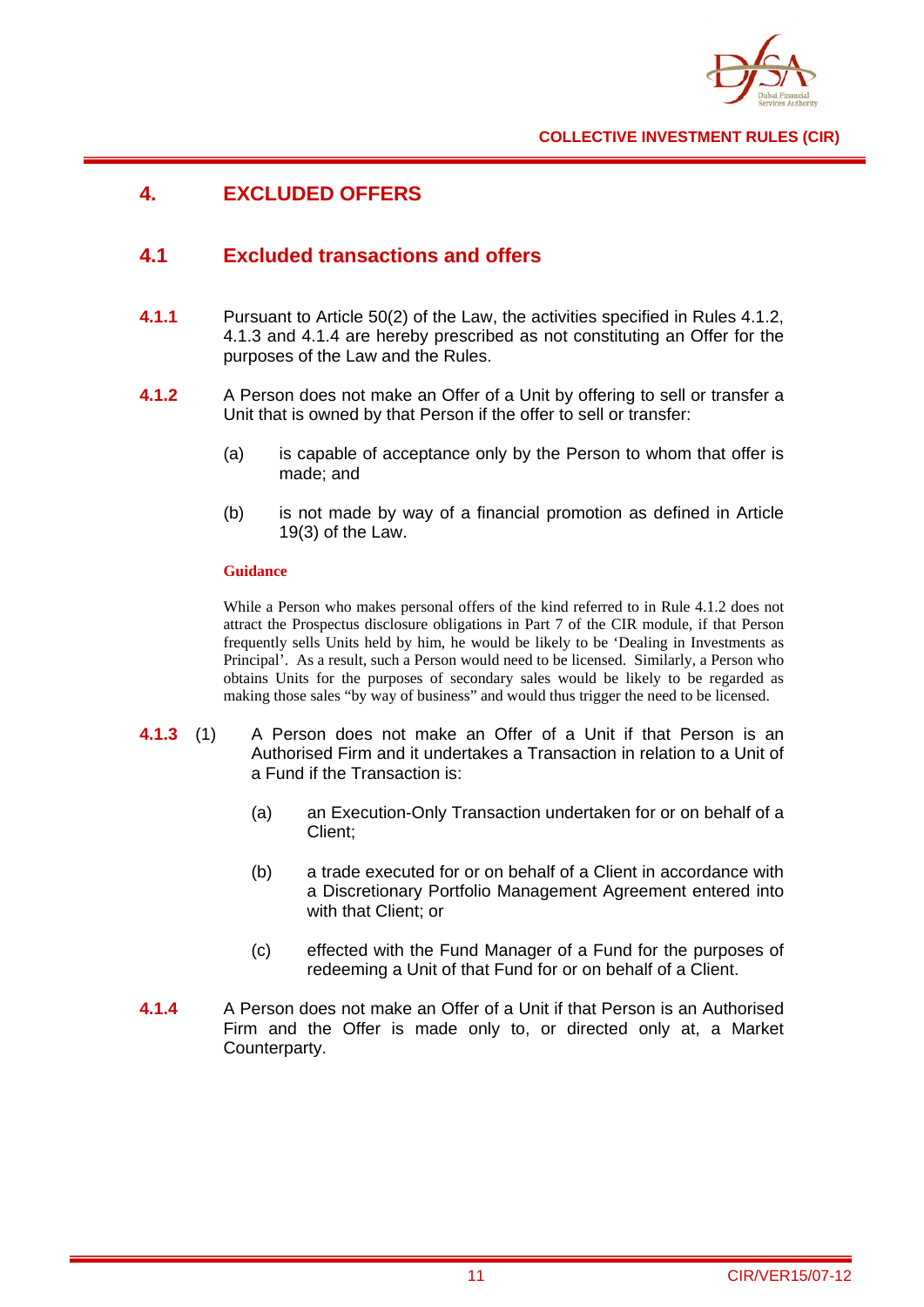# 4. EXCLUDED OFFERS

## 4.1 Excluded transactions and offers

**4.1.1** Pursuant to Article 50(2) of the Law, the activities specified in Rules 4.1.2, 4.1.3 and 4.1.4 are hereby prescribed as not constituting an Offer for the purposes of the Law and the Rules.

**4.1.2** A Person does not make an Offer of a Unit by offering to sell or transfer a Unit that is owned by that Person if the offer to sell or transfer:

(a) is capable of acceptance only by the Person to whom that offer is made; and

(b) is not made by way of a financial promotion as defined in Article 19(3) of the Law.

**Guidance**

While a Person who makes personal offers of the kind referred to in Rule 4.1.2 does not attract the Prospectus disclosure obligations in Part 7 of the CIR module, if that Person frequently sells Units held by him, he would be likely to be 'Dealing in Investments as Principal'. As a result, such a Person would need to be licensed. Similarly, a Person who obtains Units for the purposes of secondary sales would be likely to be regarded as making those sales "by way of business" and would thus trigger the need to be licensed.

**4.1.3** (1) A Person does not make an Offer of a Unit if that Person is an Authorised Firm and it undertakes a Transaction in relation to a Unit of a Fund if the Transaction is:

(a) an Execution-Only Transaction undertaken for or on behalf of a Client;

(b) a trade executed for or on behalf of a Client in accordance with a Discretionary Portfolio Management Agreement entered into with that Client; or

(c) effected with the Fund Manager of a Fund for the purposes of redeeming a Unit of that Fund for or on behalf of a Client.

**4.1.4** A Person does not make an Offer of a Unit if that Person is an Authorised Firm and the Offer is made only to, or directed only at, a Market Counterparty.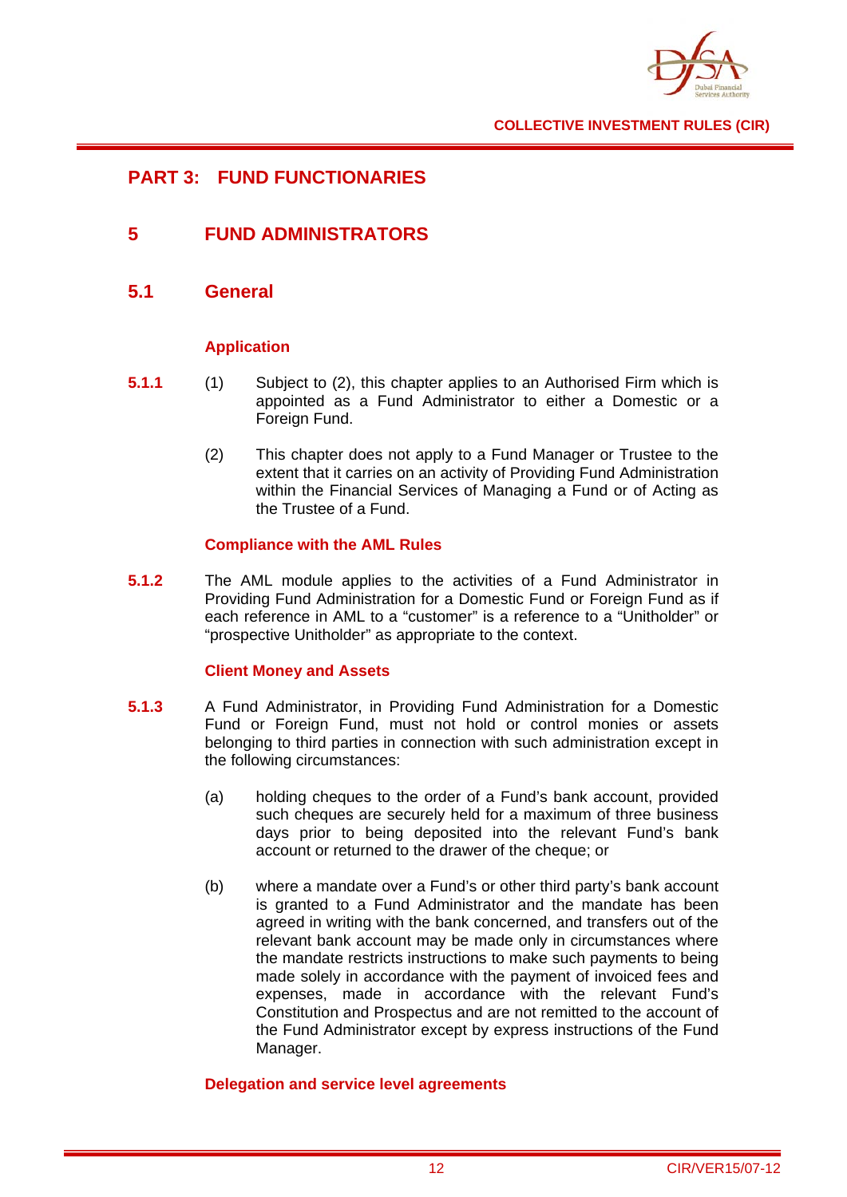# PART 3: FUND FUNCTIONARIES

## 5 FUND ADMINISTRATORS

### 5.1 General

#### Application

**5.1.1** (1) Subject to (2), this chapter applies to an Authorised Firm which is appointed as a Fund Administrator to either a Domestic or a Foreign Fund.

(2) This chapter does not apply to a Fund Manager or Trustee to the extent that it carries on an activity of Providing Fund Administration within the Financial Services of Managing a Fund or of Acting as the Trustee of a Fund.

#### Compliance with the AML Rules

**5.1.2** The AML module applies to the activities of a Fund Administrator in Providing Fund Administration for a Domestic Fund or Foreign Fund as if each reference in AML to a "customer" is a reference to a "Unitholder" or "prospective Unitholder" as appropriate to the context.

#### Client Money and Assets

**5.1.3** A Fund Administrator, in Providing Fund Administration for a Domestic Fund or Foreign Fund, must not hold or control monies or assets belonging to third parties in connection with such administration except in the following circumstances:

(a) holding cheques to the order of a Fund's bank account, provided such cheques are securely held for a maximum of three business days prior to being deposited into the relevant Fund's bank account or returned to the drawer of the cheque; or

(b) where a mandate over a Fund's or other third party's bank account is granted to a Fund Administrator and the mandate has been agreed in writing with the bank concerned, and transfers out of the relevant bank account may be made only in circumstances where the mandate restricts instructions to make such payments to being made solely in accordance with the payment of invoiced fees and expenses, made in accordance with the relevant Fund's Constitution and Prospectus and are not remitted to the account of the Fund Administrator except by express instructions of the Fund Manager.

#### Delegation and service level agreements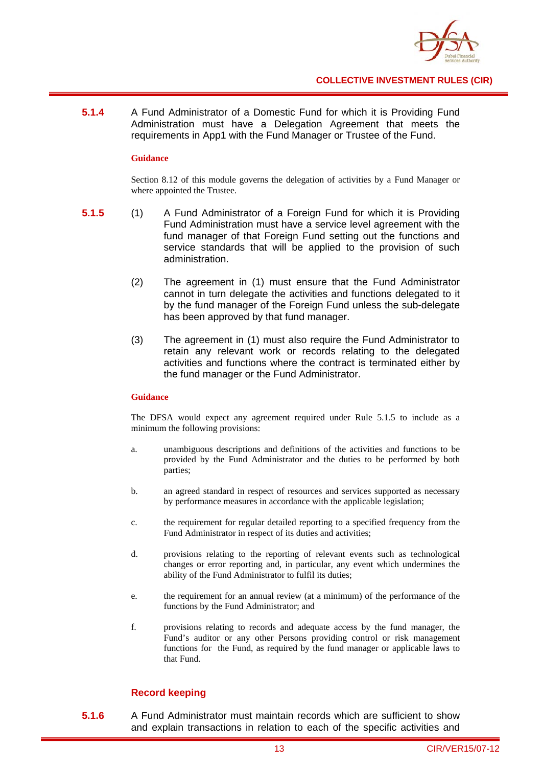**5.1.4** A Fund Administrator of a Domestic Fund for which it is Providing Fund Administration must have a Delegation Agreement that meets the requirements in App1 with the Fund Manager or Trustee of the Fund.

**Guidance**

Section 8.12 of this module governs the delegation of activities by a Fund Manager or where appointed the Trustee.

**5.1.5** (1) A Fund Administrator of a Foreign Fund for which it is Providing Fund Administration must have a service level agreement with the fund manager of that Foreign Fund setting out the functions and service standards that will be applied to the provision of such administration.

(2) The agreement in (1) must ensure that the Fund Administrator cannot in turn delegate the activities and functions delegated to it by the fund manager of the Foreign Fund unless the sub-delegate has been approved by that fund manager.

(3) The agreement in (1) must also require the Fund Administrator to retain any relevant work or records relating to the delegated activities and functions where the contract is terminated either by the fund manager or the Fund Administrator.

**Guidance**

The DFSA would expect any agreement required under Rule 5.1.5 to include as a minimum the following provisions:

a. unambiguous descriptions and definitions of the activities and functions to be provided by the Fund Administrator and the duties to be performed by both parties;

b. an agreed standard in respect of resources and services supported as necessary by performance measures in accordance with the applicable legislation;

c. the requirement for regular detailed reporting to a specified frequency from the Fund Administrator in respect of its duties and activities;

d. provisions relating to the reporting of relevant events such as technological changes or error reporting and, in particular, any event which undermines the ability of the Fund Administrator to fulfil its duties;

e. the requirement for an annual review (at a minimum) of the performance of the functions by the Fund Administrator; and

f. provisions relating to records and adequate access by the fund manager, the Fund's auditor or any other Persons providing control or risk management functions for the Fund, as required by the fund manager or applicable laws to that Fund.

### Record keeping

**5.1.6** A Fund Administrator must maintain records which are sufficient to show and explain transactions in relation to each of the specific activities and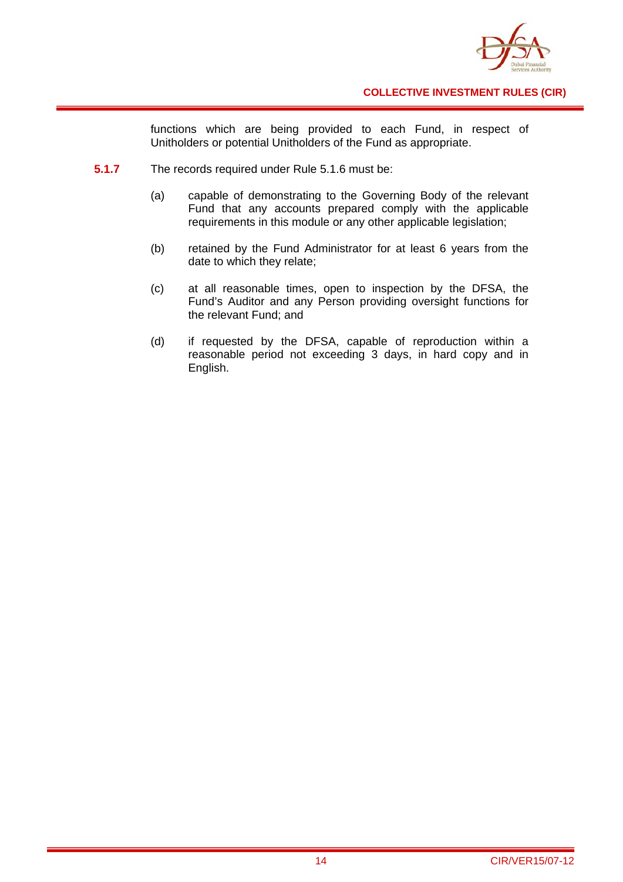functions which are being provided to each Fund, in respect of Unitholders or potential Unitholders of the Fund as appropriate.

**5.1.7** The records required under Rule 5.1.6 must be:

(a) capable of demonstrating to the Governing Body of the relevant Fund that any accounts prepared comply with the applicable requirements in this module or any other applicable legislation;

(b) retained by the Fund Administrator for at least 6 years from the date to which they relate;

(c) at all reasonable times, open to inspection by the DFSA, the Fund's Auditor and any Person providing oversight functions for the relevant Fund; and

(d) if requested by the DFSA, capable of reproduction within a reasonable period not exceeding 3 days, in hard copy and in English.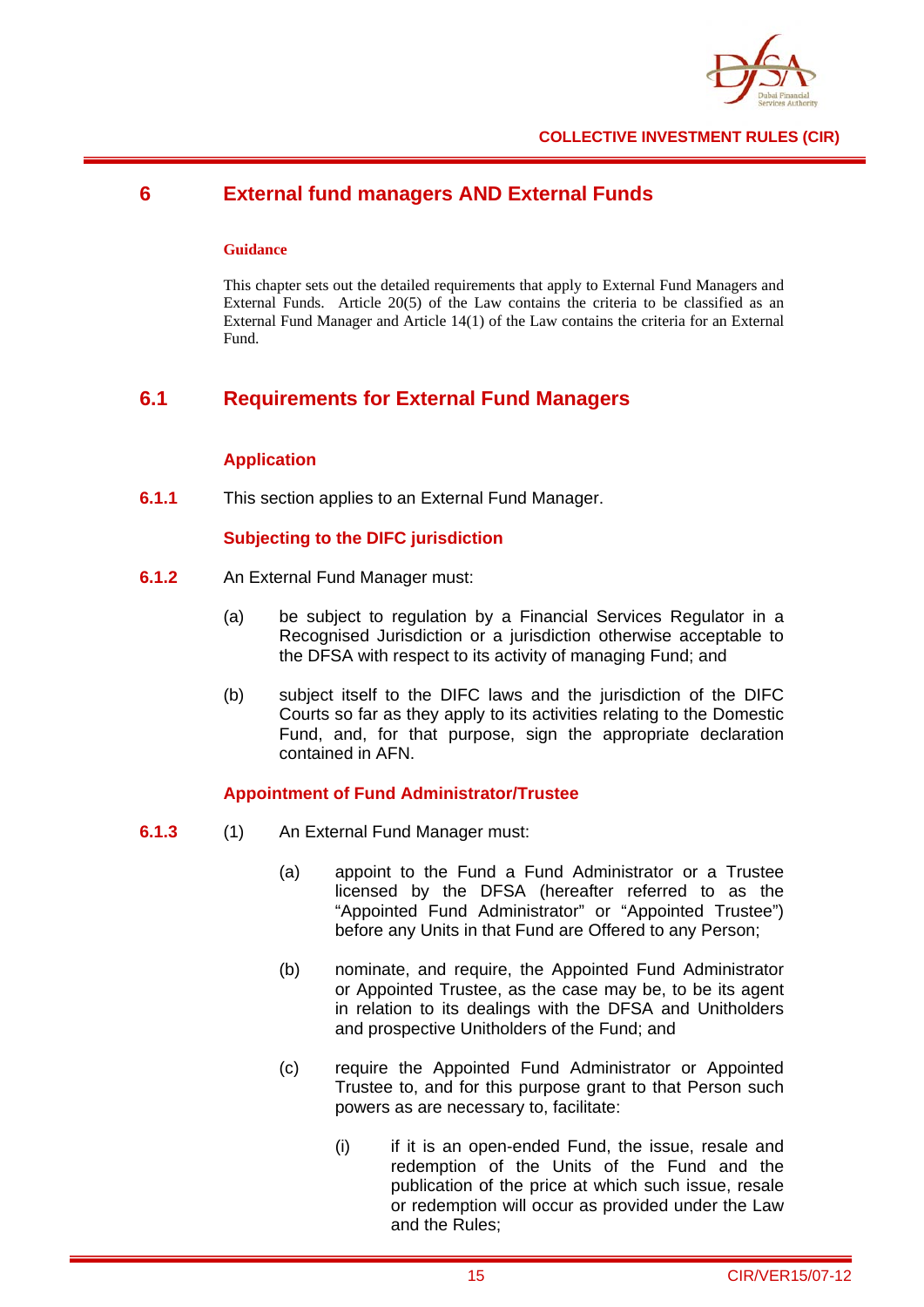# 6 External fund managers AND External Funds

**Guidance**

This chapter sets out the detailed requirements that apply to External Fund Managers and External Funds. Article 20(5) of the Law contains the criteria to be classified as an External Fund Manager and Article 14(1) of the Law contains the criteria for an External Fund.

## 6.1 Requirements for External Fund Managers

### Application

**6.1.1** This section applies to an External Fund Manager.

### Subjecting to the DIFC jurisdiction

**6.1.2** An External Fund Manager must:

(a) be subject to regulation by a Financial Services Regulator in a Recognised Jurisdiction or a jurisdiction otherwise acceptable to the DFSA with respect to its activity of managing Fund; and

(b) subject itself to the DIFC laws and the jurisdiction of the DIFC Courts so far as they apply to its activities relating to the Domestic Fund, and, for that purpose, sign the appropriate declaration contained in AFN.

### Appointment of Fund Administrator/Trustee

**6.1.3** (1) An External Fund Manager must:

(a) appoint to the Fund a Fund Administrator or a Trustee licensed by the DFSA (hereafter referred to as the "Appointed Fund Administrator" or "Appointed Trustee") before any Units in that Fund are Offered to any Person;

(b) nominate, and require, the Appointed Fund Administrator or Appointed Trustee, as the case may be, to be its agent in relation to its dealings with the DFSA and Unitholders and prospective Unitholders of the Fund; and

(c) require the Appointed Fund Administrator or Appointed Trustee to, and for this purpose grant to that Person such powers as are necessary to, facilitate:

(i) if it is an open-ended Fund, the issue, resale and redemption of the Units of the Fund and the publication of the price at which such issue, resale or redemption will occur as provided under the Law and the Rules;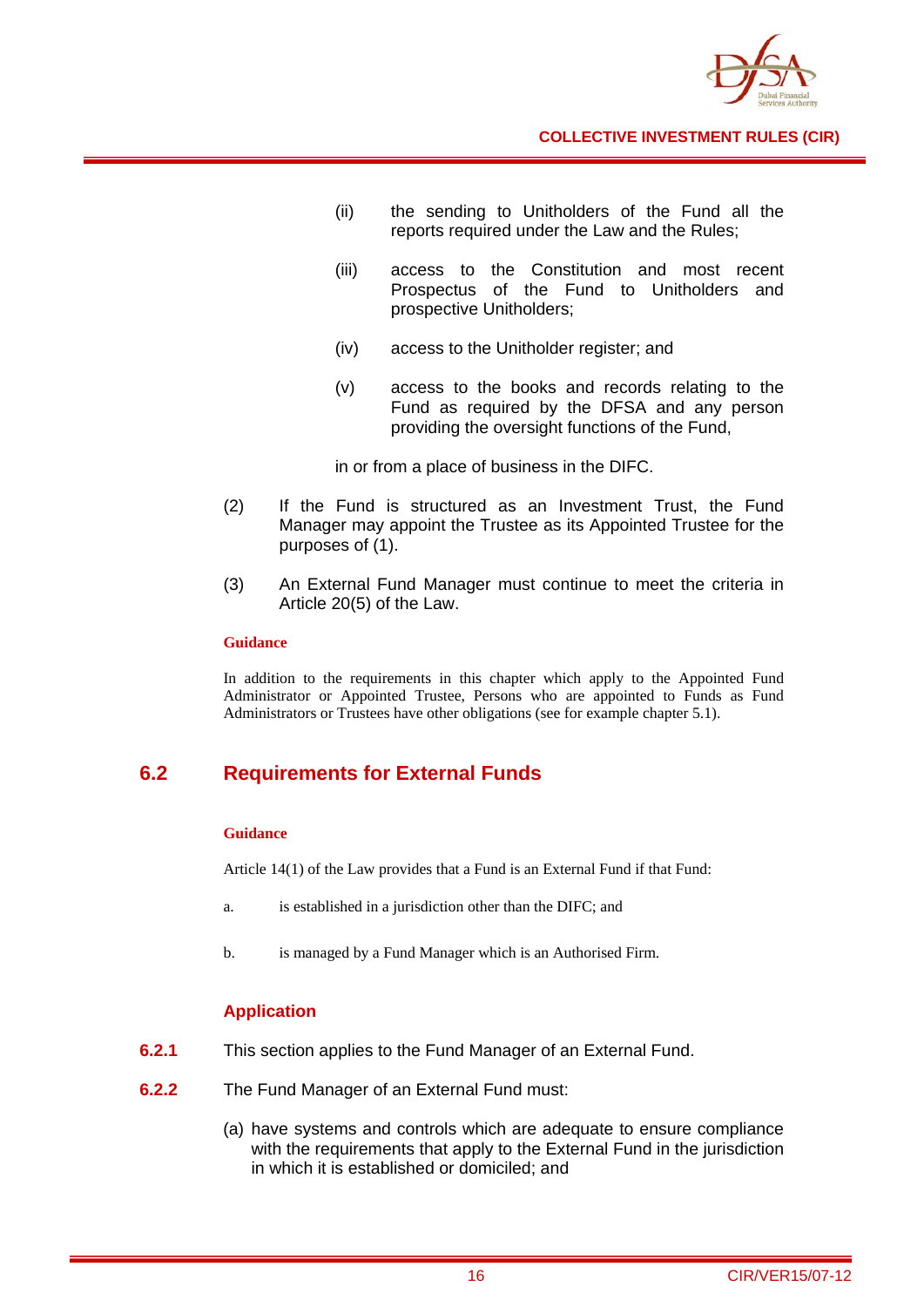(ii) the sending to Unitholders of the Fund all the reports required under the Law and the Rules;

(iii) access to the Constitution and most recent Prospectus of the Fund to Unitholders and prospective Unitholders;

(iv) access to the Unitholder register; and

(v) access to the books and records relating to the Fund as required by the DFSA and any person providing the oversight functions of the Fund,

in or from a place of business in the DIFC.

(2) If the Fund is structured as an Investment Trust, the Fund Manager may appoint the Trustee as its Appointed Trustee for the purposes of (1).

(3) An External Fund Manager must continue to meet the criteria in Article 20(5) of the Law.

**Guidance**

In addition to the requirements in this chapter which apply to the Appointed Fund Administrator or Appointed Trustee, Persons who are appointed to Funds as Fund Administrators or Trustees have other obligations (see for example chapter 5.1).

## 6.2 Requirements for External Funds

**Guidance**

Article 14(1) of the Law provides that a Fund is an External Fund if that Fund:

a. is established in a jurisdiction other than the DIFC; and

b. is managed by a Fund Manager which is an Authorised Firm.

### Application

**6.2.1** This section applies to the Fund Manager of an External Fund.

**6.2.2** The Fund Manager of an External Fund must:

(a) have systems and controls which are adequate to ensure compliance with the requirements that apply to the External Fund in the jurisdiction in which it is established or domiciled; and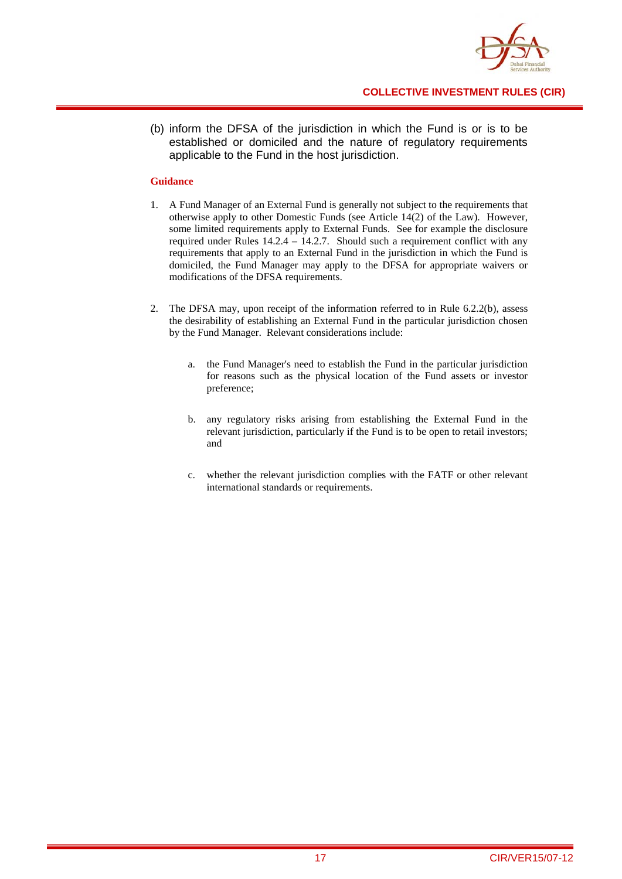(b) inform the DFSA of the jurisdiction in which the Fund is or is to be established or domiciled and the nature of regulatory requirements applicable to the Fund in the host jurisdiction.

**Guidance**

1. A Fund Manager of an External Fund is generally not subject to the requirements that otherwise apply to other Domestic Funds (see Article 14(2) of the Law). However, some limited requirements apply to External Funds. See for example the disclosure required under Rules 14.2.4 – 14.2.7. Should such a requirement conflict with any requirements that apply to an External Fund in the jurisdiction in which the Fund is domiciled, the Fund Manager may apply to the DFSA for appropriate waivers or modifications of the DFSA requirements.

2. The DFSA may, upon receipt of the information referred to in Rule 6.2.2(b), assess the desirability of establishing an External Fund in the particular jurisdiction chosen by the Fund Manager. Relevant considerations include:

   a. the Fund Manager's need to establish the Fund in the particular jurisdiction for reasons such as the physical location of the Fund assets or investor preference;

   b. any regulatory risks arising from establishing the External Fund in the relevant jurisdiction, particularly if the Fund is to be open to retail investors; and

   c. whether the relevant jurisdiction complies with the FATF or other relevant international standards or requirements.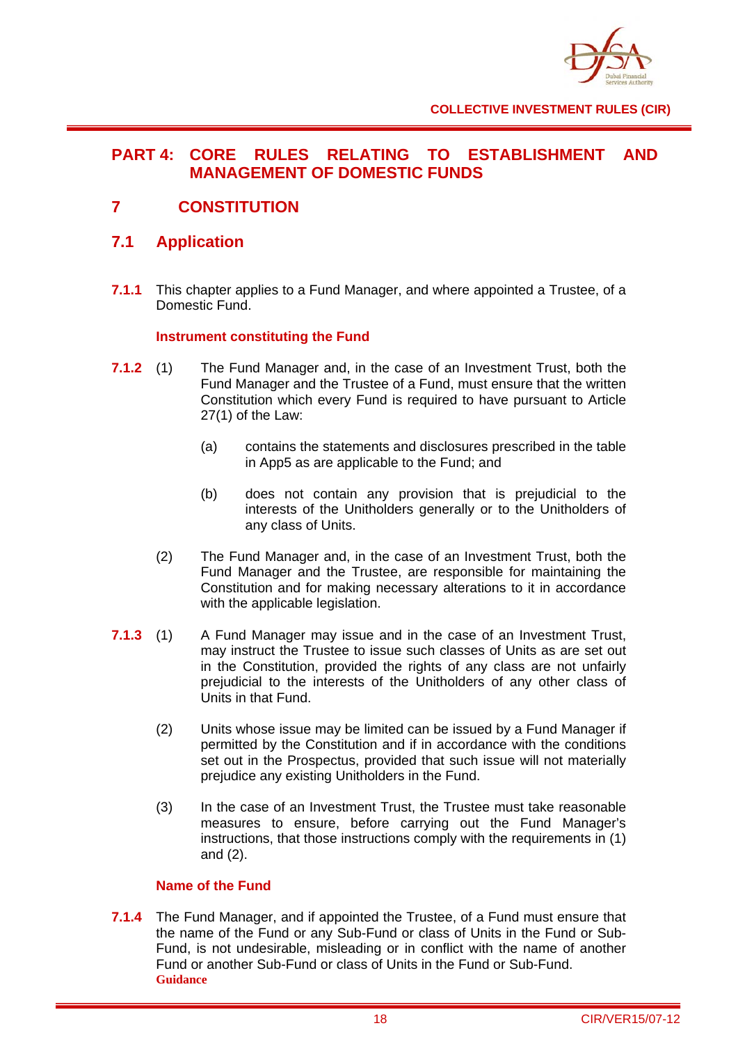# PART 4: CORE RULES RELATING TO ESTABLISHMENT AND MANAGEMENT OF DOMESTIC FUNDS

## 7 CONSTITUTION

### 7.1 Application

**7.1.1** This chapter applies to a Fund Manager, and where appointed a Trustee, of a Domestic Fund.

**Instrument constituting the Fund**

**7.1.2** (1) The Fund Manager and, in the case of an Investment Trust, both the Fund Manager and the Trustee of a Fund, must ensure that the written Constitution which every Fund is required to have pursuant to Article 27(1) of the Law:

(a) contains the statements and disclosures prescribed in the table in App5 as are applicable to the Fund; and

(b) does not contain any provision that is prejudicial to the interests of the Unitholders generally or to the Unitholders of any class of Units.

(2) The Fund Manager and, in the case of an Investment Trust, both the Fund Manager and the Trustee, are responsible for maintaining the Constitution and for making necessary alterations to it in accordance with the applicable legislation.

**7.1.3** (1) A Fund Manager may issue and in the case of an Investment Trust, may instruct the Trustee to issue such classes of Units as are set out in the Constitution, provided the rights of any class are not unfairly prejudicial to the interests of the Unitholders of any other class of Units in that Fund.

(2) Units whose issue may be limited can be issued by a Fund Manager if permitted by the Constitution and if in accordance with the conditions set out in the Prospectus, provided that such issue will not materially prejudice any existing Unitholders in the Fund.

(3) In the case of an Investment Trust, the Trustee must take reasonable measures to ensure, before carrying out the Fund Manager's instructions, that those instructions comply with the requirements in (1) and (2).

**Name of the Fund**

**7.1.4** The Fund Manager, and if appointed the Trustee, of a Fund must ensure that the name of the Fund or any Sub-Fund or class of Units in the Fund or Sub-Fund, is not undesirable, misleading or in conflict with the name of another Fund or another Sub-Fund or class of Units in the Fund or Sub-Fund.

**Guidance**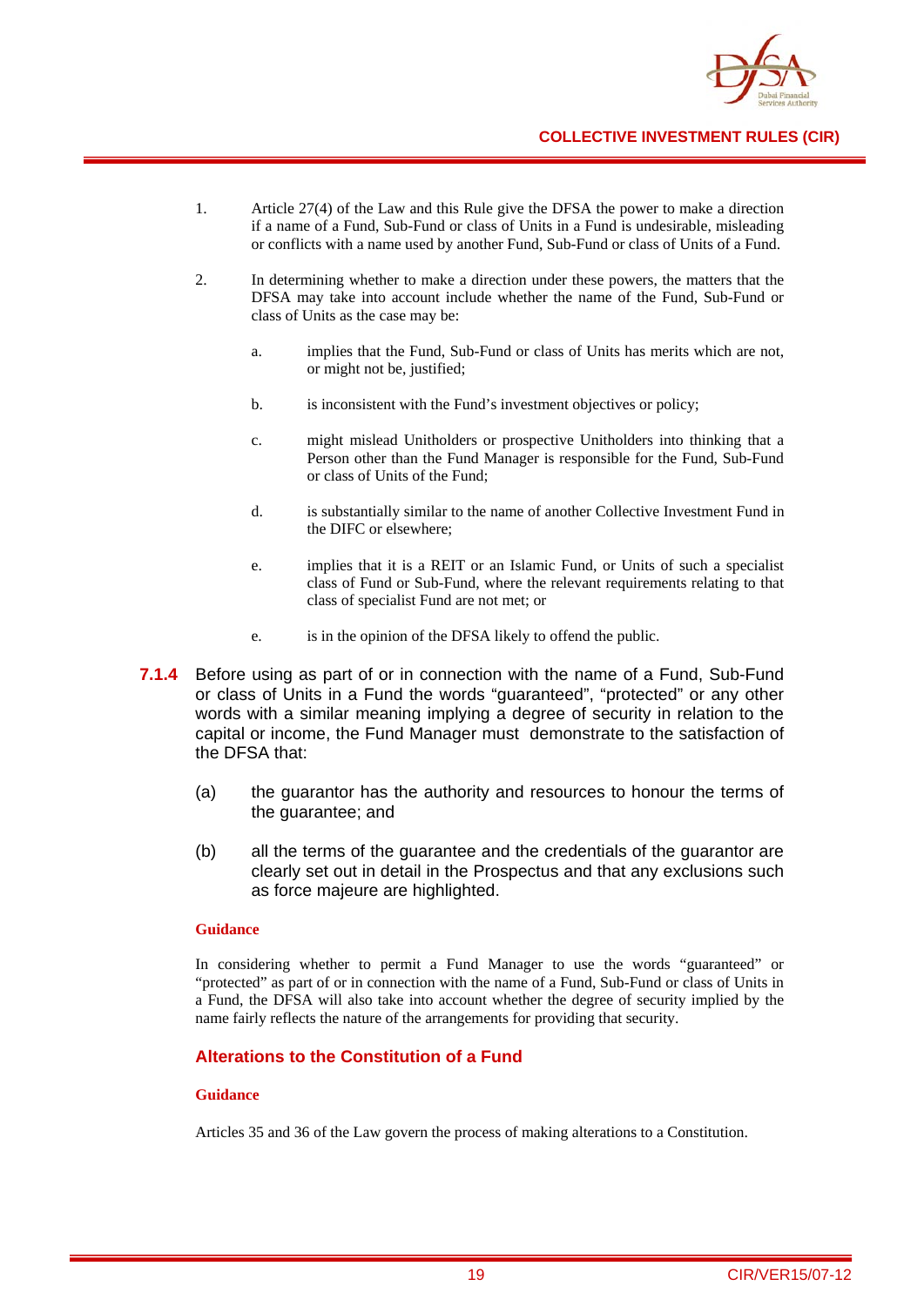1. Article 27(4) of the Law and this Rule give the DFSA the power to make a direction if a name of a Fund, Sub-Fund or class of Units in a Fund is undesirable, misleading or conflicts with a name used by another Fund, Sub-Fund or class of Units of a Fund.

2. In determining whether to make a direction under these powers, the matters that the DFSA may take into account include whether the name of the Fund, Sub-Fund or class of Units as the case may be:

   a. implies that the Fund, Sub-Fund or class of Units has merits which are not, or might not be, justified;

   b. is inconsistent with the Fund's investment objectives or policy;

   c. might mislead Unitholders or prospective Unitholders into thinking that a Person other than the Fund Manager is responsible for the Fund, Sub-Fund or class of Units of the Fund;

   d. is substantially similar to the name of another Collective Investment Fund in the DFIC or elsewhere;

   e. implies that it is a REIT or an Islamic Fund, or Units of such a specialist class of Fund or Sub-Fund, where the relevant requirements relating to that class of specialist Fund are not met; or

   e. is in the opinion of the DFSA likely to offend the public.

**7.1.4** Before using as part of or in connection with the name of a Fund, Sub-Fund or class of Units in a Fund the words "guaranteed", "protected" or any other words with a similar meaning implying a degree of security in relation to the capital or income, the Fund Manager must demonstrate to the satisfaction of the DFSA that:

(a) the guarantor has the authority and resources to honour the terms of the guarantee; and

(b) all the terms of the guarantee and the credentials of the guarantor are clearly set out in detail in the Prospectus and that any exclusions such as force majeure are highlighted.

**Guidance**

In considering whether to permit a Fund Manager to use the words "guaranteed" or "protected" as part of or in connection with the name of a Fund, Sub-Fund or class of Units in a Fund, the DFSA will also take into account whether the degree of security implied by the name fairly reflects the nature of the arrangements for providing that security.

## Alterations to the Constitution of a Fund

**Guidance**

Articles 35 and 36 of the Law govern the process of making alterations to a Constitution.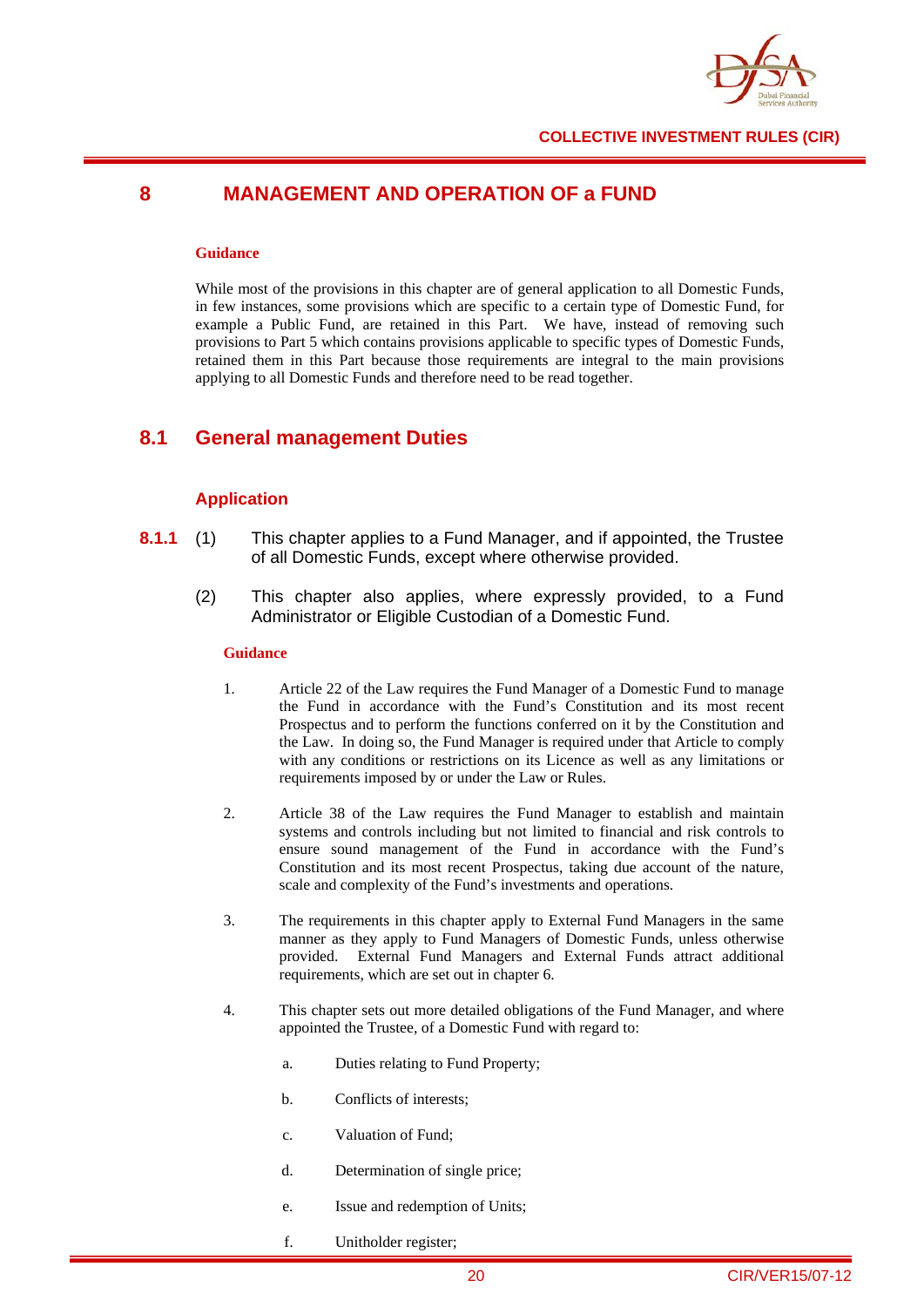# 8 MANAGEMENT AND OPERATION of a FUND

**Guidance**

While most of the provisions in this chapter are of general application to all Domestic Funds, in few instances, some provisions which are specific to a certain type of Domestic Fund, for example a Public Fund, are retained in this Part. We have, instead of removing such provisions to Part 5 which contains provisions applicable to specific types of Domestic Funds, retained them in this Part because those requirements are integral to the main provisions applying to all Domestic Funds and therefore need to be read together.

## 8.1 General management Duties

### Application

**8.1.1** (1) This chapter applies to a Fund Manager, and if appointed, the Trustee of all Domestic Funds, except where otherwise provided.

(2) This chapter also applies, where expressly provided, to a Fund Administrator or Eligible Custodian of a Domestic Fund.

**Guidance**

1. Article 22 of the Law requires the Fund Manager of a Domestic Fund to manage the Fund in accordance with the Fund's Constitution and its most recent Prospectus and to perform the functions conferred on it by the Constitution and the Law. In doing so, the Fund Manager is required under that Article to comply with any conditions or restrictions on its Licence as well as any limitations or requirements imposed by or under the Law or Rules.

2. Article 38 of the Law requires the Fund Manager to establish and maintain systems and controls including but not limited to financial and risk controls to ensure sound management of the Fund in accordance with the Fund's Constitution and its most recent Prospectus, taking due account of the nature, scale and complexity of the Fund's investments and operations.

3. The requirements in this chapter apply to External Fund Managers in the same manner as they apply to Fund Managers of Domestic Funds, unless otherwise provided. External Fund Managers and External Funds attract additional requirements, which are set out in chapter 6.

4. This chapter sets out more detailed obligations of the Fund Manager, and where appointed the Trustee, of a Domestic Fund with regard to:

   a. Duties relating to Fund Property;

   b. Conflicts of interests;

   c. Valuation of Fund;

   d. Determination of single price;

   e. Issue and redemption of Units;

   f. Unitholder register;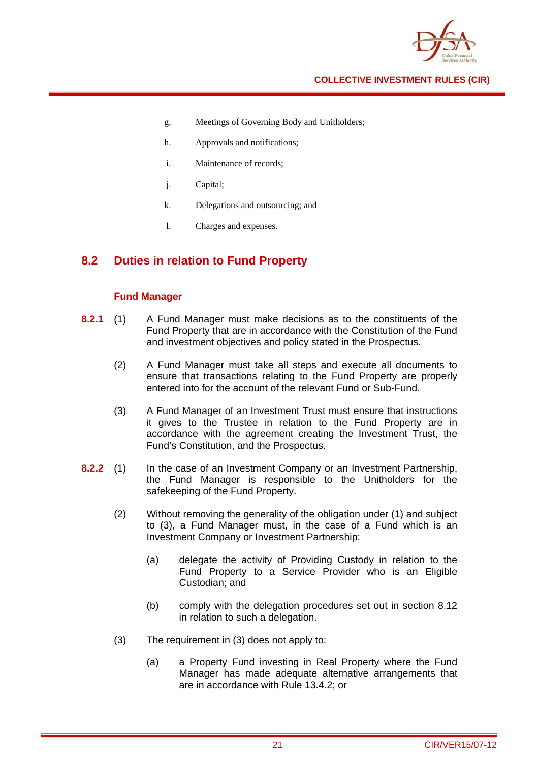g. Meetings of Governing Body and Unitholders;

h. Approvals and notifications;

i. Maintenance of records;

j. Capital;

k. Delegations and outsourcing; and

l. Charges and expenses.

## 8.2 Duties in relation to Fund Property

### Fund Manager

**8.2.1** (1) A Fund Manager must make decisions as to the constituents of the Fund Property that are in accordance with the Constitution of the Fund and investment objectives and policy stated in the Prospectus.

(2) A Fund Manager must take all steps and execute all documents to ensure that transactions relating to the Fund Property are properly entered into for the account of the relevant Fund or Sub-Fund.

(3) A Fund Manager of an Investment Trust must ensure that instructions it gives to the Trustee in relation to the Fund Property are in accordance with the agreement creating the Investment Trust, the Fund's Constitution, and the Prospectus.

**8.2.2** (1) In the case of an Investment Company or an Investment Partnership, the Fund Manager is responsible to the Unitholders for the safekeeping of the Fund Property.

(2) Without removing the generality of the obligation under (1) and subject to (3), a Fund Manager must, in the case of a Fund which is an Investment Company or Investment Partnership:

(a) delegate the activity of Providing Custody in relation to the Fund Property to a Service Provider who is an Eligible Custodian; and

(b) comply with the delegation procedures set out in section 8.12 in relation to such a delegation.

(3) The requirement in (3) does not apply to:

(a) a Property Fund investing in Real Property where the Fund Manager has made adequate alternative arrangements that are in accordance with Rule 13.4.2; or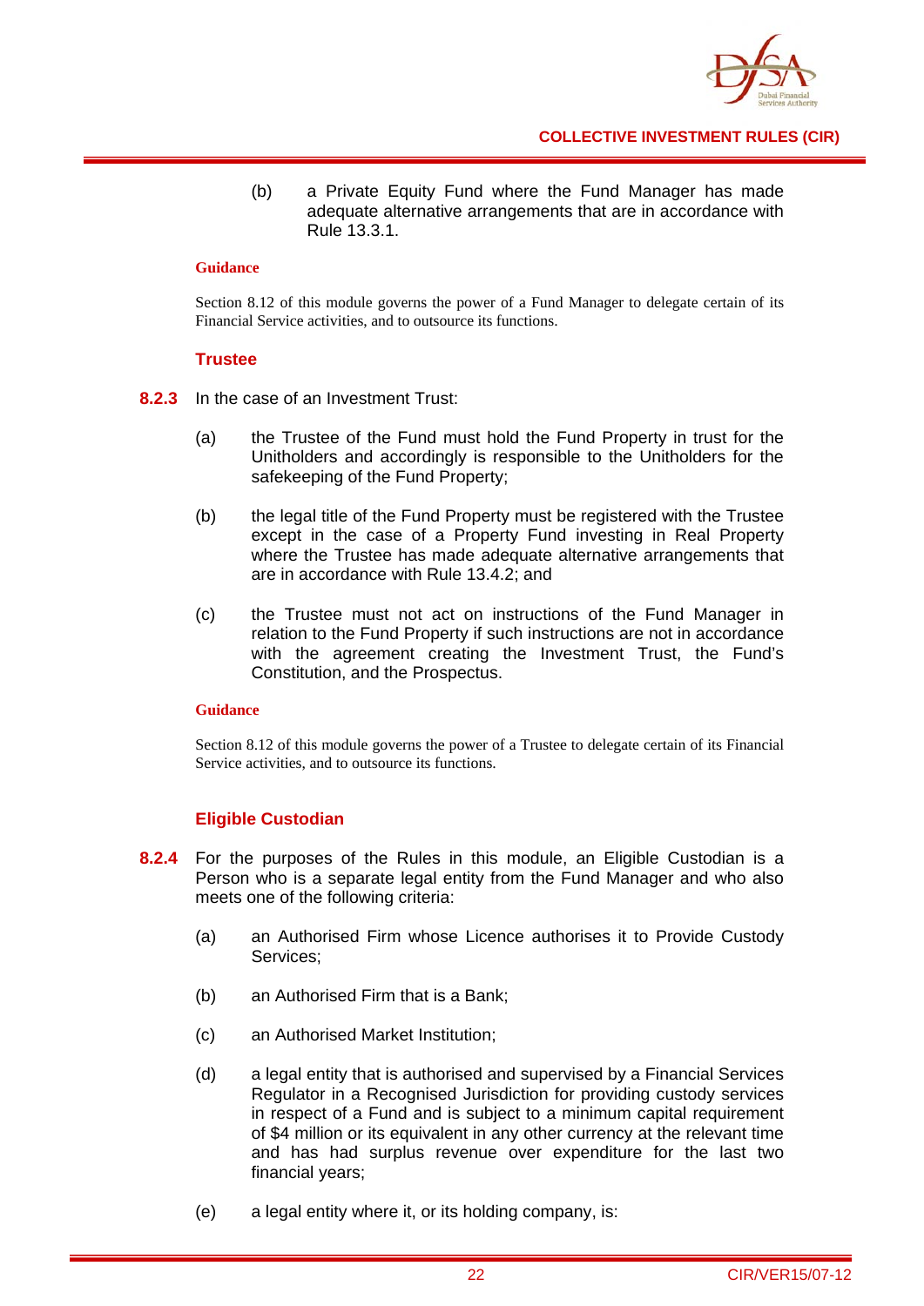(b) a Private Equity Fund where the Fund Manager has made adequate alternative arrangements that are in accordance with Rule 13.3.1.

**Guidance**

Section 8.12 of this module governs the power of a Fund Manager to delegate certain of its Financial Service activities, and to outsource its functions.

### Trustee

**8.2.3** In the case of an Investment Trust:

(a) the Trustee of the Fund must hold the Fund Property in trust for the Unitholders and accordingly is responsible to the Unitholders for the safekeeping of the Fund Property;

(b) the legal title of the Fund Property must be registered with the Trustee except in the case of a Property Fund investing in Real Property where the Trustee has made adequate alternative arrangements that are in accordance with Rule 13.4.2; and

(c) the Trustee must not act on instructions of the Fund Manager in relation to the Fund Property if such instructions are not in accordance with the agreement creating the Investment Trust, the Fund's Constitution, and the Prospectus.

**Guidance**

Section 8.12 of this module governs the power of a Trustee to delegate certain of its Financial Service activities, and to outsource its functions.

### Eligible Custodian

**8.2.4** For the purposes of the Rules in this module, an Eligible Custodian is a Person who is a separate legal entity from the Fund Manager and who also meets one of the following criteria:

(a) an Authorised Firm whose Licence authorises it to Provide Custody Services;

(b) an Authorised Firm that is a Bank;

(c) an Authorised Market Institution;

(d) a legal entity that is authorised and supervised by a Financial Services Regulator in a Recognised Jurisdiction for providing custody services in respect of a Fund and is subject to a minimum capital requirement of $4 million or its equivalent in any other currency at the relevant time and has had surplus revenue over expenditure for the last two financial years;

(e) a legal entity where it, or its holding company, is: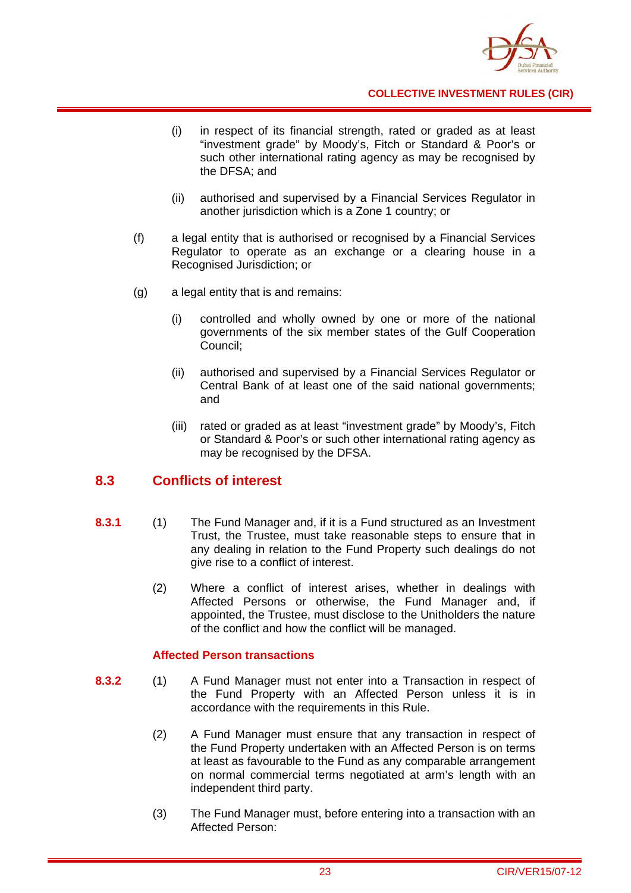(i) in respect of its financial strength, rated or graded as at least "investment grade" by Moody's, Fitch or Standard & Poor's or such other international rating agency as may be recognised by the DFSA; and

(ii) authorised and supervised by a Financial Services Regulator in another jurisdiction which is a Zone 1 country; or

(f) a legal entity that is authorised or recognised by a Financial Services Regulator to operate as an exchange or a clearing house in a Recognised Jurisdiction; or

(g) a legal entity that is and remains:

(i) controlled and wholly owned by one or more of the national governments of the six member states of the Gulf Cooperation Council;

(ii) authorised and supervised by a Financial Services Regulator or Central Bank of at least one of the said national governments; and

(iii) rated or graded as at least "investment grade" by Moody's, Fitch or Standard & Poor's or such other international rating agency as may be recognised by the DFSA.

## 8.3 Conflicts of interest

**8.3.1** (1) The Fund Manager and, if it is a Fund structured as an Investment Trust, the Trustee, must take reasonable steps to ensure that in any dealing in relation to the Fund Property such dealings do not give rise to a conflict of interest.

(2) Where a conflict of interest arises, whether in dealings with Affected Persons or otherwise, the Fund Manager and, if appointed, the Trustee, must disclose to the Unitholders the nature of the conflict and how the conflict will be managed.

### Affected Person transactions

**8.3.2** (1) A Fund Manager must not enter into a Transaction in respect of the Fund Property with an Affected Person unless it is in accordance with the requirements in this Rule.

(2) A Fund Manager must ensure that any transaction in respect of the Fund Property undertaken with an Affected Person is on terms at least as favourable to the Fund as any comparable arrangement on normal commercial terms negotiated at arm's length with an independent third party.

(3) The Fund Manager must, before entering into a transaction with an Affected Person: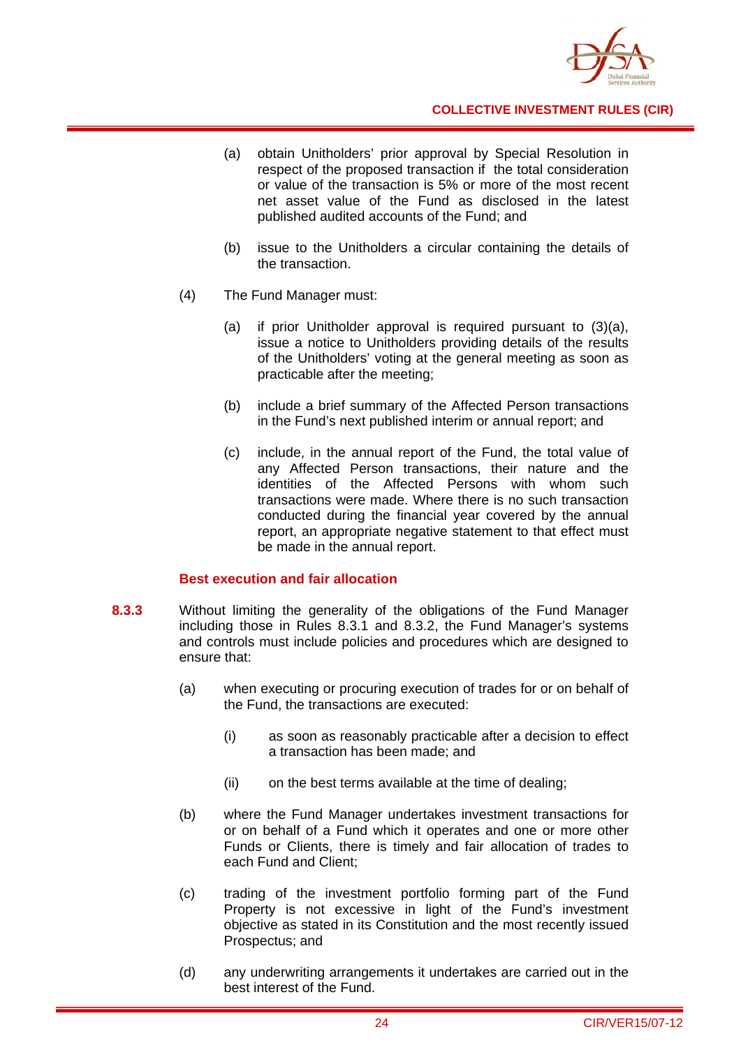(a) obtain Unitholders' prior approval by Special Resolution in respect of the proposed transaction if the total consideration or value of the transaction is 5% or more of the most recent net asset value of the Fund as disclosed in the latest published audited accounts of the Fund; and

(b) issue to the Unitholders a circular containing the details of the transaction.

(4) The Fund Manager must:

(a) if prior Unitholder approval is required pursuant to (3)(a), issue a notice to Unitholders providing details of the results of the Unitholders' voting at the general meeting as soon as practicable after the meeting;

(b) include a brief summary of the Affected Person transactions in the Fund's next published interim or annual report; and

(c) include, in the annual report of the Fund, the total value of any Affected Person transactions, their nature and the identities of the Affected Persons with whom such transactions were made. Where there is no such transaction conducted during the financial year covered by the annual report, an appropriate negative statement to that effect must be made in the annual report.

**Best execution and fair allocation**

**8.3.3** Without limiting the generality of the obligations of the Fund Manager including those in Rules 8.3.1 and 8.3.2, the Fund Manager's systems and controls must include policies and procedures which are designed to ensure that:

(a) when executing or procuring execution of trades for or on behalf of the Fund, the transactions are executed:

(i) as soon as reasonably practicable after a decision to effect a transaction has been made; and

(ii) on the best terms available at the time of dealing;

(b) where the Fund Manager undertakes investment transactions for or on behalf of a Fund which it operates and one or more other Funds or Clients, there is timely and fair allocation of trades to each Fund and Client;

(c) trading of the investment portfolio forming part of the Fund Property is not excessive in light of the Fund's investment objective as stated in its Constitution and the most recently issued Prospectus; and

(d) any underwriting arrangements it undertakes are carried out in the best interest of the Fund.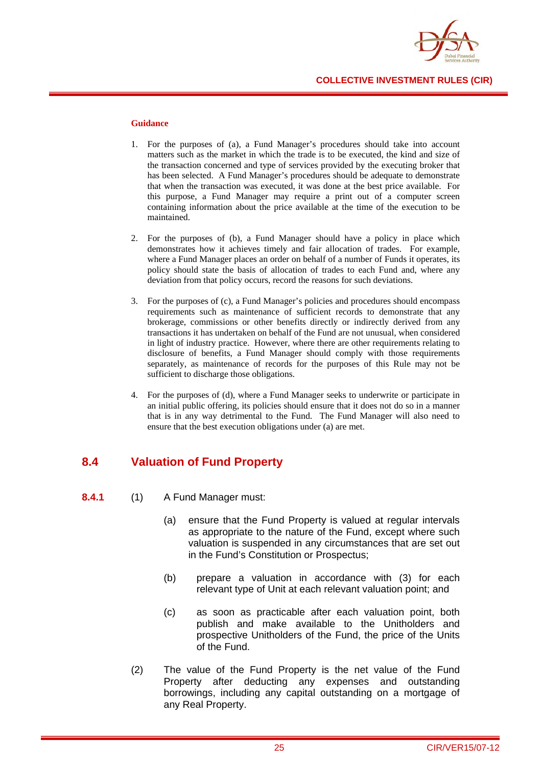**Guidance**

1. For the purposes of (a), a Fund Manager's procedures should take into account matters such as the market in which the trade is to be executed, the kind and size of the transaction concerned and type of services provided by the executing broker that has been selected. A Fund Manager's procedures should be adequate to demonstrate that when the transaction was executed, it was done at the best price available. For this purpose, a Fund Manager may require a print out of a computer screen containing information about the price available at the time of the execution to be maintained.

2. For the purposes of (b), a Fund Manager should have a policy in place which demonstrates how it achieves timely and fair allocation of trades. For example, where a Fund Manager places an order on behalf of a number of Funds it operates, its policy should state the basis of allocation of trades to each Fund and, where any deviation from that policy occurs, record the reasons for such deviations.

3. For the purposes of (c), a Fund Manager's policies and procedures should encompass requirements such as maintenance of sufficient records to demonstrate that any brokerage, commissions or other benefits directly or indirectly derived from any transactions it has undertaken on behalf of the Fund are not unusual, when considered in light of industry practice. However, where there are other requirements relating to disclosure of benefits, a Fund Manager should comply with those requirements separately, as maintenance of records for the purposes of this Rule may not be sufficient to discharge those obligations.

4. For the purposes of (d), where a Fund Manager seeks to underwrite or participate in an initial public offering, its policies should ensure that it does not do so in a manner that is in any way detrimental to the Fund. The Fund Manager will also need to ensure that the best execution obligations under (a) are met.

## 8.4 Valuation of Fund Property

**8.4.1** (1) A Fund Manager must:

(a) ensure that the Fund Property is valued at regular intervals as appropriate to the nature of the Fund, except where such valuation is suspended in any circumstances that are set out in the Fund's Constitution or Prospectus;

(b) prepare a valuation in accordance with (3) for each relevant type of Unit at each relevant valuation point; and

(c) as soon as practicable after each valuation point, both publish and make available to the Unitholders and prospective Unitholders of the Fund, the price of the Units of the Fund.

(2) The value of the Fund Property is the net value of the Fund Property after deducting any expenses and outstanding borrowings, including any capital outstanding on a mortgage of any Real Property.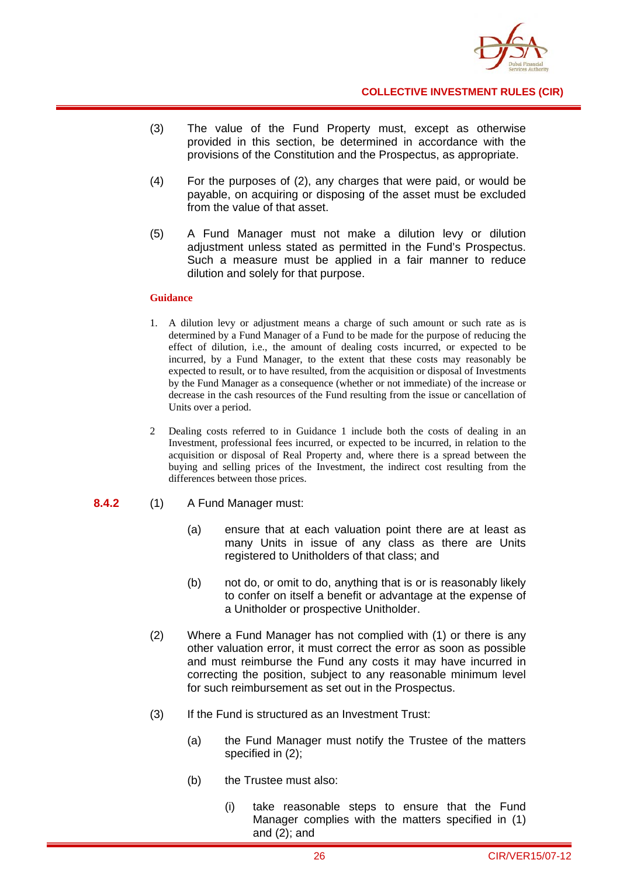(3) The value of the Fund Property must, except as otherwise provided in this section, be determined in accordance with the provisions of the Constitution and the Prospectus, as appropriate.

(4) For the purposes of (2), any charges that were paid, or would be payable, on acquiring or disposing of the asset must be excluded from the value of that asset.

(5) A Fund Manager must not make a dilution levy or dilution adjustment unless stated as permitted in the Fund's Prospectus. Such a measure must be applied in a fair manner to reduce dilution and solely for that purpose.

**Guidance**

1. A dilution levy or adjustment means a charge of such amount or such rate as is determined by a Fund Manager of a Fund to be made for the purpose of reducing the effect of dilution, i.e., the amount of dealing costs incurred, or expected to be incurred, by a Fund Manager, to the extent that these costs may reasonably be expected to result, or to have resulted, from the acquisition or disposal of Investments by the Fund Manager as a consequence (whether or not immediate) of the increase or decrease in the cash resources of the Fund resulting from the issue or cancellation of Units over a period.

2 Dealing costs referred to in Guidance 1 include both the costs of dealing in an Investment, professional fees incurred, or expected to be incurred, in relation to the acquisition or disposal of Real Property and, where there is a spread between the buying and selling prices of the Investment, the indirect cost resulting from the differences between those prices.

**8.4.2** (1) A Fund Manager must:

(a) ensure that at each valuation point there are at least as many Units in issue of any class as there are Units registered to Unitholders of that class; and

(b) not do, or omit to do, anything that is or is reasonably likely to confer on itself a benefit or advantage at the expense of a Unitholder or prospective Unitholder.

(2) Where a Fund Manager has not complied with (1) or there is any other valuation error, it must correct the error as soon as possible and must reimburse the Fund any costs it may have incurred in correcting the position, subject to any reasonable minimum level for such reimbursement as set out in the Prospectus.

(3) If the Fund is structured as an Investment Trust:

(a) the Fund Manager must notify the Trustee of the matters specified in (2);

(b) the Trustee must also:

(i) take reasonable steps to ensure that the Fund Manager complies with the matters specified in (1) and (2); and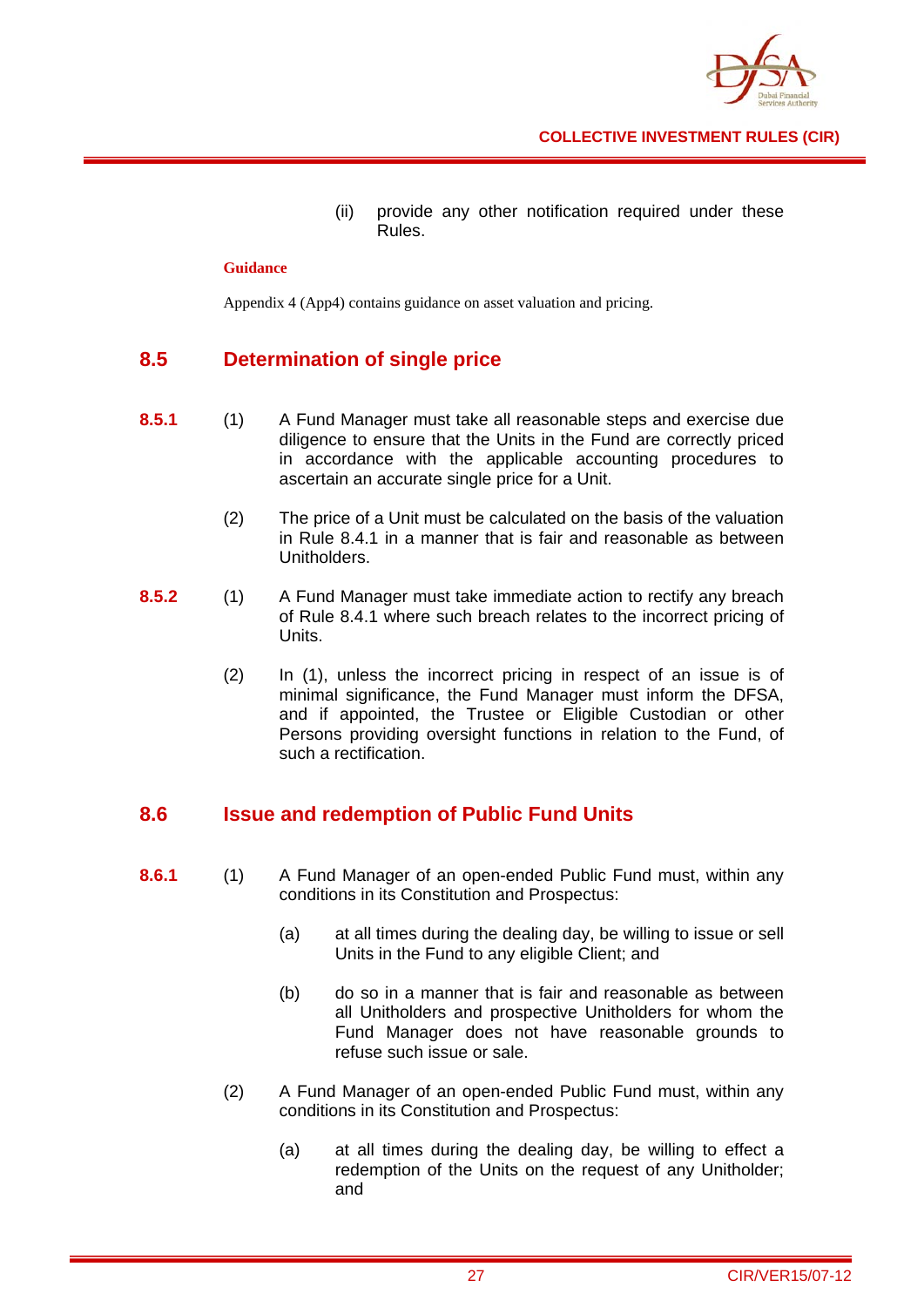(ii) provide any other notification required under these Rules.

**Guidance**

Appendix 4 (App4) contains guidance on asset valuation and pricing.

## 8.5 Determination of single price

**8.5.1** (1) A Fund Manager must take all reasonable steps and exercise due diligence to ensure that the Units in the Fund are correctly priced in accordance with the applicable accounting procedures to ascertain an accurate single price for a Unit.

(2) The price of a Unit must be calculated on the basis of the valuation in Rule 8.4.1 in a manner that is fair and reasonable as between Unitholders.

**8.5.2** (1) A Fund Manager must take immediate action to rectify any breach of Rule 8.4.1 where such breach relates to the incorrect pricing of Units.

(2) In (1), unless the incorrect pricing in respect of an issue is of minimal significance, the Fund Manager must inform the DFSA, and if appointed, the Trustee or Eligible Custodian or other Persons providing oversight functions in relation to the Fund, of such a rectification.

## 8.6 Issue and redemption of Public Fund Units

**8.6.1** (1) A Fund Manager of an open-ended Public Fund must, within any conditions in its Constitution and Prospectus:

(a) at all times during the dealing day, be willing to issue or sell Units in the Fund to any eligible Client; and

(b) do so in a manner that is fair and reasonable as between all Unitholders and prospective Unitholders for whom the Fund Manager does not have reasonable grounds to refuse such issue or sale.

(2) A Fund Manager of an open-ended Public Fund must, within any conditions in its Constitution and Prospectus:

(a) at all times during the dealing day, be willing to effect a redemption of the Units on the request of any Unitholder; and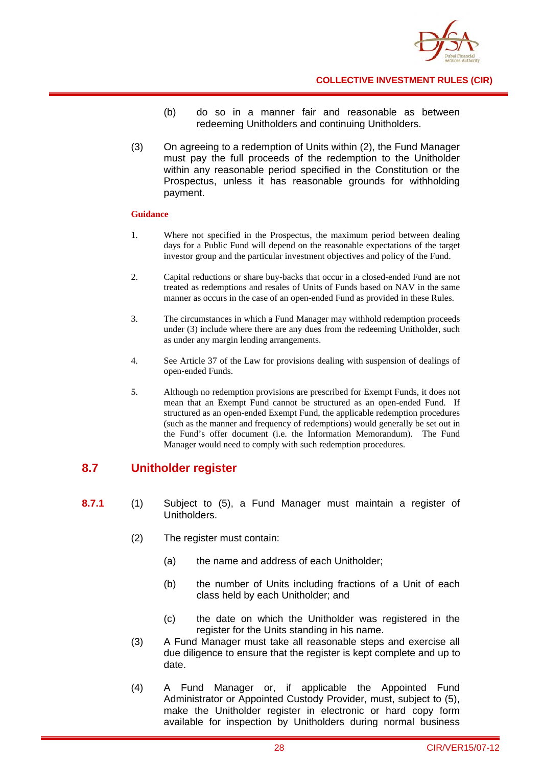(b) do so in a manner fair and reasonable as between redeeming Unitholders and continuing Unitholders.

(3) On agreeing to a redemption of Units within (2), the Fund Manager must pay the full proceeds of the redemption to the Unitholder within any reasonable period specified in the Constitution or the Prospectus, unless it has reasonable grounds for withholding payment.

**Guidance**

1. Where not specified in the Prospectus, the maximum period between dealing days for a Public Fund will depend on the reasonable expectations of the target investor group and the particular investment objectives and policy of the Fund.

2. Capital reductions or share buy-backs that occur in a closed-ended Fund are not treated as redemptions and resales of Units of Funds based on NAV in the same manner as occurs in the case of an open-ended Fund as provided in these Rules.

3. The circumstances in which a Fund Manager may withhold redemption proceeds under (3) include where there are any dues from the redeeming Unitholder, such as under any margin lending arrangements.

4. See Article 37 of the Law for provisions dealing with suspension of dealings of open-ended Funds.

5. Although no redemption provisions are prescribed for Exempt Funds, it does not mean that an Exempt Fund cannot be structured as an open-ended Fund. If structured as an open-ended Exempt Fund, the applicable redemption procedures (such as the manner and frequency of redemptions) would generally be set out in the Fund's offer document (i.e. the Information Memorandum). The Fund Manager would need to comply with such redemption procedures.

## 8.7 Unitholder register

**8.7.1** (1) Subject to (5), a Fund Manager must maintain a register of Unitholders.

(2) The register must contain:

(a) the name and address of each Unitholder;

(b) the number of Units including fractions of a Unit of each class held by each Unitholder; and

(c) the date on which the Unitholder was registered in the register for the Units standing in his name.

(3) A Fund Manager must take all reasonable steps and exercise all due diligence to ensure that the register is kept complete and up to date.

(4) A Fund Manager or, if applicable the Appointed Fund Administrator or Appointed Custody Provider, must, subject to (5), make the Unitholder register in electronic or hard copy form available for inspection by Unitholders during normal business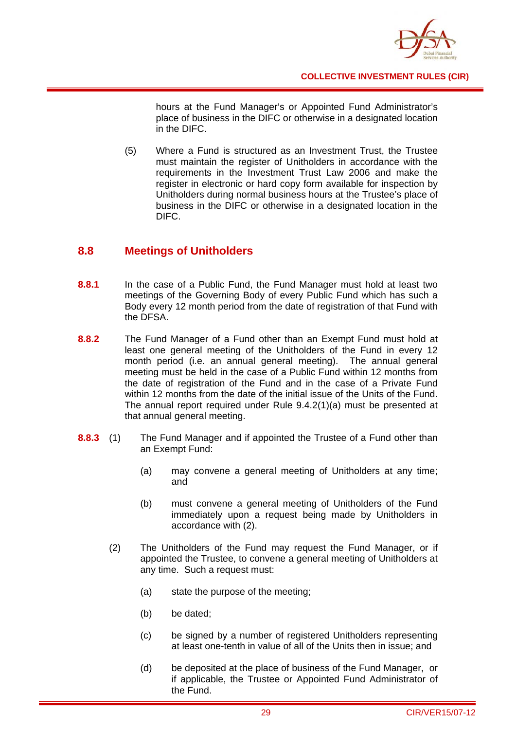hours at the Fund Manager's or Appointed Fund Administrator's place of business in the DIFC or otherwise in a designated location in the DIFC.

(5) Where a Fund is structured as an Investment Trust, the Trustee must maintain the register of Unitholders in accordance with the requirements in the Investment Trust Law 2006 and make the register in electronic or hard copy form available for inspection by Unitholders during normal business hours at the Trustee's place of business in the DIFC or otherwise in a designated location in the DIFC.

## 8.8 Meetings of Unitholders

**8.8.1** In the case of a Public Fund, the Fund Manager must hold at least two meetings of the Governing Body of every Public Fund which has such a Body every 12 month period from the date of registration of that Fund with the DFSA.

**8.8.2** The Fund Manager of a Fund other than an Exempt Fund must hold at least one general meeting of the Unitholders of the Fund in every 12 month period (i.e. an annual general meeting). The annual general meeting must be held in the case of a Public Fund within 12 months from the date of registration of the Fund and in the case of a Private Fund within 12 months from the date of the initial issue of the Units of the Fund. The annual report required under Rule 9.4.2(1)(a) must be presented at that annual general meeting.

**8.8.3** (1) The Fund Manager and if appointed the Trustee of a Fund other than an Exempt Fund:

(a) may convene a general meeting of Unitholders at any time; and

(b) must convene a general meeting of Unitholders of the Fund immediately upon a request being made by Unitholders in accordance with (2).

(2) The Unitholders of the Fund may request the Fund Manager, or if appointed the Trustee, to convene a general meeting of Unitholders at any time. Such a request must:

(a) state the purpose of the meeting;

(b) be dated;

(c) be signed by a number of registered Unitholders representing at least one-tenth in value of all of the Units then in issue; and

(d) be deposited at the place of business of the Fund Manager, or if applicable, the Trustee or Appointed Fund Administrator of the Fund.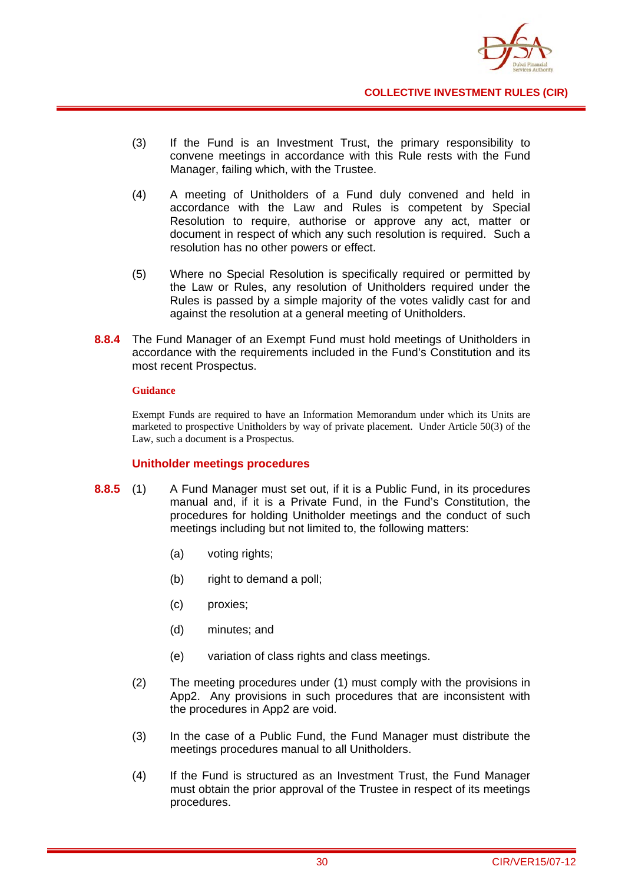(3) If the Fund is an Investment Trust, the primary responsibility to convene meetings in accordance with this Rule rests with the Fund Manager, failing which, with the Trustee.

(4) A meeting of Unitholders of a Fund duly convened and held in accordance with the Law and Rules is competent by Special Resolution to require, authorise or approve any act, matter or document in respect of which any such resolution is required. Such a resolution has no other powers or effect.

(5) Where no Special Resolution is specifically required or permitted by the Law or Rules, any resolution of Unitholders required under the Rules is passed by a simple majority of the votes validly cast for and against the resolution at a general meeting of Unitholders.

**8.8.4** The Fund Manager of an Exempt Fund must hold meetings of Unitholders in accordance with the requirements included in the Fund's Constitution and its most recent Prospectus.

**Guidance**

Exempt Funds are required to have an Information Memorandum under which its Units are marketed to prospective Unitholders by way of private placement. Under Article 50(3) of the Law, such a document is a Prospectus.

### Unitholder meetings procedures

**8.8.5** (1) A Fund Manager must set out, if it is a Public Fund, in its procedures manual and, if it is a Private Fund, in the Fund's Constitution, the procedures for holding Unitholder meetings and the conduct of such meetings including but not limited to, the following matters:

(a) voting rights;

(b) right to demand a poll;

(c) proxies;

(d) minutes; and

(e) variation of class rights and class meetings.

(2) The meeting procedures under (1) must comply with the provisions in App2. Any provisions in such procedures that are inconsistent with the procedures in App2 are void.

(3) In the case of a Public Fund, the Fund Manager must distribute the meetings procedures manual to all Unitholders.

(4) If the Fund is structured as an Investment Trust, the Fund Manager must obtain the prior approval of the Trustee in respect of its meetings procedures.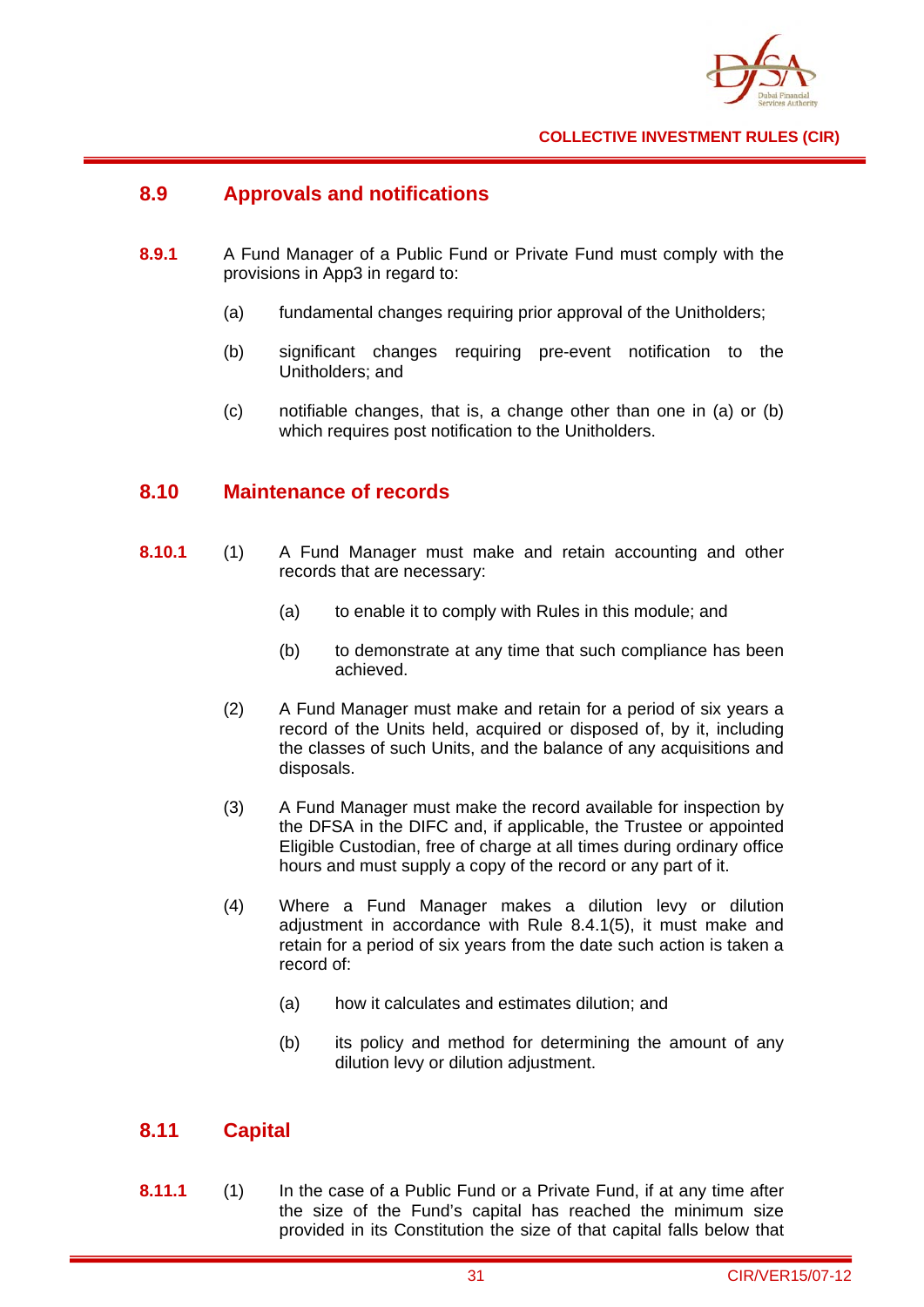## 8.9 Approvals and notifications

**8.9.1** A Fund Manager of a Public Fund or Private Fund must comply with the provisions in App3 in regard to:

(a) fundamental changes requiring prior approval of the Unitholders;

(b) significant changes requiring pre-event notification to the Unitholders; and

(c) notifiable changes, that is, a change other than one in (a) or (b) which requires post notification to the Unitholders.

## 8.10 Maintenance of records

**8.10.1** (1) A Fund Manager must make and retain accounting and other records that are necessary:

(a) to enable it to comply with Rules in this module; and

(b) to demonstrate at any time that such compliance has been achieved.

(2) A Fund Manager must make and retain for a period of six years a record of the Units held, acquired or disposed of, by it, including the classes of such Units, and the balance of any acquisitions and disposals.

(3) A Fund Manager must make the record available for inspection by the DFSA in the DIFC and, if applicable, the Trustee or appointed Eligible Custodian, free of charge at all times during ordinary office hours and must supply a copy of the record or any part of it.

(4) Where a Fund Manager makes a dilution levy or dilution adjustment in accordance with Rule 8.4.1(5), it must make and retain for a period of six years from the date such action is taken a record of:

(a) how it calculates and estimates dilution; and

(b) its policy and method for determining the amount of any dilution levy or dilution adjustment.

## 8.11 Capital

**8.11.1** (1) In the case of a Public Fund or a Private Fund, if at any time after the size of the Fund's capital has reached the minimum size provided in its Constitution the size of that capital falls below that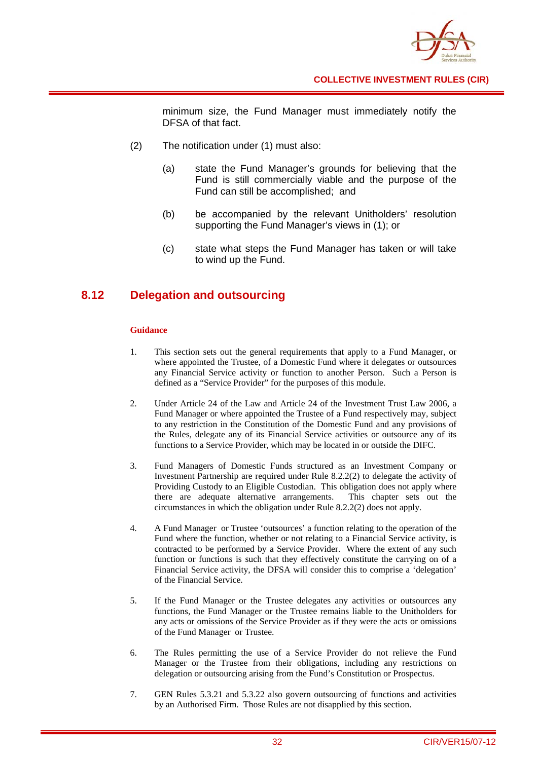minimum size, the Fund Manager must immediately notify the DFSA of that fact.

(2) The notification under (1) must also:

(a) state the Fund Manager's grounds for believing that the Fund is still commercially viable and the purpose of the Fund can still be accomplished; and

(b) be accompanied by the relevant Unitholders' resolution supporting the Fund Manager's views in (1); or

(c) state what steps the Fund Manager has taken or will take to wind up the Fund.

## 8.12 Delegation and outsourcing

**Guidance**

1. This section sets out the general requirements that apply to a Fund Manager, or where appointed the Trustee, of a Domestic Fund where it delegates or outsources any Financial Service activity or function to another Person. Such a Person is defined as a "Service Provider" for the purposes of this module.

2. Under Article 24 of the Law and Article 24 of the Investment Trust Law 2006, a Fund Manager or where appointed the Trustee of a Fund respectively may, subject to any restriction in the Constitution of the Domestic Fund and any provisions of the Rules, delegate any of its Financial Service activities or outsource any of its functions to a Service Provider, which may be located in or outside the DIFC.

3. Fund Managers of Domestic Funds structured as an Investment Company or Investment Partnership are required under Rule 8.2.2(2) to delegate the activity of Providing Custody to an Eligible Custodian. This obligation does not apply where there are adequate alternative arrangements. This chapter sets out the circumstances in which the obligation under Rule 8.2.2(2) does not apply.

4. A Fund Manager or Trustee 'outsources' a function relating to the operation of the Fund where the function, whether or not relating to a Financial Service activity, is contracted to be performed by a Service Provider. Where the extent of any such function or functions is such that they effectively constitute the carrying on of a Financial Service activity, the DFSA will consider this to comprise a 'delegation' of the Financial Service.

5. If the Fund Manager or the Trustee delegates any activities or outsources any functions, the Fund Manager or the Trustee remains liable to the Unitholders for any acts or omissions of the Service Provider as if they were the acts or omissions of the Fund Manager or Trustee.

6. The Rules permitting the use of a Service Provider do not relieve the Fund Manager or the Trustee from their obligations, including any restrictions on delegation or outsourcing arising from the Fund's Constitution or Prospectus.

7. GEN Rules 5.3.21 and 5.3.22 also govern outsourcing of functions and activities by an Authorised Firm. Those Rules are not disapplied by this section.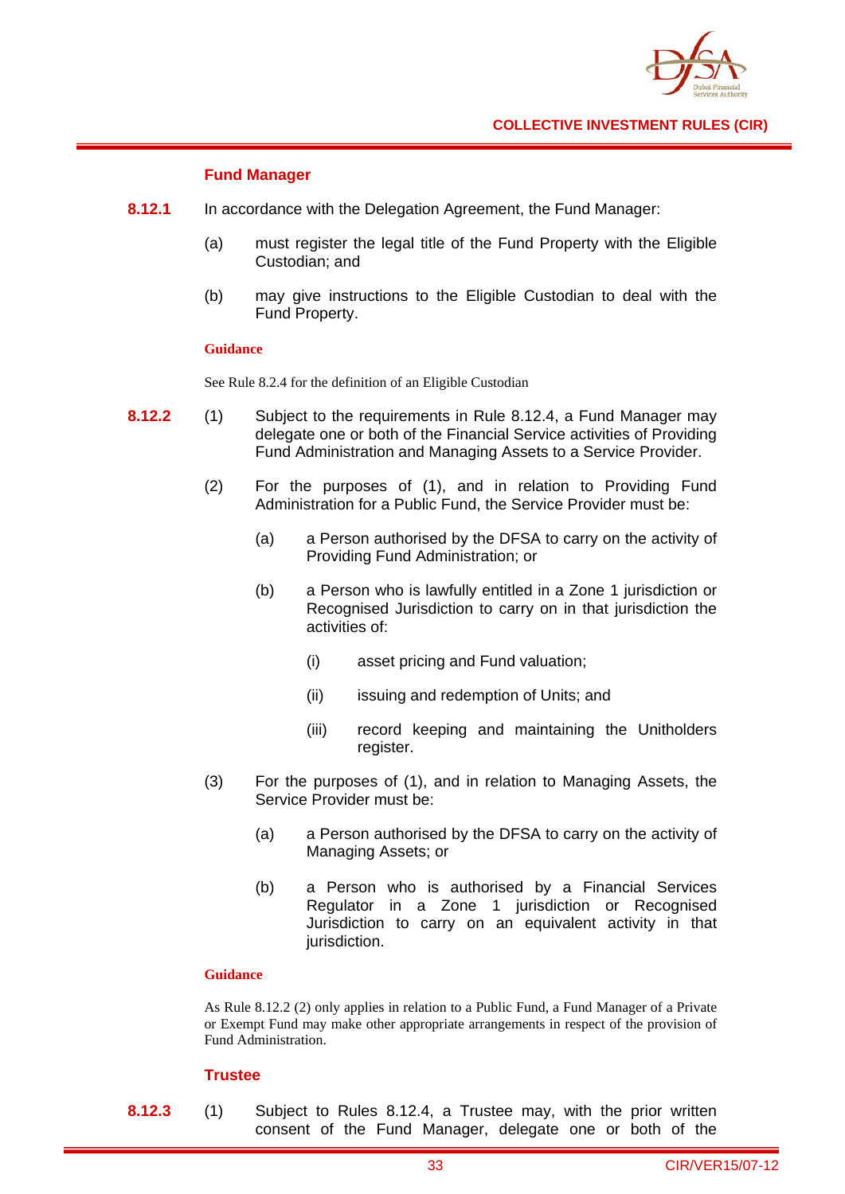### Fund Manager

**8.12.1** In accordance with the Delegation Agreement, the Fund Manager:

(a) must register the legal title of the Fund Property with the Eligible Custodian; and

(b) may give instructions to the Eligible Custodian to deal with the Fund Property.

**Guidance**

See Rule 8.2.4 for the definition of an Eligible Custodian

**8.12.2** (1) Subject to the requirements in Rule 8.12.4, a Fund Manager may delegate one or both of the Financial Service activities of Providing Fund Administration and Managing Assets to a Service Provider.

(2) For the purposes of (1), and in relation to Providing Fund Administration for a Public Fund, the Service Provider must be:

(a) a Person authorised by the DFSA to carry on the activity of Providing Fund Administration; or

(b) a Person who is lawfully entitled in a Zone 1 jurisdiction or Recognised Jurisdiction to carry on in that jurisdiction the activities of:

(i) asset pricing and Fund valuation;

(ii) issuing and redemption of Units; and

(iii) record keeping and maintaining the Unitholders register.

(3) For the purposes of (1), and in relation to Managing Assets, the Service Provider must be:

(a) a Person authorised by the DFSA to carry on the activity of Managing Assets; or

(b) a Person who is authorised by a Financial Services Regulator in a Zone 1 jurisdiction or Recognised Jurisdiction to carry on an equivalent activity in that jurisdiction.

**Guidance**

As Rule 8.12.2 (2) only applies in relation to a Public Fund, a Fund Manager of a Private or Exempt Fund may make other appropriate arrangements in respect of the provision of Fund Administration.

### Trustee

**8.12.3** (1) Subject to Rules 8.12.4, a Trustee may, with the prior written consent of the Fund Manager, delegate one or both of the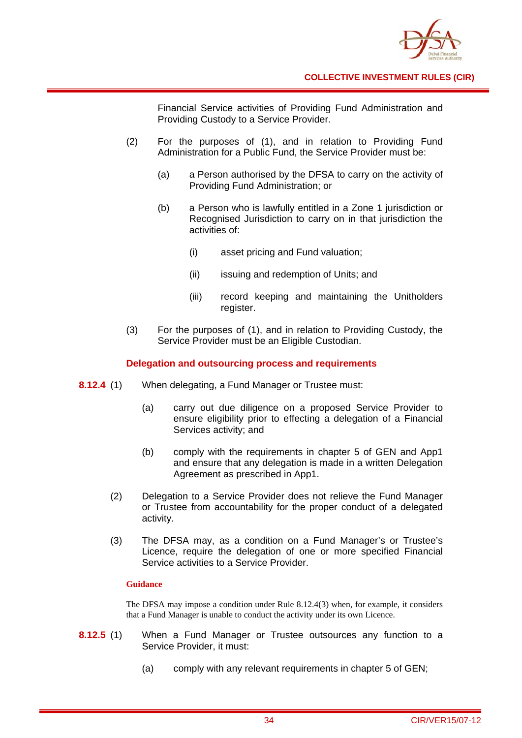Financial Service activities of Providing Fund Administration and Providing Custody to a Service Provider.

(2) For the purposes of (1), and in relation to Providing Fund Administration for a Public Fund, the Service Provider must be:

(a) a Person authorised by the DFSA to carry on the activity of Providing Fund Administration; or

(b) a Person who is lawfully entitled in a Zone 1 jurisdiction or Recognised Jurisdiction to carry on in that jurisdiction the activities of:

(i) asset pricing and Fund valuation;

(ii) issuing and redemption of Units; and

(iii) record keeping and maintaining the Unitholders register.

(3) For the purposes of (1), and in relation to Providing Custody, the Service Provider must be an Eligible Custodian.

### Delegation and outsourcing process and requirements

**8.12.4** (1) When delegating, a Fund Manager or Trustee must:

(a) carry out due diligence on a proposed Service Provider to ensure eligibility prior to effecting a delegation of a Financial Services activity; and

(b) comply with the requirements in chapter 5 of GEN and App1 and ensure that any delegation is made in a written Delegation Agreement as prescribed in App1.

(2) Delegation to a Service Provider does not relieve the Fund Manager or Trustee from accountability for the proper conduct of a delegated activity.

(3) The DFSA may, as a condition on a Fund Manager's or Trustee's Licence, require the delegation of one or more specified Financial Service activities to a Service Provider.

**Guidance**

The DFSA may impose a condition under Rule 8.12.4(3) when, for example, it considers that a Fund Manager is unable to conduct the activity under its own Licence.

**8.12.5** (1) When a Fund Manager or Trustee outsources any function to a Service Provider, it must:

(a) comply with any relevant requirements in chapter 5 of GEN;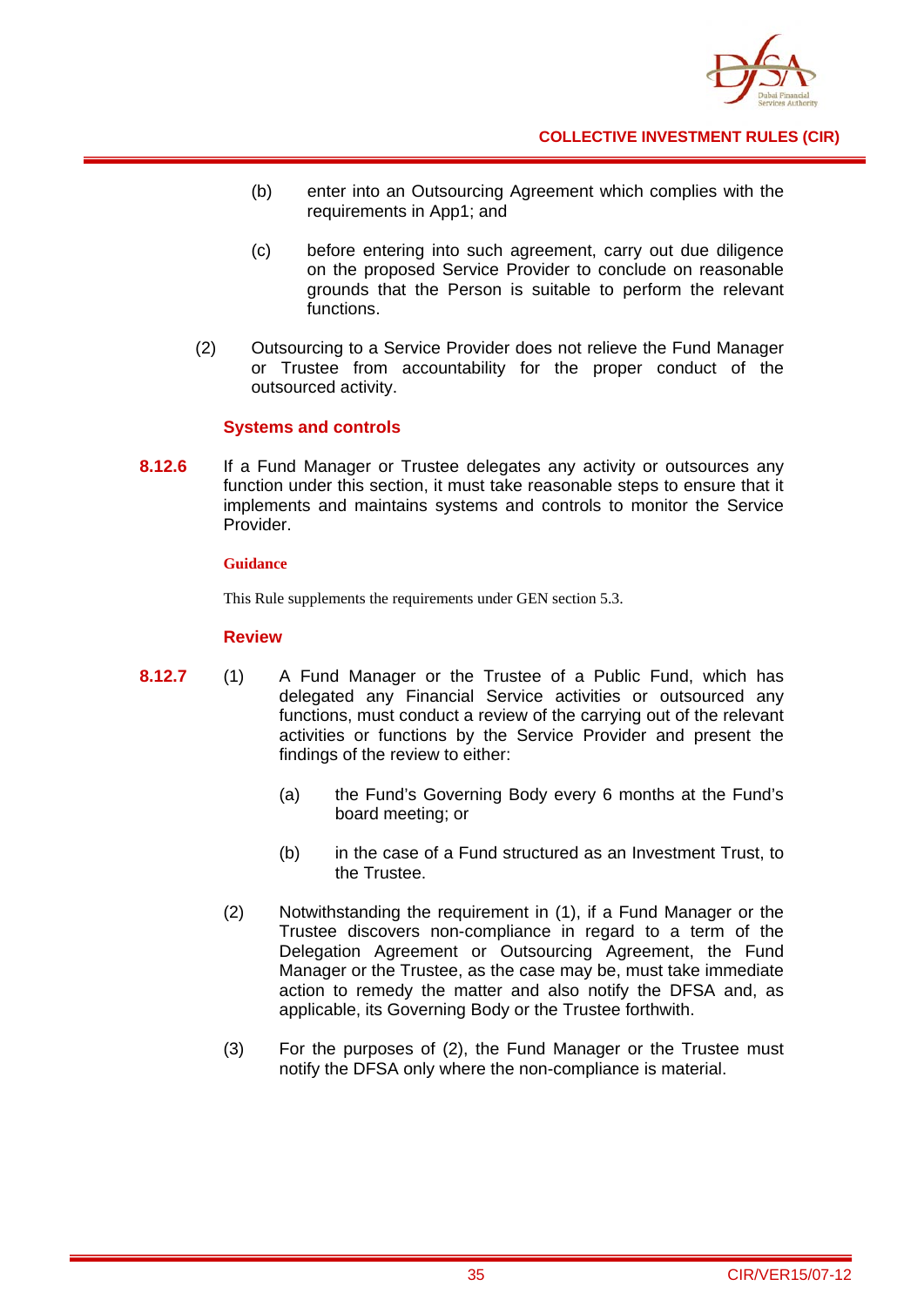(b) enter into an Outsourcing Agreement which complies with the requirements in App1; and

(c) before entering into such agreement, carry out due diligence on the proposed Service Provider to conclude on reasonable grounds that the Person is suitable to perform the relevant functions.

(2) Outsourcing to a Service Provider does not relieve the Fund Manager or Trustee from accountability for the proper conduct of the outsourced activity.

### Systems and controls

**8.12.6** If a Fund Manager or Trustee delegates any activity or outsources any function under this section, it must take reasonable steps to ensure that it implements and maintains systems and controls to monitor the Service Provider.

**Guidance**

This Rule supplements the requirements under GEN section 5.3.

### Review

**8.12.7** (1) A Fund Manager or the Trustee of a Public Fund, which has delegated any Financial Service activities or outsourced any functions, must conduct a review of the carrying out of the relevant activities or functions by the Service Provider and present the findings of the review to either:

(a) the Fund's Governing Body every 6 months at the Fund's board meeting; or

(b) in the case of a Fund structured as an Investment Trust, to the Trustee.

(2) Notwithstanding the requirement in (1), if a Fund Manager or the Trustee discovers non-compliance in regard to a term of the Delegation Agreement or Outsourcing Agreement, the Fund Manager or the Trustee, as the case may be, must take immediate action to remedy the matter and also notify the DFSA and, as applicable, its Governing Body or the Trustee forthwith.

(3) For the purposes of (2), the Fund Manager or the Trustee must notify the DFSA only where the non-compliance is material.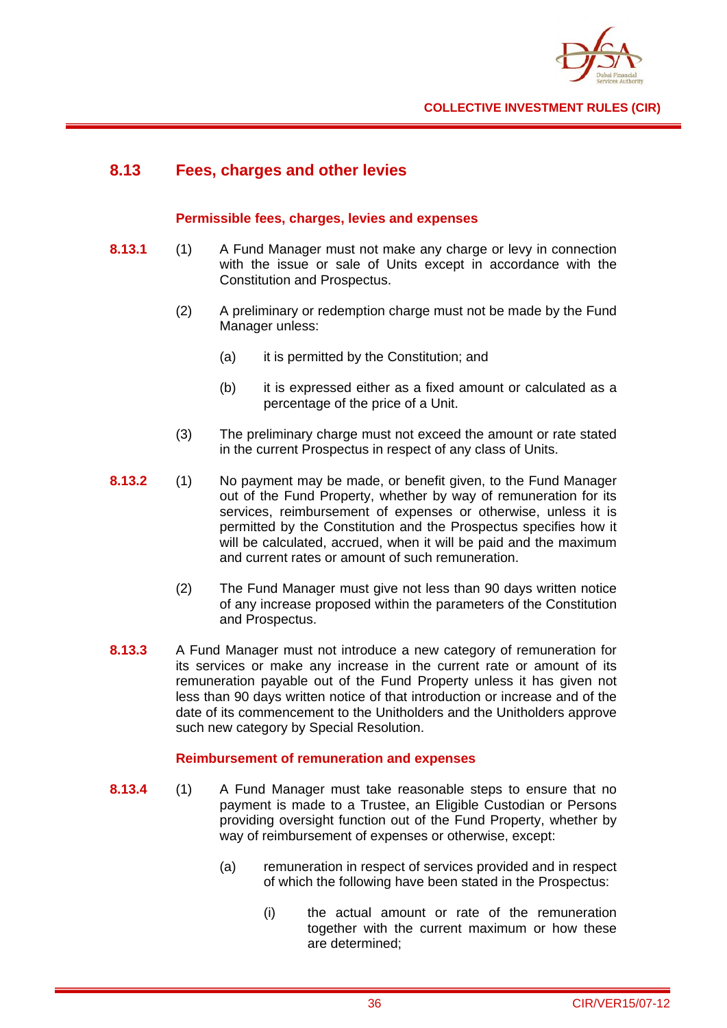## 8.13 Fees, charges and other levies

### Permissible fees, charges, levies and expenses

**8.13.1** (1) A Fund Manager must not make any charge or levy in connection with the issue or sale of Units except in accordance with the Constitution and Prospectus.

(2) A preliminary or redemption charge must not be made by the Fund Manager unless:

(a) it is permitted by the Constitution; and

(b) it is expressed either as a fixed amount or calculated as a percentage of the price of a Unit.

(3) The preliminary charge must not exceed the amount or rate stated in the current Prospectus in respect of any class of Units.

**8.13.2** (1) No payment may be made, or benefit given, to the Fund Manager out of the Fund Property, whether by way of remuneration for its services, reimbursement of expenses or otherwise, unless it is permitted by the Constitution and the Prospectus specifies how it will be calculated, accrued, when it will be paid and the maximum and current rates or amount of such remuneration.

(2) The Fund Manager must give not less than 90 days written notice of any increase proposed within the parameters of the Constitution and Prospectus.

**8.13.3** A Fund Manager must not introduce a new category of remuneration for its services or make any increase in the current rate or amount of its remuneration payable out of the Fund Property unless it has given not less than 90 days written notice of that introduction or increase and of the date of its commencement to the Unitholders and the Unitholders approve such new category by Special Resolution.

### Reimbursement of remuneration and expenses

**8.13.4** (1) A Fund Manager must take reasonable steps to ensure that no payment is made to a Trustee, an Eligible Custodian or Persons providing oversight function out of the Fund Property, whether by way of reimbursement of expenses or otherwise, except:

(a) remuneration in respect of services provided and in respect of which the following have been stated in the Prospectus:

(i) the actual amount or rate of the remuneration together with the current maximum or how these are determined;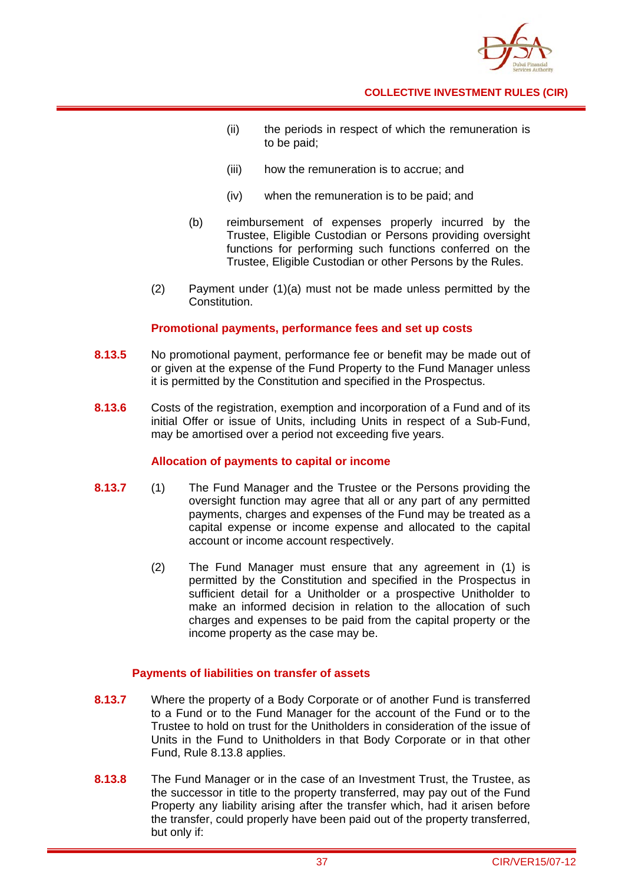(ii) the periods in respect of which the remuneration is to be paid;

(iii) how the remuneration is to accrue; and

(iv) when the remuneration is to be paid; and

(b) reimbursement of expenses properly incurred by the Trustee, Eligible Custodian or Persons providing oversight functions for performing such functions conferred on the Trustee, Eligible Custodian or other Persons by the Rules.

(2) Payment under (1)(a) must not be made unless permitted by the Constitution.

**Promotional payments, performance fees and set up costs**

**8.13.5** No promotional payment, performance fee or benefit may be made out of or given at the expense of the Fund Property to the Fund Manager unless it is permitted by the Constitution and specified in the Prospectus.

**8.13.6** Costs of the registration, exemption and incorporation of a Fund and of its initial Offer or issue of Units, including Units in respect of a Sub-Fund, may be amortised over a period not exceeding five years.

**Allocation of payments to capital or income**

**8.13.7** (1) The Fund Manager and the Trustee or the Persons providing the oversight function may agree that all or any part of any permitted payments, charges and expenses of the Fund may be treated as a capital expense or income expense and allocated to the capital account or income account respectively.

(2) The Fund Manager must ensure that any agreement in (1) is permitted by the Constitution and specified in the Prospectus in sufficient detail for a Unitholder or a prospective Unitholder to make an informed decision in relation to the allocation of such charges and expenses to be paid from the capital property or the income property as the case may be.

**Payments of liabilities on transfer of assets**

**8.13.7** Where the property of a Body Corporate or of another Fund is transferred to a Fund or to the Fund Manager for the account of the Fund or to the Trustee to hold on trust for the Unitholders in consideration of the issue of Units in the Fund to Unitholders in that Body Corporate or in that other Fund, Rule 8.13.8 applies.

**8.13.8** The Fund Manager or in the case of an Investment Trust, the Trustee, as the successor in title to the property transferred, may pay out of the Fund Property any liability arising after the transfer which, had it arisen before the transfer, could properly have been paid out of the property transferred, but only if: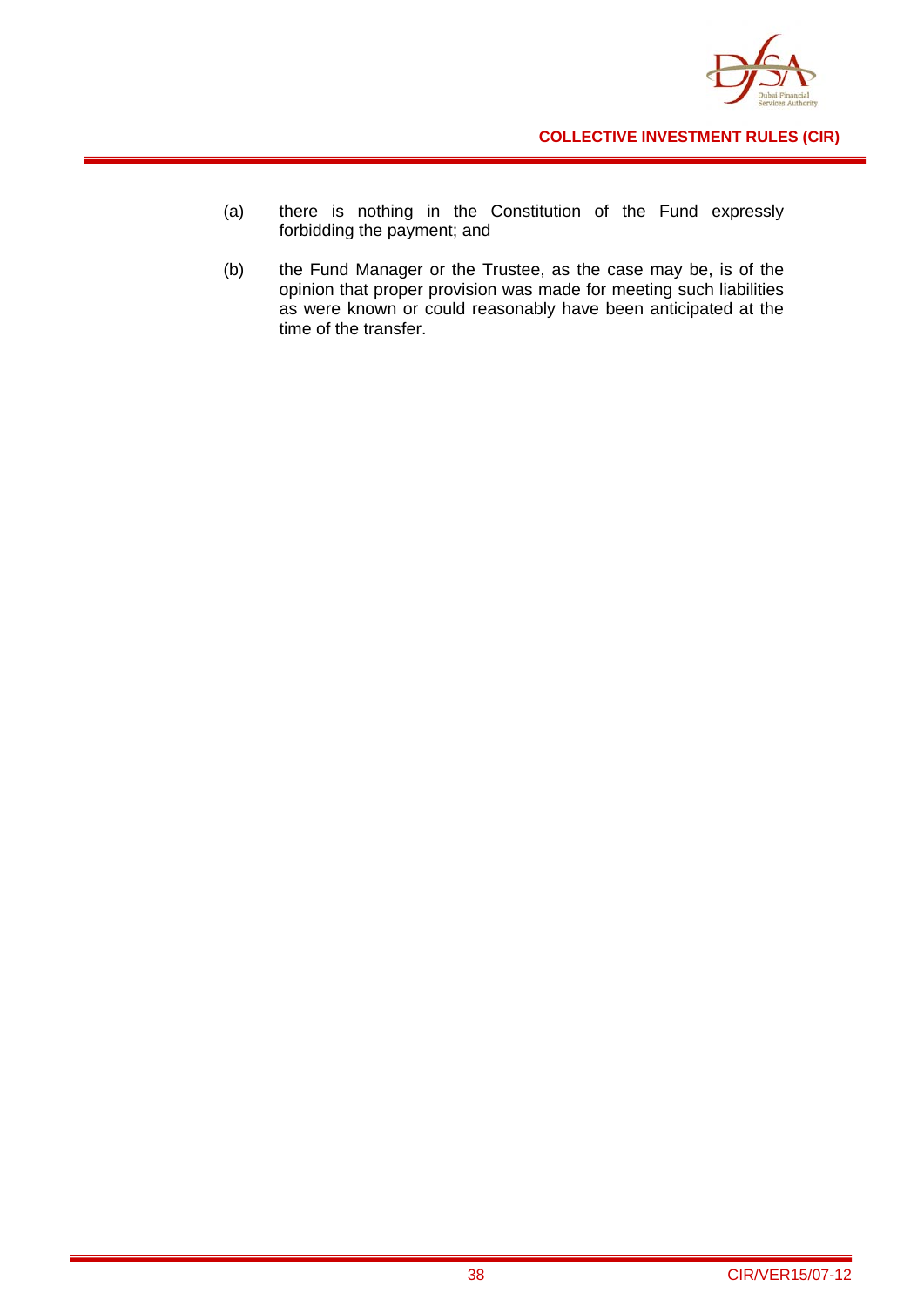(a) there is nothing in the Constitution of the Fund expressly forbidding the payment; and

(b) the Fund Manager or the Trustee, as the case may be, is of the opinion that proper provision was made for meeting such liabilities as were known or could reasonably have been anticipated at the time of the transfer.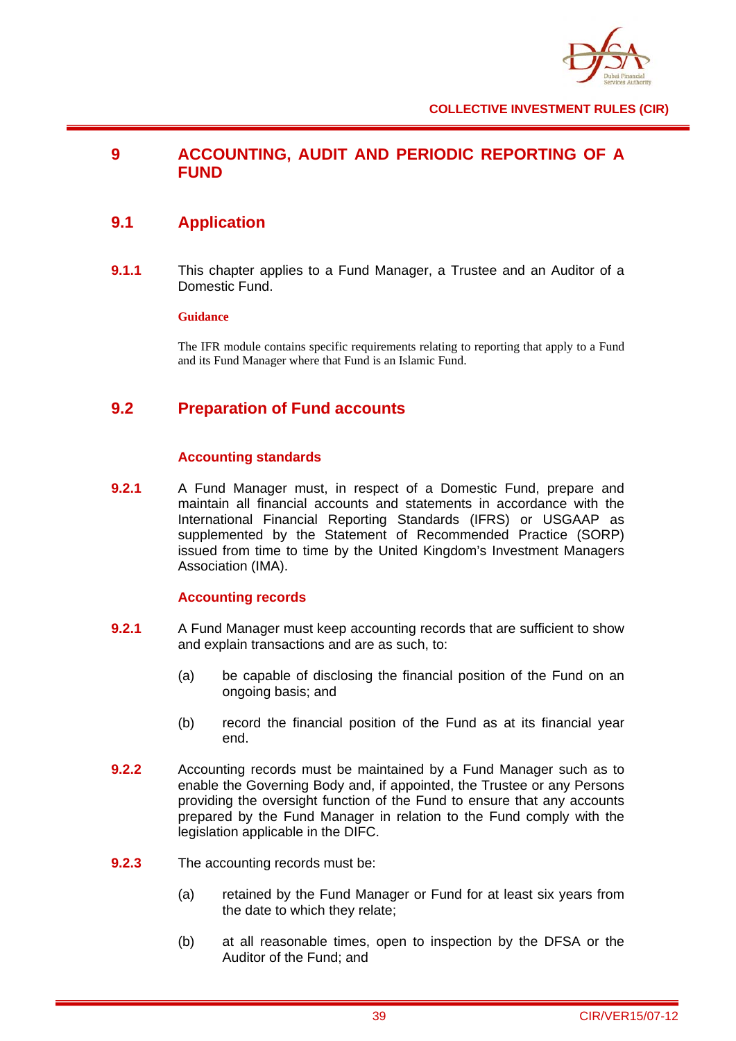# 9 ACCOUNTING, AUDIT AND PERIODIC REPORTING OF A FUND

## 9.1 Application

**9.1.1** This chapter applies to a Fund Manager, a Trustee and an Auditor of a Domestic Fund.

**Guidance**

The IFR module contains specific requirements relating to reporting that apply to a Fund and its Fund Manager where that Fund is an Islamic Fund.

## 9.2 Preparation of Fund accounts

### Accounting standards

**9.2.1** A Fund Manager must, in respect of a Domestic Fund, prepare and maintain all financial accounts and statements in accordance with the International Financial Reporting Standards (IFRS) or USGAAP as supplemented by the Statement of Recommended Practice (SORP) issued from time to time by the United Kingdom's Investment Managers Association (IMA).

### Accounting records

**9.2.1** A Fund Manager must keep accounting records that are sufficient to show and explain transactions and are as such, to:

(a) be capable of disclosing the financial position of the Fund on an ongoing basis; and

(b) record the financial position of the Fund as at its financial year end.

**9.2.2** Accounting records must be maintained by a Fund Manager such as to enable the Governing Body and, if appointed, the Trustee or any Persons providing the oversight function of the Fund to ensure that any accounts prepared by the Fund Manager in relation to the Fund comply with the legislation applicable in the DIFC.

**9.2.3** The accounting records must be:

(a) retained by the Fund Manager or Fund for at least six years from the date to which they relate;

(b) at all reasonable times, open to inspection by the DFSA or the Auditor of the Fund; and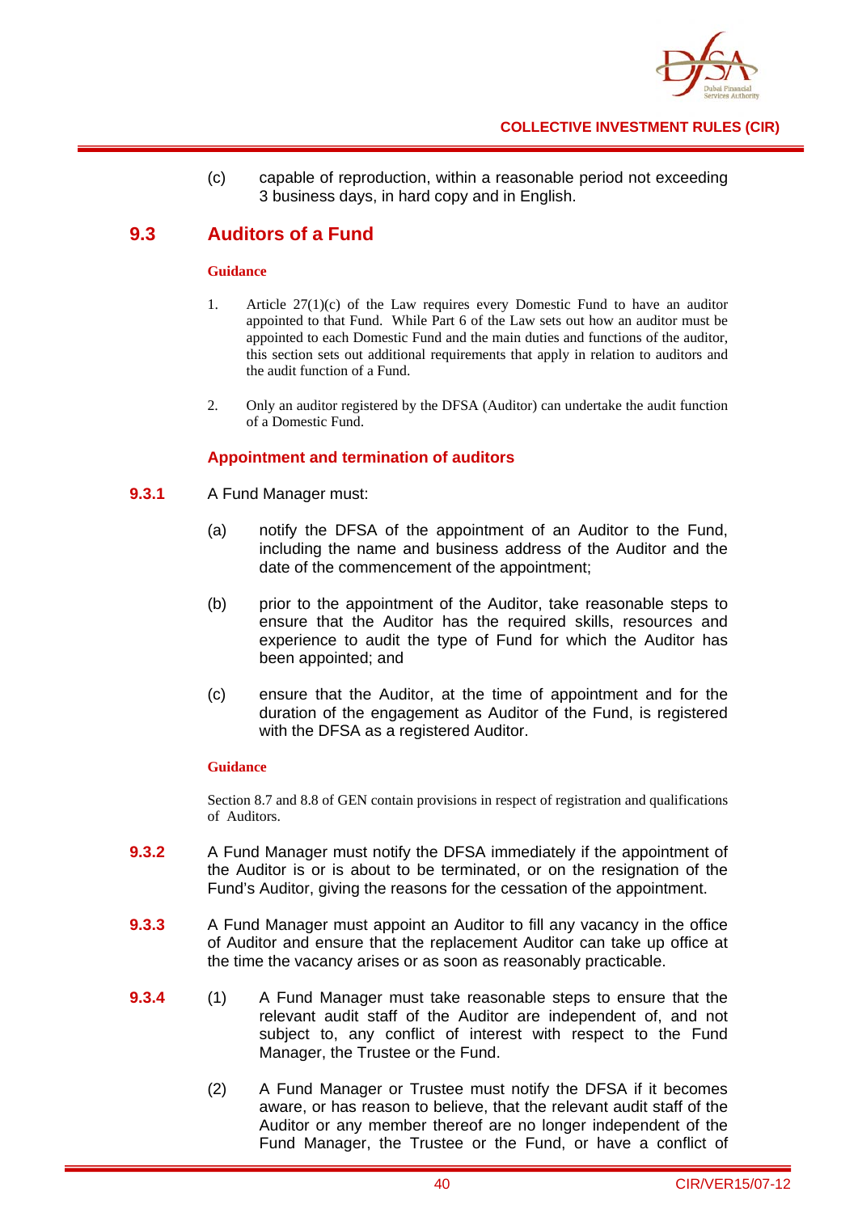(c) capable of reproduction, within a reasonable period not exceeding 3 business days, in hard copy and in English.

## 9.3 Auditors of a Fund

**Guidance**

1. Article 27(1)(c) of the Law requires every Domestic Fund to have an auditor appointed to that Fund. While Part 6 of the Law sets out how an auditor must be appointed to each Domestic Fund and the main duties and functions of the auditor, this section sets out additional requirements that apply in relation to auditors and the audit function of a Fund.

2. Only an auditor registered by the DFSA (Auditor) can undertake the audit function of a Domestic Fund.

### Appointment and termination of auditors

**9.3.1** A Fund Manager must:

(a) notify the DFSA of the appointment of an Auditor to the Fund, including the name and business address of the Auditor and the date of the commencement of the appointment;

(b) prior to the appointment of the Auditor, take reasonable steps to ensure that the Auditor has the required skills, resources and experience to audit the type of Fund for which the Auditor has been appointed; and

(c) ensure that the Auditor, at the time of appointment and for the duration of the engagement as Auditor of the Fund, is registered with the DFSA as a registered Auditor.

**Guidance**

Section 8.7 and 8.8 of GEN contain provisions in respect of registration and qualifications of Auditors.

**9.3.2** A Fund Manager must notify the DFSA immediately if the appointment of the Auditor is or is about to be terminated, or on the resignation of the Fund's Auditor, giving the reasons for the cessation of the appointment.

**9.3.3** A Fund Manager must appoint an Auditor to fill any vacancy in the office of Auditor and ensure that the replacement Auditor can take up office at the time the vacancy arises or as soon as reasonably practicable.

**9.3.4** (1) A Fund Manager must take reasonable steps to ensure that the relevant audit staff of the Auditor are independent of, and not subject to, any conflict of interest with respect to the Fund Manager, the Trustee or the Fund.

(2) A Fund Manager or Trustee must notify the DFSA if it becomes aware, or has reason to believe, that the relevant audit staff of the Auditor or any member thereof are no longer independent of the Fund Manager, the Trustee or the Fund, or have a conflict of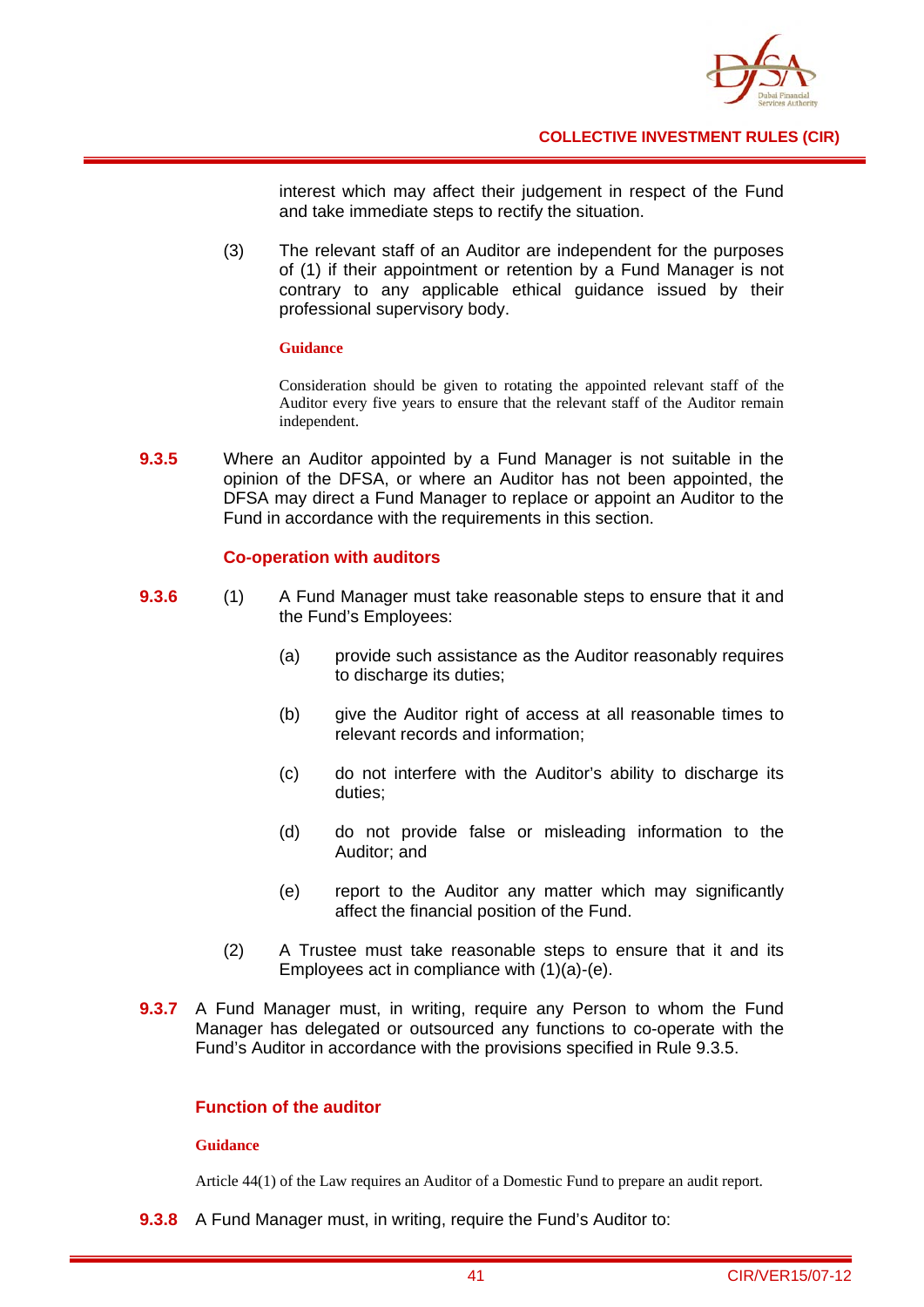interest which may affect their judgement in respect of the Fund and take immediate steps to rectify the situation.

(3) The relevant staff of an Auditor are independent for the purposes of (1) if their appointment or retention by a Fund Manager is not contrary to any applicable ethical guidance issued by their professional supervisory body.

**Guidance**

Consideration should be given to rotating the appointed relevant staff of the Auditor every five years to ensure that the relevant staff of the Auditor remain independent.

**9.3.5** Where an Auditor appointed by a Fund Manager is not suitable in the opinion of the DFSA, or where an Auditor has not been appointed, the DFSA may direct a Fund Manager to replace or appoint an Auditor to the Fund in accordance with the requirements in this section.

### Co-operation with auditors

**9.3.6** (1) A Fund Manager must take reasonable steps to ensure that it and the Fund's Employees:

(a) provide such assistance as the Auditor reasonably requires to discharge its duties;

(b) give the Auditor right of access at all reasonable times to relevant records and information;

(c) do not interfere with the Auditor's ability to discharge its duties;

(d) do not provide false or misleading information to the Auditor; and

(e) report to the Auditor any matter which may significantly affect the financial position of the Fund.

(2) A Trustee must take reasonable steps to ensure that it and its Employees act in compliance with (1)(a)-(e).

**9.3.7** A Fund Manager must, in writing, require any Person to whom the Fund Manager has delegated or outsourced any functions to co-operate with the Fund's Auditor in accordance with the provisions specified in Rule 9.3.5.

### Function of the auditor

**Guidance**

Article 44(1) of the Law requires an Auditor of a Domestic Fund to prepare an audit report.

**9.3.8** A Fund Manager must, in writing, require the Fund's Auditor to: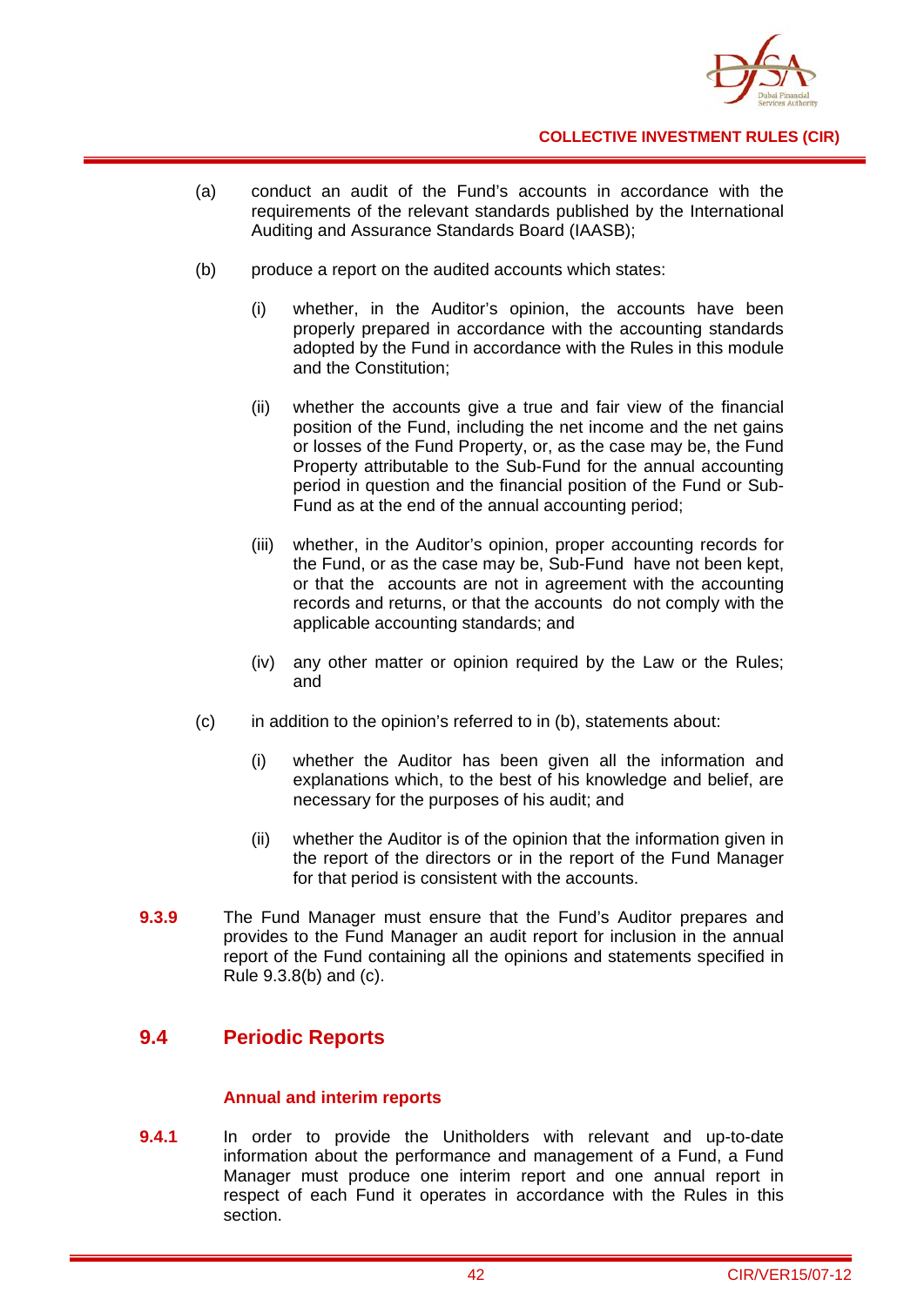(a) conduct an audit of the Fund's accounts in accordance with the requirements of the relevant standards published by the International Auditing and Assurance Standards Board (IAASB);

(b) produce a report on the audited accounts which states:

   (i) whether, in the Auditor's opinion, the accounts have been properly prepared in accordance with the accounting standards adopted by the Fund in accordance with the Rules in this module and the Constitution;

   (ii) whether the accounts give a true and fair view of the financial position of the Fund, including the net income and the net gains or losses of the Fund Property, or, as the case may be, the Fund Property attributable to the Sub-Fund for the annual accounting period in question and the financial position of the Fund or Sub-Fund as at the end of the annual accounting period;

   (iii) whether, in the Auditor's opinion, proper accounting records for the Fund, or as the case may be, Sub-Fund have not been kept, or that the accounts are not in agreement with the accounting records and returns, or that the accounts do not comply with the applicable accounting standards; and

   (iv) any other matter or opinion required by the Law or the Rules; and

(c) in addition to the opinion's referred to in (b), statements about:

   (i) whether the Auditor has been given all the information and explanations which, to the best of his knowledge and belief, are necessary for the purposes of his audit; and

   (ii) whether the Auditor is of the opinion that the information given in the report of the directors or in the report of the Fund Manager for that period is consistent with the accounts.

**9.3.9** The Fund Manager must ensure that the Fund's Auditor prepares and provides to the Fund Manager an audit report for inclusion in the annual report of the Fund containing all the opinions and statements specified in Rule 9.3.8(b) and (c).

## 9.4 Periodic Reports

### Annual and interim reports

**9.4.1** In order to provide the Unitholders with relevant and up-to-date information about the performance and management of a Fund, a Fund Manager must produce one interim report and one annual report in respect of each Fund it operates in accordance with the Rules in this section.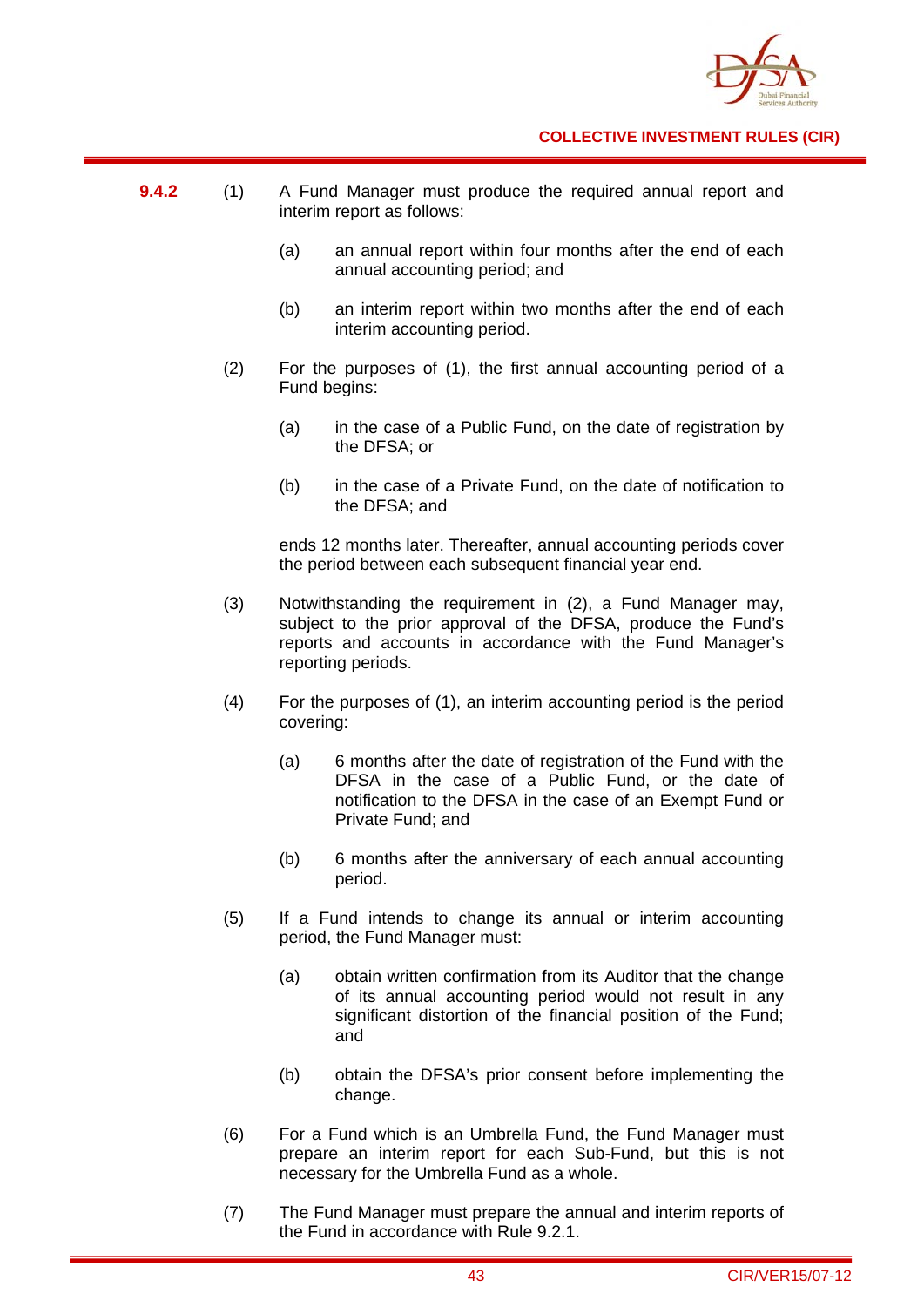**9.4.2** (1) A Fund Manager must produce the required annual report and interim report as follows:

(a) an annual report within four months after the end of each annual accounting period; and

(b) an interim report within two months after the end of each interim accounting period.

(2) For the purposes of (1), the first annual accounting period of a Fund begins:

(a) in the case of a Public Fund, on the date of registration by the DFSA; or

(b) in the case of a Private Fund, on the date of notification to the DFSA; and

ends 12 months later. Thereafter, annual accounting periods cover the period between each subsequent financial year end.

(3) Notwithstanding the requirement in (2), a Fund Manager may, subject to the prior approval of the DFSA, produce the Fund's reports and accounts in accordance with the Fund Manager's reporting periods.

(4) For the purposes of (1), an interim accounting period is the period covering:

(a) 6 months after the date of registration of the Fund with the DFSA in the case of a Public Fund, or the date of notification to the DFSA in the case of an Exempt Fund or Private Fund; and

(b) 6 months after the anniversary of each annual accounting period.

(5) If a Fund intends to change its annual or interim accounting period, the Fund Manager must:

(a) obtain written confirmation from its Auditor that the change of its annual accounting period would not result in any significant distortion of the financial position of the Fund; and

(b) obtain the DFSA's prior consent before implementing the change.

(6) For a Fund which is an Umbrella Fund, the Fund Manager must prepare an interim report for each Sub-Fund, but this is not necessary for the Umbrella Fund as a whole.

(7) The Fund Manager must prepare the annual and interim reports of the Fund in accordance with Rule 9.2.1.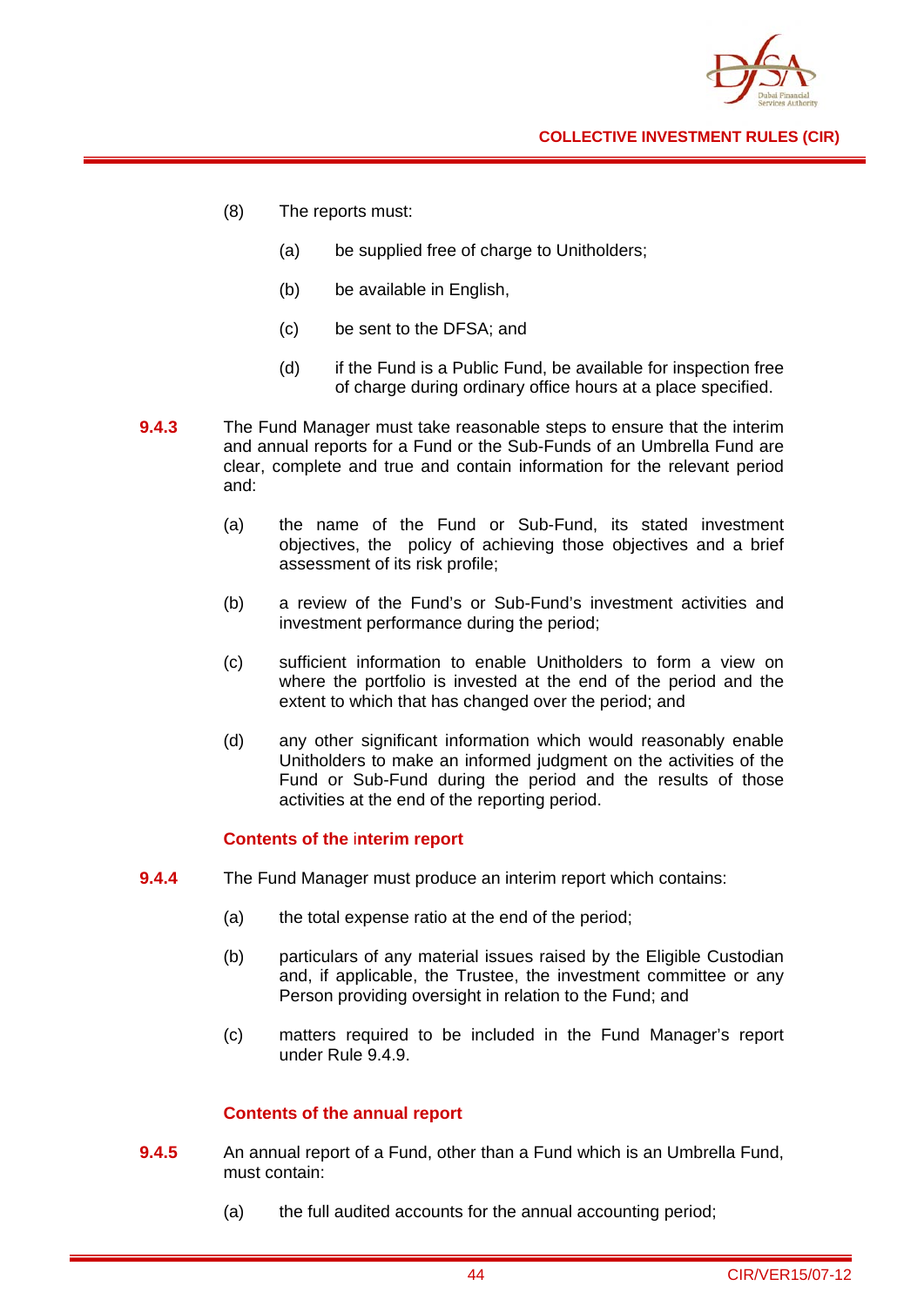(8) The reports must:

(a) be supplied free of charge to Unitholders;

(b) be available in English,

(c) be sent to the DFSA; and

(d) if the Fund is a Public Fund, be available for inspection free of charge during ordinary office hours at a place specified.

**9.4.3** The Fund Manager must take reasonable steps to ensure that the interim and annual reports for a Fund or the Sub-Funds of an Umbrella Fund are clear, complete and true and contain information for the relevant period and:

(a) the name of the Fund or Sub-Fund, its stated investment objectives, the policy of achieving those objectives and a brief assessment of its risk profile;

(b) a review of the Fund's or Sub-Fund's investment activities and investment performance during the period;

(c) sufficient information to enable Unitholders to form a view on where the portfolio is invested at the end of the period and the extent to which that has changed over the period; and

(d) any other significant information which would reasonably enable Unitholders to make an informed judgment on the activities of the Fund or Sub-Fund during the period and the results of those activities at the end of the reporting period.

### Contents of the interim report

**9.4.4** The Fund Manager must produce an interim report which contains:

(a) the total expense ratio at the end of the period;

(b) particulars of any material issues raised by the Eligible Custodian and, if applicable, the Trustee, the investment committee or any Person providing oversight in relation to the Fund; and

(c) matters required to be included in the Fund Manager's report under Rule 9.4.9.

### Contents of the annual report

**9.4.5** An annual report of a Fund, other than a Fund which is an Umbrella Fund, must contain:

(a) the full audited accounts for the annual accounting period;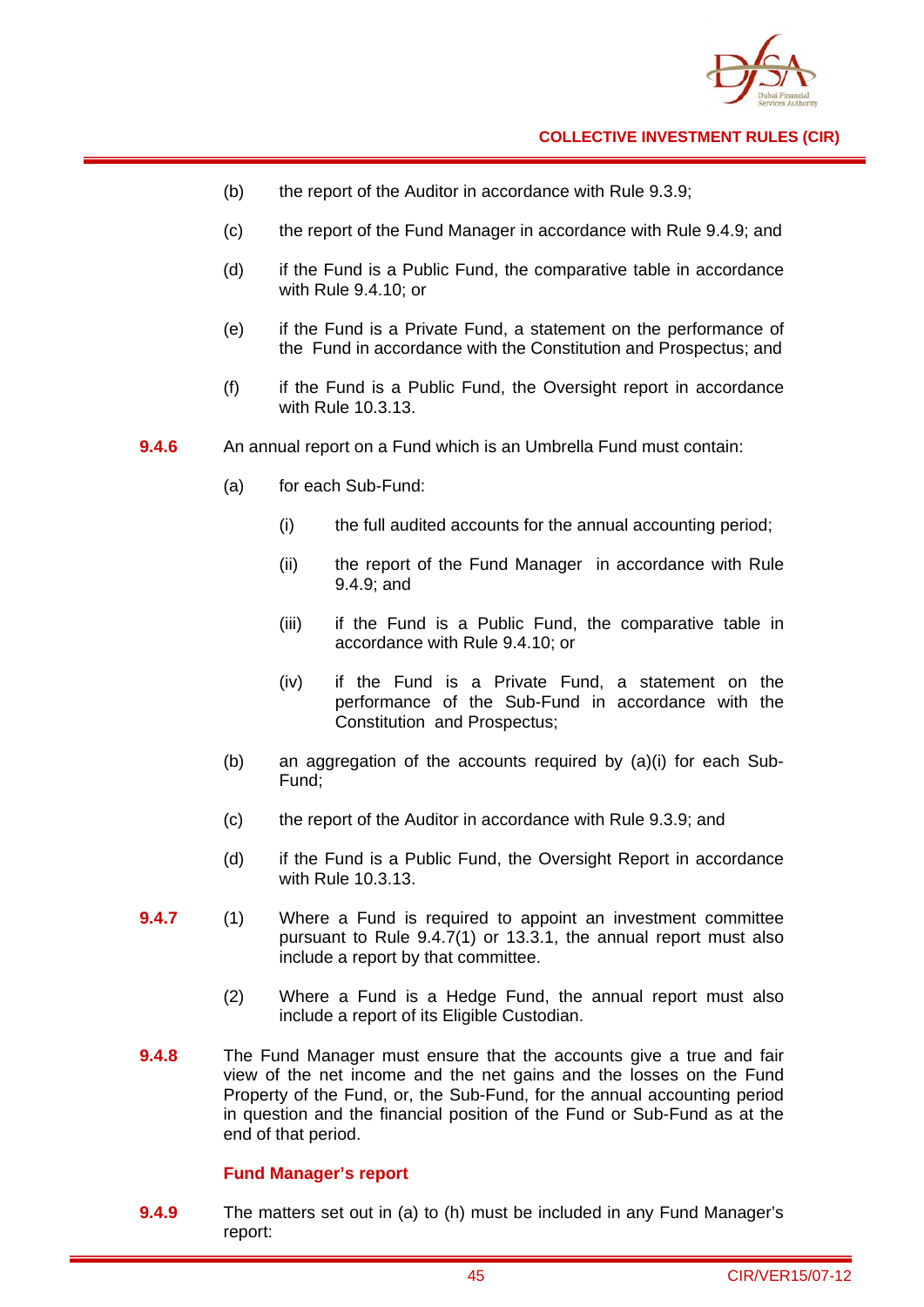(b) the report of the Auditor in accordance with Rule 9.3.9;

(c) the report of the Fund Manager in accordance with Rule 9.4.9; and

(d) if the Fund is a Public Fund, the comparative table in accordance with Rule 9.4.10; or

(e) if the Fund is a Private Fund, a statement on the performance of the Fund in accordance with the Constitution and Prospectus; and

(f) if the Fund is a Public Fund, the Oversight report in accordance with Rule 10.3.13.

**9.4.6** An annual report on a Fund which is an Umbrella Fund must contain:

(a) for each Sub-Fund:

(i) the full audited accounts for the annual accounting period;

(ii) the report of the Fund Manager in accordance with Rule 9.4.9; and

(iii) if the Fund is a Public Fund, the comparative table in accordance with Rule 9.4.10; or

(iv) if the Fund is a Private Fund, a statement on the performance of the Sub-Fund in accordance with the Constitution and Prospectus;

(b) an aggregation of the accounts required by (a)(i) for each Sub-Fund;

(c) the report of the Auditor in accordance with Rule 9.3.9; and

(d) if the Fund is a Public Fund, the Oversight Report in accordance with Rule 10.3.13.

**9.4.7** (1) Where a Fund is required to appoint an investment committee pursuant to Rule 9.4.7(1) or 13.3.1, the annual report must also include a report by that committee.

(2) Where a Fund is a Hedge Fund, the annual report must also include a report of its Eligible Custodian.

**9.4.8** The Fund Manager must ensure that the accounts give a true and fair view of the net income and the net gains and the losses on the Fund Property of the Fund, or, the Sub-Fund, for the annual accounting period in question and the financial position of the Fund or Sub-Fund as at the end of that period.

### Fund Manager's report

**9.4.9** The matters set out in (a) to (h) must be included in any Fund Manager's report: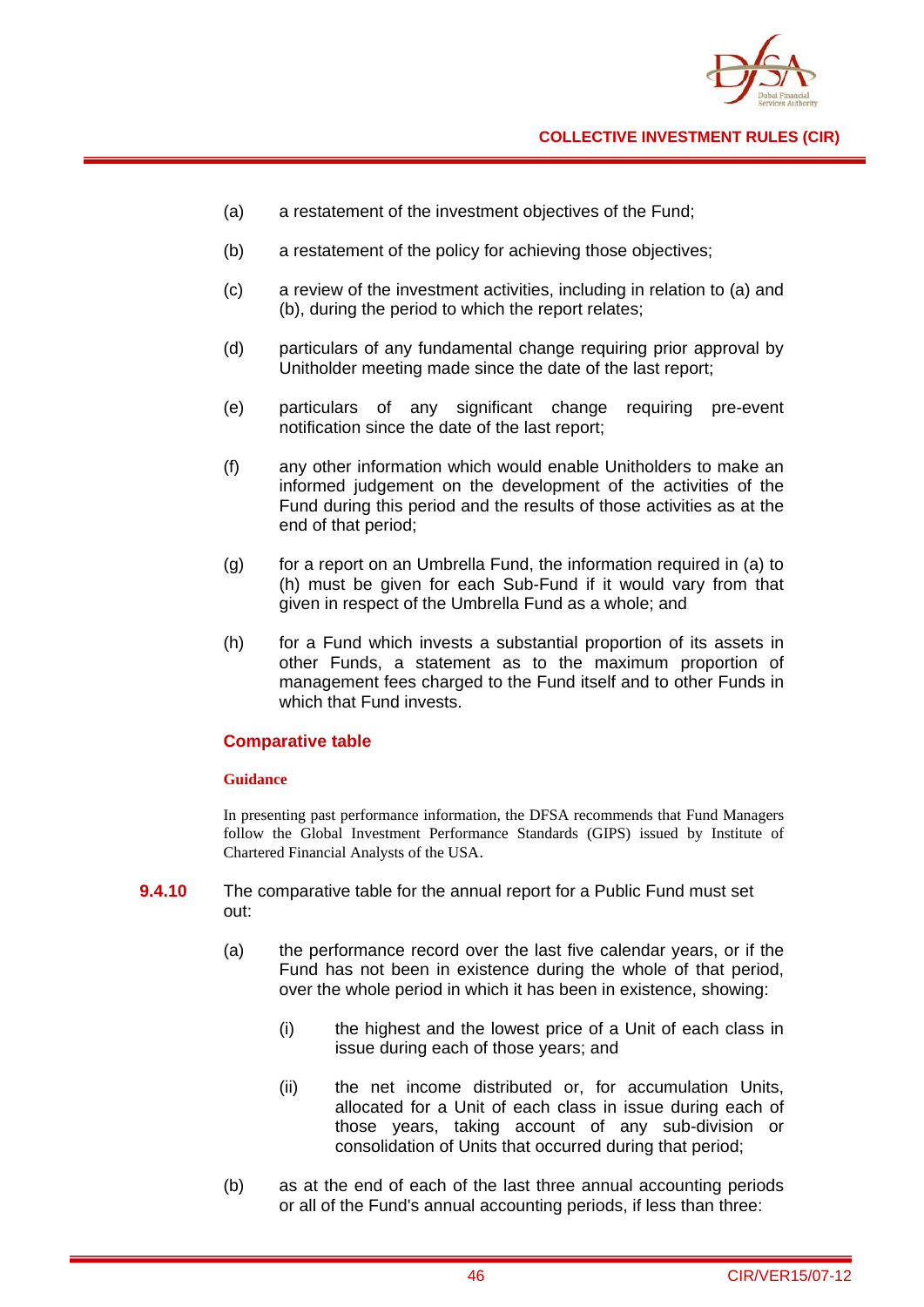(a) a restatement of the investment objectives of the Fund;

(b) a restatement of the policy for achieving those objectives;

(c) a review of the investment activities, including in relation to (a) and (b), during the period to which the report relates;

(d) particulars of any fundamental change requiring prior approval by Unitholder meeting made since the date of the last report;

(e) particulars of any significant change requiring pre-event notification since the date of the last report;

(f) any other information which would enable Unitholders to make an informed judgement on the development of the activities of the Fund during this period and the results of those activities as at the end of that period;

(g) for a report on an Umbrella Fund, the information required in (a) to (h) must be given for each Sub-Fund if it would vary from that given in respect of the Umbrella Fund as a whole; and

(h) for a Fund which invests a substantial proportion of its assets in other Funds, a statement as to the maximum proportion of management fees charged to the Fund itself and to other Funds in which that Fund invests.

### Comparative table

**Guidance**

In presenting past performance information, the DFSA recommends that Fund Managers follow the Global Investment Performance Standards (GIPS) issued by Institute of Chartered Financial Analysts of the USA.

**9.4.10** The comparative table for the annual report for a Public Fund must set out:

(a) the performance record over the last five calendar years, or if the Fund has not been in existence during the whole of that period, over the whole period in which it has been in existence, showing:

  (i) the highest and the lowest price of a Unit of each class in issue during each of those years; and

  (ii) the net income distributed or, for accumulation Units, allocated for a Unit of each class in issue during each of those years, taking account of any sub-division or consolidation of Units that occurred during that period;

(b) as at the end of each of the last three annual accounting periods or all of the Fund's annual accounting periods, if less than three: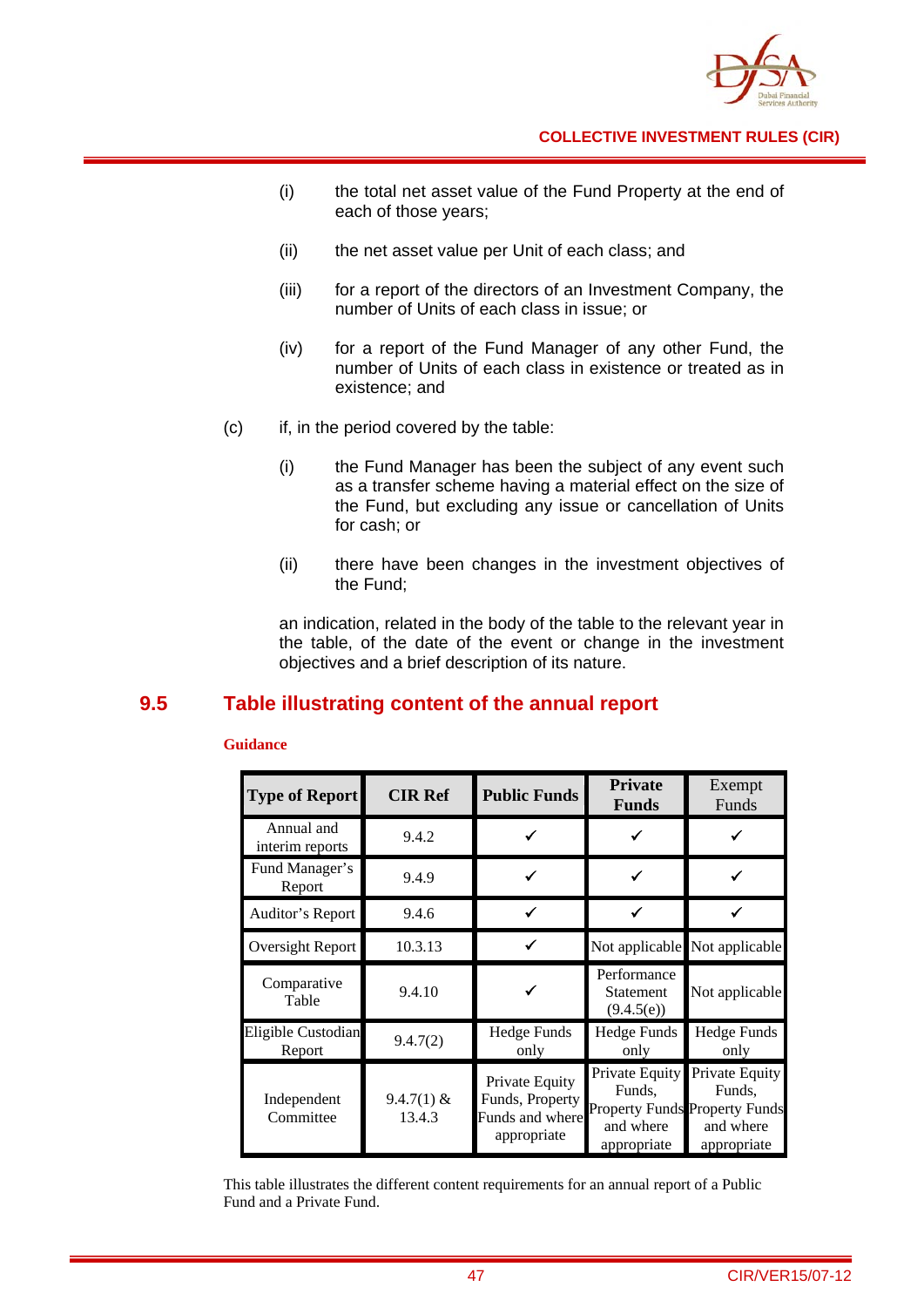(i) the total net asset value of the Fund Property at the end of each of those years;

(ii) the net asset value per Unit of each class; and

(iii) for a report of the directors of an Investment Company, the number of Units of each class in issue; or

(iv) for a report of the Fund Manager of any other Fund, the number of Units of each class in existence or treated as in existence; and

(c) if, in the period covered by the table:

(i) the Fund Manager has been the subject of any event such as a transfer scheme having a material effect on the size of the Fund, but excluding any issue or cancellation of Units for cash; or

(ii) there have been changes in the investment objectives of the Fund;

an indication, related in the body of the table to the relevant year in the table, of the date of the event or change in the investment objectives and a brief description of its nature.

## 9.5 Table illustrating content of the annual report

**Guidance**

| Type of Report | CIR Ref | Public Funds | Private Funds | Exempt Funds |
|---|---|---|---|---|
| Annual and interim reports | 9.4.2 | ✓ | ✓ | ✓ |
| Fund Manager's Report | 9.4.9 | ✓ | ✓ | ✓ |
| Auditor's Report | 9.4.6 | ✓ | ✓ | ✓ |
| Oversight Report | 10.3.13 | ✓ | Not applicable | Not applicable |
| Comparative Table | 9.4.10 | ✓ | Performance Statement (9.4.5(e)) | Not applicable |
| Eligible Custodian Report | 9.4.7(2) | Hedge Funds only | Hedge Funds only | Hedge Funds only |
| Independent Committee | 9.4.7(1) & 13.4.3 | Private Equity Funds, Property Funds and where appropriate | Private Equity Funds, Property Funds and where appropriate | Private Equity Funds, Property Funds and where appropriate |

This table illustrates the different content requirements for an annual report of a Public Fund and a Private Fund.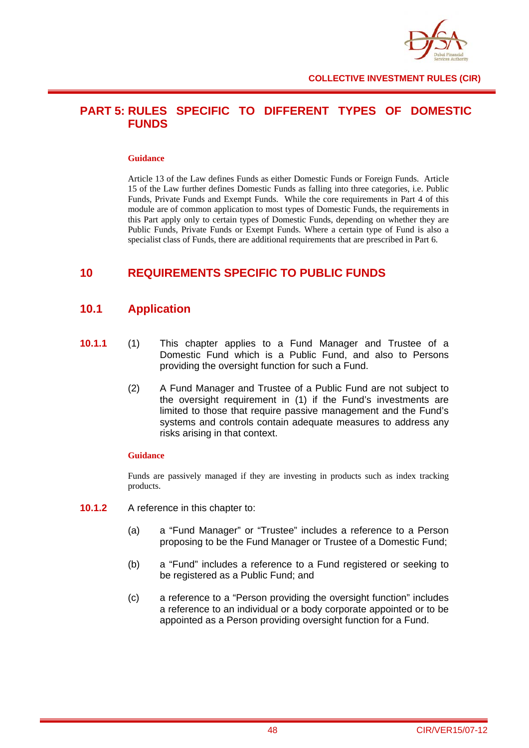# PART 5: RULES SPECIFIC TO DIFFERENT TYPES OF DOMESTIC FUNDS

**Guidance**

Article 13 of the Law defines Funds as either Domestic Funds or Foreign Funds. Article 15 of the Law further defines Domestic Funds as falling into three categories, i.e. Public Funds, Private Funds and Exempt Funds. While the core requirements in Part 4 of this module are of common application to most types of Domestic Funds, the requirements in this Part apply only to certain types of Domestic Funds, depending on whether they are Public Funds, Private Funds or Exempt Funds. Where a certain type of Fund is also a specialist class of Funds, there are additional requirements that are prescribed in Part 6.

## 10 REQUIREMENTS SPECIFIC TO PUBLIC FUNDS

### 10.1 Application

**10.1.1** (1) This chapter applies to a Fund Manager and Trustee of a Domestic Fund which is a Public Fund, and also to Persons providing the oversight function for such a Fund.

(2) A Fund Manager and Trustee of a Public Fund are not subject to the oversight requirement in (1) if the Fund's investments are limited to those that require passive management and the Fund's systems and controls contain adequate measures to address any risks arising in that context.

**Guidance**

Funds are passively managed if they are investing in products such as index tracking products.

**10.1.2** A reference in this chapter to:

(a) a "Fund Manager" or "Trustee" includes a reference to a Person proposing to be the Fund Manager or Trustee of a Domestic Fund;

(b) a "Fund" includes a reference to a Fund registered or seeking to be registered as a Public Fund; and

(c) a reference to a "Person providing the oversight function" includes a reference to an individual or a body corporate appointed or to be appointed as a Person providing oversight function for a Fund.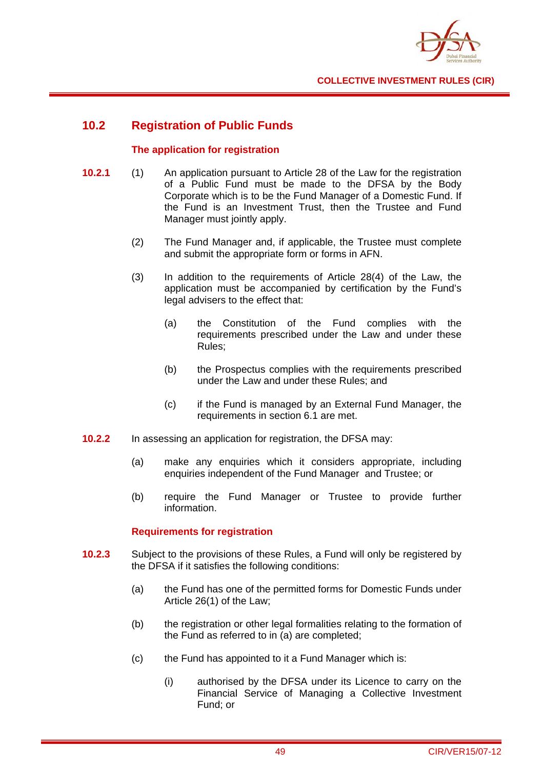## 10.2 Registration of Public Funds

### The application for registration

**10.2.1** (1) An application pursuant to Article 28 of the Law for the registration of a Public Fund must be made to the DFSA by the Body Corporate which is to be the Fund Manager of a Domestic Fund. If the Fund is an Investment Trust, then the Trustee and Fund Manager must jointly apply.

(2) The Fund Manager and, if applicable, the Trustee must complete and submit the appropriate form or forms in AFN.

(3) In addition to the requirements of Article 28(4) of the Law, the application must be accompanied by certification by the Fund's legal advisers to the effect that:

(a) the Constitution of the Fund complies with the requirements prescribed under the Law and under these Rules;

(b) the Prospectus complies with the requirements prescribed under the Law and under these Rules; and

(c) if the Fund is managed by an External Fund Manager, the requirements in section 6.1 are met.

**10.2.2** In assessing an application for registration, the DFSA may:

(a) make any enquiries which it considers appropriate, including enquiries independent of the Fund Manager and Trustee; or

(b) require the Fund Manager or Trustee to provide further information.

### Requirements for registration

**10.2.3** Subject to the provisions of these Rules, a Fund will only be registered by the DFSA if it satisfies the following conditions:

(a) the Fund has one of the permitted forms for Domestic Funds under Article 26(1) of the Law;

(b) the registration or other legal formalities relating to the formation of the Fund as referred to in (a) are completed;

(c) the Fund has appointed to it a Fund Manager which is:

(i) authorised by the DFSA under its Licence to carry on the Financial Service of Managing a Collective Investment Fund; or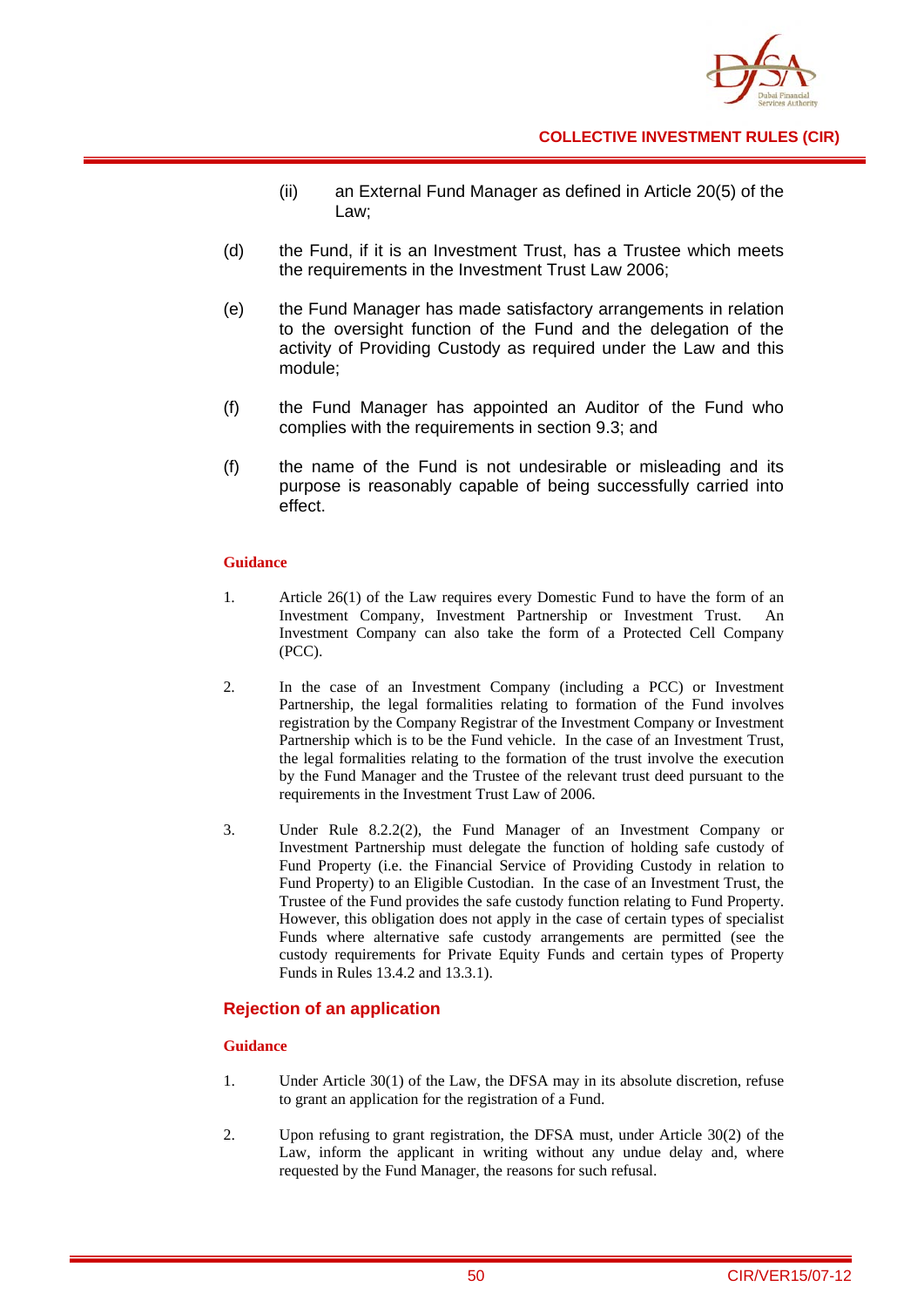(ii) an External Fund Manager as defined in Article 20(5) of the Law;

(d) the Fund, if it is an Investment Trust, has a Trustee which meets the requirements in the Investment Trust Law 2006;

(e) the Fund Manager has made satisfactory arrangements in relation to the oversight function of the Fund and the delegation of the activity of Providing Custody as required under the Law and this module;

(f) the Fund Manager has appointed an Auditor of the Fund who complies with the requirements in section 9.3; and

(f) the name of the Fund is not undesirable or misleading and its purpose is reasonably capable of being successfully carried into effect.

**Guidance**

1. Article 26(1) of the Law requires every Domestic Fund to have the form of an Investment Company, Investment Partnership or Investment Trust. An Investment Company can also take the form of a Protected Cell Company (PCC).

2. In the case of an Investment Company (including a PCC) or Investment Partnership, the legal formalities relating to formation of the Fund involves registration by the Company Registrar of the Investment Company or Investment Partnership which is to be the Fund vehicle. In the case of an Investment Trust, the legal formalities relating to the formation of the trust involve the execution by the Fund Manager and the Trustee of the relevant trust deed pursuant to the requirements in the Investment Trust Law of 2006.

3. Under Rule 8.2.2(2), the Fund Manager of an Investment Company or Investment Partnership must delegate the function of holding safe custody of Fund Property (i.e. the Financial Service of Providing Custody in relation to Fund Property) to an Eligible Custodian. In the case of an Investment Trust, the Trustee of the Fund provides the safe custody function relating to Fund Property. However, this obligation does not apply in the case of certain types of specialist Funds where alternative safe custody arrangements are permitted (see the custody requirements for Private Equity Funds and certain types of Property Funds in Rules 13.4.2 and 13.3.1).

## Rejection of an application

**Guidance**

1. Under Article 30(1) of the Law, the DFSA may in its absolute discretion, refuse to grant an application for the registration of a Fund.

2. Upon refusing to grant registration, the DFSA must, under Article 30(2) of the Law, inform the applicant in writing without any undue delay and, where requested by the Fund Manager, the reasons for such refusal.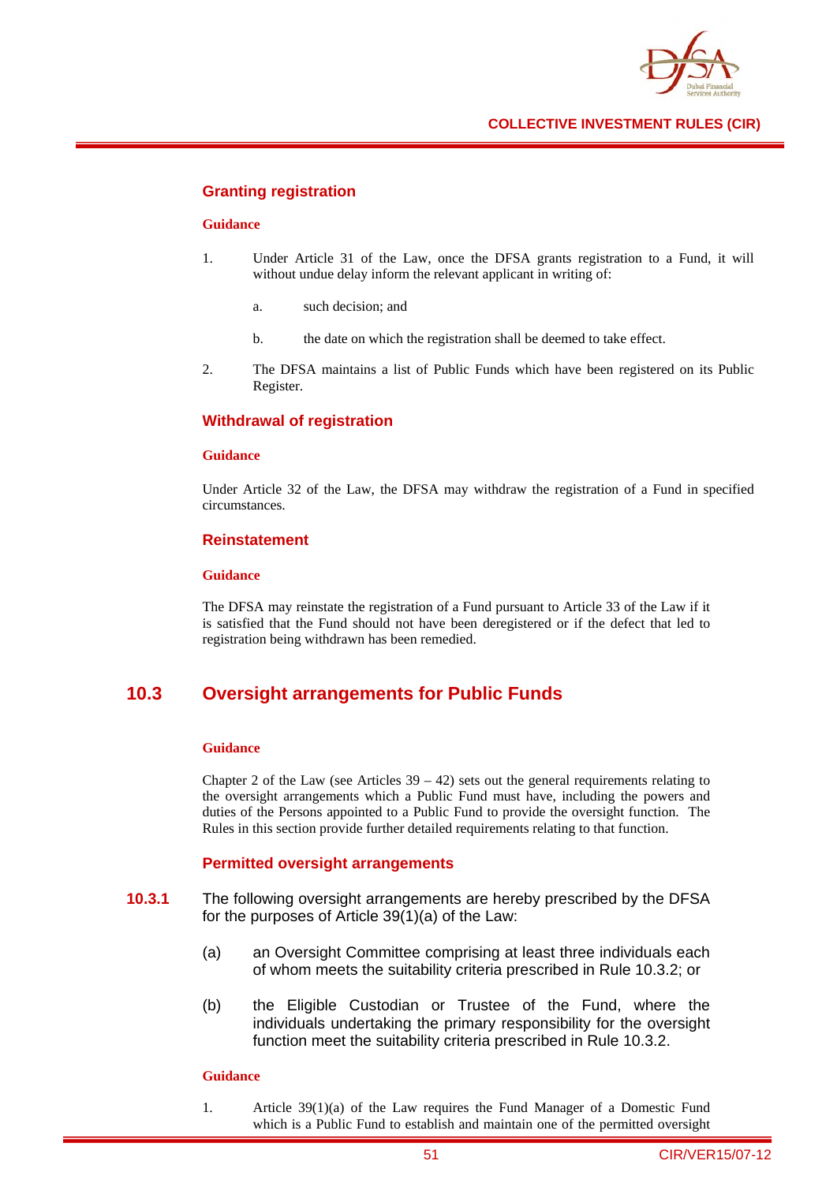### Granting registration

**Guidance**

1. Under Article 31 of the Law, once the DFSA grants registration to a Fund, it will without undue delay inform the relevant applicant in writing of:

   a. such decision; and

   b. the date on which the registration shall be deemed to take effect.

2. The DFSA maintains a list of Public Funds which have been registered on its Public Register.

### Withdrawal of registration

**Guidance**

Under Article 32 of the Law, the DFSA may withdraw the registration of a Fund in specified circumstances.

### Reinstatement

**Guidance**

The DFSA may reinstate the registration of a Fund pursuant to Article 33 of the Law if it is satisfied that the Fund should not have been deregistered or if the defect that led to registration being withdrawn has been remedied.

## 10.3 Oversight arrangements for Public Funds

**Guidance**

Chapter 2 of the Law (see Articles 39 – 42) sets out the general requirements relating to the oversight arrangements which a Public Fund must have, including the powers and duties of the Persons appointed to a Public Fund to provide the oversight function. The Rules in this section provide further detailed requirements relating to that function.

### Permitted oversight arrangements

**10.3.1** The following oversight arrangements are hereby prescribed by the DFSA for the purposes of Article 39(1)(a) of the Law:

(a) an Oversight Committee comprising at least three individuals each of whom meets the suitability criteria prescribed in Rule 10.3.2; or

(b) the Eligible Custodian or Trustee of the Fund, where the individuals undertaking the primary responsibility for the oversight function meet the suitability criteria prescribed in Rule 10.3.2.

**Guidance**

1. Article 39(1)(a) of the Law requires the Fund Manager of a Domestic Fund which is a Public Fund to establish and maintain one of the permitted oversight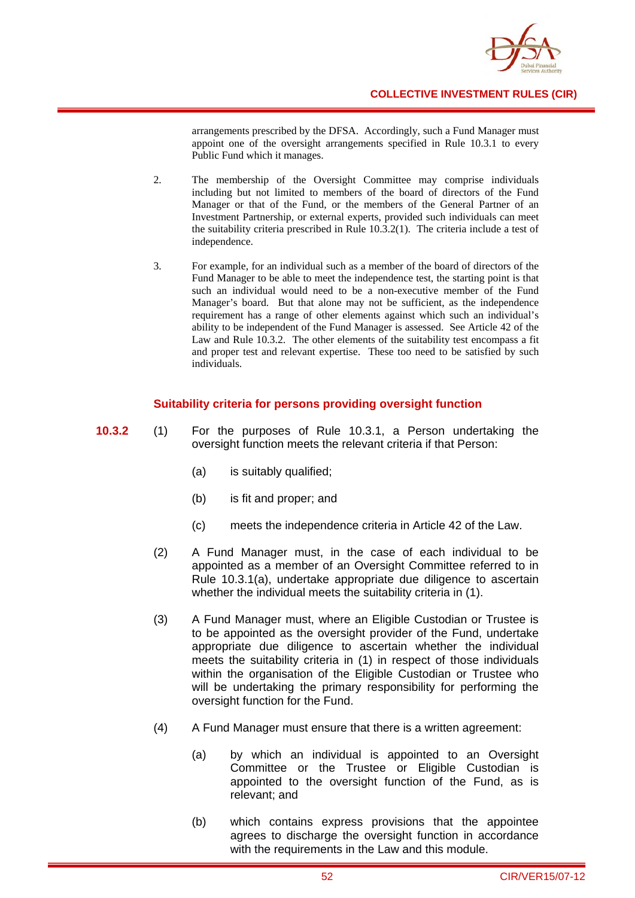arrangements prescribed by the DFSA. Accordingly, such a Fund Manager must appoint one of the oversight arrangements specified in Rule 10.3.1 to every Public Fund which it manages.

2. The membership of the Oversight Committee may comprise individuals including but not limited to members of the board of directors of the Fund Manager or that of the Fund, or the members of the General Partner of an Investment Partnership, or external experts, provided such individuals can meet the suitability criteria prescribed in Rule 10.3.2(1). The criteria include a test of independence.

3. For example, for an individual such as a member of the board of directors of the Fund Manager to be able to meet the independence test, the starting point is that such an individual would need to be a non-executive member of the Fund Manager's board. But that alone may not be sufficient, as the independence requirement has a range of other elements against which such an individual's ability to be independent of the Fund Manager is assessed. See Article 42 of the Law and Rule 10.3.2. The other elements of the suitability test encompass a fit and proper test and relevant expertise. These too need to be satisfied by such individuals.

### Suitability criteria for persons providing oversight function

**10.3.2** (1) For the purposes of Rule 10.3.1, a Person undertaking the oversight function meets the relevant criteria if that Person:

(a) is suitably qualified;

(b) is fit and proper; and

(c) meets the independence criteria in Article 42 of the Law.

(2) A Fund Manager must, in the case of each individual to be appointed as a member of an Oversight Committee referred to in Rule 10.3.1(a), undertake appropriate due diligence to ascertain whether the individual meets the suitability criteria in (1).

(3) A Fund Manager must, where an Eligible Custodian or Trustee is to be appointed as the oversight provider of the Fund, undertake appropriate due diligence to ascertain whether the individual meets the suitability criteria in (1) in respect of those individuals within the organisation of the Eligible Custodian or Trustee who will be undertaking the primary responsibility for performing the oversight function for the Fund.

(4) A Fund Manager must ensure that there is a written agreement:

(a) by which an individual is appointed to an Oversight Committee or the Trustee or Eligible Custodian is appointed to the oversight function of the Fund, as is relevant; and

(b) which contains express provisions that the appointee agrees to discharge the oversight function in accordance with the requirements in the Law and this module.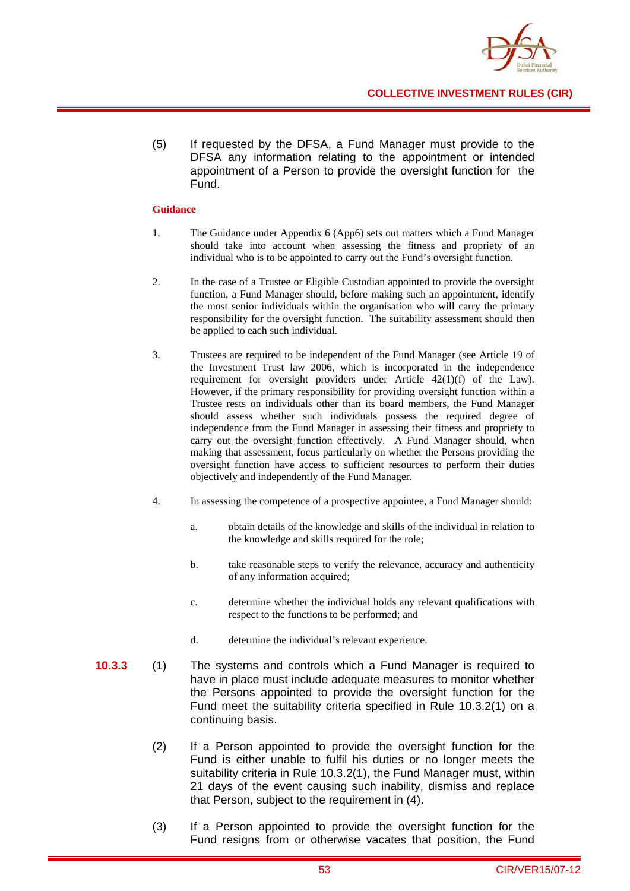(5) If requested by the DFSA, a Fund Manager must provide to the DFSA any information relating to the appointment or intended appointment of a Person to provide the oversight function for the Fund.

**Guidance**

1. The Guidance under Appendix 6 (App6) sets out matters which a Fund Manager should take into account when assessing the fitness and propriety of an individual who is to be appointed to carry out the Fund's oversight function.

2. In the case of a Trustee or Eligible Custodian appointed to provide the oversight function, a Fund Manager should, before making such an appointment, identify the most senior individuals within the organisation who will carry the primary responsibility for the oversight function. The suitability assessment should then be applied to each such individual.

3. Trustees are required to be independent of the Fund Manager (see Article 19 of the Investment Trust law 2006, which is incorporated in the independence requirement for oversight providers under Article 42(1)(f) of the Law). However, if the primary responsibility for providing oversight function within a Trustee rests on individuals other than its board members, the Fund Manager should assess whether such individuals possess the required degree of independence from the Fund Manager in assessing their fitness and propriety to carry out the oversight function effectively. A Fund Manager should, when making that assessment, focus particularly on whether the Persons providing the oversight function have access to sufficient resources to perform their duties objectively and independently of the Fund Manager.

4. In assessing the competence of a prospective appointee, a Fund Manager should:

   a. obtain details of the knowledge and skills of the individual in relation to the knowledge and skills required for the role;

   b. take reasonable steps to verify the relevance, accuracy and authenticity of any information acquired;

   c. determine whether the individual holds any relevant qualifications with respect to the functions to be performed; and

   d. determine the individual's relevant experience.

**10.3.3** (1) The systems and controls which a Fund Manager is required to have in place must include adequate measures to monitor whether the Persons appointed to provide the oversight function for the Fund meet the suitability criteria specified in Rule 10.3.2(1) on a continuing basis.

(2) If a Person appointed to provide the oversight function for the Fund is either unable to fulfil his duties or no longer meets the suitability criteria in Rule 10.3.2(1), the Fund Manager must, within 21 days of the event causing such inability, dismiss and replace that Person, subject to the requirement in (4).

(3) If a Person appointed to provide the oversight function for the Fund resigns from or otherwise vacates that position, the Fund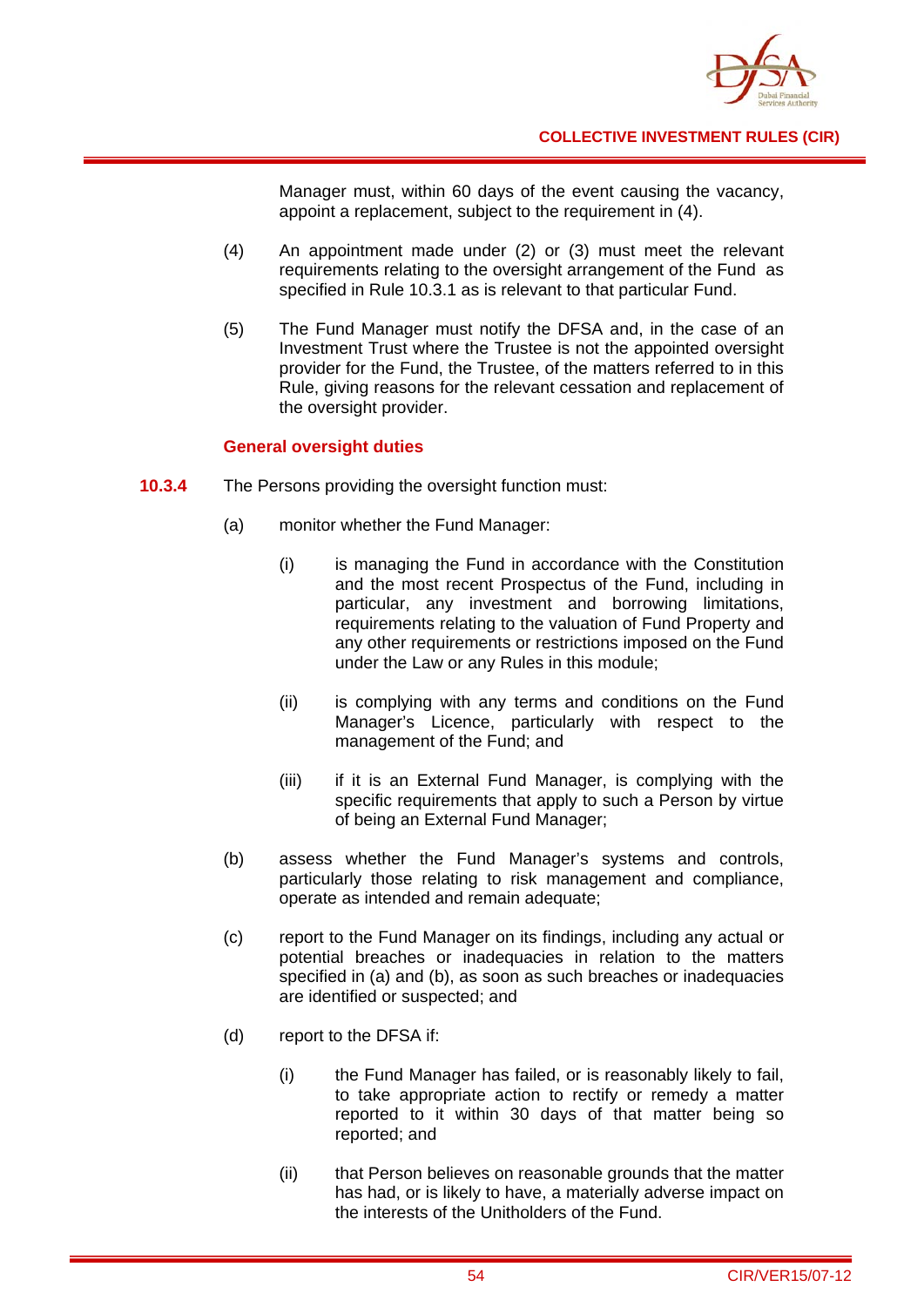Manager must, within 60 days of the event causing the vacancy, appoint a replacement, subject to the requirement in (4).

(4) An appointment made under (2) or (3) must meet the relevant requirements relating to the oversight arrangement of the Fund as specified in Rule 10.3.1 as is relevant to that particular Fund.

(5) The Fund Manager must notify the DFSA and, in the case of an Investment Trust where the Trustee is not the appointed oversight provider for the Fund, the Trustee, of the matters referred to in this Rule, giving reasons for the relevant cessation and replacement of the oversight provider.

### General oversight duties

**10.3.4** The Persons providing the oversight function must:

(a) monitor whether the Fund Manager:

(i) is managing the Fund in accordance with the Constitution and the most recent Prospectus of the Fund, including in particular, any investment and borrowing limitations, requirements relating to the valuation of Fund Property and any other requirements or restrictions imposed on the Fund under the Law or any Rules in this module;

(ii) is complying with any terms and conditions on the Fund Manager's Licence, particularly with respect to the management of the Fund; and

(iii) if it is an External Fund Manager, is complying with the specific requirements that apply to such a Person by virtue of being an External Fund Manager;

(b) assess whether the Fund Manager's systems and controls, particularly those relating to risk management and compliance, operate as intended and remain adequate;

(c) report to the Fund Manager on its findings, including any actual or potential breaches or inadequacies in relation to the matters specified in (a) and (b), as soon as such breaches or inadequacies are identified or suspected; and

(d) report to the DFSA if:

(i) the Fund Manager has failed, or is reasonably likely to fail, to take appropriate action to rectify or remedy a matter reported to it within 30 days of that matter being so reported; and

(ii) that Person believes on reasonable grounds that the matter has had, or is likely to have, a materially adverse impact on the interests of the Unitholders of the Fund.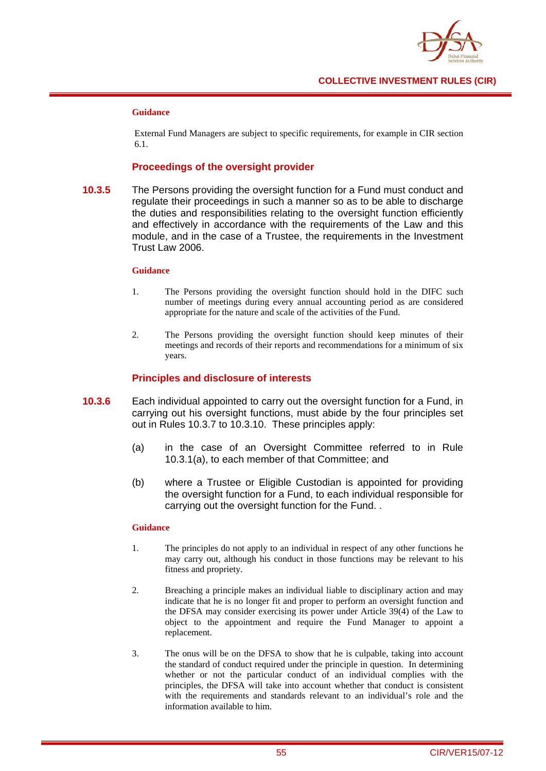**Guidance**

External Fund Managers are subject to specific requirements, for example in CIR section 6.1.

### Proceedings of the oversight provider

**10.3.5** The Persons providing the oversight function for a Fund must conduct and regulate their proceedings in such a manner so as to be able to discharge the duties and responsibilities relating to the oversight function efficiently and effectively in accordance with the requirements of the Law and this module, and in the case of a Trustee, the requirements in the Investment Trust Law 2006.

**Guidance**

1. The Persons providing the oversight function should hold in the DIFC such number of meetings during every annual accounting period as are considered appropriate for the nature and scale of the activities of the Fund.

2. The Persons providing the oversight function should keep minutes of their meetings and records of their reports and recommendations for a minimum of six years.

### Principles and disclosure of interests

**10.3.6** Each individual appointed to carry out the oversight function for a Fund, in carrying out his oversight functions, must abide by the four principles set out in Rules 10.3.7 to 10.3.10. These principles apply:

(a) in the case of an Oversight Committee referred to in Rule 10.3.1(a), to each member of that Committee; and

(b) where a Trustee or Eligible Custodian is appointed for providing the oversight function for a Fund, to each individual responsible for carrying out the oversight function for the Fund. .

**Guidance**

1. The principles do not apply to an individual in respect of any other functions he may carry out, although his conduct in those functions may be relevant to his fitness and propriety.

2. Breaching a principle makes an individual liable to disciplinary action and may indicate that he is no longer fit and proper to perform an oversight function and the DFSA may consider exercising its power under Article 39(4) of the Law to object to the appointment and require the Fund Manager to appoint a replacement.

3. The onus will be on the DFSA to show that he is culpable, taking into account the standard of conduct required under the principle in question. In determining whether or not the particular conduct of an individual complies with the principles, the DFSA will take into account whether that conduct is consistent with the requirements and standards relevant to an individual's role and the information available to him.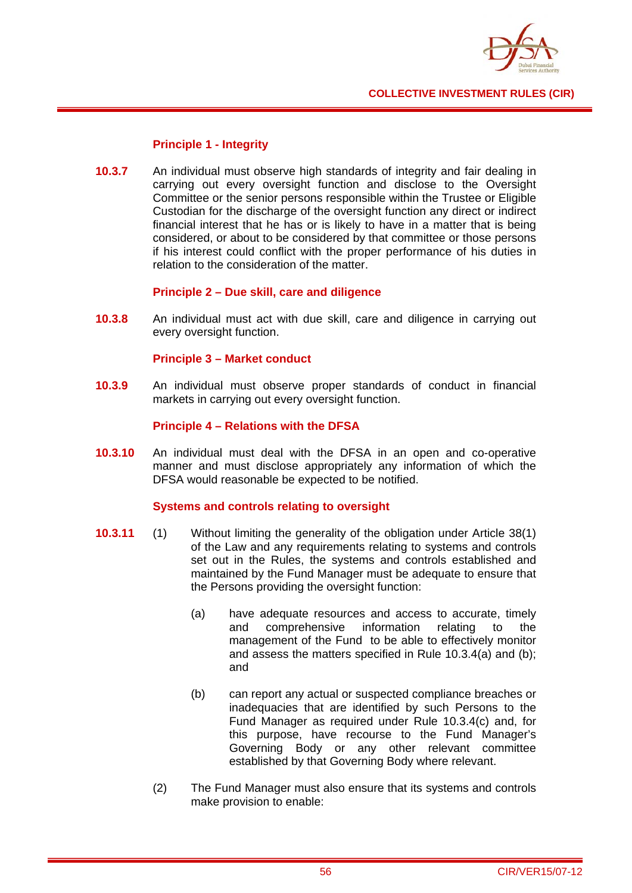### Principle 1 - Integrity

**10.3.7** An individual must observe high standards of integrity and fair dealing in carrying out every oversight function and disclose to the Oversight Committee or the senior persons responsible within the Trustee or Eligible Custodian for the discharge of the oversight function any direct or indirect financial interest that he has or is likely to have in a matter that is being considered, or about to be considered by that committee or those persons if his interest could conflict with the proper performance of his duties in relation to the consideration of the matter.

### Principle 2 – Due skill, care and diligence

**10.3.8** An individual must act with due skill, care and diligence in carrying out every oversight function.

### Principle 3 – Market conduct

**10.3.9** An individual must observe proper standards of conduct in financial markets in carrying out every oversight function.

### Principle 4 – Relations with the DFSA

**10.3.10** An individual must deal with the DFSA in an open and co-operative manner and must disclose appropriately any information of which the DFSA would reasonable be expected to be notified.

### Systems and controls relating to oversight

**10.3.11** (1) Without limiting the generality of the obligation under Article 38(1) of the Law and any requirements relating to systems and controls set out in the Rules, the systems and controls established and maintained by the Fund Manager must be adequate to ensure that the Persons providing the oversight function:

(a) have adequate resources and access to accurate, timely and comprehensive information relating to the management of the Fund to be able to effectively monitor and assess the matters specified in Rule 10.3.4(a) and (b); and

(b) can report any actual or suspected compliance breaches or inadequacies that are identified by such Persons to the Fund Manager as required under Rule 10.3.4(c) and, for this purpose, have recourse to the Fund Manager's Governing Body or any other relevant committee established by that Governing Body where relevant.

(2) The Fund Manager must also ensure that its systems and controls make provision to enable: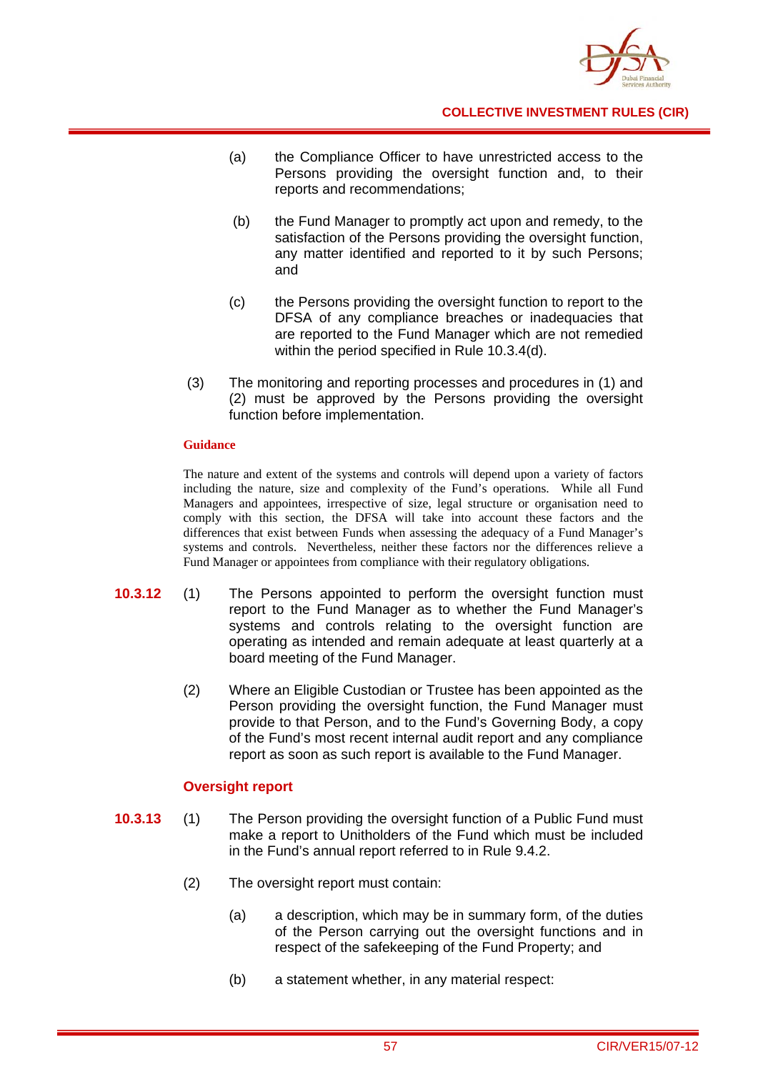(a) the Compliance Officer to have unrestricted access to the Persons providing the oversight function and, to their reports and recommendations;

(b) the Fund Manager to promptly act upon and remedy, to the satisfaction of the Persons providing the oversight function, any matter identified and reported to it by such Persons; and

(c) the Persons providing the oversight function to report to the DFSA of any compliance breaches or inadequacies that are reported to the Fund Manager which are not remedied within the period specified in Rule 10.3.4(d).

(3) The monitoring and reporting processes and procedures in (1) and (2) must be approved by the Persons providing the oversight function before implementation.

**Guidance**

The nature and extent of the systems and controls will depend upon a variety of factors including the nature, size and complexity of the Fund's operations. While all Fund Managers and appointees, irrespective of size, legal structure or organisation need to comply with this section, the DFSA will take into account these factors and the differences that exist between Funds when assessing the adequacy of a Fund Manager's systems and controls. Nevertheless, neither these factors nor the differences relieve a Fund Manager or appointees from compliance with their regulatory obligations.

**10.3.12** (1) The Persons appointed to perform the oversight function must report to the Fund Manager as to whether the Fund Manager's systems and controls relating to the oversight function are operating as intended and remain adequate at least quarterly at a board meeting of the Fund Manager.

(2) Where an Eligible Custodian or Trustee has been appointed as the Person providing the oversight function, the Fund Manager must provide to that Person, and to the Fund's Governing Body, a copy of the Fund's most recent internal audit report and any compliance report as soon as such report is available to the Fund Manager.

### Oversight report

**10.3.13** (1) The Person providing the oversight function of a Public Fund must make a report to Unitholders of the Fund which must be included in the Fund's annual report referred to in Rule 9.4.2.

(2) The oversight report must contain:

(a) a description, which may be in summary form, of the duties of the Person carrying out the oversight functions and in respect of the safekeeping of the Fund Property; and

(b) a statement whether, in any material respect: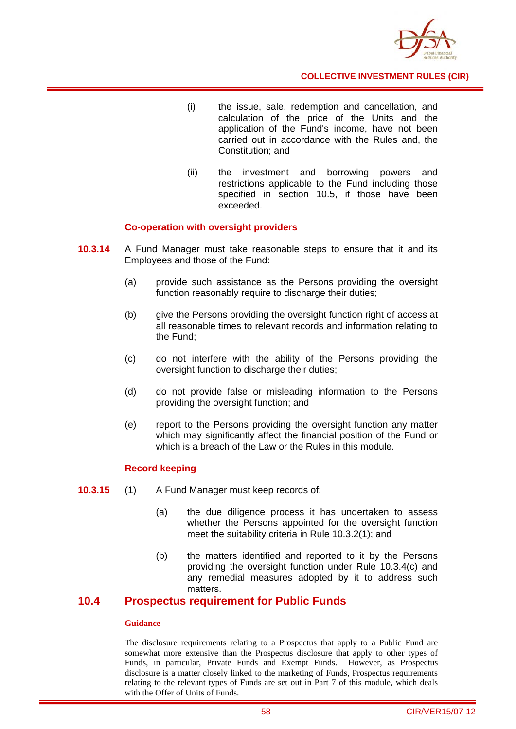(i) the issue, sale, redemption and cancellation, and calculation of the price of the Units and the application of the Fund's income, have not been carried out in accordance with the Rules and, the Constitution; and

(ii) the investment and borrowing powers and restrictions applicable to the Fund including those specified in section 10.5, if those have been exceeded.

**Co-operation with oversight providers**

**10.3.14** A Fund Manager must take reasonable steps to ensure that it and its Employees and those of the Fund:

(a) provide such assistance as the Persons providing the oversight function reasonably require to discharge their duties;

(b) give the Persons providing the oversight function right of access at all reasonable times to relevant records and information relating to the Fund;

(c) do not interfere with the ability of the Persons providing the oversight function to discharge their duties;

(d) do not provide false or misleading information to the Persons providing the oversight function; and

(e) report to the Persons providing the oversight function any matter which may significantly affect the financial position of the Fund or which is a breach of the Law or the Rules in this module.

**Record keeping**

**10.3.15** (1) A Fund Manager must keep records of:

(a) the due diligence process it has undertaken to assess whether the Persons appointed for the oversight function meet the suitability criteria in Rule 10.3.2(1); and

(b) the matters identified and reported to it by the Persons providing the oversight function under Rule 10.3.4(c) and any remedial measures adopted by it to address such matters.

## 10.4 Prospectus requirement for Public Funds

**Guidance**

The disclosure requirements relating to a Prospectus that apply to a Public Fund are somewhat more extensive than the Prospectus disclosure that apply to other types of Funds, in particular, Private Funds and Exempt Funds. However, as Prospectus disclosure is a matter closely linked to the marketing of Funds, Prospectus requirements relating to the relevant types of Funds are set out in Part 7 of this module, which deals with the Offer of Units of Funds.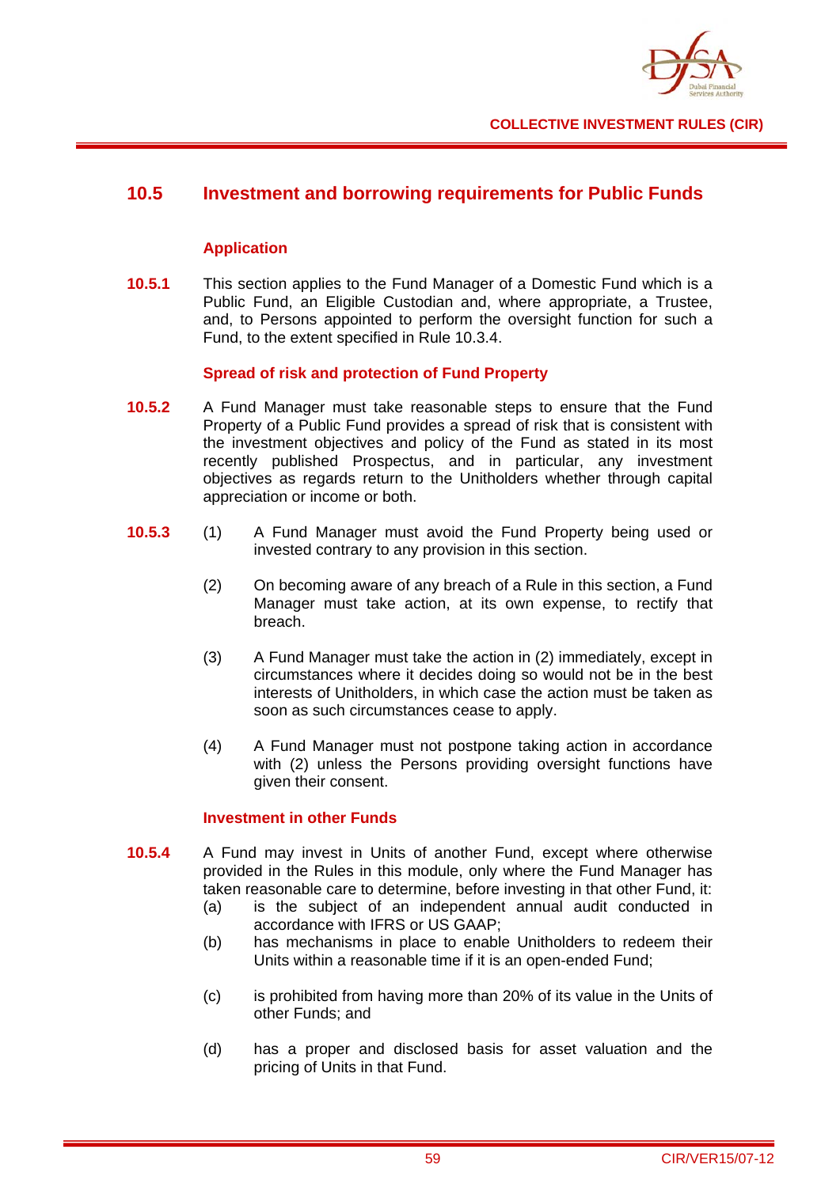## 10.5 Investment and borrowing requirements for Public Funds

### Application

**10.5.1** This section applies to the Fund Manager of a Domestic Fund which is a Public Fund, an Eligible Custodian and, where appropriate, a Trustee, and, to Persons appointed to perform the oversight function for such a Fund, to the extent specified in Rule 10.3.4.

### Spread of risk and protection of Fund Property

**10.5.2** A Fund Manager must take reasonable steps to ensure that the Fund Property of a Public Fund provides a spread of risk that is consistent with the investment objectives and policy of the Fund as stated in its most recently published Prospectus, and in particular, any investment objectives as regards return to the Unitholders whether through capital appreciation or income or both.

**10.5.3** (1) A Fund Manager must avoid the Fund Property being used or invested contrary to any provision in this section.

(2) On becoming aware of any breach of a Rule in this section, a Fund Manager must take action, at its own expense, to rectify that breach.

(3) A Fund Manager must take the action in (2) immediately, except in circumstances where it decides doing so would not be in the best interests of Unitholders, in which case the action must be taken as soon as such circumstances cease to apply.

(4) A Fund Manager must not postpone taking action in accordance with (2) unless the Persons providing oversight functions have given their consent.

### Investment in other Funds

**10.5.4** A Fund may invest in Units of another Fund, except where otherwise provided in the Rules in this module, only where the Fund Manager has taken reasonable care to determine, before investing in that other Fund, it:

(a) is the subject of an independent annual audit conducted in accordance with IFRS or US GAAP;

(b) has mechanisms in place to enable Unitholders to redeem their Units within a reasonable time if it is an open-ended Fund;

(c) is prohibited from having more than 20% of its value in the Units of other Funds; and

(d) has a proper and disclosed basis for asset valuation and the pricing of Units in that Fund.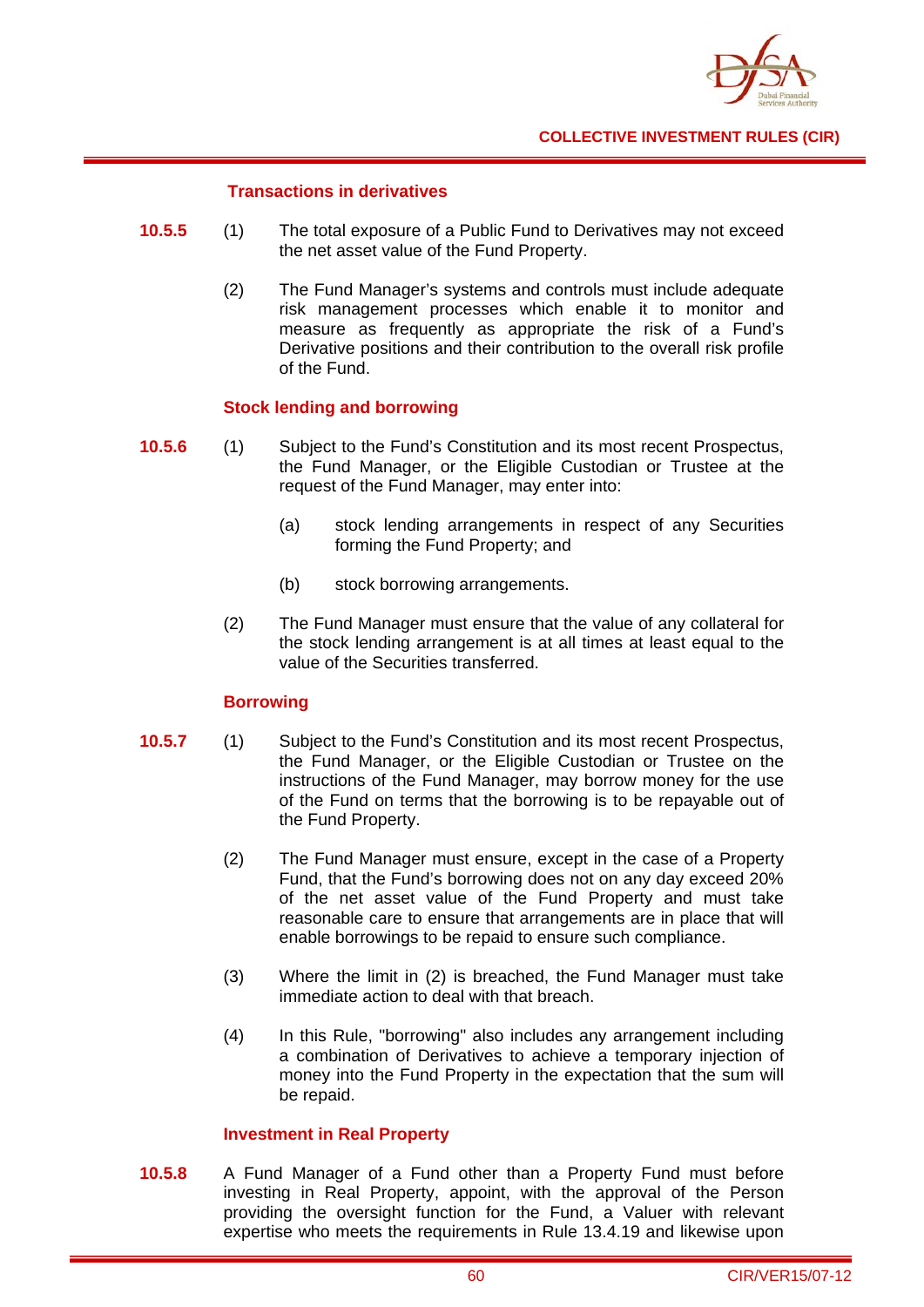### Transactions in derivatives

**10.5.5** (1) The total exposure of a Public Fund to Derivatives may not exceed the net asset value of the Fund Property.

(2) The Fund Manager's systems and controls must include adequate risk management processes which enable it to monitor and measure as frequently as appropriate the risk of a Fund's Derivative positions and their contribution to the overall risk profile of the Fund.

### Stock lending and borrowing

**10.5.6** (1) Subject to the Fund's Constitution and its most recent Prospectus, the Fund Manager, or the Eligible Custodian or Trustee at the request of the Fund Manager, may enter into:

(a) stock lending arrangements in respect of any Securities forming the Fund Property; and

(b) stock borrowing arrangements.

(2) The Fund Manager must ensure that the value of any collateral for the stock lending arrangement is at all times at least equal to the value of the Securities transferred.

### Borrowing

**10.5.7** (1) Subject to the Fund's Constitution and its most recent Prospectus, the Fund Manager, or the Eligible Custodian or Trustee on the instructions of the Fund Manager, may borrow money for the use of the Fund on terms that the borrowing is to be repayable out of the Fund Property.

(2) The Fund Manager must ensure, except in the case of a Property Fund, that the Fund's borrowing does not on any day exceed 20% of the net asset value of the Fund Property and must take reasonable care to ensure that arrangements are in place that will enable borrowings to be repaid to ensure such compliance.

(3) Where the limit in (2) is breached, the Fund Manager must take immediate action to deal with that breach.

(4) In this Rule, "borrowing" also includes any arrangement including a combination of Derivatives to achieve a temporary injection of money into the Fund Property in the expectation that the sum will be repaid.

### Investment in Real Property

**10.5.8** A Fund Manager of a Fund other than a Property Fund must before investing in Real Property, appoint, with the approval of the Person providing the oversight function for the Fund, a Valuer with relevant expertise who meets the requirements in Rule 13.4.19 and likewise upon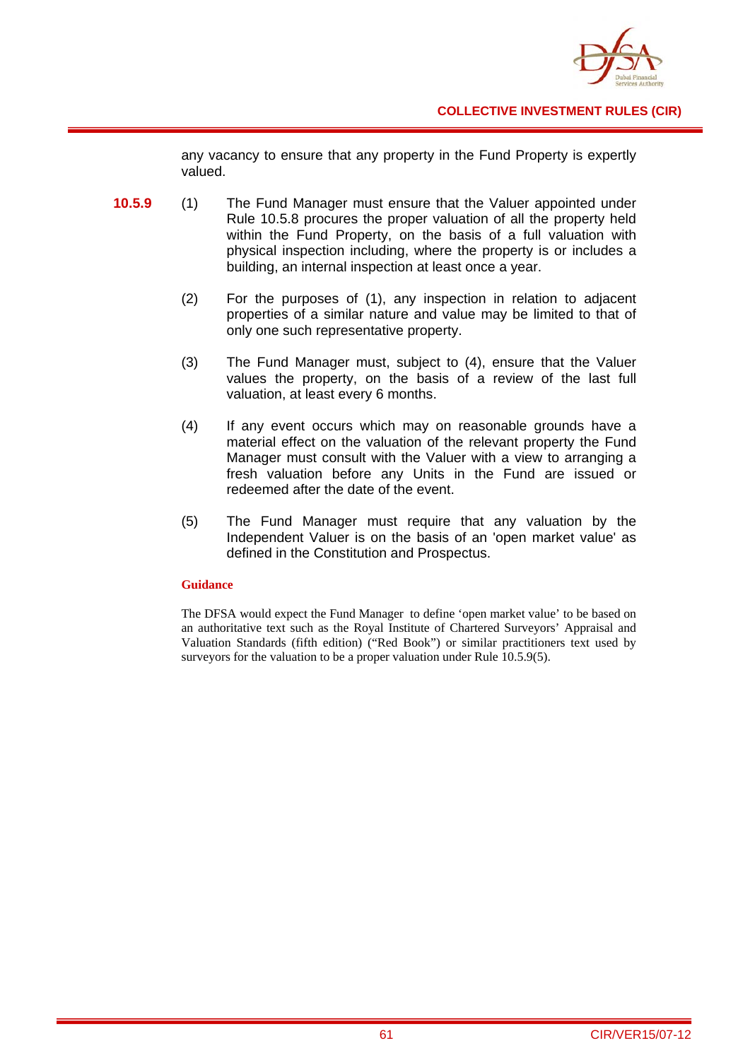any vacancy to ensure that any property in the Fund Property is expertly valued.

**10.5.9** (1) The Fund Manager must ensure that the Valuer appointed under Rule 10.5.8 procures the proper valuation of all the property held within the Fund Property, on the basis of a full valuation with physical inspection including, where the property is or includes a building, an internal inspection at least once a year.

(2) For the purposes of (1), any inspection in relation to adjacent properties of a similar nature and value may be limited to that of only one such representative property.

(3) The Fund Manager must, subject to (4), ensure that the Valuer values the property, on the basis of a review of the last full valuation, at least every 6 months.

(4) If any event occurs which may on reasonable grounds have a material effect on the valuation of the relevant property the Fund Manager must consult with the Valuer with a view to arranging a fresh valuation before any Units in the Fund are issued or redeemed after the date of the event.

(5) The Fund Manager must require that any valuation by the Independent Valuer is on the basis of an 'open market value' as defined in the Constitution and Prospectus.

**Guidance**

The DFSA would expect the Fund Manager to define 'open market value' to be based on an authoritative text such as the Royal Institute of Chartered Surveyors' Appraisal and Valuation Standards (fifth edition) ("Red Book") or similar practitioners text used by surveyors for the valuation to be a proper valuation under Rule 10.5.9(5).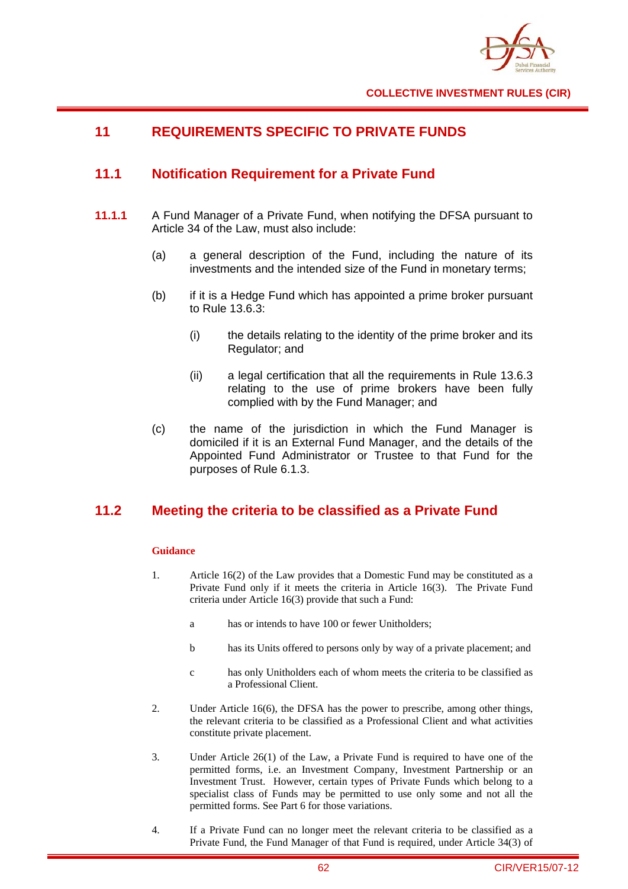# 11 REQUIREMENTS SPECIFIC TO PRIVATE FUNDS

## 11.1 Notification Requirement for a Private Fund

**11.1.1** A Fund Manager of a Private Fund, when notifying the DFSA pursuant to Article 34 of the Law, must also include:

(a) a general description of the Fund, including the nature of its investments and the intended size of the Fund in monetary terms;

(b) if it is a Hedge Fund which has appointed a prime broker pursuant to Rule 13.6.3:

(i) the details relating to the identity of the prime broker and its Regulator; and

(ii) a legal certification that all the requirements in Rule 13.6.3 relating to the use of prime brokers have been fully complied with by the Fund Manager; and

(c) the name of the jurisdiction in which the Fund Manager is domiciled if it is an External Fund Manager, and the details of the Appointed Fund Administrator or Trustee to that Fund for the purposes of Rule 6.1.3.

## 11.2 Meeting the criteria to be classified as a Private Fund

**Guidance**

1. Article 16(2) of the Law provides that a Domestic Fund may be constituted as a Private Fund only if it meets the criteria in Article 16(3). The Private Fund criteria under Article 16(3) provide that such a Fund:

   a has or intends to have 100 or fewer Unitholders;

   b has its Units offered to persons only by way of a private placement; and

   c has only Unitholders each of whom meets the criteria to be classified as a Professional Client.

2. Under Article 16(6), the DFSA has the power to prescribe, among other things, the relevant criteria to be classified as a Professional Client and what activities constitute private placement.

3. Under Article 26(1) of the Law, a Private Fund is required to have one of the permitted forms, i.e. an Investment Company, Investment Partnership or an Investment Trust. However, certain types of Private Funds which belong to a specialist class of Funds may be permitted to use only some and not all the permitted forms. See Part 6 for those variations.

4. If a Private Fund can no longer meet the relevant criteria to be classified as a Private Fund, the Fund Manager of that Fund is required, under Article 34(3) of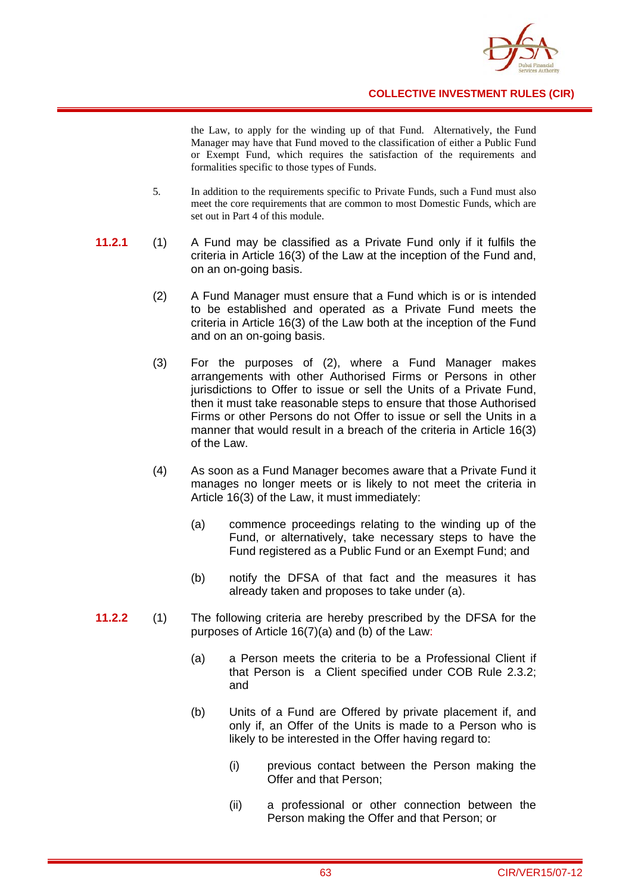the Law, to apply for the winding up of that Fund. Alternatively, the Fund Manager may have that Fund moved to the classification of either a Public Fund or Exempt Fund, which requires the satisfaction of the requirements and formalities specific to those types of Funds.

5. In addition to the requirements specific to Private Funds, such a Fund must also meet the core requirements that are common to most Domestic Funds, which are set out in Part 4 of this module.

**11.2.1** (1) A Fund may be classified as a Private Fund only if it fulfils the criteria in Article 16(3) of the Law at the inception of the Fund and, on an on-going basis.

(2) A Fund Manager must ensure that a Fund which is or is intended to be established and operated as a Private Fund meets the criteria in Article 16(3) of the Law both at the inception of the Fund and on an on-going basis.

(3) For the purposes of (2), where a Fund Manager makes arrangements with other Authorised Firms or Persons in other jurisdictions to Offer to issue or sell the Units of a Private Fund, then it must take reasonable steps to ensure that those Authorised Firms or other Persons do not Offer to issue or sell the Units in a manner that would result in a breach of the criteria in Article 16(3) of the Law.

(4) As soon as a Fund Manager becomes aware that a Private Fund it manages no longer meets or is likely to not meet the criteria in Article 16(3) of the Law, it must immediately:

(a) commence proceedings relating to the winding up of the Fund, or alternatively, take necessary steps to have the Fund registered as a Public Fund or an Exempt Fund; and

(b) notify the DFSA of that fact and the measures it has already taken and proposes to take under (a).

**11.2.2** (1) The following criteria are hereby prescribed by the DFSA for the purposes of Article 16(7)(a) and (b) of the Law:

(a) a Person meets the criteria to be a Professional Client if that Person is a Client specified under COB Rule 2.3.2; and

(b) Units of a Fund are Offered by private placement if, and only if, an Offer of the Units is made to a Person who is likely to be interested in the Offer having regard to:

(i) previous contact between the Person making the Offer and that Person;

(ii) a professional or other connection between the Person making the Offer and that Person; or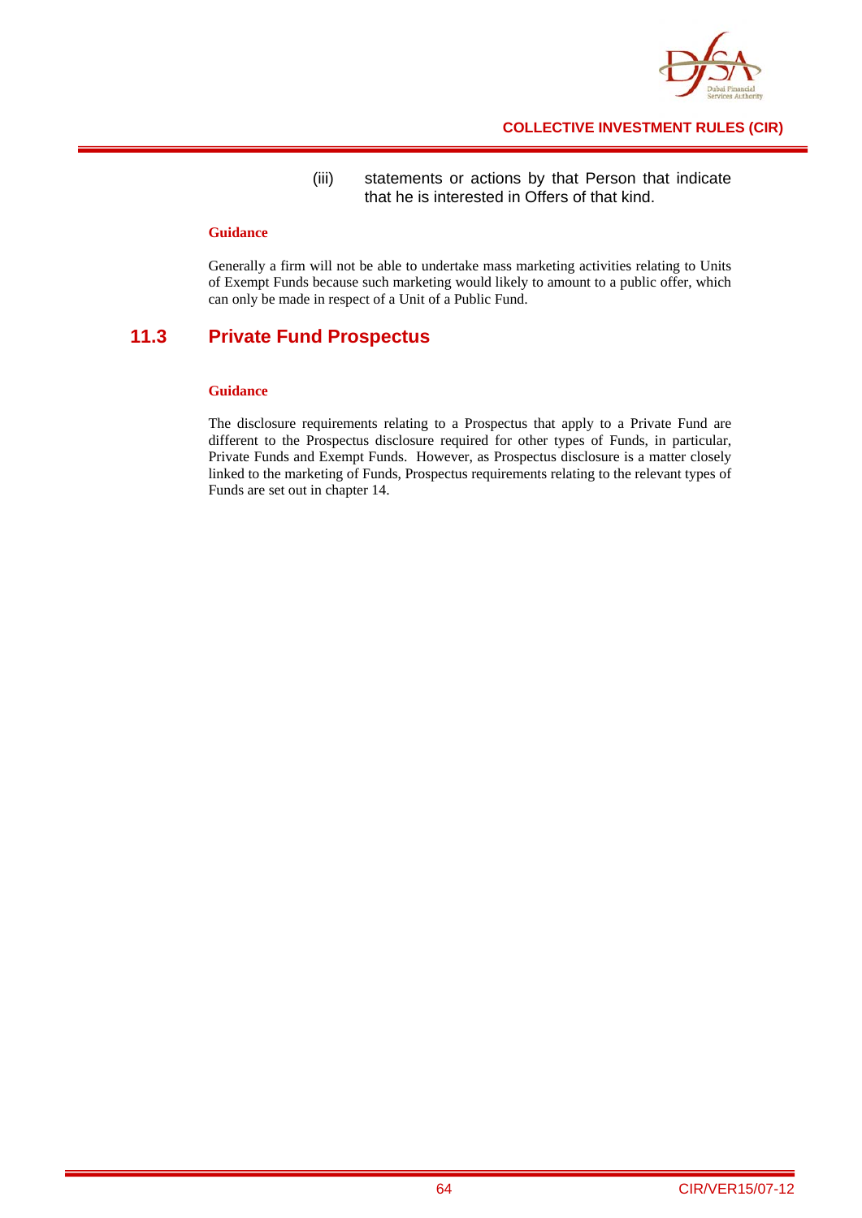(iii) statements or actions by that Person that indicate that he is interested in Offers of that kind.

**Guidance**

Generally a firm will not be able to undertake mass marketing activities relating to Units of Exempt Funds because such marketing would likely to amount to a public offer, which can only be made in respect of a Unit of a Public Fund.

## 11.3 Private Fund Prospectus

**Guidance**

The disclosure requirements relating to a Prospectus that apply to a Private Fund are different to the Prospectus disclosure required for other types of Funds, in particular, Private Funds and Exempt Funds. However, as Prospectus disclosure is a matter closely linked to the marketing of Funds, Prospectus requirements relating to the relevant types of Funds are set out in chapter 14.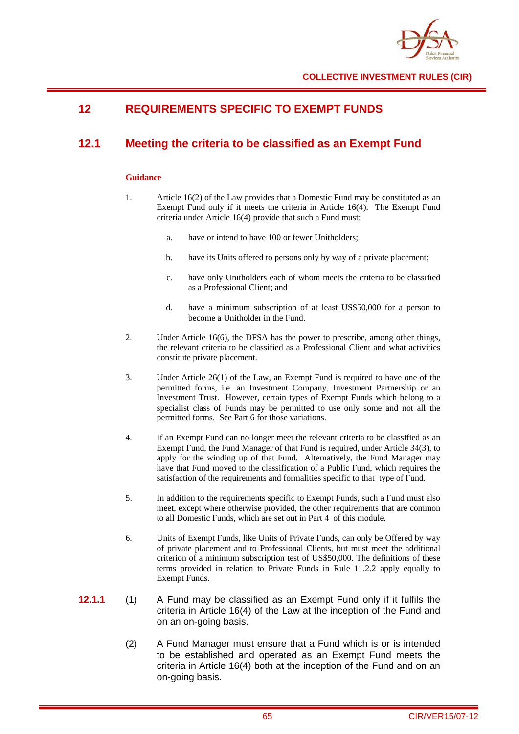## 12 REQUIREMENTS SPECIFIC TO EXEMPT FUNDS

### 12.1 Meeting the criteria to be classified as an Exempt Fund

**Guidance**

1. Article 16(2) of the Law provides that a Domestic Fund may be constituted as an Exempt Fund only if it meets the criteria in Article 16(4). The Exempt Fund criteria under Article 16(4) provide that such a Fund must:

   a. have or intend to have 100 or fewer Unitholders;

   b. have its Units offered to persons only by way of a private placement;

   c. have only Unitholders each of whom meets the criteria to be classified as a Professional Client; and

   d. have a minimum subscription of at least US$50,000 for a person to become a Unitholder in the Fund.

2. Under Article 16(6), the DFSA has the power to prescribe, among other things, the relevant criteria to be classified as a Professional Client and what activities constitute private placement.

3. Under Article 26(1) of the Law, an Exempt Fund is required to have one of the permitted forms, i.e. an Investment Company, Investment Partnership or an Investment Trust. However, certain types of Exempt Funds which belong to a specialist class of Funds may be permitted to use only some and not all the permitted forms. See Part 6 for those variations.

4. If an Exempt Fund can no longer meet the relevant criteria to be classified as an Exempt Fund, the Fund Manager of that Fund is required, under Article 34(3), to apply for the winding up of that Fund. Alternatively, the Fund Manager may have that Fund moved to the classification of a Public Fund, which requires the satisfaction of the requirements and formalities specific to that type of Fund.

5. In addition to the requirements specific to Exempt Funds, such a Fund must also meet, except where otherwise provided, the other requirements that are common to all Domestic Funds, which are set out in Part 4 of this module.

6. Units of Exempt Funds, like Units of Private Funds, can only be Offered by way of private placement and to Professional Clients, but must meet the additional criterion of a minimum subscription test of US$50,000. The definitions of these terms provided in relation to Private Funds in Rule 11.2.2 apply equally to Exempt Funds.

**12.1.1** (1) A Fund may be classified as an Exempt Fund only if it fulfils the criteria in Article 16(4) of the Law at the inception of the Fund and on an on-going basis.

(2) A Fund Manager must ensure that a Fund which is or is intended to be established and operated as an Exempt Fund meets the criteria in Article 16(4) both at the inception of the Fund and on an on-going basis.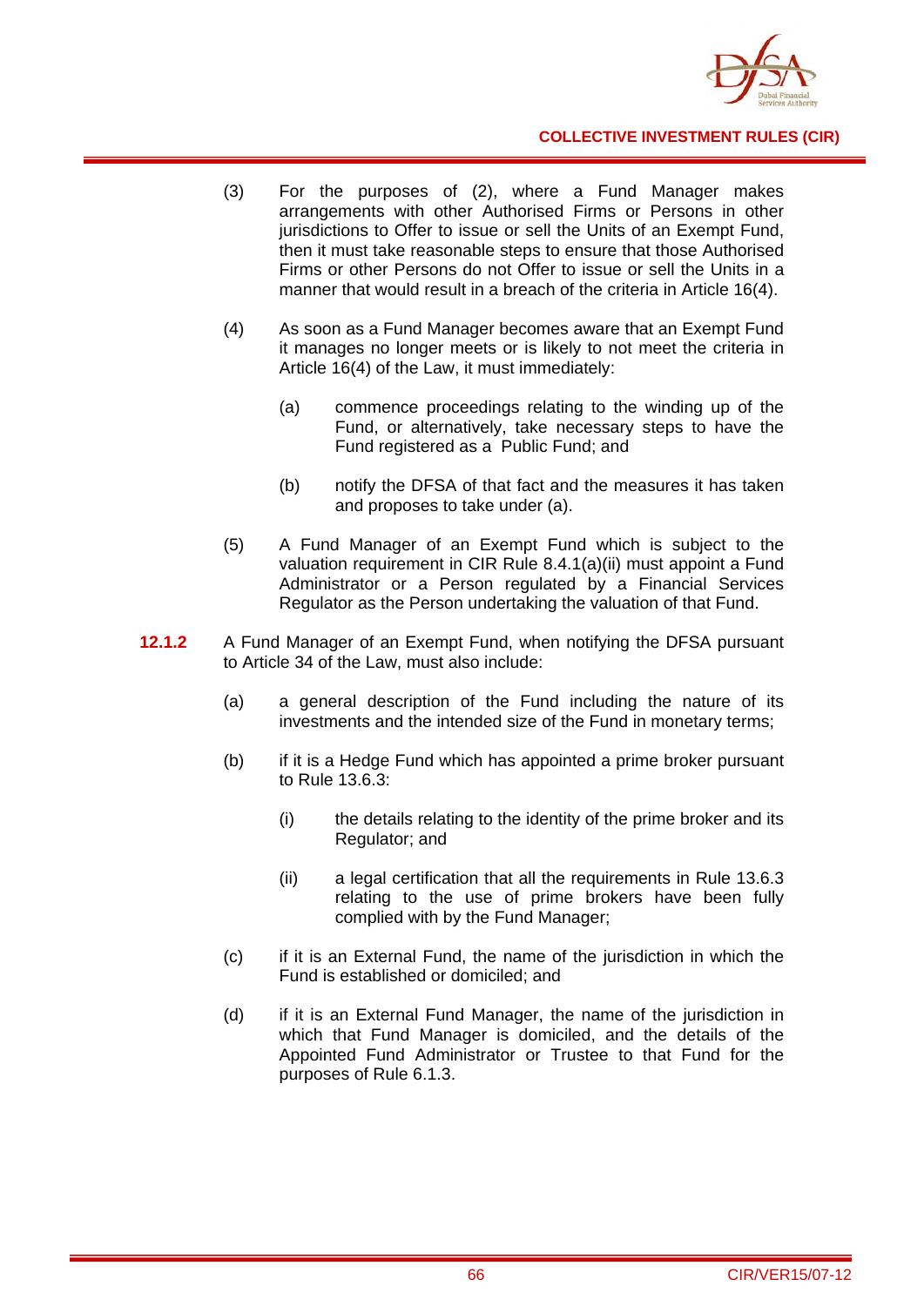(3) For the purposes of (2), where a Fund Manager makes arrangements with other Authorised Firms or Persons in other jurisdictions to Offer to issue or sell the Units of an Exempt Fund, then it must take reasonable steps to ensure that those Authorised Firms or other Persons do not Offer to issue or sell the Units in a manner that would result in a breach of the criteria in Article 16(4).

(4) As soon as a Fund Manager becomes aware that an Exempt Fund it manages no longer meets or is likely to not meet the criteria in Article 16(4) of the Law, it must immediately:

(a) commence proceedings relating to the winding up of the Fund, or alternatively, take necessary steps to have the Fund registered as a Public Fund; and

(b) notify the DFSA of that fact and the measures it has taken and proposes to take under (a).

(5) A Fund Manager of an Exempt Fund which is subject to the valuation requirement in CIR Rule 8.4.1(a)(ii) must appoint a Fund Administrator or a Person regulated by a Financial Services Regulator as the Person undertaking the valuation of that Fund.

**12.1.2** A Fund Manager of an Exempt Fund, when notifying the DFSA pursuant to Article 34 of the Law, must also include:

(a) a general description of the Fund including the nature of its investments and the intended size of the Fund in monetary terms;

(b) if it is a Hedge Fund which has appointed a prime broker pursuant to Rule 13.6.3:

(i) the details relating to the identity of the prime broker and its Regulator; and

(ii) a legal certification that all the requirements in Rule 13.6.3 relating to the use of prime brokers have been fully complied with by the Fund Manager;

(c) if it is an External Fund, the name of the jurisdiction in which the Fund is established or domiciled; and

(d) if it is an External Fund Manager, the name of the jurisdiction in which that Fund Manager is domiciled, and the details of the Appointed Fund Administrator or Trustee to that Fund for the purposes of Rule 6.1.3.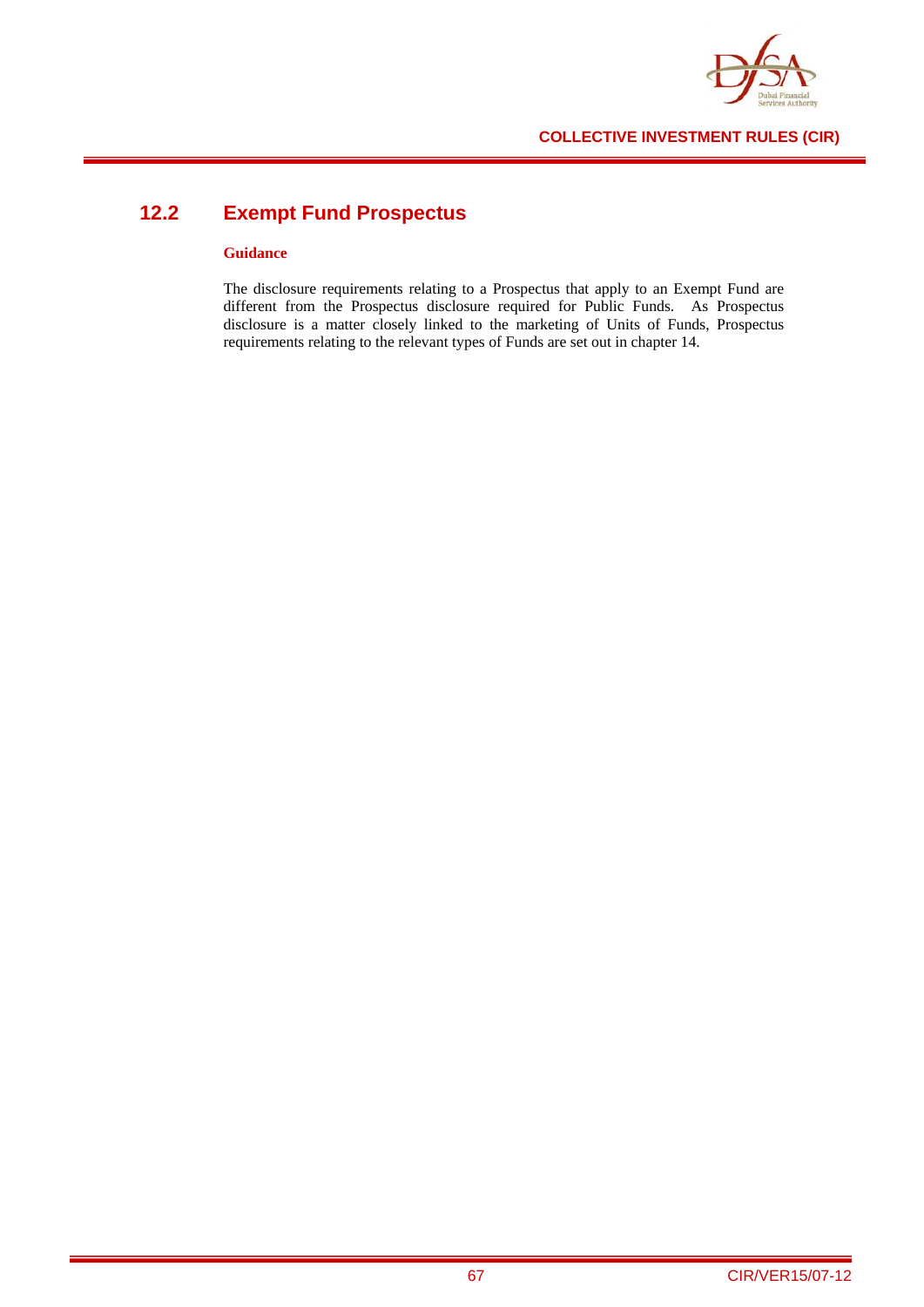## 12.2 Exempt Fund Prospectus

**Guidance**

The disclosure requirements relating to a Prospectus that apply to an Exempt Fund are different from the Prospectus disclosure required for Public Funds. As Prospectus disclosure is a matter closely linked to the marketing of Units of Funds, Prospectus requirements relating to the relevant types of Funds are set out in chapter 14.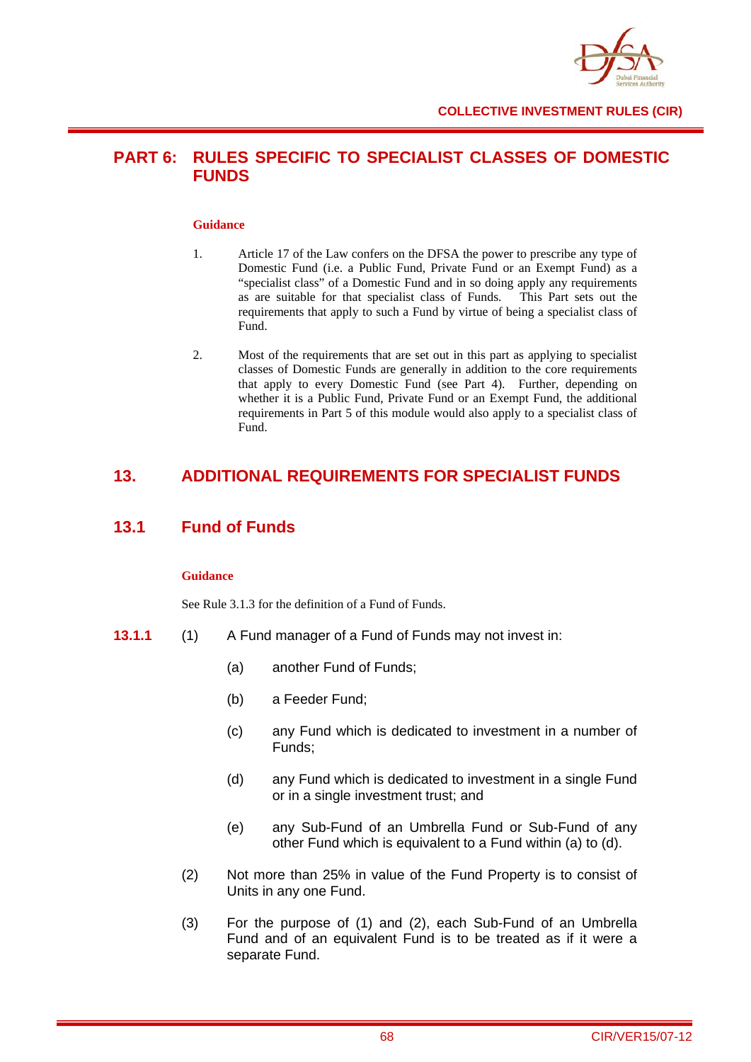# PART 6: RULES SPECIFIC TO SPECIALIST CLASSES OF DOMESTIC FUNDS

**Guidance**

1. Article 17 of the Law confers on the DFSA the power to prescribe any type of Domestic Fund (i.e. a Public Fund, Private Fund or an Exempt Fund) as a "specialist class" of a Domestic Fund and in so doing apply any requirements as are suitable for that specialist class of Funds. This Part sets out the requirements that apply to such a Fund by virtue of being a specialist class of Fund.

2. Most of the requirements that are set out in this part as applying to specialist classes of Domestic Funds are generally in addition to the core requirements that apply to every Domestic Fund (see Part 4). Further, depending on whether it is a Public Fund, Private Fund or an Exempt Fund, the additional requirements in Part 5 of this module would also apply to a specialist class of Fund.

## 13. ADDITIONAL REQUIREMENTS FOR SPECIALIST FUNDS

### 13.1 Fund of Funds

**Guidance**

See Rule 3.1.3 for the definition of a Fund of Funds.

**13.1.1** (1) A Fund manager of a Fund of Funds may not invest in:

(a) another Fund of Funds;

(b) a Feeder Fund;

(c) any Fund which is dedicated to investment in a number of Funds;

(d) any Fund which is dedicated to investment in a single Fund or in a single investment trust; and

(e) any Sub-Fund of an Umbrella Fund or Sub-Fund of any other Fund which is equivalent to a Fund within (a) to (d).

(2) Not more than 25% in value of the Fund Property is to consist of Units in any one Fund.

(3) For the purpose of (1) and (2), each Sub-Fund of an Umbrella Fund and of an equivalent Fund is to be treated as if it were a separate Fund.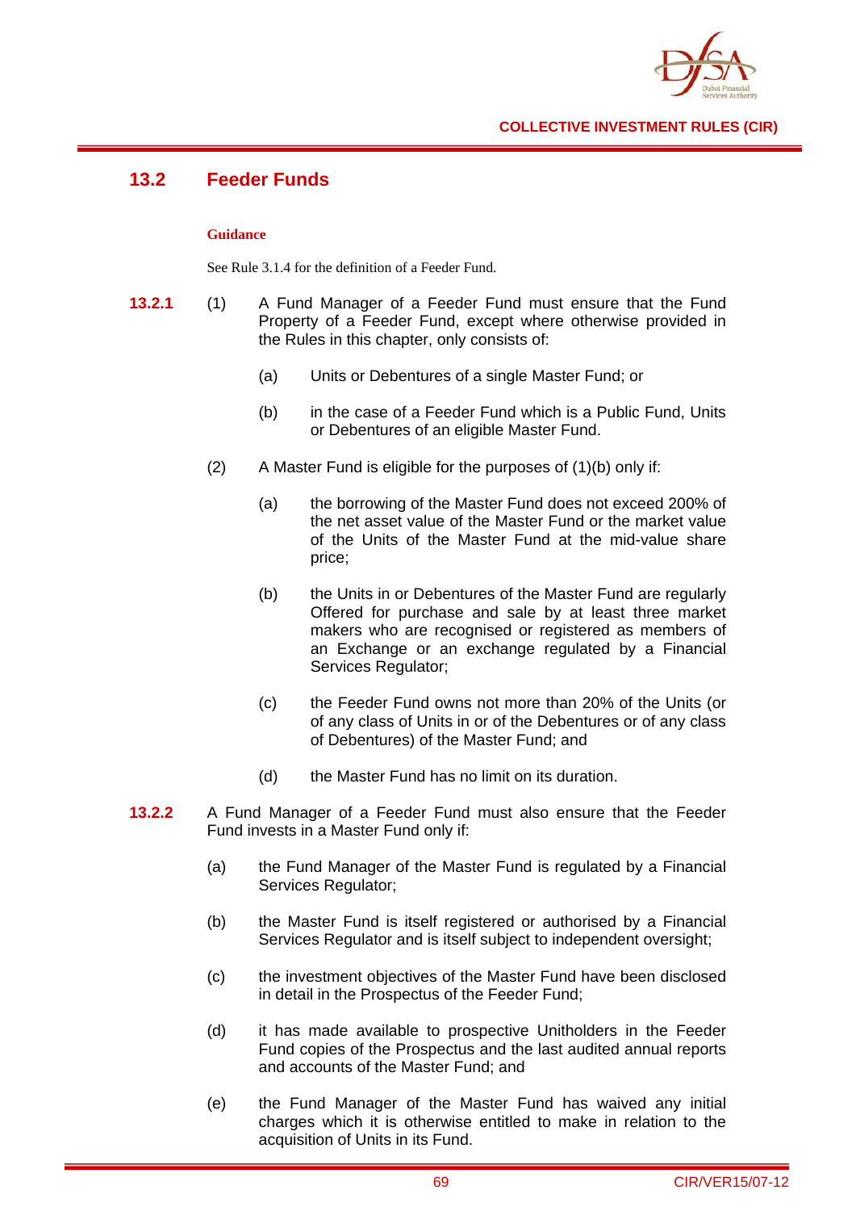## 13.2 Feeder Funds

**Guidance**

See Rule 3.1.4 for the definition of a Feeder Fund.

**13.2.1** (1) A Fund Manager of a Feeder Fund must ensure that the Fund Property of a Feeder Fund, except where otherwise provided in the Rules in this chapter, only consists of:

(a) Units or Debentures of a single Master Fund; or

(b) in the case of a Feeder Fund which is a Public Fund, Units or Debentures of an eligible Master Fund.

(2) A Master Fund is eligible for the purposes of (1)(b) only if:

(a) the borrowing of the Master Fund does not exceed 200% of the net asset value of the Master Fund or the market value of the Units of the Master Fund at the mid-value share price;

(b) the Units in or Debentures of the Master Fund are regularly Offered for purchase and sale by at least three market makers who are recognised or registered as members of an Exchange or an exchange regulated by a Financial Services Regulator;

(c) the Feeder Fund owns not more than 20% of the Units (or of any class of Units in or of the Debentures or of any class of Debentures) of the Master Fund; and

(d) the Master Fund has no limit on its duration.

**13.2.2** A Fund Manager of a Feeder Fund must also ensure that the Feeder Fund invests in a Master Fund only if:

(a) the Fund Manager of the Master Fund is regulated by a Financial Services Regulator;

(b) the Master Fund is itself registered or authorised by a Financial Services Regulator and is itself subject to independent oversight;

(c) the investment objectives of the Master Fund have been disclosed in detail in the Prospectus of the Feeder Fund;

(d) it has made available to prospective Unitholders in the Feeder Fund copies of the Prospectus and the last audited annual reports and accounts of the Master Fund; and

(e) the Fund Manager of the Master Fund has waived any initial charges which it is otherwise entitled to make in relation to the acquisition of Units in its Fund.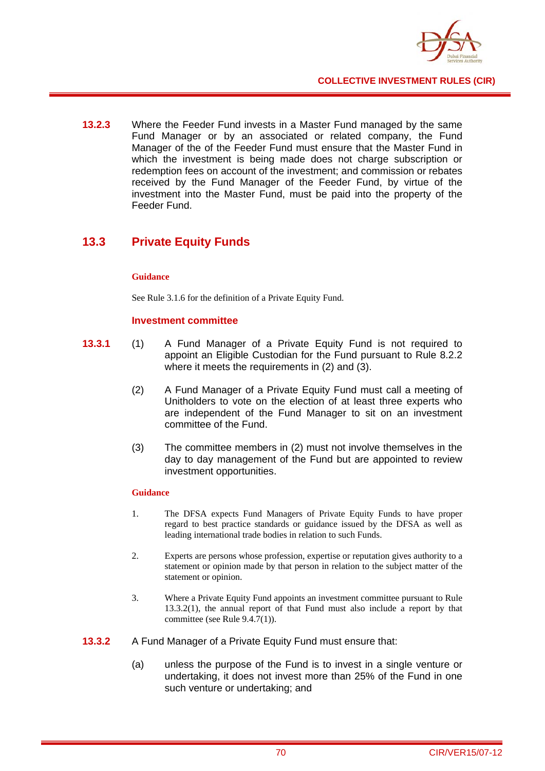**13.2.3** Where the Feeder Fund invests in a Master Fund managed by the same Fund Manager or by an associated or related company, the Fund Manager of the of the Feeder Fund must ensure that the Master Fund in which the investment is being made does not charge subscription or redemption fees on account of the investment; and commission or rebates received by the Fund Manager of the Feeder Fund, by virtue of the investment into the Master Fund, must be paid into the property of the Feeder Fund.

## 13.3 Private Equity Funds

**Guidance**

See Rule 3.1.6 for the definition of a Private Equity Fund.

### Investment committee

**13.3.1** (1) A Fund Manager of a Private Equity Fund is not required to appoint an Eligible Custodian for the Fund pursuant to Rule 8.2.2 where it meets the requirements in (2) and (3).

(2) A Fund Manager of a Private Equity Fund must call a meeting of Unitholders to vote on the election of at least three experts who are independent of the Fund Manager to sit on an investment committee of the Fund.

(3) The committee members in (2) must not involve themselves in the day to day management of the Fund but are appointed to review investment opportunities.

**Guidance**

1. The DFSA expects Fund Managers of Private Equity Funds to have proper regard to best practice standards or guidance issued by the DFSA as well as leading international trade bodies in relation to such Funds.

2. Experts are persons whose profession, expertise or reputation gives authority to a statement or opinion made by that person in relation to the subject matter of the statement or opinion.

3. Where a Private Equity Fund appoints an investment committee pursuant to Rule 13.3.2(1), the annual report of that Fund must also include a report by that committee (see Rule 9.4.7(1)).

**13.3.2** A Fund Manager of a Private Equity Fund must ensure that:

(a) unless the purpose of the Fund is to invest in a single venture or undertaking, it does not invest more than 25% of the Fund in one such venture or undertaking; and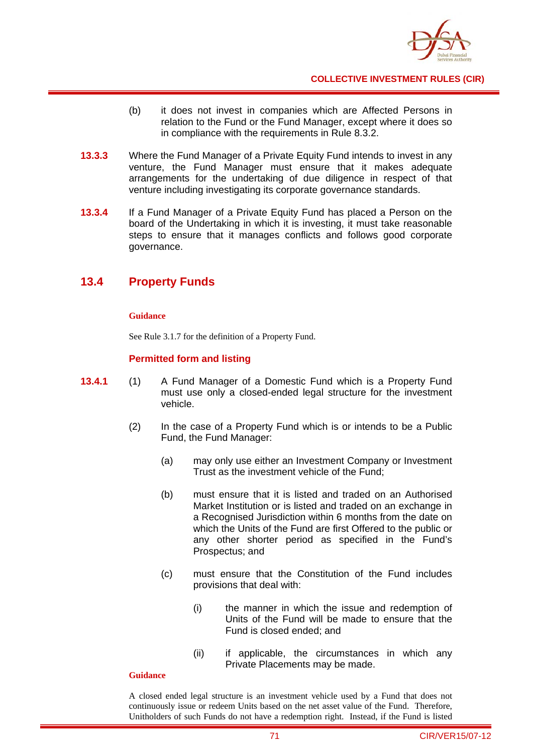(b) it does not invest in companies which are Affected Persons in relation to the Fund or the Fund Manager, except where it does so in compliance with the requirements in Rule 8.3.2.

**13.3.3** Where the Fund Manager of a Private Equity Fund intends to invest in any venture, the Fund Manager must ensure that it makes adequate arrangements for the undertaking of due diligence in respect of that venture including investigating its corporate governance standards.

**13.3.4** If a Fund Manager of a Private Equity Fund has placed a Person on the board of the Undertaking in which it is investing, it must take reasonable steps to ensure that it manages conflicts and follows good corporate governance.

## 13.4 Property Funds

**Guidance**

See Rule 3.1.7 for the definition of a Property Fund.

### Permitted form and listing

**13.4.1** (1) A Fund Manager of a Domestic Fund which is a Property Fund must use only a closed-ended legal structure for the investment vehicle.

(2) In the case of a Property Fund which is or intends to be a Public Fund, the Fund Manager:

(a) may only use either an Investment Company or Investment Trust as the investment vehicle of the Fund;

(b) must ensure that it is listed and traded on an Authorised Market Institution or is listed and traded on an exchange in a Recognised Jurisdiction within 6 months from the date on which the Units of the Fund are first Offered to the public or any other shorter period as specified in the Fund's Prospectus; and

(c) must ensure that the Constitution of the Fund includes provisions that deal with:

(i) the manner in which the issue and redemption of Units of the Fund will be made to ensure that the Fund is closed ended; and

(ii) if applicable, the circumstances in which any Private Placements may be made.

**Guidance**

A closed ended legal structure is an investment vehicle used by a Fund that does not continuously issue or redeem Units based on the net asset value of the Fund. Therefore, Unitholders of such Funds do not have a redemption right. Instead, if the Fund is listed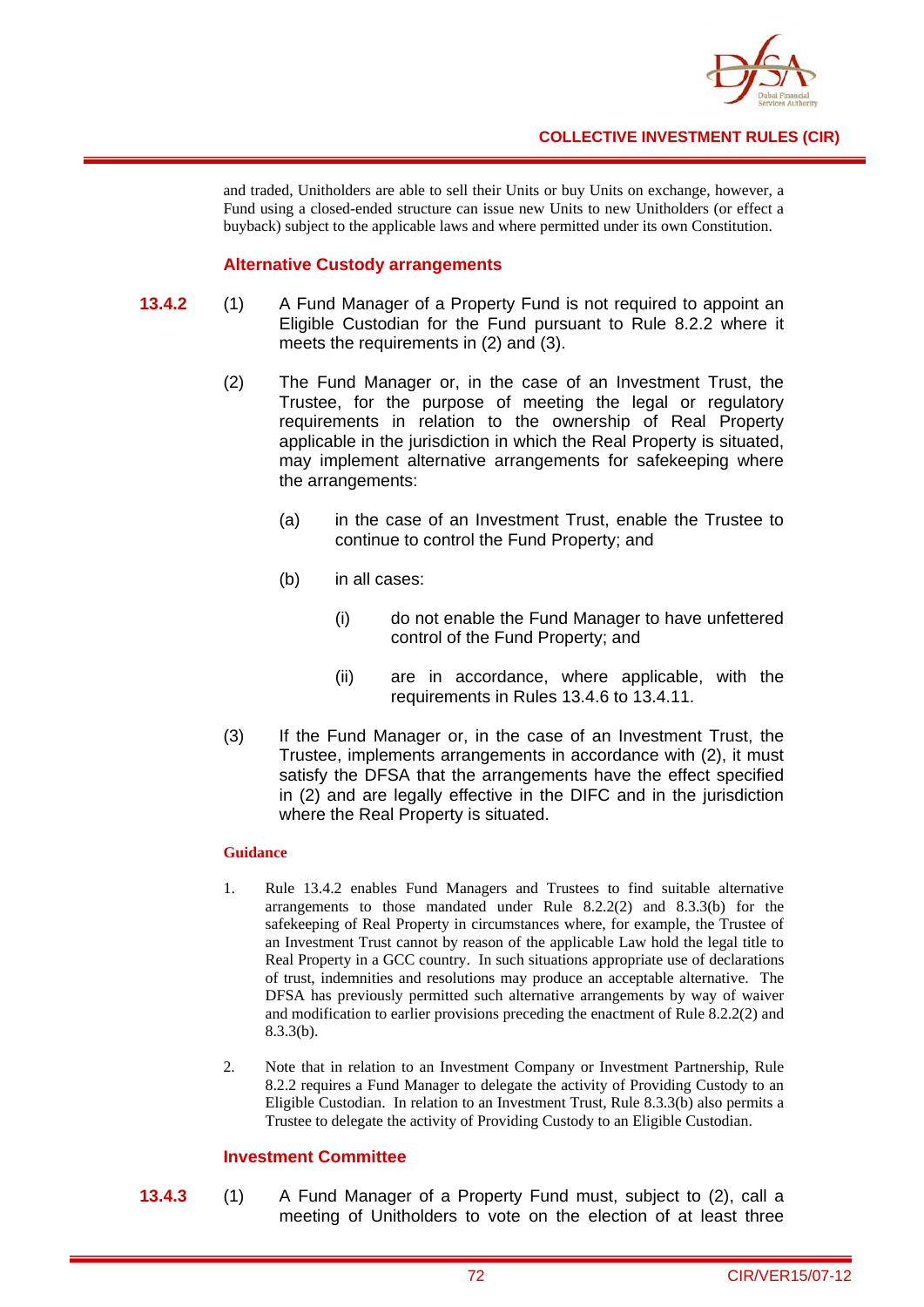and traded, Unitholders are able to sell their Units or buy Units on exchange, however, a Fund using a closed-ended structure can issue new Units to new Unitholders (or effect a buyback) subject to the applicable laws and where permitted under its own Constitution.

### Alternative Custody arrangements

**13.4.2** (1) A Fund Manager of a Property Fund is not required to appoint an Eligible Custodian for the Fund pursuant to Rule 8.2.2 where it meets the requirements in (2) and (3).

(2) The Fund Manager or, in the case of an Investment Trust, the Trustee, for the purpose of meeting the legal or regulatory requirements in relation to the ownership of Real Property applicable in the jurisdiction in which the Real Property is situated, may implement alternative arrangements for safekeeping where the arrangements:

(a) in the case of an Investment Trust, enable the Trustee to continue to control the Fund Property; and

(b) in all cases:

(i) do not enable the Fund Manager to have unfettered control of the Fund Property; and

(ii) are in accordance, where applicable, with the requirements in Rules 13.4.6 to 13.4.11.

(3) If the Fund Manager or, in the case of an Investment Trust, the Trustee, implements arrangements in accordance with (2), it must satisfy the DFSA that the arrangements have the effect specified in (2) and are legally effective in the DIFC and in the jurisdiction where the Real Property is situated.

#### Guidance

1. Rule 13.4.2 enables Fund Managers and Trustees to find suitable alternative arrangements to those mandated under Rule 8.2.2(2) and 8.3.3(b) for the safekeeping of Real Property in circumstances where, for example, the Trustee of an Investment Trust cannot by reason of the applicable Law hold the legal title to Real Property in a GCC country. In such situations appropriate use of declarations of trust, indemnities and resolutions may produce an acceptable alternative. The DFSA has previously permitted such alternative arrangements by way of waiver and modification to earlier provisions preceding the enactment of Rule 8.2.2(2) and 8.3.3(b).

2. Note that in relation to an Investment Company or Investment Partnership, Rule 8.2.2 requires a Fund Manager to delegate the activity of Providing Custody to an Eligible Custodian. In relation to an Investment Trust, Rule 8.3.3(b) also permits a Trustee to delegate the activity of Providing Custody to an Eligible Custodian.

### Investment Committee

**13.4.3** (1) A Fund Manager of a Property Fund must, subject to (2), call a meeting of Unitholders to vote on the election of at least three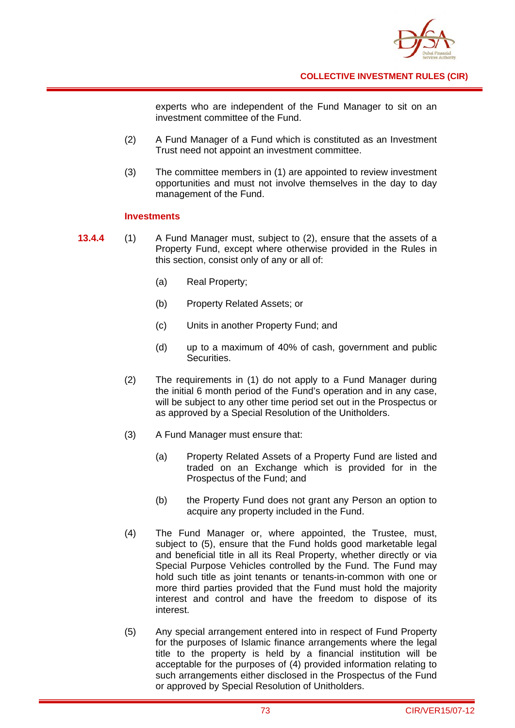experts who are independent of the Fund Manager to sit on an investment committee of the Fund.

(2) A Fund Manager of a Fund which is constituted as an Investment Trust need not appoint an investment committee.

(3) The committee members in (1) are appointed to review investment opportunities and must not involve themselves in the day to day management of the Fund.

### Investments

**13.4.4** (1) A Fund Manager must, subject to (2), ensure that the assets of a Property Fund, except where otherwise provided in the Rules in this section, consist only of any or all of:

(a) Real Property;

(b) Property Related Assets; or

(c) Units in another Property Fund; and

(d) up to a maximum of 40% of cash, government and public Securities.

(2) The requirements in (1) do not apply to a Fund Manager during the initial 6 month period of the Fund's operation and in any case, will be subject to any other time period set out in the Prospectus or as approved by a Special Resolution of the Unitholders.

(3) A Fund Manager must ensure that:

(a) Property Related Assets of a Property Fund are listed and traded on an Exchange which is provided for in the Prospectus of the Fund; and

(b) the Property Fund does not grant any Person an option to acquire any property included in the Fund.

(4) The Fund Manager or, where appointed, the Trustee, must, subject to (5), ensure that the Fund holds good marketable legal and beneficial title in all its Real Property, whether directly or via Special Purpose Vehicles controlled by the Fund. The Fund may hold such title as joint tenants or tenants-in-common with one or more third parties provided that the Fund must hold the majority interest and control and have the freedom to dispose of its interest.

(5) Any special arrangement entered into in respect of Fund Property for the purposes of Islamic finance arrangements where the legal title to the property is held by a financial institution will be acceptable for the purposes of (4) provided information relating to such arrangements either disclosed in the Prospectus of the Fund or approved by Special Resolution of Unitholders.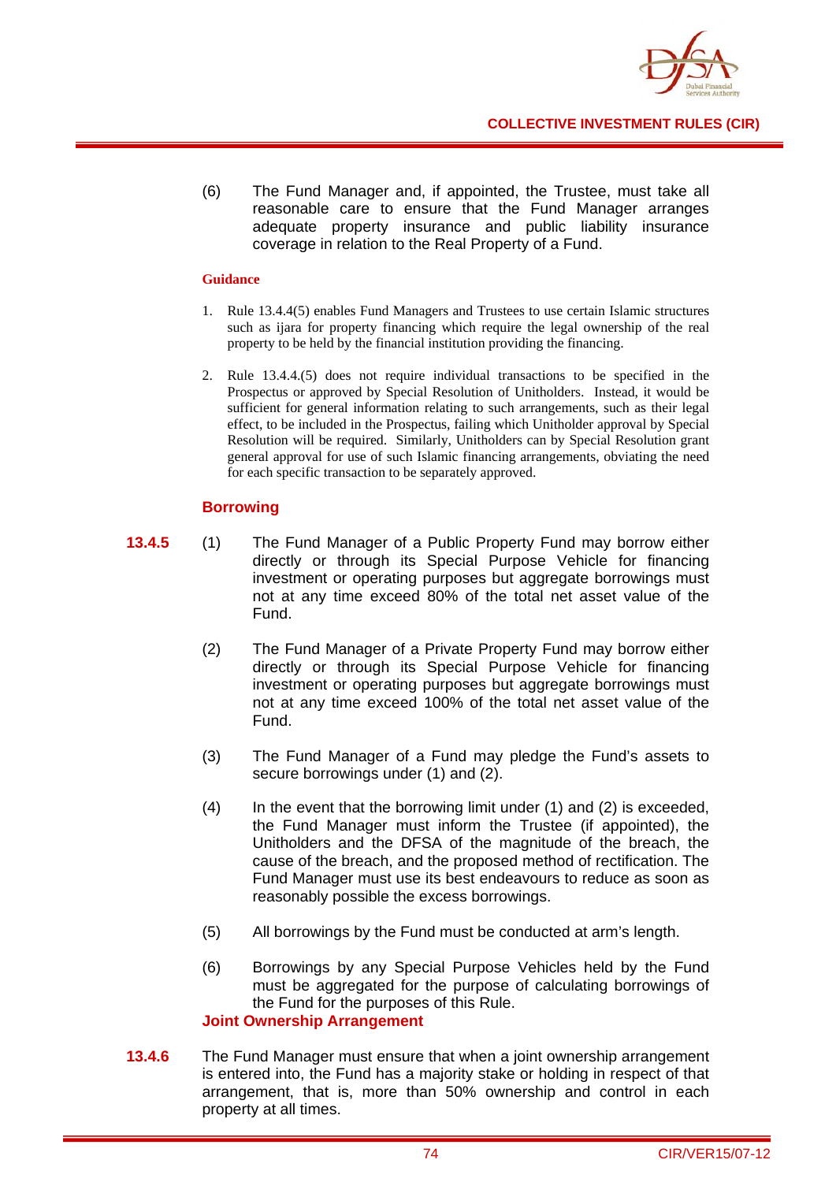(6) The Fund Manager and, if appointed, the Trustee, must take all reasonable care to ensure that the Fund Manager arranges adequate property insurance and public liability insurance coverage in relation to the Real Property of a Fund.

**Guidance**

1. Rule 13.4.4(5) enables Fund Managers and Trustees to use certain Islamic structures such as ijara for property financing which require the legal ownership of the real property to be held by the financial institution providing the financing.

2. Rule 13.4.4.(5) does not require individual transactions to be specified in the Prospectus or approved by Special Resolution of Unitholders. Instead, it would be sufficient for general information relating to such arrangements, such as their legal effect, to be included in the Prospectus, failing which Unitholder approval by Special Resolution will be required. Similarly, Unitholders can by Special Resolution grant general approval for use of such Islamic financing arrangements, obviating the need for each specific transaction to be separately approved.

### Borrowing

**13.4.5** (1) The Fund Manager of a Public Property Fund may borrow either directly or through its Special Purpose Vehicle for financing investment or operating purposes but aggregate borrowings must not at any time exceed 80% of the total net asset value of the Fund.

(2) The Fund Manager of a Private Property Fund may borrow either directly or through its Special Purpose Vehicle for financing investment or operating purposes but aggregate borrowings must not at any time exceed 100% of the total net asset value of the Fund.

(3) The Fund Manager of a Fund may pledge the Fund's assets to secure borrowings under (1) and (2).

(4) In the event that the borrowing limit under (1) and (2) is exceeded, the Fund Manager must inform the Trustee (if appointed), the Unitholders and the DFSA of the magnitude of the breach, the cause of the breach, and the proposed method of rectification. The Fund Manager must use its best endeavours to reduce as soon as reasonably possible the excess borrowings.

(5) All borrowings by the Fund must be conducted at arm's length.

(6) Borrowings by any Special Purpose Vehicles held by the Fund must be aggregated for the purpose of calculating borrowings of the Fund for the purposes of this Rule.

### Joint Ownership Arrangement

**13.4.6** The Fund Manager must ensure that when a joint ownership arrangement is entered into, the Fund has a majority stake or holding in respect of that arrangement, that is, more than 50% ownership and control in each property at all times.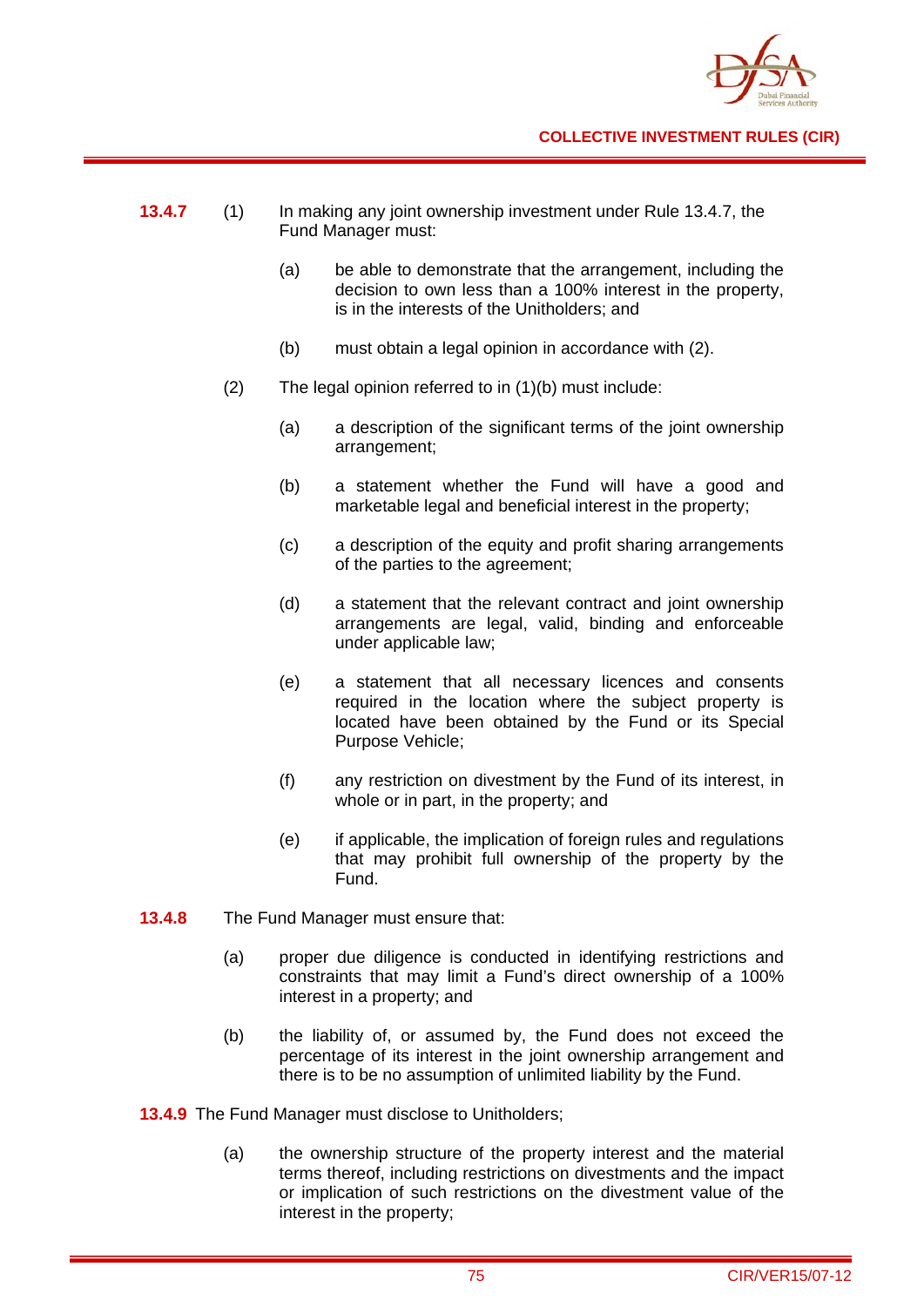**13.4.7** (1) In making any joint ownership investment under Rule 13.4.7, the Fund Manager must:

(a) be able to demonstrate that the arrangement, including the decision to own less than a 100% interest in the property, is in the interests of the Unitholders; and

(b) must obtain a legal opinion in accordance with (2).

(2) The legal opinion referred to in (1)(b) must include:

(a) a description of the significant terms of the joint ownership arrangement;

(b) a statement whether the Fund will have a good and marketable legal and beneficial interest in the property;

(c) a description of the equity and profit sharing arrangements of the parties to the agreement;

(d) a statement that the relevant contract and joint ownership arrangements are legal, valid, binding and enforceable under applicable law;

(e) a statement that all necessary licences and consents required in the location where the subject property is located have been obtained by the Fund or its Special Purpose Vehicle;

(f) any restriction on divestment by the Fund of its interest, in whole or in part, in the property; and

(e) if applicable, the implication of foreign rules and regulations that may prohibit full ownership of the property by the Fund.

**13.4.8** The Fund Manager must ensure that:

(a) proper due diligence is conducted in identifying restrictions and constraints that may limit a Fund's direct ownership of a 100% interest in a property; and

(b) the liability of, or assumed by, the Fund does not exceed the percentage of its interest in the joint ownership arrangement and there is to be no assumption of unlimited liability by the Fund.

**13.4.9** The Fund Manager must disclose to Unitholders;

(a) the ownership structure of the property interest and the material terms thereof, including restrictions on divestments and the impact or implication of such restrictions on the divestment value of the interest in the property;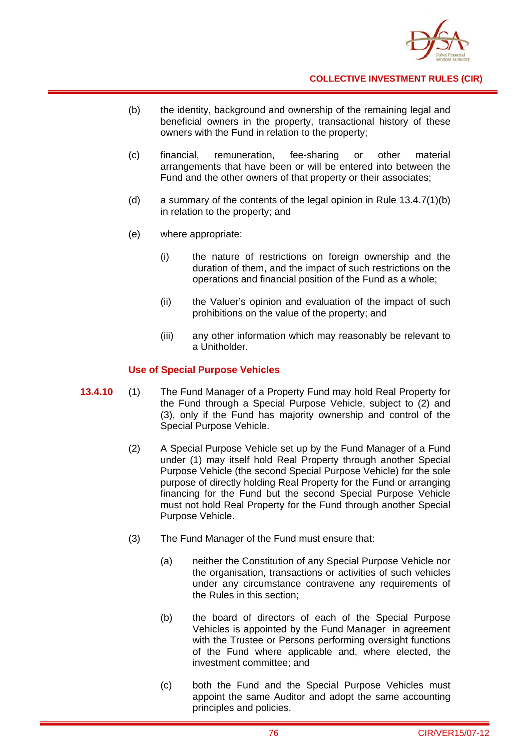(b) the identity, background and ownership of the remaining legal and beneficial owners in the property, transactional history of these owners with the Fund in relation to the property;

(c) financial, remuneration, fee-sharing or other material arrangements that have been or will be entered into between the Fund and the other owners of that property or their associates;

(d) a summary of the contents of the legal opinion in Rule 13.4.7(1)(b) in relation to the property; and

(e) where appropriate:

(i) the nature of restrictions on foreign ownership and the duration of them, and the impact of such restrictions on the operations and financial position of the Fund as a whole;

(ii) the Valuer's opinion and evaluation of the impact of such prohibitions on the value of the property; and

(iii) any other information which may reasonably be relevant to a Unitholder.

### Use of Special Purpose Vehicles

**13.4.10** (1) The Fund Manager of a Property Fund may hold Real Property for the Fund through a Special Purpose Vehicle, subject to (2) and (3), only if the Fund has majority ownership and control of the Special Purpose Vehicle.

(2) A Special Purpose Vehicle set up by the Fund Manager of a Fund under (1) may itself hold Real Property through another Special Purpose Vehicle (the second Special Purpose Vehicle) for the sole purpose of directly holding Real Property for the Fund or arranging financing for the Fund but the second Special Purpose Vehicle must not hold Real Property for the Fund through another Special Purpose Vehicle.

(3) The Fund Manager of the Fund must ensure that:

(a) neither the Constitution of any Special Purpose Vehicle nor the organisation, transactions or activities of such vehicles under any circumstance contravene any requirements of the Rules in this section;

(b) the board of directors of each of the Special Purpose Vehicles is appointed by the Fund Manager in agreement with the Trustee or Persons performing oversight functions of the Fund where applicable and, where elected, the investment committee; and

(c) both the Fund and the Special Purpose Vehicles must appoint the same Auditor and adopt the same accounting principles and policies.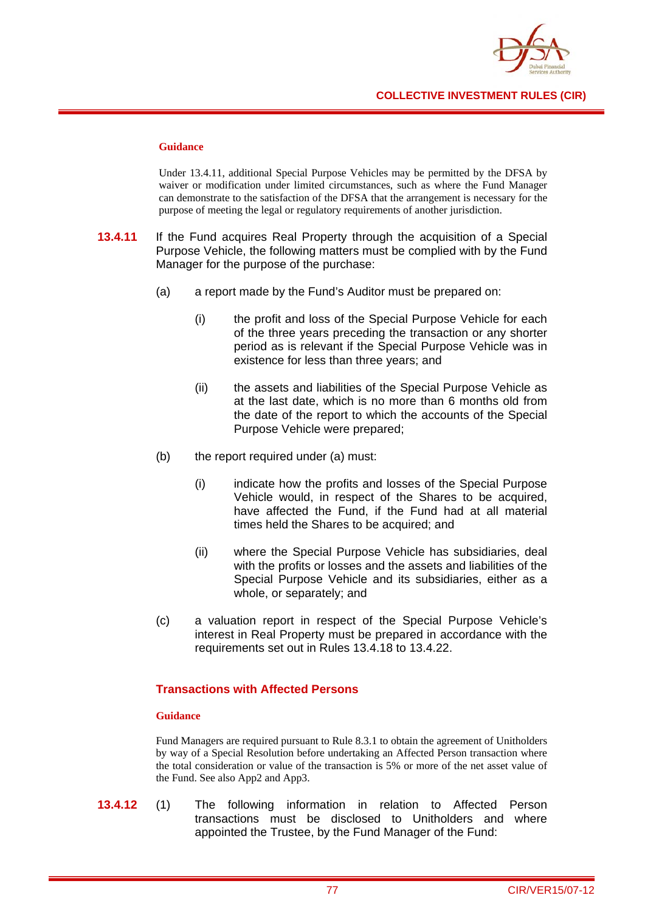#### Guidance

Under 13.4.11, additional Special Purpose Vehicles may be permitted by the DFSA by waiver or modification under limited circumstances, such as where the Fund Manager can demonstrate to the satisfaction of the DFSA that the arrangement is necessary for the purpose of meeting the legal or regulatory requirements of another jurisdiction.

**13.4.11** If the Fund acquires Real Property through the acquisition of a Special Purpose Vehicle, the following matters must be complied with by the Fund Manager for the purpose of the purchase:

(a) a report made by the Fund's Auditor must be prepared on:

(i) the profit and loss of the Special Purpose Vehicle for each of the three years preceding the transaction or any shorter period as is relevant if the Special Purpose Vehicle was in existence for less than three years; and

(ii) the assets and liabilities of the Special Purpose Vehicle as at the last date, which is no more than 6 months old from the date of the report to which the accounts of the Special Purpose Vehicle were prepared;

(b) the report required under (a) must:

(i) indicate how the profits and losses of the Special Purpose Vehicle would, in respect of the Shares to be acquired, have affected the Fund, if the Fund had at all material times held the Shares to be acquired; and

(ii) where the Special Purpose Vehicle has subsidiaries, deal with the profits or losses and the assets and liabilities of the Special Purpose Vehicle and its subsidiaries, either as a whole, or separately; and

(c) a valuation report in respect of the Special Purpose Vehicle's interest in Real Property must be prepared in accordance with the requirements set out in Rules 13.4.18 to 13.4.22.

### Transactions with Affected Persons

#### Guidance

Fund Managers are required pursuant to Rule 8.3.1 to obtain the agreement of Unitholders by way of a Special Resolution before undertaking an Affected Person transaction where the total consideration or value of the transaction is 5% or more of the net asset value of the Fund. See also App2 and App3.

**13.4.12** (1) The following information in relation to Affected Person transactions must be disclosed to Unitholders and where appointed the Trustee, by the Fund Manager of the Fund: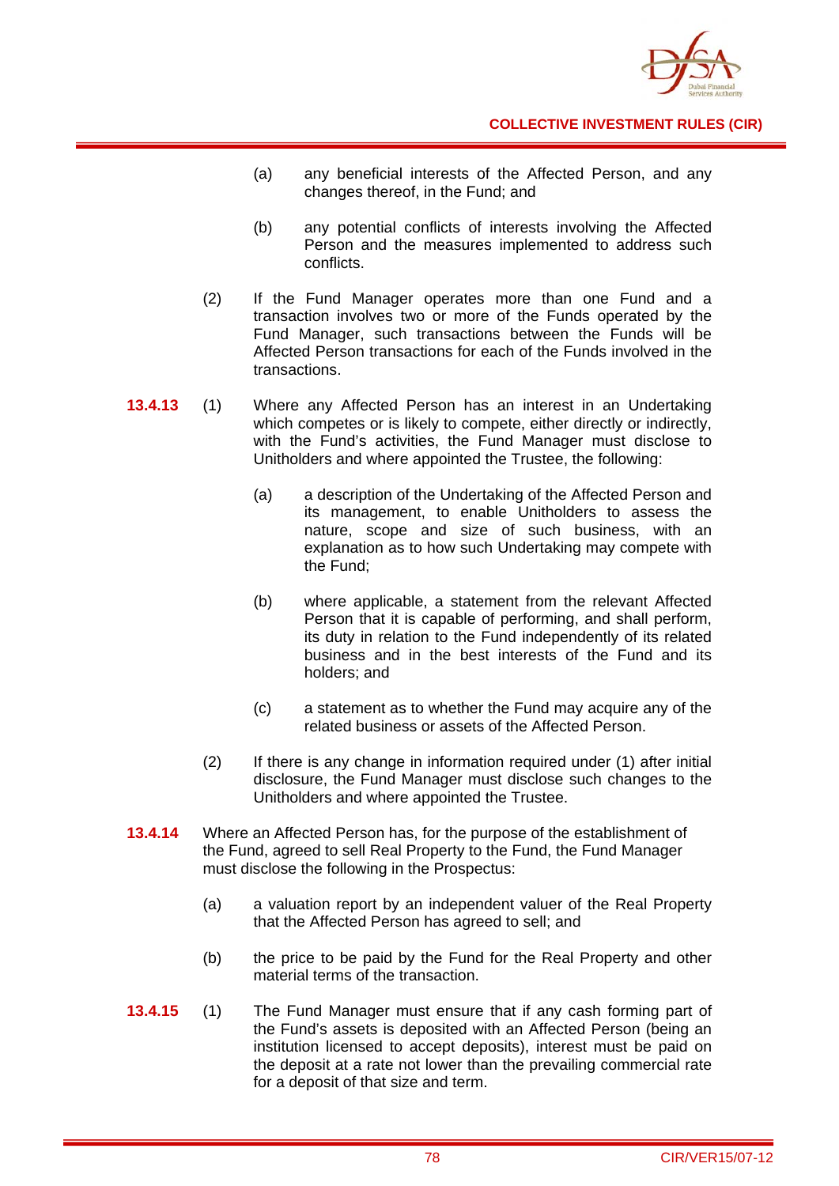(a) any beneficial interests of the Affected Person, and any changes thereof, in the Fund; and

(b) any potential conflicts of interests involving the Affected Person and the measures implemented to address such conflicts.

(2) If the Fund Manager operates more than one Fund and a transaction involves two or more of the Funds operated by the Fund Manager, such transactions between the Funds will be Affected Person transactions for each of the Funds involved in the transactions.

**13.4.13** (1) Where any Affected Person has an interest in an Undertaking which competes or is likely to compete, either directly or indirectly, with the Fund's activities, the Fund Manager must disclose to Unitholders and where appointed the Trustee, the following:

(a) a description of the Undertaking of the Affected Person and its management, to enable Unitholders to assess the nature, scope and size of such business, with an explanation as to how such Undertaking may compete with the Fund;

(b) where applicable, a statement from the relevant Affected Person that it is capable of performing, and shall perform, its duty in relation to the Fund independently of its related business and in the best interests of the Fund and its holders; and

(c) a statement as to whether the Fund may acquire any of the related business or assets of the Affected Person.

(2) If there is any change in information required under (1) after initial disclosure, the Fund Manager must disclose such changes to the Unitholders and where appointed the Trustee.

**13.4.14** Where an Affected Person has, for the purpose of the establishment of the Fund, agreed to sell Real Property to the Fund, the Fund Manager must disclose the following in the Prospectus:

(a) a valuation report by an independent valuer of the Real Property that the Affected Person has agreed to sell; and

(b) the price to be paid by the Fund for the Real Property and other material terms of the transaction.

**13.4.15** (1) The Fund Manager must ensure that if any cash forming part of the Fund's assets is deposited with an Affected Person (being an institution licensed to accept deposits), interest must be paid on the deposit at a rate not lower than the prevailing commercial rate for a deposit of that size and term.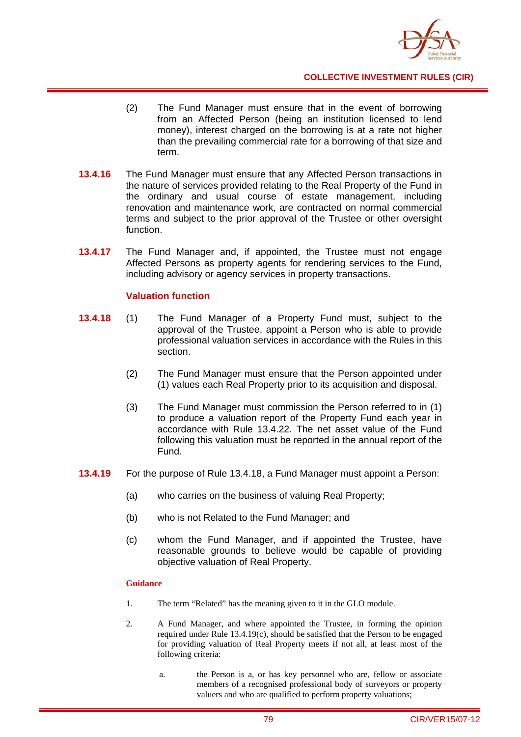(2) The Fund Manager must ensure that in the event of borrowing from an Affected Person (being an institution licensed to lend money), interest charged on the borrowing is at a rate not higher than the prevailing commercial rate for a borrowing of that size and term.

**13.4.16** The Fund Manager must ensure that any Affected Person transactions in the nature of services provided relating to the Real Property of the Fund in the ordinary and usual course of estate management, including renovation and maintenance work, are contracted on normal commercial terms and subject to the prior approval of the Trustee or other oversight function.

**13.4.17** The Fund Manager and, if appointed, the Trustee must not engage Affected Persons as property agents for rendering services to the Fund, including advisory or agency services in property transactions.

### Valuation function

**13.4.18** (1) The Fund Manager of a Property Fund must, subject to the approval of the Trustee, appoint a Person who is able to provide professional valuation services in accordance with the Rules in this section.

(2) The Fund Manager must ensure that the Person appointed under (1) values each Real Property prior to its acquisition and disposal.

(3) The Fund Manager must commission the Person referred to in (1) to produce a valuation report of the Property Fund each year in accordance with Rule 13.4.22. The net asset value of the Fund following this valuation must be reported in the annual report of the Fund.

**13.4.19** For the purpose of Rule 13.4.18, a Fund Manager must appoint a Person:

(a) who carries on the business of valuing Real Property;

(b) who is not Related to the Fund Manager; and

(c) whom the Fund Manager, and if appointed the Trustee, have reasonable grounds to believe would be capable of providing objective valuation of Real Property.

#### Guidance

1. The term "Related" has the meaning given to it in the GLO module.

2. A Fund Manager, and where appointed the Trustee, in forming the opinion required under Rule 13.4.19(c), should be satisfied that the Person to be engaged for providing valuation of Real Property meets if not all, at least most of the following criteria:

   a. the Person is a, or has key personnel who are, fellow or associate members of a recognised professional body of surveyors or property valuers and who are qualified to perform property valuations;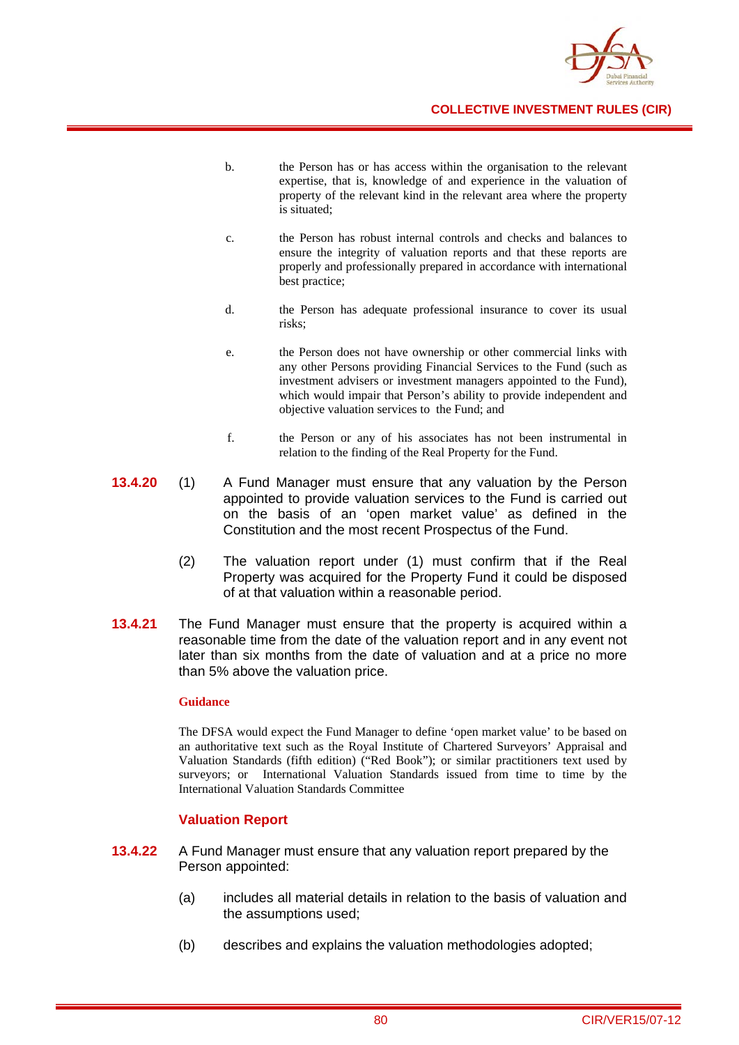b. the Person has or has access within the organisation to the relevant expertise, that is, knowledge of and experience in the valuation of property of the relevant kind in the relevant area where the property is situated;

c. the Person has robust internal controls and checks and balances to ensure the integrity of valuation reports and that these reports are properly and professionally prepared in accordance with international best practice;

d. the Person has adequate professional insurance to cover its usual risks;

e. the Person does not have ownership or other commercial links with any other Persons providing Financial Services to the Fund (such as investment advisers or investment managers appointed to the Fund), which would impair that Person's ability to provide independent and objective valuation services to the Fund; and

f. the Person or any of his associates has not been instrumental in relation to the finding of the Real Property for the Fund.

**13.4.20** (1) A Fund Manager must ensure that any valuation by the Person appointed to provide valuation services to the Fund is carried out on the basis of an 'open market value' as defined in the Constitution and the most recent Prospectus of the Fund.

(2) The valuation report under (1) must confirm that if the Real Property was acquired for the Property Fund it could be disposed of at that valuation within a reasonable period.

**13.4.21** The Fund Manager must ensure that the property is acquired within a reasonable time from the date of the valuation report and in any event not later than six months from the date of valuation and at a price no more than 5% above the valuation price.

**Guidance**

The DFSA would expect the Fund Manager to define 'open market value' to be based on an authoritative text such as the Royal Institute of Chartered Surveyors' Appraisal and Valuation Standards (fifth edition) ("Red Book"); or similar practitioners text used by surveyors; or International Valuation Standards issued from time to time by the International Valuation Standards Committee

### Valuation Report

**13.4.22** A Fund Manager must ensure that any valuation report prepared by the Person appointed:

(a) includes all material details in relation to the basis of valuation and the assumptions used;

(b) describes and explains the valuation methodologies adopted;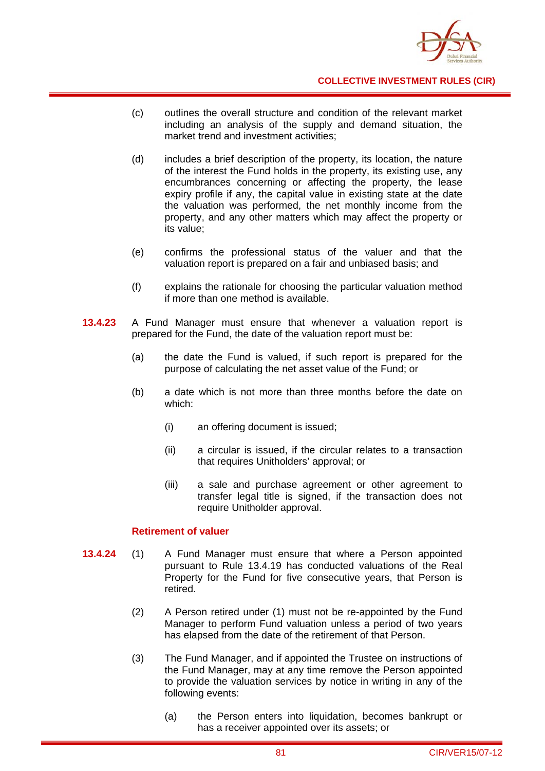(c) outlines the overall structure and condition of the relevant market including an analysis of the supply and demand situation, the market trend and investment activities;

(d) includes a brief description of the property, its location, the nature of the interest the Fund holds in the property, its existing use, any encumbrances concerning or affecting the property, the lease expiry profile if any, the capital value in existing state at the date the valuation was performed, the net monthly income from the property, and any other matters which may affect the property or its value;

(e) confirms the professional status of the valuer and that the valuation report is prepared on a fair and unbiased basis; and

(f) explains the rationale for choosing the particular valuation method if more than one method is available.

**13.4.23** A Fund Manager must ensure that whenever a valuation report is prepared for the Fund, the date of the valuation report must be:

(a) the date the Fund is valued, if such report is prepared for the purpose of calculating the net asset value of the Fund; or

(b) a date which is not more than three months before the date on which:

(i) an offering document is issued;

(ii) a circular is issued, if the circular relates to a transaction that requires Unitholders' approval; or

(iii) a sale and purchase agreement or other agreement to transfer legal title is signed, if the transaction does not require Unitholder approval.

### Retirement of valuer

**13.4.24** (1) A Fund Manager must ensure that where a Person appointed pursuant to Rule 13.4.19 has conducted valuations of the Real Property for the Fund for five consecutive years, that Person is retired.

(2) A Person retired under (1) must not be re-appointed by the Fund Manager to perform Fund valuation unless a period of two years has elapsed from the date of the retirement of that Person.

(3) The Fund Manager, and if appointed the Trustee on instructions of the Fund Manager, may at any time remove the Person appointed to provide the valuation services by notice in writing in any of the following events:

(a) the Person enters into liquidation, becomes bankrupt or has a receiver appointed over its assets; or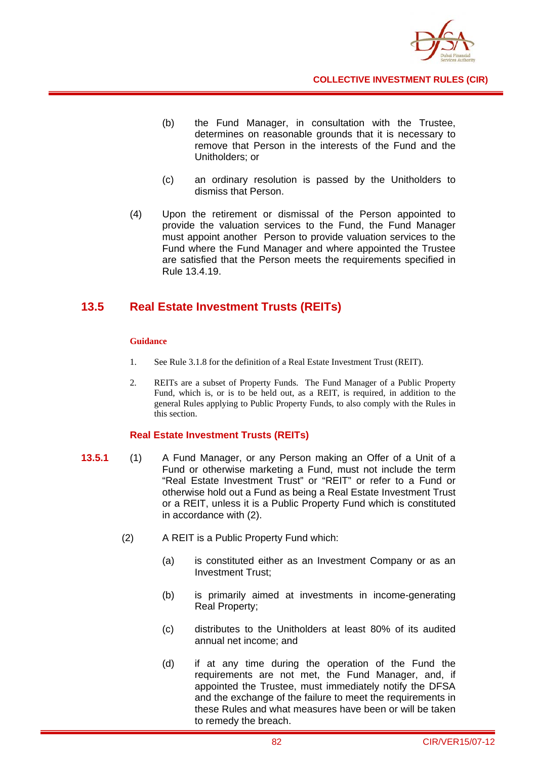(b) the Fund Manager, in consultation with the Trustee, determines on reasonable grounds that it is necessary to remove that Person in the interests of the Fund and the Unitholders; or

(c) an ordinary resolution is passed by the Unitholders to dismiss that Person.

(4) Upon the retirement or dismissal of the Person appointed to provide the valuation services to the Fund, the Fund Manager must appoint another Person to provide valuation services to the Fund where the Fund Manager and where appointed the Trustee are satisfied that the Person meets the requirements specified in Rule 13.4.19.

## 13.5 Real Estate Investment Trusts (REITs)

**Guidance**

1. See Rule 3.1.8 for the definition of a Real Estate Investment Trust (REIT).

2. REITs are a subset of Property Funds. The Fund Manager of a Public Property Fund, which is, or is to be held out, as a REIT, is required, in addition to the general Rules applying to Public Property Funds, to also comply with the Rules in this section.

### Real Estate Investment Trusts (REITs)

**13.5.1** (1) A Fund Manager, or any Person making an Offer of a Unit of a Fund or otherwise marketing a Fund, must not include the term "Real Estate Investment Trust" or "REIT" or refer to a Fund or otherwise hold out a Fund as being a Real Estate Investment Trust or a REIT, unless it is a Public Property Fund which is constituted in accordance with (2).

(2) A REIT is a Public Property Fund which:

(a) is constituted either as an Investment Company or as an Investment Trust;

(b) is primarily aimed at investments in income-generating Real Property;

(c) distributes to the Unitholders at least 80% of its audited annual net income; and

(d) if at any time during the operation of the Fund the requirements are not met, the Fund Manager, and, if appointed the Trustee, must immediately notify the DFSA and the exchange of the failure to meet the requirements in these Rules and what measures have been or will be taken to remedy the breach.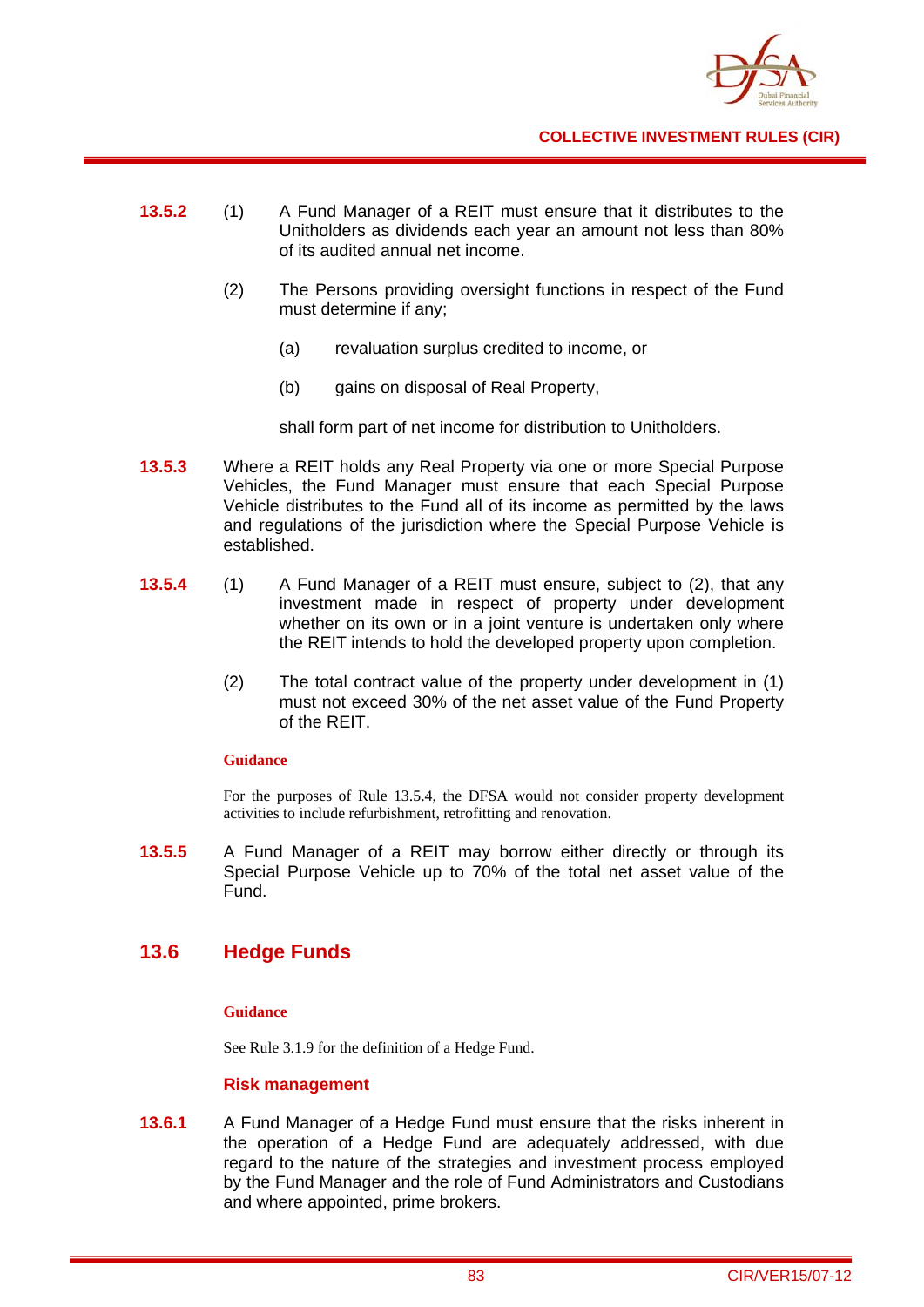**13.5.2** (1) A Fund Manager of a REIT must ensure that it distributes to the Unitholders as dividends each year an amount not less than 80% of its audited annual net income.

(2) The Persons providing oversight functions in respect of the Fund must determine if any;

(a) revaluation surplus credited to income, or

(b) gains on disposal of Real Property,

shall form part of net income for distribution to Unitholders.

**13.5.3** Where a REIT holds any Real Property via one or more Special Purpose Vehicles, the Fund Manager must ensure that each Special Purpose Vehicle distributes to the Fund all of its income as permitted by the laws and regulations of the jurisdiction where the Special Purpose Vehicle is established.

**13.5.4** (1) A Fund Manager of a REIT must ensure, subject to (2), that any investment made in respect of property under development whether on its own or in a joint venture is undertaken only where the REIT intends to hold the developed property upon completion.

(2) The total contract value of the property under development in (1) must not exceed 30% of the net asset value of the Fund Property of the REIT.

**Guidance**

For the purposes of Rule 13.5.4, the DFSA would not consider property development activities to include refurbishment, retrofitting and renovation.

**13.5.5** A Fund Manager of a REIT may borrow either directly or through its Special Purpose Vehicle up to 70% of the total net asset value of the Fund.

## 13.6 Hedge Funds

**Guidance**

See Rule 3.1.9 for the definition of a Hedge Fund.

### Risk management

**13.6.1** A Fund Manager of a Hedge Fund must ensure that the risks inherent in the operation of a Hedge Fund are adequately addressed, with due regard to the nature of the strategies and investment process employed by the Fund Manager and the role of Fund Administrators and Custodians and where appointed, prime brokers.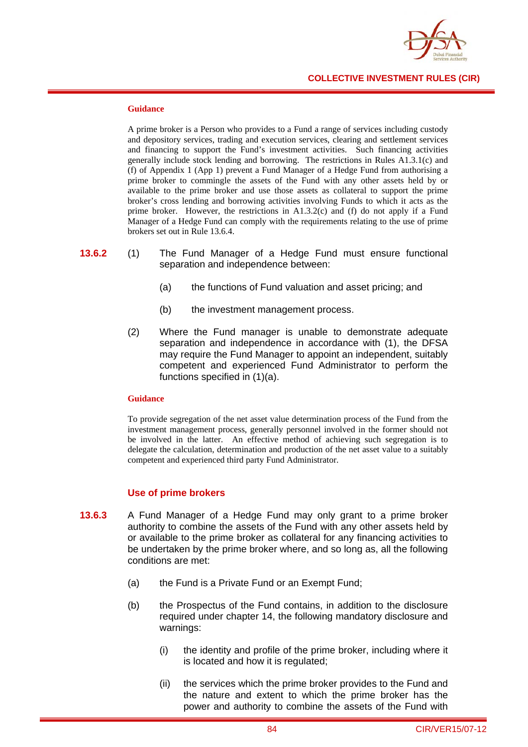#### Guidance

A prime broker is a Person who provides to a Fund a range of services including custody and depository services, trading and execution services, clearing and settlement services and financing to support the Fund's investment activities. Such financing activities generally include stock lending and borrowing. The restrictions in Rules A1.3.1(c) and (f) of Appendix 1 (App 1) prevent a Fund Manager of a Hedge Fund from authorising a prime broker to commingle the assets of the Fund with any other assets held by or available to the prime broker and use those assets as collateral to support the prime broker's cross lending and borrowing activities involving Funds to which it acts as the prime broker. However, the restrictions in A1.3.2(c) and (f) do not apply if a Fund Manager of a Hedge Fund can comply with the requirements relating to the use of prime brokers set out in Rule 13.6.4.

**13.6.2** (1) The Fund Manager of a Hedge Fund must ensure functional separation and independence between:

(a) the functions of Fund valuation and asset pricing; and

(b) the investment management process.

(2) Where the Fund manager is unable to demonstrate adequate separation and independence in accordance with (1), the DFSA may require the Fund Manager to appoint an independent, suitably competent and experienced Fund Administrator to perform the functions specified in (1)(a).

#### Guidance

To provide segregation of the net asset value determination process of the Fund from the investment management process, generally personnel involved in the former should not be involved in the latter. An effective method of achieving such segregation is to delegate the calculation, determination and production of the net asset value to a suitably competent and experienced third party Fund Administrator.

### Use of prime brokers

**13.6.3** A Fund Manager of a Hedge Fund may only grant to a prime broker authority to combine the assets of the Fund with any other assets held by or available to the prime broker as collateral for any financing activities to be undertaken by the prime broker where, and so long as, all the following conditions are met:

(a) the Fund is a Private Fund or an Exempt Fund;

(b) the Prospectus of the Fund contains, in addition to the disclosure required under chapter 14, the following mandatory disclosure and warnings:

(i) the identity and profile of the prime broker, including where it is located and how it is regulated;

(ii) the services which the prime broker provides to the Fund and the nature and extent to which the prime broker has the power and authority to combine the assets of the Fund with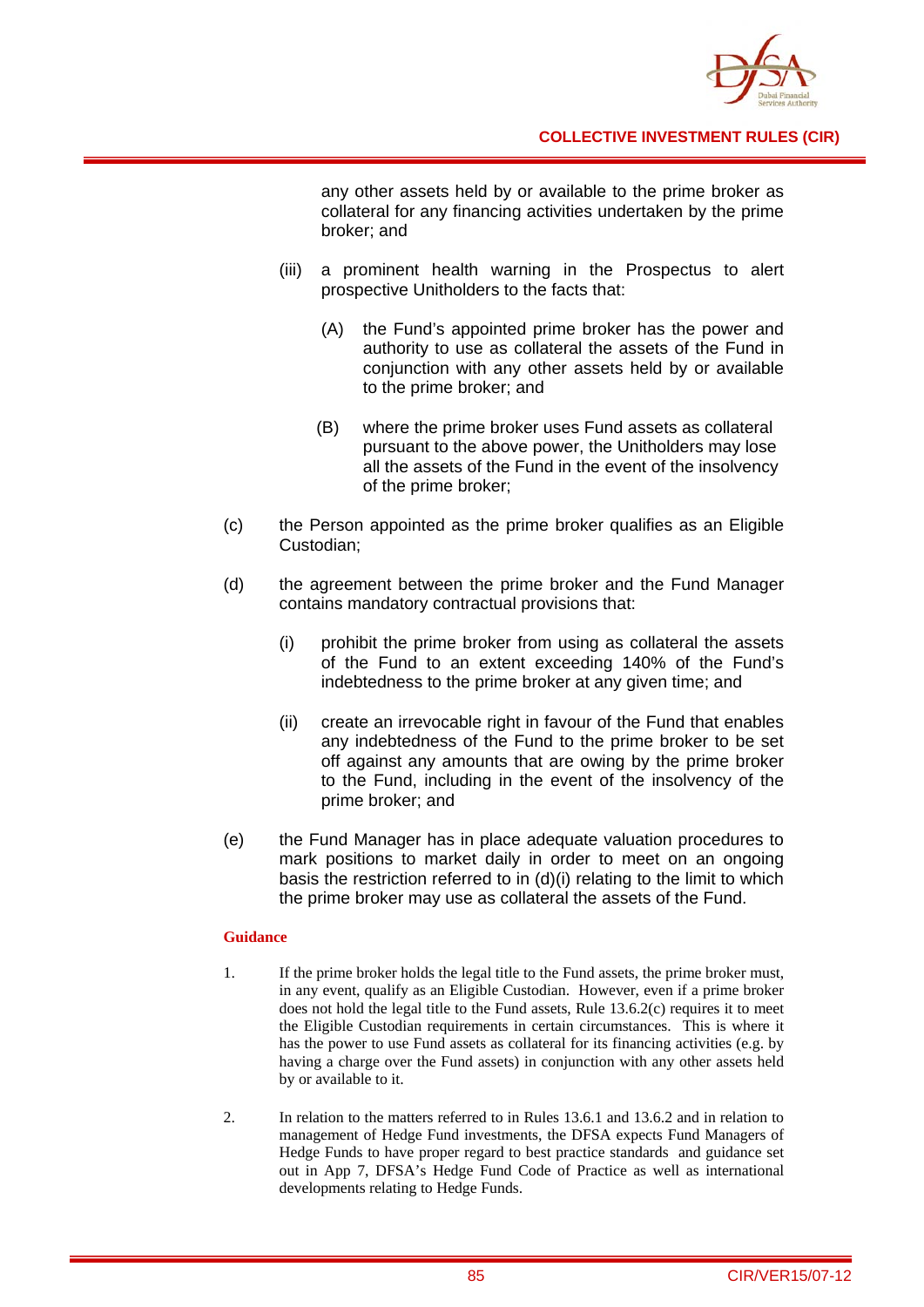any other assets held by or available to the prime broker as collateral for any financing activities undertaken by the prime broker; and

(iii) a prominent health warning in the Prospectus to alert prospective Unitholders to the facts that:

(A) the Fund's appointed prime broker has the power and authority to use as collateral the assets of the Fund in conjunction with any other assets held by or available to the prime broker; and

(B) where the prime broker uses Fund assets as collateral pursuant to the above power, the Unitholders may lose all the assets of the Fund in the event of the insolvency of the prime broker;

(c) the Person appointed as the prime broker qualifies as an Eligible Custodian;

(d) the agreement between the prime broker and the Fund Manager contains mandatory contractual provisions that:

(i) prohibit the prime broker from using as collateral the assets of the Fund to an extent exceeding 140% of the Fund's indebtedness to the prime broker at any given time; and

(ii) create an irrevocable right in favour of the Fund that enables any indebtedness of the Fund to the prime broker to be set off against any amounts that are owing by the prime broker to the Fund, including in the event of the insolvency of the prime broker; and

(e) the Fund Manager has in place adequate valuation procedures to mark positions to market daily in order to meet on an ongoing basis the restriction referred to in (d)(i) relating to the limit to which the prime broker may use as collateral the assets of the Fund.

**Guidance**

1. If the prime broker holds the legal title to the Fund assets, the prime broker must, in any event, qualify as an Eligible Custodian. However, even if a prime broker does not hold the legal title to the Fund assets, Rule 13.6.2(c) requires it to meet the Eligible Custodian requirements in certain circumstances. This is where it has the power to use Fund assets as collateral for its financing activities (e.g. by having a charge over the Fund assets) in conjunction with any other assets held by or available to it.

2. In relation to the matters referred to in Rules 13.6.1 and 13.6.2 and in relation to management of Hedge Fund investments, the DFSA expects Fund Managers of Hedge Funds to have proper regard to best practice standards and guidance set out in App 7, DFSA's Hedge Fund Code of Practice as well as international developments relating to Hedge Funds.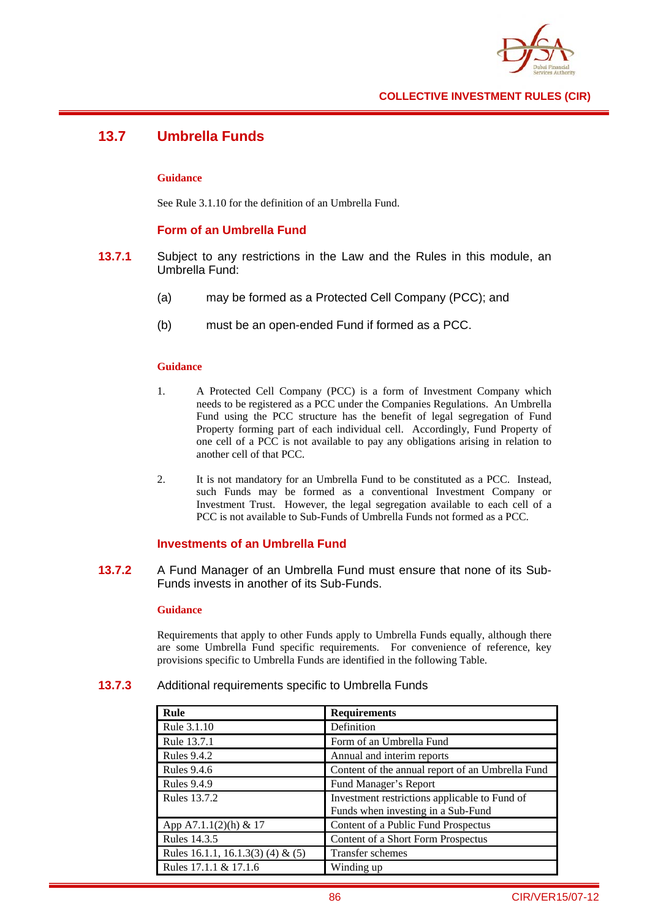## 13.7 Umbrella Funds

**Guidance**

See Rule 3.1.10 for the definition of an Umbrella Fund.

### Form of an Umbrella Fund

**13.7.1** Subject to any restrictions in the Law and the Rules in this module, an Umbrella Fund:

(a) may be formed as a Protected Cell Company (PCC); and

(b) must be an open-ended Fund if formed as a PCC.

**Guidance**

1. A Protected Cell Company (PCC) is a form of Investment Company which needs to be registered as a PCC under the Companies Regulations. An Umbrella Fund using the PCC structure has the benefit of legal segregation of Fund Property forming part of each individual cell. Accordingly, Fund Property of one cell of a PCC is not available to pay any obligations arising in relation to another cell of that PCC.

2. It is not mandatory for an Umbrella Fund to be constituted as a PCC. Instead, such Funds may be formed as a conventional Investment Company or Investment Trust. However, the legal segregation available to each cell of a PCC is not available to Sub-Funds of Umbrella Funds not formed as a PCC.

### Investments of an Umbrella Fund

**13.7.2** A Fund Manager of an Umbrella Fund must ensure that none of its Sub-Funds invests in another of its Sub-Funds.

**Guidance**

Requirements that apply to other Funds apply to Umbrella Funds equally, although there are some Umbrella Fund specific requirements. For convenience of reference, key provisions specific to Umbrella Funds are identified in the following Table.

**13.7.3** Additional requirements specific to Umbrella Funds

| Rule | Requirements |
|---|---|
| Rule 3.1.10 | Definition |
| Rule 13.7.1 | Form of an Umbrella Fund |
| Rules 9.4.2 | Annual and interim reports |
| Rules 9.4.6 | Content of the annual report of an Umbrella Fund |
| Rules 9.4.9 | Fund Manager's Report |
| Rules 13.7.2 | Investment restrictions applicable to Fund of Funds when investing in a Sub-Fund |
| App A7.1.1(2)(h) & 17 | Content of a Public Fund Prospectus |
| Rules 14.3.5 | Content of a Short Form Prospectus |
| Rules 16.1.1, 16.1.3(3) (4) & (5) | Transfer schemes |
| Rules 17.1.1 & 17.1.6 | Winding up |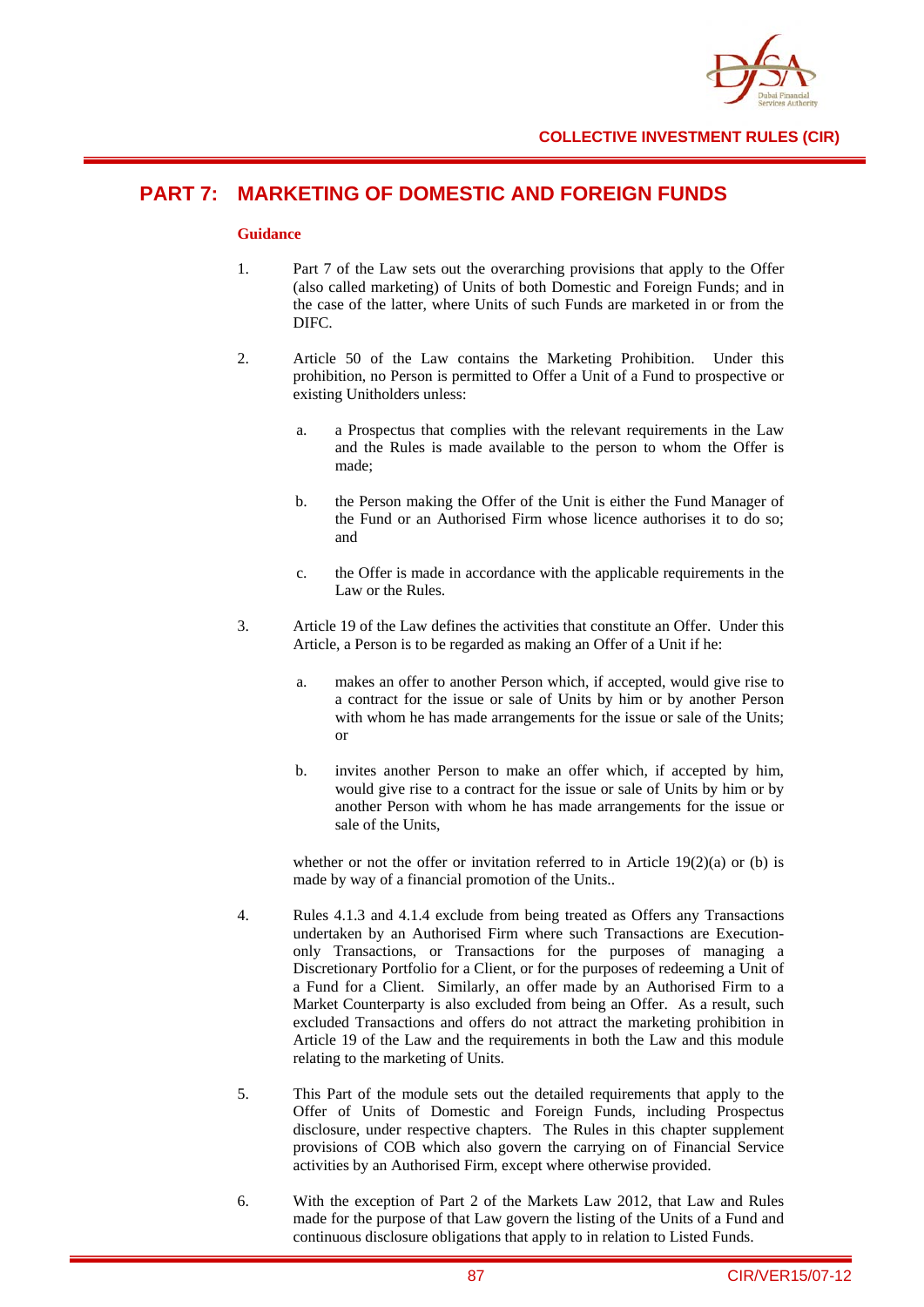# PART 7: MARKETING OF DOMESTIC AND FOREIGN FUNDS

**Guidance**

1. Part 7 of the Law sets out the overarching provisions that apply to the Offer (also called marketing) of Units of both Domestic and Foreign Funds; and in the case of the latter, where Units of such Funds are marketed in or from the DIFC.

2. Article 50 of the Law contains the Marketing Prohibition. Under this prohibition, no Person is permitted to Offer a Unit of a Fund to prospective or existing Unitholders unless:

   a. a Prospectus that complies with the relevant requirements in the Law and the Rules is made available to the person to whom the Offer is made;

   b. the Person making the Offer of the Unit is either the Fund Manager of the Fund or an Authorised Firm whose licence authorises it to do so; and

   c. the Offer is made in accordance with the applicable requirements in the Law or the Rules.

3. Article 19 of the Law defines the activities that constitute an Offer. Under this Article, a Person is to be regarded as making an Offer of a Unit if he:

   a. makes an offer to another Person which, if accepted, would give rise to a contract for the issue or sale of Units by him or by another Person with whom he has made arrangements for the issue or sale of the Units; or

   b. invites another Person to make an offer which, if accepted by him, would give rise to a contract for the issue or sale of Units by him or by another Person with whom he has made arrangements for the issue or sale of the Units,

   whether or not the offer or invitation referred to in Article 19(2)(a) or (b) is made by way of a financial promotion of the Units..

4. Rules 4.1.3 and 4.1.4 exclude from being treated as Offers any Transactions undertaken by an Authorised Firm where such Transactions are Execution-only Transactions, or Transactions for the purposes of managing a Discretionary Portfolio for a Client, or for the purposes of redeeming a Unit of a Fund for a Client. Similarly, an offer made by an Authorised Firm to a Market Counterparty is also excluded from being an Offer. As a result, such excluded Transactions and offers do not attract the marketing prohibition in Article 19 of the Law and the requirements in both the Law and this module relating to the marketing of Units.

5. This Part of the module sets out the detailed requirements that apply to the Offer of Units of Domestic and Foreign Funds, including Prospectus disclosure, under respective chapters. The Rules in this chapter supplement provisions of COB which also govern the carrying on of Financial Service activities by an Authorised Firm, except where otherwise provided.

6. With the exception of Part 2 of the Markets Law 2012, that Law and Rules made for the purpose of that Law govern the listing of the Units of a Fund and continuous disclosure obligations that apply to in relation to Listed Funds.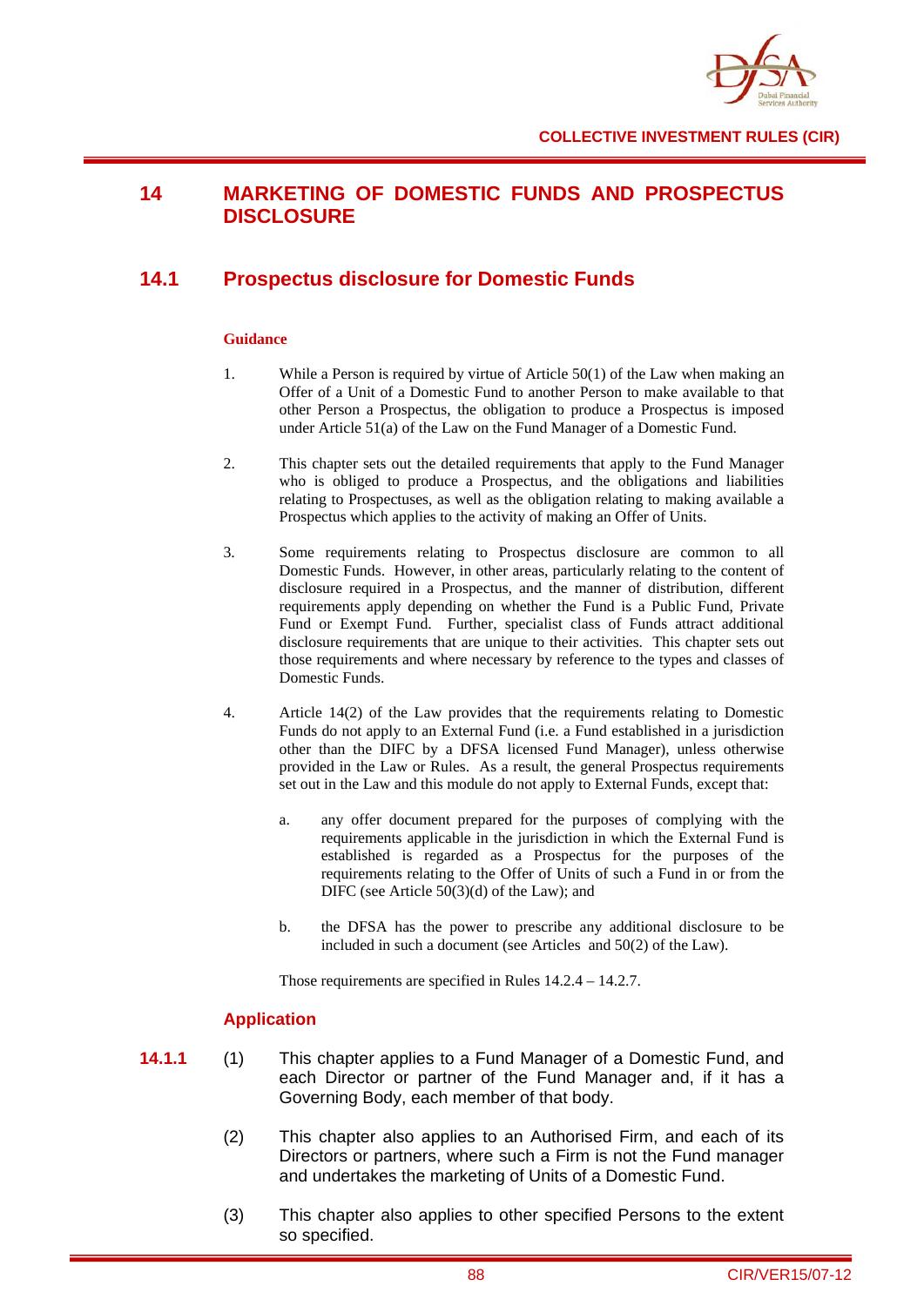# 14 MARKETING OF DOMESTIC FUNDS AND PROSPECTUS DISCLOSURE

## 14.1 Prospectus disclosure for Domestic Funds

**Guidance**

1. While a Person is required by virtue of Article 50(1) of the Law when making an Offer of a Unit of a Domestic Fund to another Person to make available to that other Person a Prospectus, the obligation to produce a Prospectus is imposed under Article 51(a) of the Law on the Fund Manager of a Domestic Fund.

2. This chapter sets out the detailed requirements that apply to the Fund Manager who is obliged to produce a Prospectus, and the obligations and liabilities relating to Prospectuses, as well as the obligation relating to making available a Prospectus which applies to the activity of making an Offer of Units.

3. Some requirements relating to Prospectus disclosure are common to all Domestic Funds. However, in other areas, particularly relating to the content of disclosure required in a Prospectus, and the manner of distribution, different requirements apply depending on whether the Fund is a Public Fund, Private Fund or Exempt Fund. Further, specialist class of Funds attract additional disclosure requirements that are unique to their activities. This chapter sets out those requirements and where necessary by reference to the types and classes of Domestic Funds.

4. Article 14(2) of the Law provides that the requirements relating to Domestic Funds do not apply to an External Fund (i.e. a Fund established in a jurisdiction other than the DIFC by a DFSA licensed Fund Manager), unless otherwise provided in the Law or Rules. As a result, the general Prospectus requirements set out in the Law and this module do not apply to External Funds, except that:

   a. any offer document prepared for the purposes of complying with the requirements applicable in the jurisdiction in which the External Fund is established is regarded as a Prospectus for the purposes of the requirements relating to the Offer of Units of such a Fund in or from the DIFC (see Article 50(3)(d) of the Law); and

   b. the DFSA has the power to prescribe any additional disclosure to be included in such a document (see Articles and 50(2) of the Law).

   Those requirements are specified in Rules 14.2.4 – 14.2.7.

### Application

**14.1.1** (1) This chapter applies to a Fund Manager of a Domestic Fund, and each Director or partner of the Fund Manager and, if it has a Governing Body, each member of that body.

(2) This chapter also applies to an Authorised Firm, and each of its Directors or partners, where such a Firm is not the Fund manager and undertakes the marketing of Units of a Domestic Fund.

(3) This chapter also applies to other specified Persons to the extent so specified.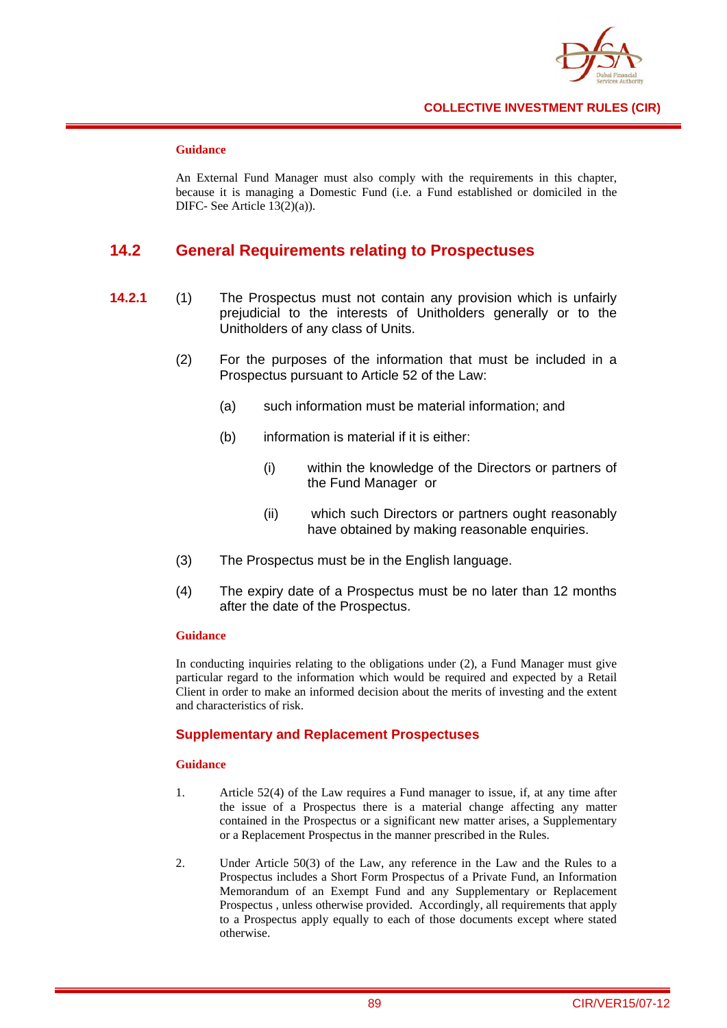#### Guidance

An External Fund Manager must also comply with the requirements in this chapter, because it is managing a Domestic Fund (i.e. a Fund established or domiciled in the DIFC- See Article 13(2)(a)).

## 14.2 General Requirements relating to Prospectuses

**14.2.1** (1) The Prospectus must not contain any provision which is unfairly prejudicial to the interests of Unitholders generally or to the Unitholders of any class of Units.

(2) For the purposes of the information that must be included in a Prospectus pursuant to Article 52 of the Law:

(a) such information must be material information; and

(b) information is material if it is either:

(i) within the knowledge of the Directors or partners of the Fund Manager or

(ii) which such Directors or partners ought reasonably have obtained by making reasonable enquiries.

(3) The Prospectus must be in the English language.

(4) The expiry date of a Prospectus must be no later than 12 months after the date of the Prospectus.

#### Guidance

In conducting inquiries relating to the obligations under (2), a Fund Manager must give particular regard to the information which would be required and expected by a Retail Client in order to make an informed decision about the merits of investing and the extent and characteristics of risk.

### Supplementary and Replacement Prospectuses

#### Guidance

1. Article 52(4) of the Law requires a Fund manager to issue, if, at any time after the issue of a Prospectus there is a material change affecting any matter contained in the Prospectus or a significant new matter arises, a Supplementary or a Replacement Prospectus in the manner prescribed in the Rules.

2. Under Article 50(3) of the Law, any reference in the Law and the Rules to a Prospectus includes a Short Form Prospectus of a Private Fund, an Information Memorandum of an Exempt Fund and any Supplementary or Replacement Prospectus , unless otherwise provided. Accordingly, all requirements that apply to a Prospectus apply equally to each of those documents except where stated otherwise.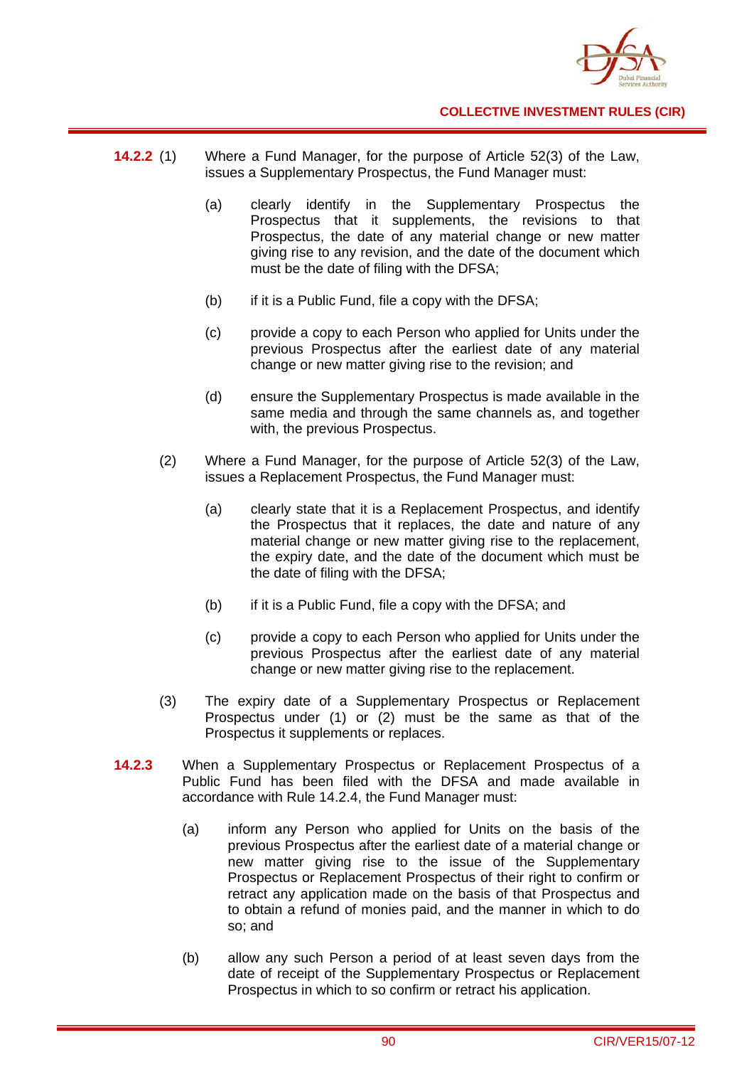**14.2.2** (1) Where a Fund Manager, for the purpose of Article 52(3) of the Law, issues a Supplementary Prospectus, the Fund Manager must:

(a) clearly identify in the Supplementary Prospectus the Prospectus that it supplements, the revisions to that Prospectus, the date of any material change or new matter giving rise to any revision, and the date of the document which must be the date of filing with the DFSA;

(b) if it is a Public Fund, file a copy with the DFSA;

(c) provide a copy to each Person who applied for Units under the previous Prospectus after the earliest date of any material change or new matter giving rise to the revision; and

(d) ensure the Supplementary Prospectus is made available in the same media and through the same channels as, and together with, the previous Prospectus.

(2) Where a Fund Manager, for the purpose of Article 52(3) of the Law, issues a Replacement Prospectus, the Fund Manager must:

(a) clearly state that it is a Replacement Prospectus, and identify the Prospectus that it replaces, the date and nature of any material change or new matter giving rise to the replacement, the expiry date, and the date of the document which must be the date of filing with the DFSA;

(b) if it is a Public Fund, file a copy with the DFSA; and

(c) provide a copy to each Person who applied for Units under the previous Prospectus after the earliest date of any material change or new matter giving rise to the replacement.

(3) The expiry date of a Supplementary Prospectus or Replacement Prospectus under (1) or (2) must be the same as that of the Prospectus it supplements or replaces.

**14.2.3** When a Supplementary Prospectus or Replacement Prospectus of a Public Fund has been filed with the DFSA and made available in accordance with Rule 14.2.4, the Fund Manager must:

(a) inform any Person who applied for Units on the basis of the previous Prospectus after the earliest date of a material change or new matter giving rise to the issue of the Supplementary Prospectus or Replacement Prospectus of their right to confirm or retract any application made on the basis of that Prospectus and to obtain a refund of monies paid, and the manner in which to do so; and

(b) allow any such Person a period of at least seven days from the date of receipt of the Supplementary Prospectus or Replacement Prospectus in which to so confirm or retract his application.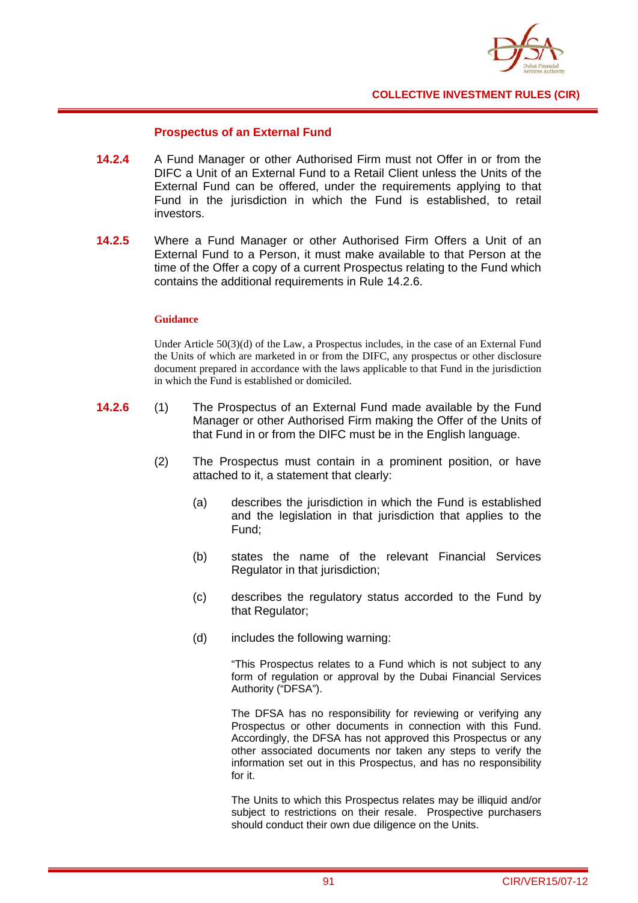### Prospectus of an External Fund

**14.2.4** A Fund Manager or other Authorised Firm must not Offer in or from the DIFC a Unit of an External Fund to a Retail Client unless the Units of the External Fund can be offered, under the requirements applying to that Fund in the jurisdiction in which the Fund is established, to retail investors.

**14.2.5** Where a Fund Manager or other Authorised Firm Offers a Unit of an External Fund to a Person, it must make available to that Person at the time of the Offer a copy of a current Prospectus relating to the Fund which contains the additional requirements in Rule 14.2.6.

**Guidance**

Under Article 50(3)(d) of the Law, a Prospectus includes, in the case of an External Fund the Units of which are marketed in or from the DIFC, any prospectus or other disclosure document prepared in accordance with the laws applicable to that Fund in the jurisdiction in which the Fund is established or domiciled.

**14.2.6** (1) The Prospectus of an External Fund made available by the Fund Manager or other Authorised Firm making the Offer of the Units of that Fund in or from the DIFC must be in the English language.

(2) The Prospectus must contain in a prominent position, or have attached to it, a statement that clearly:

(a) describes the jurisdiction in which the Fund is established and the legislation in that jurisdiction that applies to the Fund;

(b) states the name of the relevant Financial Services Regulator in that jurisdiction;

(c) describes the regulatory status accorded to the Fund by that Regulator;

(d) includes the following warning:

"This Prospectus relates to a Fund which is not subject to any form of regulation or approval by the Dubai Financial Services Authority ("DFSA").

The DFSA has no responsibility for reviewing or verifying any Prospectus or other documents in connection with this Fund. Accordingly, the DFSA has not approved this Prospectus or any other associated documents nor taken any steps to verify the information set out in this Prospectus, and has no responsibility for it.

The Units to which this Prospectus relates may be illiquid and/or subject to restrictions on their resale. Prospective purchasers should conduct their own due diligence on the Units.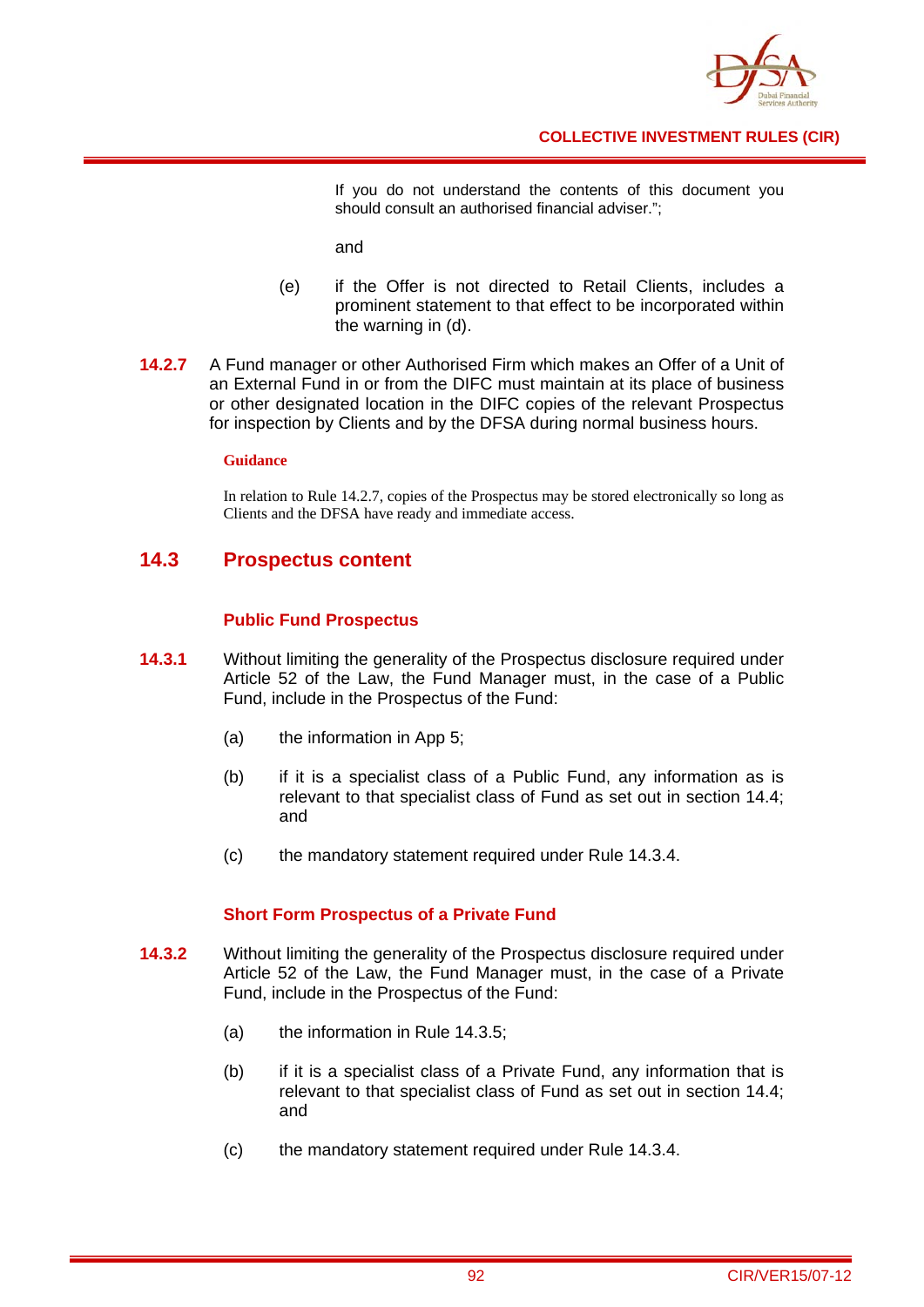If you do not understand the contents of this document you should consult an authorised financial adviser.";

and

(e) if the Offer is not directed to Retail Clients, includes a prominent statement to that effect to be incorporated within the warning in (d).

**14.2.7** A Fund manager or other Authorised Firm which makes an Offer of a Unit of an External Fund in or from the DIFC must maintain at its place of business or other designated location in the DIFC copies of the relevant Prospectus for inspection by Clients and by the DFSA during normal business hours.

**Guidance**

In relation to Rule 14.2.7, copies of the Prospectus may be stored electronically so long as Clients and the DFSA have ready and immediate access.

## 14.3 Prospectus content

### Public Fund Prospectus

**14.3.1** Without limiting the generality of the Prospectus disclosure required under Article 52 of the Law, the Fund Manager must, in the case of a Public Fund, include in the Prospectus of the Fund:

(a) the information in App 5;

(b) if it is a specialist class of a Public Fund, any information as is relevant to that specialist class of Fund as set out in section 14.4; and

(c) the mandatory statement required under Rule 14.3.4.

### Short Form Prospectus of a Private Fund

**14.3.2** Without limiting the generality of the Prospectus disclosure required under Article 52 of the Law, the Fund Manager must, in the case of a Private Fund, include in the Prospectus of the Fund:

(a) the information in Rule 14.3.5;

(b) if it is a specialist class of a Private Fund, any information that is relevant to that specialist class of Fund as set out in section 14.4; and

(c) the mandatory statement required under Rule 14.3.4.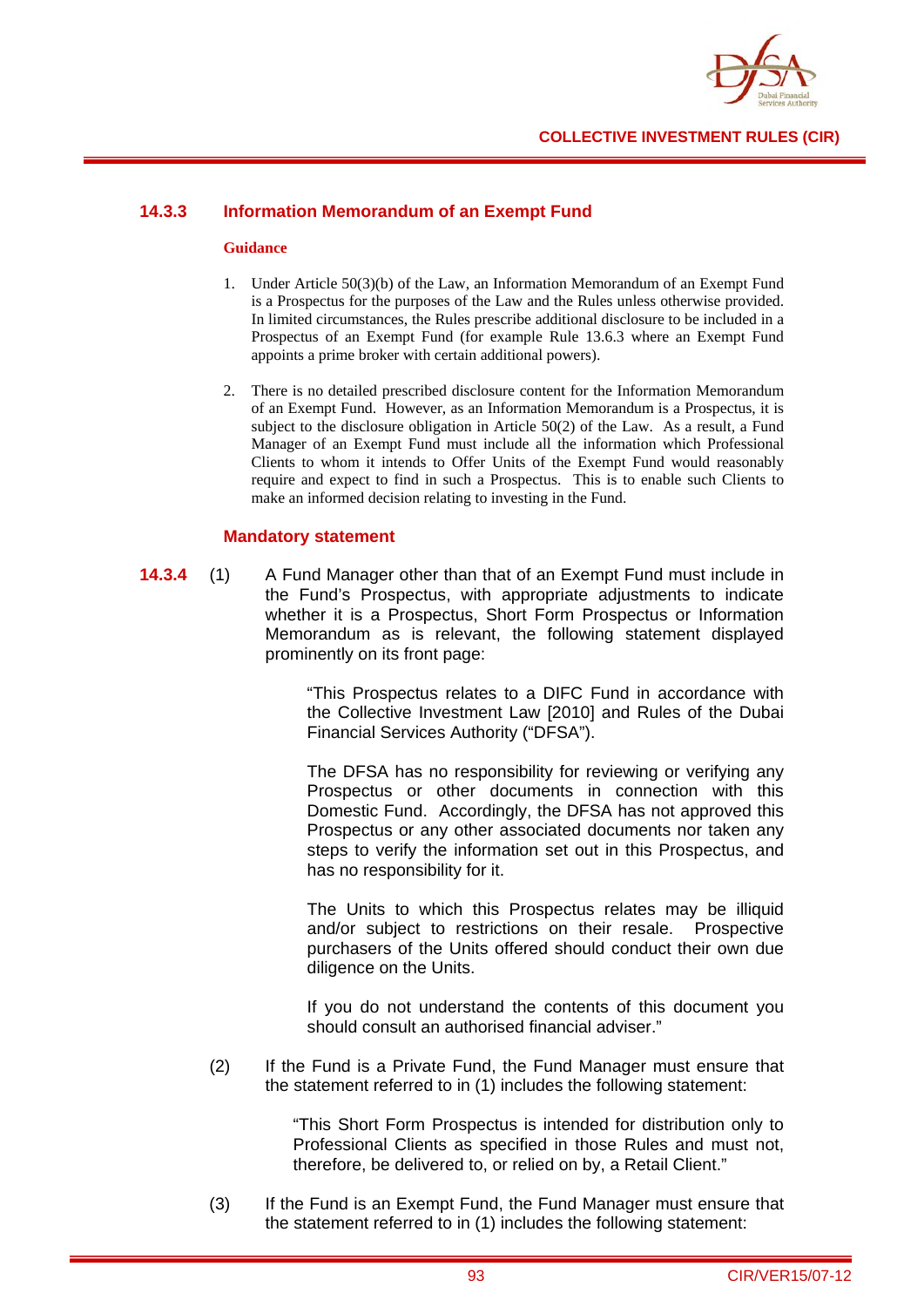### 14.3.3 Information Memorandum of an Exempt Fund

**Guidance**

1. Under Article 50(3)(b) of the Law, an Information Memorandum of an Exempt Fund is a Prospectus for the purposes of the Law and the Rules unless otherwise provided. In limited circumstances, the Rules prescribe additional disclosure to be included in a Prospectus of an Exempt Fund (for example Rule 13.6.3 where an Exempt Fund appoints a prime broker with certain additional powers).

2. There is no detailed prescribed disclosure content for the Information Memorandum of an Exempt Fund. However, as an Information Memorandum is a Prospectus, it is subject to the disclosure obligation in Article 50(2) of the Law. As a result, a Fund Manager of an Exempt Fund must include all the information which Professional Clients to whom it intends to Offer Units of the Exempt Fund would reasonably require and expect to find in such a Prospectus. This is to enable such Clients to make an informed decision relating to investing in the Fund.

#### Mandatory statement

**14.3.4** (1) A Fund Manager other than that of an Exempt Fund must include in the Fund's Prospectus, with appropriate adjustments to indicate whether it is a Prospectus, Short Form Prospectus or Information Memorandum as is relevant, the following statement displayed prominently on its front page:

> "This Prospectus relates to a DIFC Fund in accordance with the Collective Investment Law [2010] and Rules of the Dubai Financial Services Authority ("DFSA").
>
> The DFSA has no responsibility for reviewing or verifying any Prospectus or other documents in connection with this Domestic Fund. Accordingly, the DFSA has not approved this Prospectus or any other associated documents nor taken any steps to verify the information set out in this Prospectus, and has no responsibility for it.
>
> The Units to which this Prospectus relates may be illiquid and/or subject to restrictions on their resale. Prospective purchasers of the Units offered should conduct their own due diligence on the Units.
>
> If you do not understand the contents of this document you should consult an authorised financial adviser."

(2) If the Fund is a Private Fund, the Fund Manager must ensure that the statement referred to in (1) includes the following statement:

> "This Short Form Prospectus is intended for distribution only to Professional Clients as specified in those Rules and must not, therefore, be delivered to, or relied on by, a Retail Client."

(3) If the Fund is an Exempt Fund, the Fund Manager must ensure that the statement referred to in (1) includes the following statement: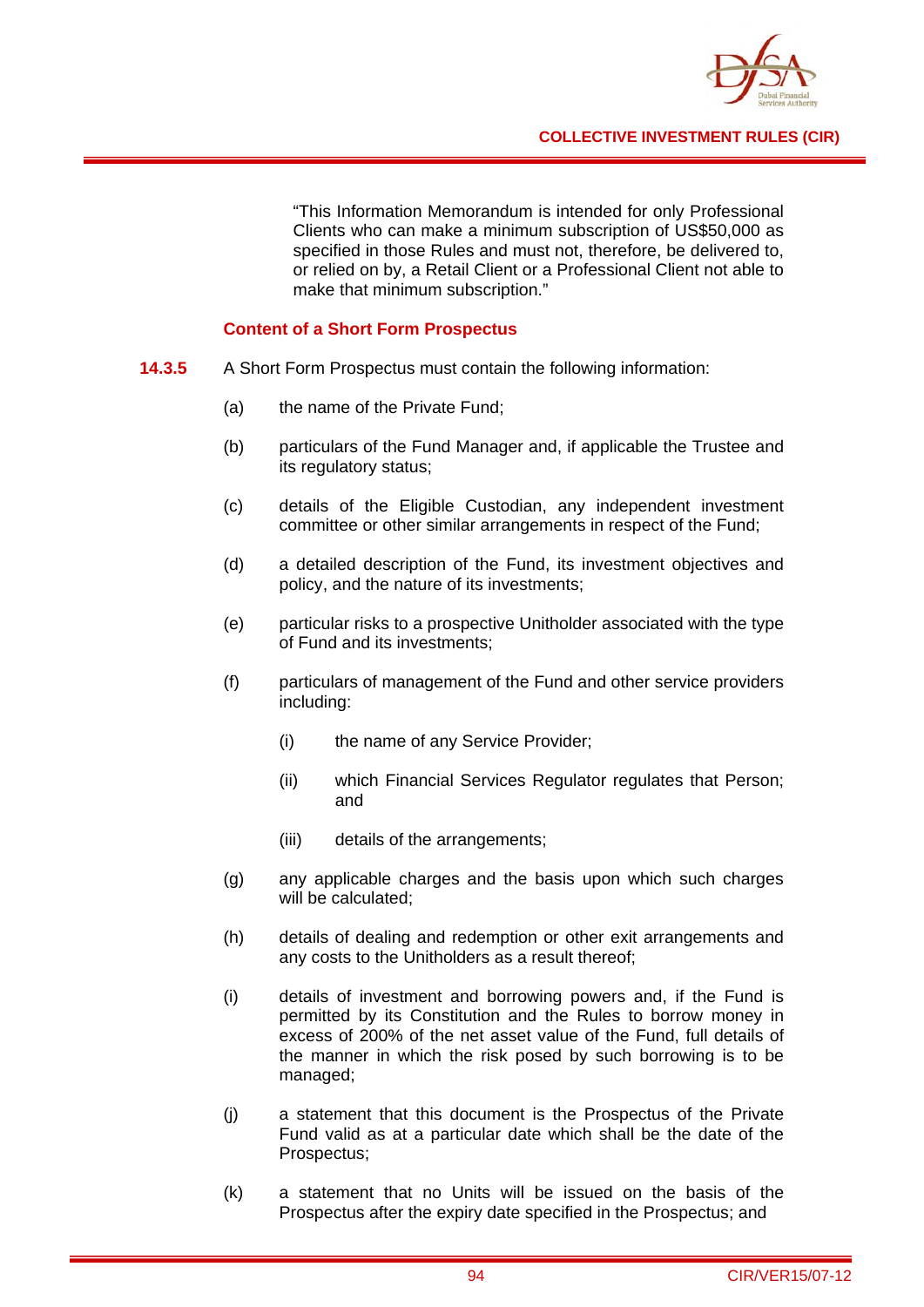"This Information Memorandum is intended for only Professional Clients who can make a minimum subscription of US$50,000 as specified in those Rules and must not, therefore, be delivered to, or relied on by, a Retail Client or a Professional Client not able to make that minimum subscription."

### Content of a Short Form Prospectus

**14.3.5** A Short Form Prospectus must contain the following information:

(a) the name of the Private Fund;

(b) particulars of the Fund Manager and, if applicable the Trustee and its regulatory status;

(c) details of the Eligible Custodian, any independent investment committee or other similar arrangements in respect of the Fund;

(d) a detailed description of the Fund, its investment objectives and policy, and the nature of its investments;

(e) particular risks to a prospective Unitholder associated with the type of Fund and its investments;

(f) particulars of management of the Fund and other service providers including:

  (i) the name of any Service Provider;

  (ii) which Financial Services Regulator regulates that Person; and

  (iii) details of the arrangements;

(g) any applicable charges and the basis upon which such charges will be calculated;

(h) details of dealing and redemption or other exit arrangements and any costs to the Unitholders as a result thereof;

(i) details of investment and borrowing powers and, if the Fund is permitted by its Constitution and the Rules to borrow money in excess of 200% of the net asset value of the Fund, full details of the manner in which the risk posed by such borrowing is to be managed;

(j) a statement that this document is the Prospectus of the Private Fund valid as at a particular date which shall be the date of the Prospectus;

(k) a statement that no Units will be issued on the basis of the Prospectus after the expiry date specified in the Prospectus; and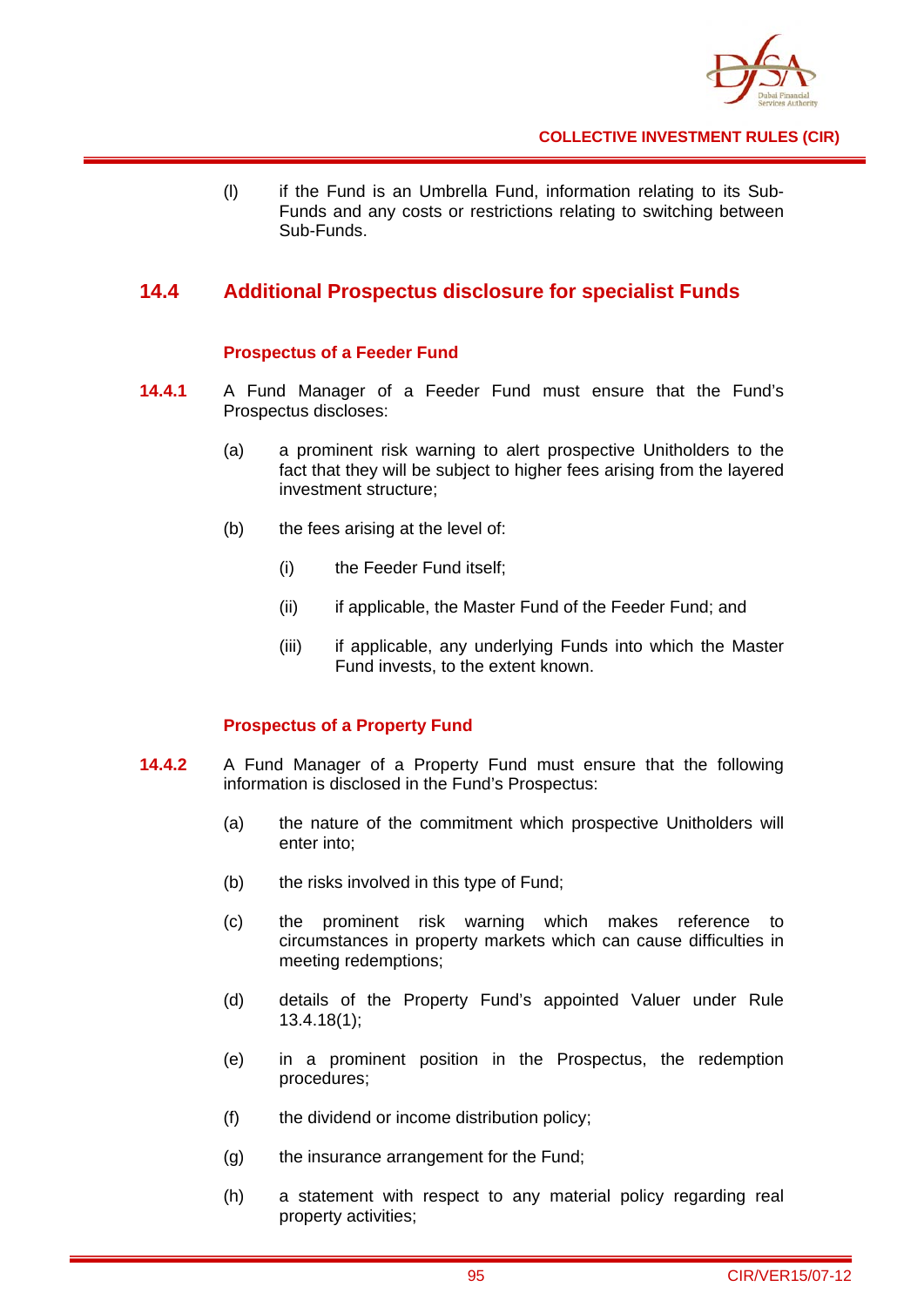(l) if the Fund is an Umbrella Fund, information relating to its Sub-Funds and any costs or restrictions relating to switching between Sub-Funds.

## 14.4 Additional Prospectus disclosure for specialist Funds

### Prospectus of a Feeder Fund

**14.4.1** A Fund Manager of a Feeder Fund must ensure that the Fund's Prospectus discloses:

(a) a prominent risk warning to alert prospective Unitholders to the fact that they will be subject to higher fees arising from the layered investment structure;

(b) the fees arising at the level of:

(i) the Feeder Fund itself;

(ii) if applicable, the Master Fund of the Feeder Fund; and

(iii) if applicable, any underlying Funds into which the Master Fund invests, to the extent known.

### Prospectus of a Property Fund

**14.4.2** A Fund Manager of a Property Fund must ensure that the following information is disclosed in the Fund's Prospectus:

(a) the nature of the commitment which prospective Unitholders will enter into;

(b) the risks involved in this type of Fund;

(c) the prominent risk warning which makes reference to circumstances in property markets which can cause difficulties in meeting redemptions;

(d) details of the Property Fund's appointed Valuer under Rule 13.4.18(1);

(e) in a prominent position in the Prospectus, the redemption procedures;

(f) the dividend or income distribution policy;

(g) the insurance arrangement for the Fund;

(h) a statement with respect to any material policy regarding real property activities;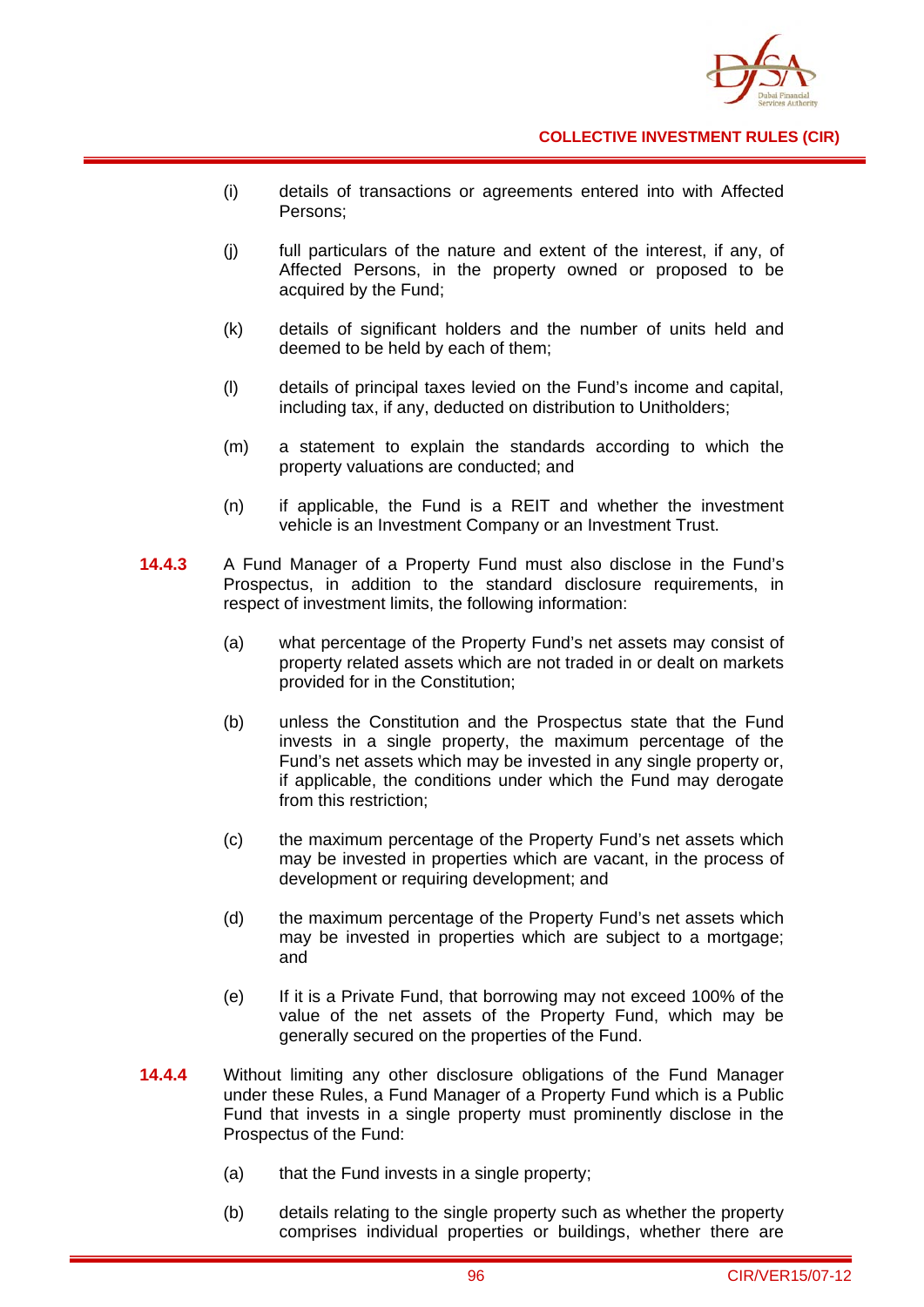(i) details of transactions or agreements entered into with Affected Persons;

(j) full particulars of the nature and extent of the interest, if any, of Affected Persons, in the property owned or proposed to be acquired by the Fund;

(k) details of significant holders and the number of units held and deemed to be held by each of them;

(l) details of principal taxes levied on the Fund's income and capital, including tax, if any, deducted on distribution to Unitholders;

(m) a statement to explain the standards according to which the property valuations are conducted; and

(n) if applicable, the Fund is a REIT and whether the investment vehicle is an Investment Company or an Investment Trust.

**14.4.3** A Fund Manager of a Property Fund must also disclose in the Fund's Prospectus, in addition to the standard disclosure requirements, in respect of investment limits, the following information:

(a) what percentage of the Property Fund's net assets may consist of property related assets which are not traded in or dealt on markets provided for in the Constitution;

(b) unless the Constitution and the Prospectus state that the Fund invests in a single property, the maximum percentage of the Fund's net assets which may be invested in any single property or, if applicable, the conditions under which the Fund may derogate from this restriction;

(c) the maximum percentage of the Property Fund's net assets which may be invested in properties which are vacant, in the process of development or requiring development; and

(d) the maximum percentage of the Property Fund's net assets which may be invested in properties which are subject to a mortgage; and

(e) If it is a Private Fund, that borrowing may not exceed 100% of the value of the net assets of the Property Fund, which may be generally secured on the properties of the Fund.

**14.4.4** Without limiting any other disclosure obligations of the Fund Manager under these Rules, a Fund Manager of a Property Fund which is a Public Fund that invests in a single property must prominently disclose in the Prospectus of the Fund:

(a) that the Fund invests in a single property;

(b) details relating to the single property such as whether the property comprises individual properties or buildings, whether there are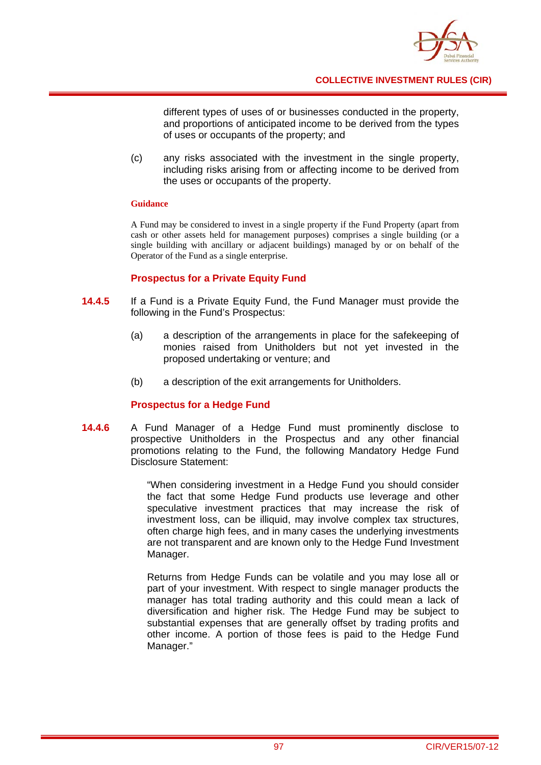different types of uses of or businesses conducted in the property, and proportions of anticipated income to be derived from the types of uses or occupants of the property; and

(c) any risks associated with the investment in the single property, including risks arising from or affecting income to be derived from the uses or occupants of the property.

**Guidance**

A Fund may be considered to invest in a single property if the Fund Property (apart from cash or other assets held for management purposes) comprises a single building (or a single building with ancillary or adjacent buildings) managed by or on behalf of the Operator of the Fund as a single enterprise.

### Prospectus for a Private Equity Fund

**14.4.5** If a Fund is a Private Equity Fund, the Fund Manager must provide the following in the Fund's Prospectus:

(a) a description of the arrangements in place for the safekeeping of monies raised from Unitholders but not yet invested in the proposed undertaking or venture; and

(b) a description of the exit arrangements for Unitholders.

### Prospectus for a Hedge Fund

**14.4.6** A Fund Manager of a Hedge Fund must prominently disclose to prospective Unitholders in the Prospectus and any other financial promotions relating to the Fund, the following Mandatory Hedge Fund Disclosure Statement:

"When considering investment in a Hedge Fund you should consider the fact that some Hedge Fund products use leverage and other speculative investment practices that may increase the risk of investment loss, can be illiquid, may involve complex tax structures, often charge high fees, and in many cases the underlying investments are not transparent and are known only to the Hedge Fund Investment Manager.

Returns from Hedge Funds can be volatile and you may lose all or part of your investment. With respect to single manager products the manager has total trading authority and this could mean a lack of diversification and higher risk. The Hedge Fund may be subject to substantial expenses that are generally offset by trading profits and other income. A portion of those fees is paid to the Hedge Fund Manager."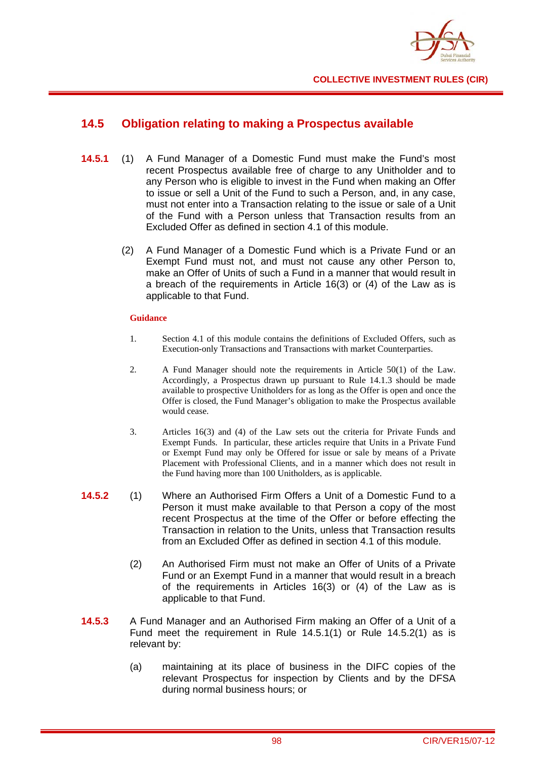## 14.5 Obligation relating to making a Prospectus available

**14.5.1** (1) A Fund Manager of a Domestic Fund must make the Fund's most recent Prospectus available free of charge to any Unitholder and to any Person who is eligible to invest in the Fund when making an Offer to issue or sell a Unit of the Fund to such a Person, and, in any case, must not enter into a Transaction relating to the issue or sale of a Unit of the Fund with a Person unless that Transaction results from an Excluded Offer as defined in section 4.1 of this module.

(2) A Fund Manager of a Domestic Fund which is a Private Fund or an Exempt Fund must not, and must not cause any other Person to, make an Offer of Units of such a Fund in a manner that would result in a breach of the requirements in Article 16(3) or (4) of the Law as is applicable to that Fund.

**Guidance**

1. Section 4.1 of this module contains the definitions of Excluded Offers, such as Execution-only Transactions and Transactions with market Counterparties.

2. A Fund Manager should note the requirements in Article 50(1) of the Law. Accordingly, a Prospectus drawn up pursuant to Rule 14.1.3 should be made available to prospective Unitholders for as long as the Offer is open and once the Offer is closed, the Fund Manager's obligation to make the Prospectus available would cease.

3. Articles 16(3) and (4) of the Law sets out the criteria for Private Funds and Exempt Funds. In particular, these articles require that Units in a Private Fund or Exempt Fund may only be Offered for issue or sale by means of a Private Placement with Professional Clients, and in a manner which does not result in the Fund having more than 100 Unitholders, as is applicable.

**14.5.2** (1) Where an Authorised Firm Offers a Unit of a Domestic Fund to a Person it must make available to that Person a copy of the most recent Prospectus at the time of the Offer or before effecting the Transaction in relation to the Units, unless that Transaction results from an Excluded Offer as defined in section 4.1 of this module.

(2) An Authorised Firm must not make an Offer of Units of a Private Fund or an Exempt Fund in a manner that would result in a breach of the requirements in Articles 16(3) or (4) of the Law as is applicable to that Fund.

**14.5.3** A Fund Manager and an Authorised Firm making an Offer of a Unit of a Fund meet the requirement in Rule 14.5.1(1) or Rule 14.5.2(1) as is relevant by:

(a) maintaining at its place of business in the DIFC copies of the relevant Prospectus for inspection by Clients and by the DFSA during normal business hours; or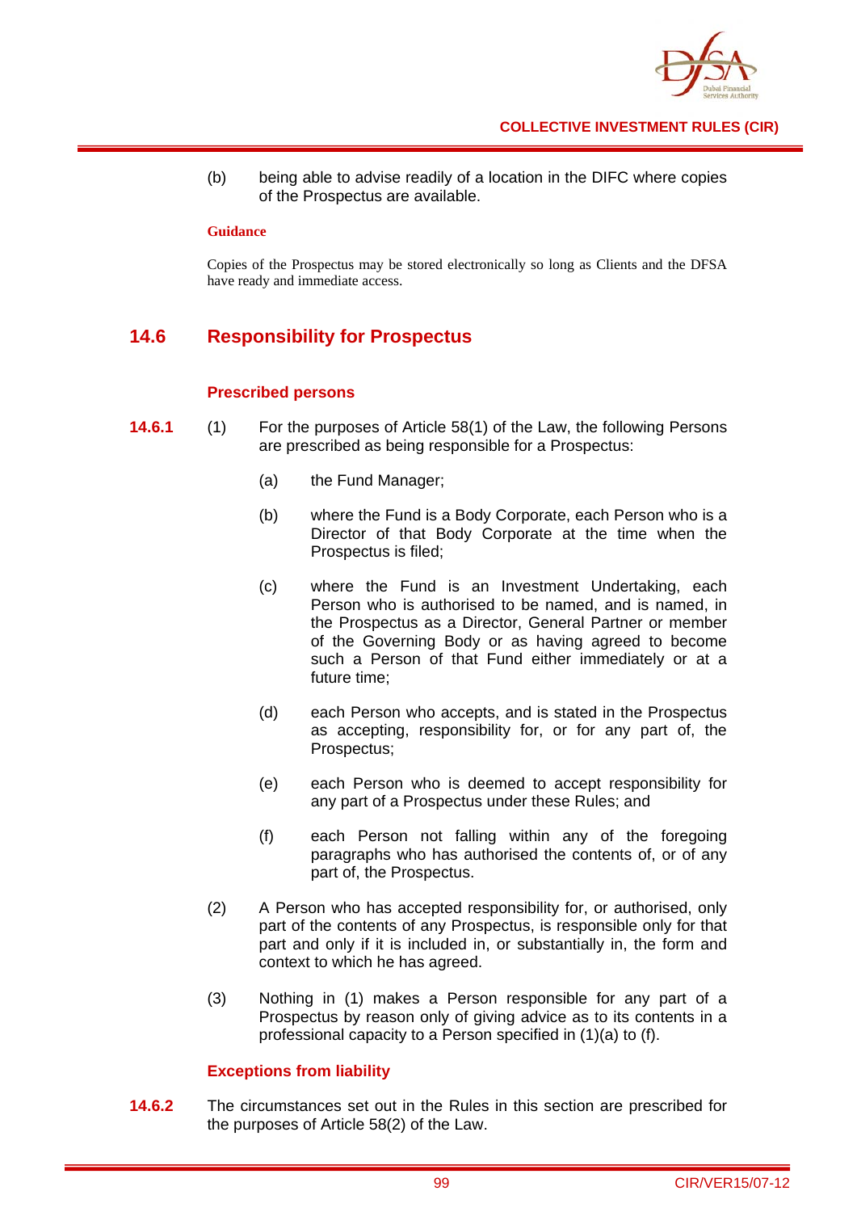(b) being able to advise readily of a location in the DIFC where copies of the Prospectus are available.

**Guidance**

Copies of the Prospectus may be stored electronically so long as Clients and the DFSA have ready and immediate access.

## 14.6 Responsibility for Prospectus

### Prescribed persons

**14.6.1** (1) For the purposes of Article 58(1) of the Law, the following Persons are prescribed as being responsible for a Prospectus:

(a) the Fund Manager;

(b) where the Fund is a Body Corporate, each Person who is a Director of that Body Corporate at the time when the Prospectus is filed;

(c) where the Fund is an Investment Undertaking, each Person who is authorised to be named, and is named, in the Prospectus as a Director, General Partner or member of the Governing Body or as having agreed to become such a Person of that Fund either immediately or at a future time;

(d) each Person who accepts, and is stated in the Prospectus as accepting, responsibility for, or for any part of, the Prospectus;

(e) each Person who is deemed to accept responsibility for any part of a Prospectus under these Rules; and

(f) each Person not falling within any of the foregoing paragraphs who has authorised the contents of, or of any part of, the Prospectus.

(2) A Person who has accepted responsibility for, or authorised, only part of the contents of any Prospectus, is responsible only for that part and only if it is included in, or substantially in, the form and context to which he has agreed.

(3) Nothing in (1) makes a Person responsible for any part of a Prospectus by reason only of giving advice as to its contents in a professional capacity to a Person specified in (1)(a) to (f).

### Exceptions from liability

**14.6.2** The circumstances set out in the Rules in this section are prescribed for the purposes of Article 58(2) of the Law.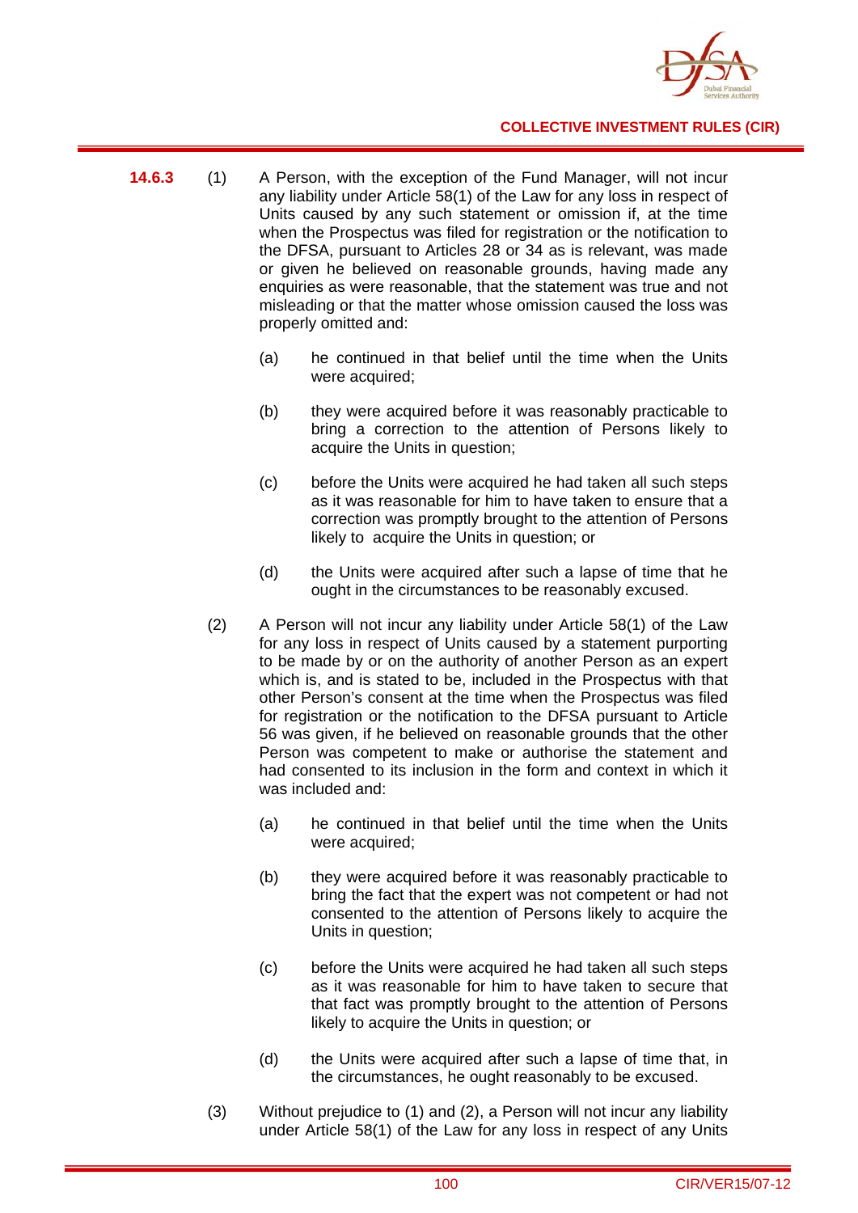**14.6.3** (1) A Person, with the exception of the Fund Manager, will not incur any liability under Article 58(1) of the Law for any loss in respect of Units caused by any such statement or omission if, at the time when the Prospectus was filed for registration or the notification to the DFSA, pursuant to Articles 28 or 34 as is relevant, was made or given he believed on reasonable grounds, having made any enquiries as were reasonable, that the statement was true and not misleading or that the matter whose omission caused the loss was properly omitted and:

(a) he continued in that belief until the time when the Units were acquired;

(b) they were acquired before it was reasonably practicable to bring a correction to the attention of Persons likely to acquire the Units in question;

(c) before the Units were acquired he had taken all such steps as it was reasonable for him to have taken to ensure that a correction was promptly brought to the attention of Persons likely to acquire the Units in question; or

(d) the Units were acquired after such a lapse of time that he ought in the circumstances to be reasonably excused.

(2) A Person will not incur any liability under Article 58(1) of the Law for any loss in respect of Units caused by a statement purporting to be made by or on the authority of another Person as an expert which is, and is stated to be, included in the Prospectus with that other Person's consent at the time when the Prospectus was filed for registration or the notification to the DFSA pursuant to Article 56 was given, if he believed on reasonable grounds that the other Person was competent to make or authorise the statement and had consented to its inclusion in the form and context in which it was included and:

(a) he continued in that belief until the time when the Units were acquired;

(b) they were acquired before it was reasonably practicable to bring the fact that the expert was not competent or had not consented to the attention of Persons likely to acquire the Units in question;

(c) before the Units were acquired he had taken all such steps as it was reasonable for him to have taken to secure that that fact was promptly brought to the attention of Persons likely to acquire the Units in question; or

(d) the Units were acquired after such a lapse of time that, in the circumstances, he ought reasonably to be excused.

(3) Without prejudice to (1) and (2), a Person will not incur any liability under Article 58(1) of the Law for any loss in respect of any Units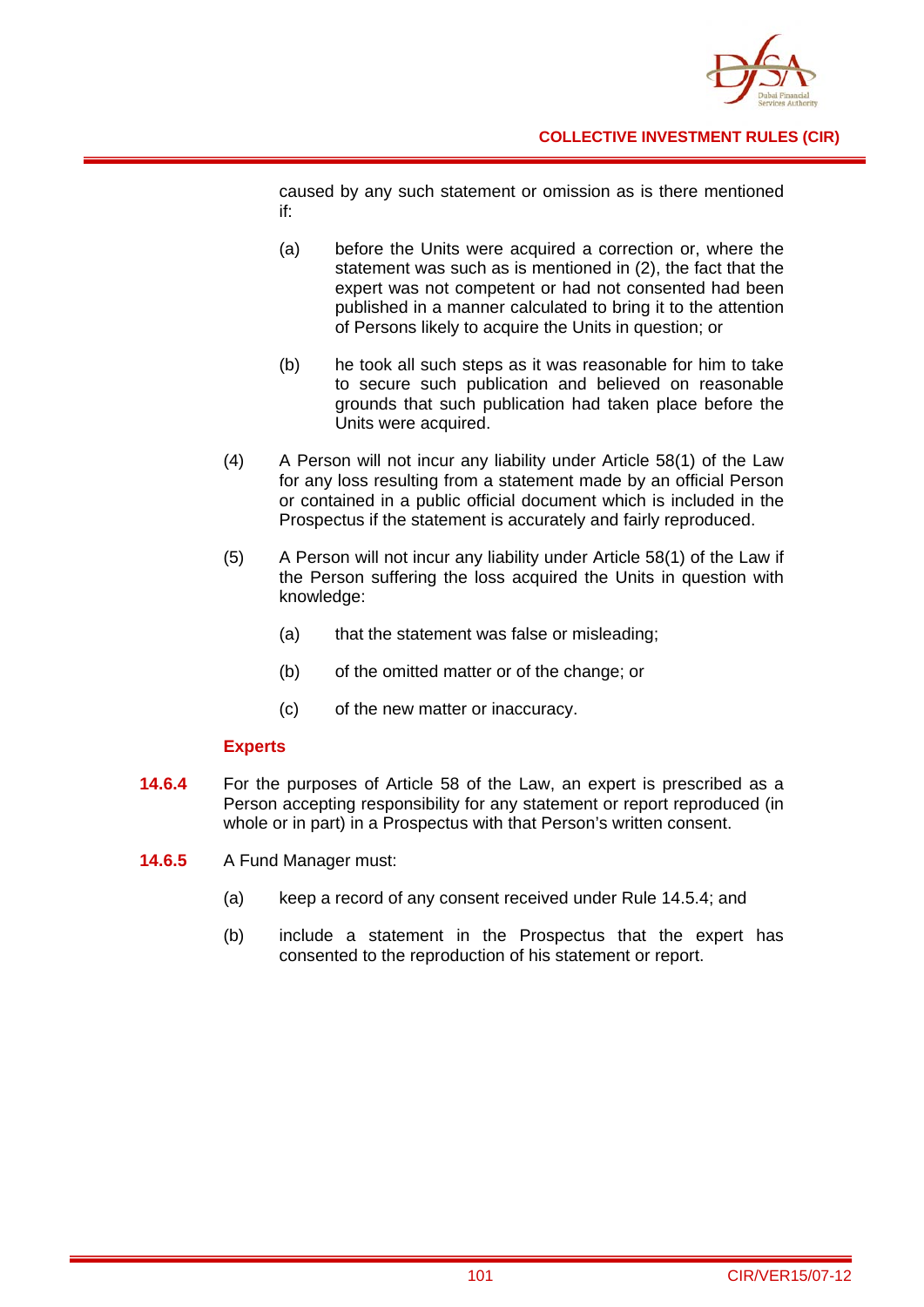caused by any such statement or omission as is there mentioned if:

(a) before the Units were acquired a correction or, where the statement was such as is mentioned in (2), the fact that the expert was not competent or had not consented had been published in a manner calculated to bring it to the attention of Persons likely to acquire the Units in question; or

(b) he took all such steps as it was reasonable for him to take to secure such publication and believed on reasonable grounds that such publication had taken place before the Units were acquired.

(4) A Person will not incur any liability under Article 58(1) of the Law for any loss resulting from a statement made by an official Person or contained in a public official document which is included in the Prospectus if the statement is accurately and fairly reproduced.

(5) A Person will not incur any liability under Article 58(1) of the Law if the Person suffering the loss acquired the Units in question with knowledge:

(a) that the statement was false or misleading;

(b) of the omitted matter or of the change; or

(c) of the new matter or inaccuracy.

### Experts

**14.6.4** For the purposes of Article 58 of the Law, an expert is prescribed as a Person accepting responsibility for any statement or report reproduced (in whole or in part) in a Prospectus with that Person's written consent.

**14.6.5** A Fund Manager must:

(a) keep a record of any consent received under Rule 14.5.4; and

(b) include a statement in the Prospectus that the expert has consented to the reproduction of his statement or report.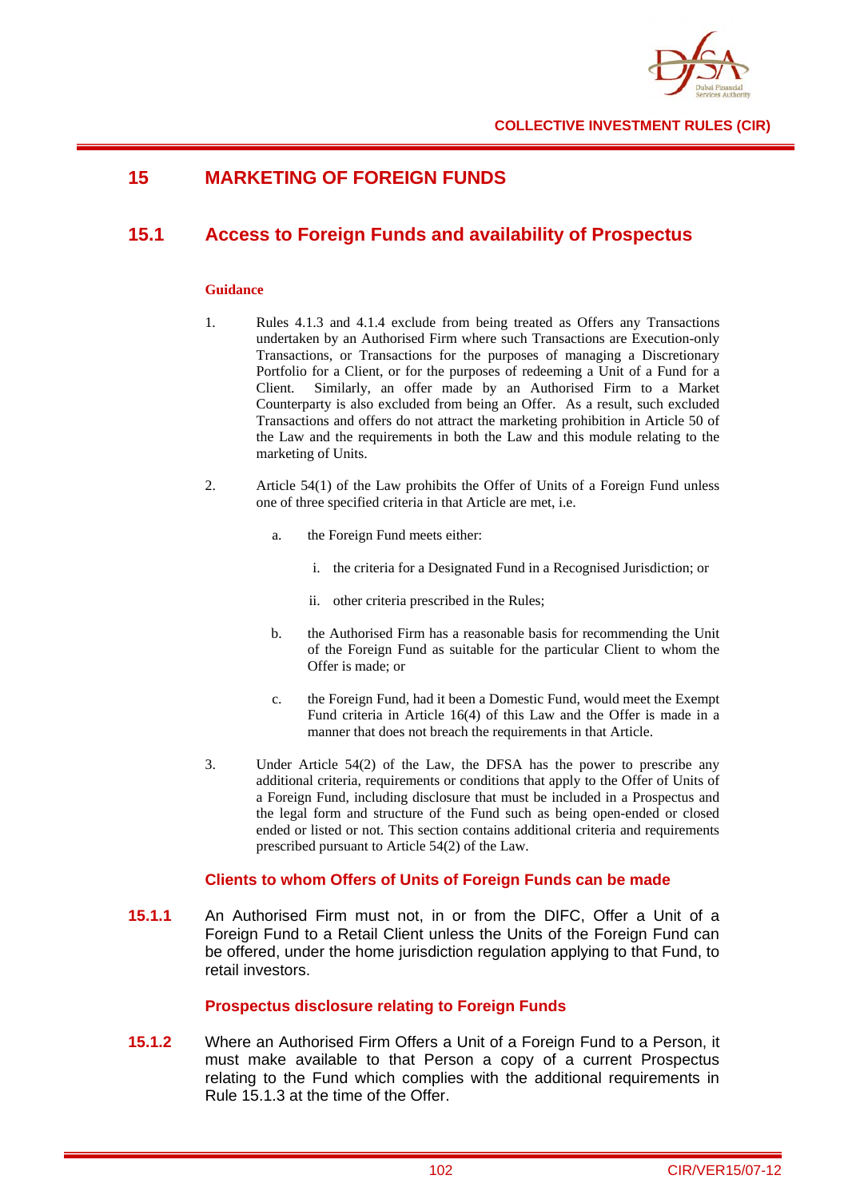# 15 MARKETING OF FOREIGN FUNDS

## 15.1 Access to Foreign Funds and availability of Prospectus

**Guidance**

1. Rules 4.1.3 and 4.1.4 exclude from being treated as Offers any Transactions undertaken by an Authorised Firm where such Transactions are Execution-only Transactions, or Transactions for the purposes of managing a Discretionary Portfolio for a Client, or for the purposes of redeeming a Unit of a Fund for a Client. Similarly, an offer made by an Authorised Firm to a Market Counterparty is also excluded from being an Offer. As a result, such excluded Transactions and offers do not attract the marketing prohibition in Article 50 of the Law and the requirements in both the Law and this module relating to the marketing of Units.

2. Article 54(1) of the Law prohibits the Offer of Units of a Foreign Fund unless one of three specified criteria in that Article are met, i.e.

   a. the Foreign Fund meets either:

      i. the criteria for a Designated Fund in a Recognised Jurisdiction; or

      ii. other criteria prescribed in the Rules;

   b. the Authorised Firm has a reasonable basis for recommending the Unit of the Foreign Fund as suitable for the particular Client to whom the Offer is made; or

   c. the Foreign Fund, had it been a Domestic Fund, would meet the Exempt Fund criteria in Article 16(4) of this Law and the Offer is made in a manner that does not breach the requirements in that Article.

3. Under Article 54(2) of the Law, the DFSA has the power to prescribe any additional criteria, requirements or conditions that apply to the Offer of Units of a Foreign Fund, including disclosure that must be included in a Prospectus and the legal form and structure of the Fund such as being open-ended or closed ended or listed or not. This section contains additional criteria and requirements prescribed pursuant to Article 54(2) of the Law.

### Clients to whom Offers of Units of Foreign Funds can be made

**15.1.1** An Authorised Firm must not, in or from the DIFC, Offer a Unit of a Foreign Fund to a Retail Client unless the Units of the Foreign Fund can be offered, under the home jurisdiction regulation applying to that Fund, to retail investors.

### Prospectus disclosure relating to Foreign Funds

**15.1.2** Where an Authorised Firm Offers a Unit of a Foreign Fund to a Person, it must make available to that Person a copy of a current Prospectus relating to the Fund which complies with the additional requirements in Rule 15.1.3 at the time of the Offer.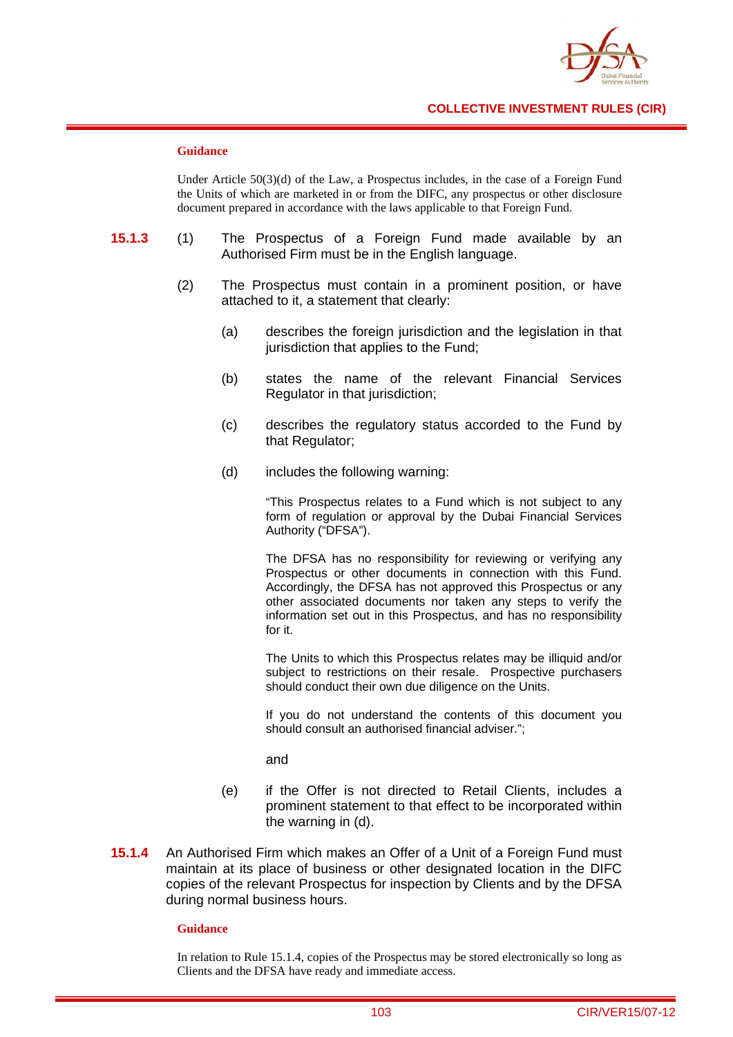**Guidance**

Under Article 50(3)(d) of the Law, a Prospectus includes, in the case of a Foreign Fund the Units of which are marketed in or from the DIFC, any prospectus or other disclosure document prepared in accordance with the laws applicable to that Foreign Fund.

**15.1.3** (1) The Prospectus of a Foreign Fund made available by an Authorised Firm must be in the English language.

(2) The Prospectus must contain in a prominent position, or have attached to it, a statement that clearly:

(a) describes the foreign jurisdiction and the legislation in that jurisdiction that applies to the Fund;

(b) states the name of the relevant Financial Services Regulator in that jurisdiction;

(c) describes the regulatory status accorded to the Fund by that Regulator;

(d) includes the following warning:

"This Prospectus relates to a Fund which is not subject to any form of regulation or approval by the Dubai Financial Services Authority ("DFSA").

The DFSA has no responsibility for reviewing or verifying any Prospectus or other documents in connection with this Fund. Accordingly, the DFSA has not approved this Prospectus or any other associated documents nor taken any steps to verify the information set out in this Prospectus, and has no responsibility for it.

The Units to which this Prospectus relates may be illiquid and/or subject to restrictions on their resale. Prospective purchasers should conduct their own due diligence on the Units.

If you do not understand the contents of this document you should consult an authorised financial adviser.";

and

(e) if the Offer is not directed to Retail Clients, includes a prominent statement to that effect to be incorporated within the warning in (d).

**15.1.4** An Authorised Firm which makes an Offer of a Unit of a Foreign Fund must maintain at its place of business or other designated location in the DIFC copies of the relevant Prospectus for inspection by Clients and by the DFSA during normal business hours.

**Guidance**

In relation to Rule 15.1.4, copies of the Prospectus may be stored electronically so long as Clients and the DFSA have ready and immediate access.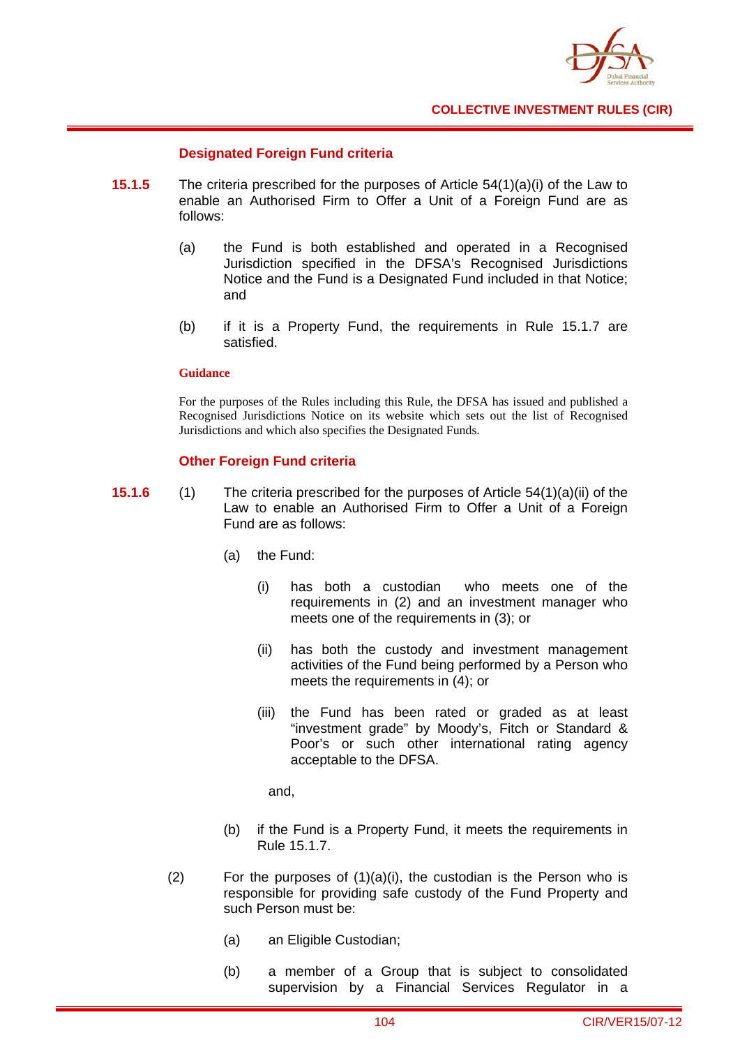### Designated Foreign Fund criteria

**15.1.5** The criteria prescribed for the purposes of Article 54(1)(a)(i) of the Law to enable an Authorised Firm to Offer a Unit of a Foreign Fund are as follows:

(a) the Fund is both established and operated in a Recognised Jurisdiction specified in the DFSA's Recognised Jurisdictions Notice and the Fund is a Designated Fund included in that Notice; and

(b) if it is a Property Fund, the requirements in Rule 15.1.7 are satisfied.

**Guidance**

For the purposes of the Rules including this Rule, the DFSA has issued and published a Recognised Jurisdictions Notice on its website which sets out the list of Recognised Jurisdictions and which also specifies the Designated Funds.

### Other Foreign Fund criteria

**15.1.6** (1) The criteria prescribed for the purposes of Article 54(1)(a)(ii) of the Law to enable an Authorised Firm to Offer a Unit of a Foreign Fund are as follows:

(a) the Fund:

(i) has both a custodian who meets one of the requirements in (2) and an investment manager who meets one of the requirements in (3); or

(ii) has both the custody and investment management activities of the Fund being performed by a Person who meets the requirements in (4); or

(iii) the Fund has been rated or graded as at least "investment grade" by Moody's, Fitch or Standard & Poor's or such other international rating agency acceptable to the DFSA.

and,

(b) if the Fund is a Property Fund, it meets the requirements in Rule 15.1.7.

(2) For the purposes of (1)(a)(i), the custodian is the Person who is responsible for providing safe custody of the Fund Property and such Person must be:

(a) an Eligible Custodian;

(b) a member of a Group that is subject to consolidated supervision by a Financial Services Regulator in a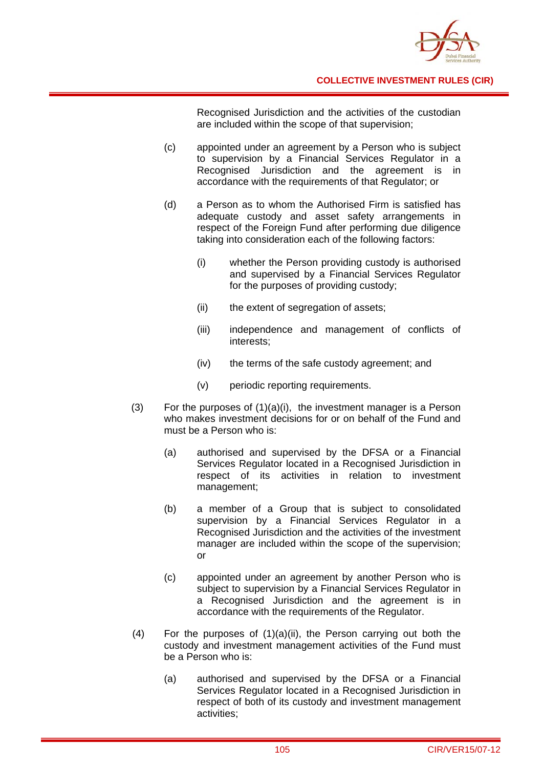Recognised Jurisdiction and the activities of the custodian are included within the scope of that supervision;

(c) appointed under an agreement by a Person who is subject to supervision by a Financial Services Regulator in a Recognised Jurisdiction and the agreement is in accordance with the requirements of that Regulator; or

(d) a Person as to whom the Authorised Firm is satisfied has adequate custody and asset safety arrangements in respect of the Foreign Fund after performing due diligence taking into consideration each of the following factors:

(i) whether the Person providing custody is authorised and supervised by a Financial Services Regulator for the purposes of providing custody;

(ii) the extent of segregation of assets;

(iii) independence and management of conflicts of interests;

(iv) the terms of the safe custody agreement; and

(v) periodic reporting requirements.

(3) For the purposes of (1)(a)(i), the investment manager is a Person who makes investment decisions for or on behalf of the Fund and must be a Person who is:

(a) authorised and supervised by the DFSA or a Financial Services Regulator located in a Recognised Jurisdiction in respect of its activities in relation to investment management;

(b) a member of a Group that is subject to consolidated supervision by a Financial Services Regulator in a Recognised Jurisdiction and the activities of the investment manager are included within the scope of the supervision; or

(c) appointed under an agreement by another Person who is subject to supervision by a Financial Services Regulator in a Recognised Jurisdiction and the agreement is in accordance with the requirements of the Regulator.

(4) For the purposes of (1)(a)(ii), the Person carrying out both the custody and investment management activities of the Fund must be a Person who is:

(a) authorised and supervised by the DFSA or a Financial Services Regulator located in a Recognised Jurisdiction in respect of both of its custody and investment management activities;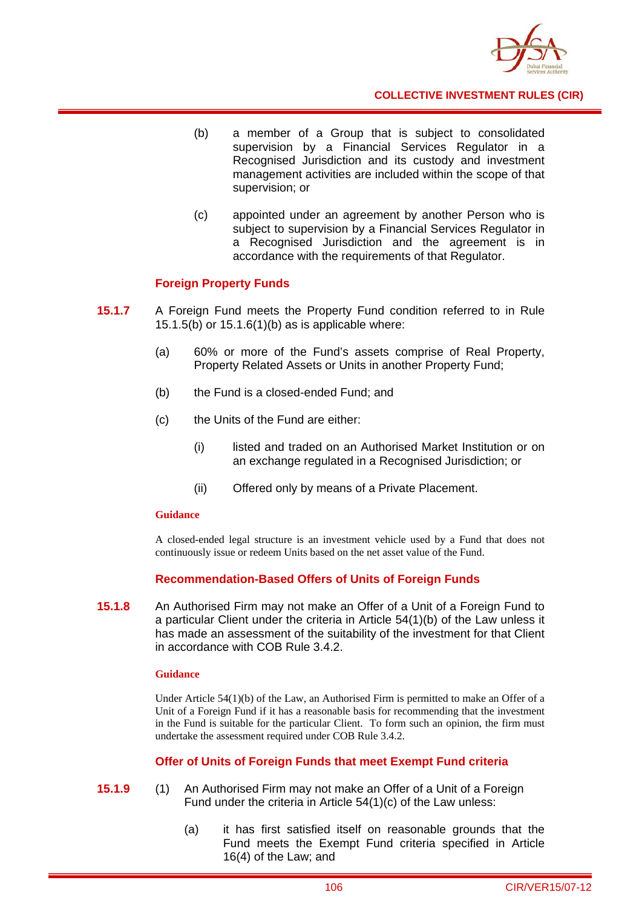(b) a member of a Group that is subject to consolidated supervision by a Financial Services Regulator in a Recognised Jurisdiction and its custody and investment management activities are included within the scope of that supervision; or

(c) appointed under an agreement by another Person who is subject to supervision by a Financial Services Regulator in a Recognised Jurisdiction and the agreement is in accordance with the requirements of that Regulator.

### Foreign Property Funds

**15.1.7** A Foreign Fund meets the Property Fund condition referred to in Rule 15.1.5(b) or 15.1.6(1)(b) as is applicable where:

(a) 60% or more of the Fund's assets comprise of Real Property, Property Related Assets or Units in another Property Fund;

(b) the Fund is a closed-ended Fund; and

(c) the Units of the Fund are either:

(i) listed and traded on an Authorised Market Institution or on an exchange regulated in a Recognised Jurisdiction; or

(ii) Offered only by means of a Private Placement.

**Guidance**

A closed-ended legal structure is an investment vehicle used by a Fund that does not continuously issue or redeem Units based on the net asset value of the Fund.

### Recommendation-Based Offers of Units of Foreign Funds

**15.1.8** An Authorised Firm may not make an Offer of a Unit of a Foreign Fund to a particular Client under the criteria in Article 54(1)(b) of the Law unless it has made an assessment of the suitability of the investment for that Client in accordance with COB Rule 3.4.2.

**Guidance**

Under Article 54(1)(b) of the Law, an Authorised Firm is permitted to make an Offer of a Unit of a Foreign Fund if it has a reasonable basis for recommending that the investment in the Fund is suitable for the particular Client. To form such an opinion, the firm must undertake the assessment required under COB Rule 3.4.2.

### Offer of Units of Foreign Funds that meet Exempt Fund criteria

**15.1.9** (1) An Authorised Firm may not make an Offer of a Unit of a Foreign Fund under the criteria in Article 54(1)(c) of the Law unless:

(a) it has first satisfied itself on reasonable grounds that the Fund meets the Exempt Fund criteria specified in Article 16(4) of the Law; and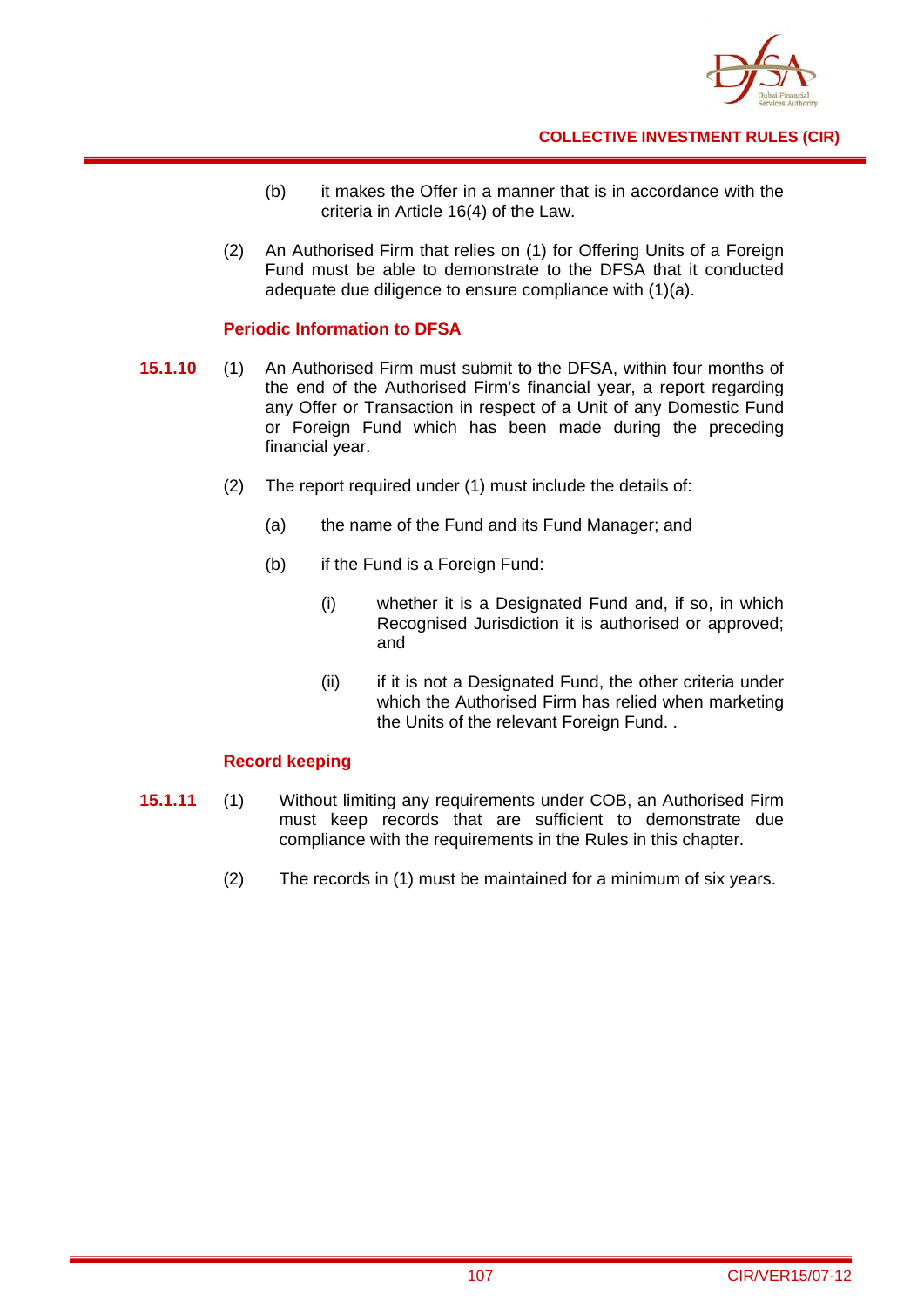(b) it makes the Offer in a manner that is in accordance with the criteria in Article 16(4) of the Law.

(2) An Authorised Firm that relies on (1) for Offering Units of a Foreign Fund must be able to demonstrate to the DFSA that it conducted adequate due diligence to ensure compliance with (1)(a).

### Periodic Information to DFSA

**15.1.10** (1) An Authorised Firm must submit to the DFSA, within four months of the end of the Authorised Firm's financial year, a report regarding any Offer or Transaction in respect of a Unit of any Domestic Fund or Foreign Fund which has been made during the preceding financial year.

(2) The report required under (1) must include the details of:

(a) the name of the Fund and its Fund Manager; and

(b) if the Fund is a Foreign Fund:

(i) whether it is a Designated Fund and, if so, in which Recognised Jurisdiction it is authorised or approved; and

(ii) if it is not a Designated Fund, the other criteria under which the Authorised Firm has relied when marketing the Units of the relevant Foreign Fund. .

### Record keeping

**15.1.11** (1) Without limiting any requirements under COB, an Authorised Firm must keep records that are sufficient to demonstrate due compliance with the requirements in the Rules in this chapter.

(2) The records in (1) must be maintained for a minimum of six years.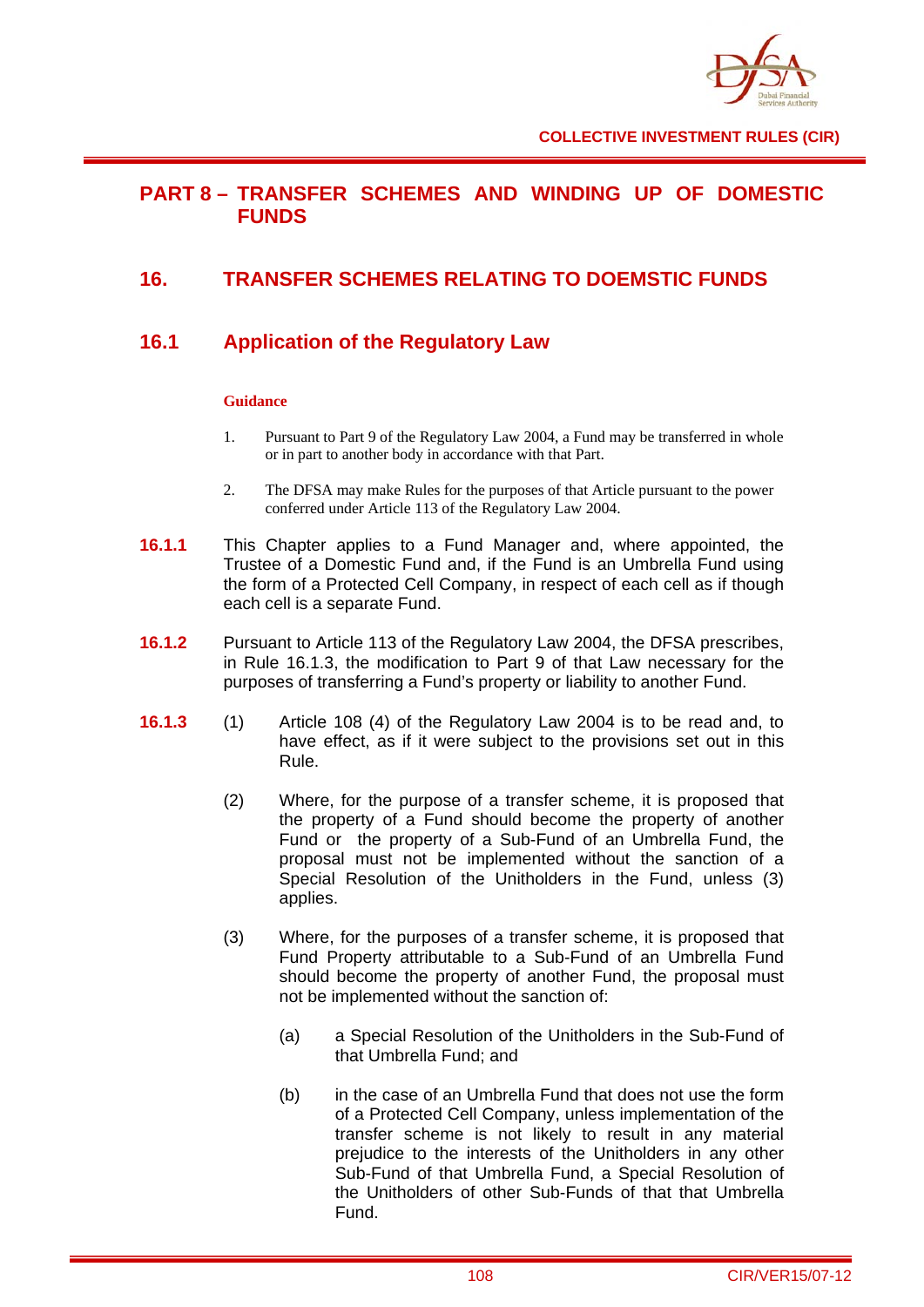## PART 8 – TRANSFER SCHEMES AND WINDING UP OF DOMESTIC FUNDS

## 16. TRANSFER SCHEMES RELATING TO DOEMSTIC FUNDS

### 16.1 Application of the Regulatory Law

**Guidance**

1. Pursuant to Part 9 of the Regulatory Law 2004, a Fund may be transferred in whole or in part to another body in accordance with that Part.
2. The DFSA may make Rules for the purposes of that Article pursuant to the power conferred under Article 113 of the Regulatory Law 2004.

**16.1.1** This Chapter applies to a Fund Manager and, where appointed, the Trustee of a Domestic Fund and, if the Fund is an Umbrella Fund using the form of a Protected Cell Company, in respect of each cell as if though each cell is a separate Fund.

**16.1.2** Pursuant to Article 113 of the Regulatory Law 2004, the DFSA prescribes, in Rule 16.1.3, the modification to Part 9 of that Law necessary for the purposes of transferring a Fund's property or liability to another Fund.

**16.1.3** (1) Article 108 (4) of the Regulatory Law 2004 is to be read and, to have effect, as if it were subject to the provisions set out in this Rule.

(2) Where, for the purpose of a transfer scheme, it is proposed that the property of a Fund should become the property of another Fund or the property of a Sub-Fund of an Umbrella Fund, the proposal must not be implemented without the sanction of a Special Resolution of the Unitholders in the Fund, unless (3) applies.

(3) Where, for the purposes of a transfer scheme, it is proposed that Fund Property attributable to a Sub-Fund of an Umbrella Fund should become the property of another Fund, the proposal must not be implemented without the sanction of:

(a) a Special Resolution of the Unitholders in the Sub-Fund of that Umbrella Fund; and

(b) in the case of an Umbrella Fund that does not use the form of a Protected Cell Company, unless implementation of the transfer scheme is not likely to result in any material prejudice to the interests of the Unitholders in any other Sub-Fund of that Umbrella Fund, a Special Resolution of the Unitholders of other Sub-Funds of that that Umbrella Fund.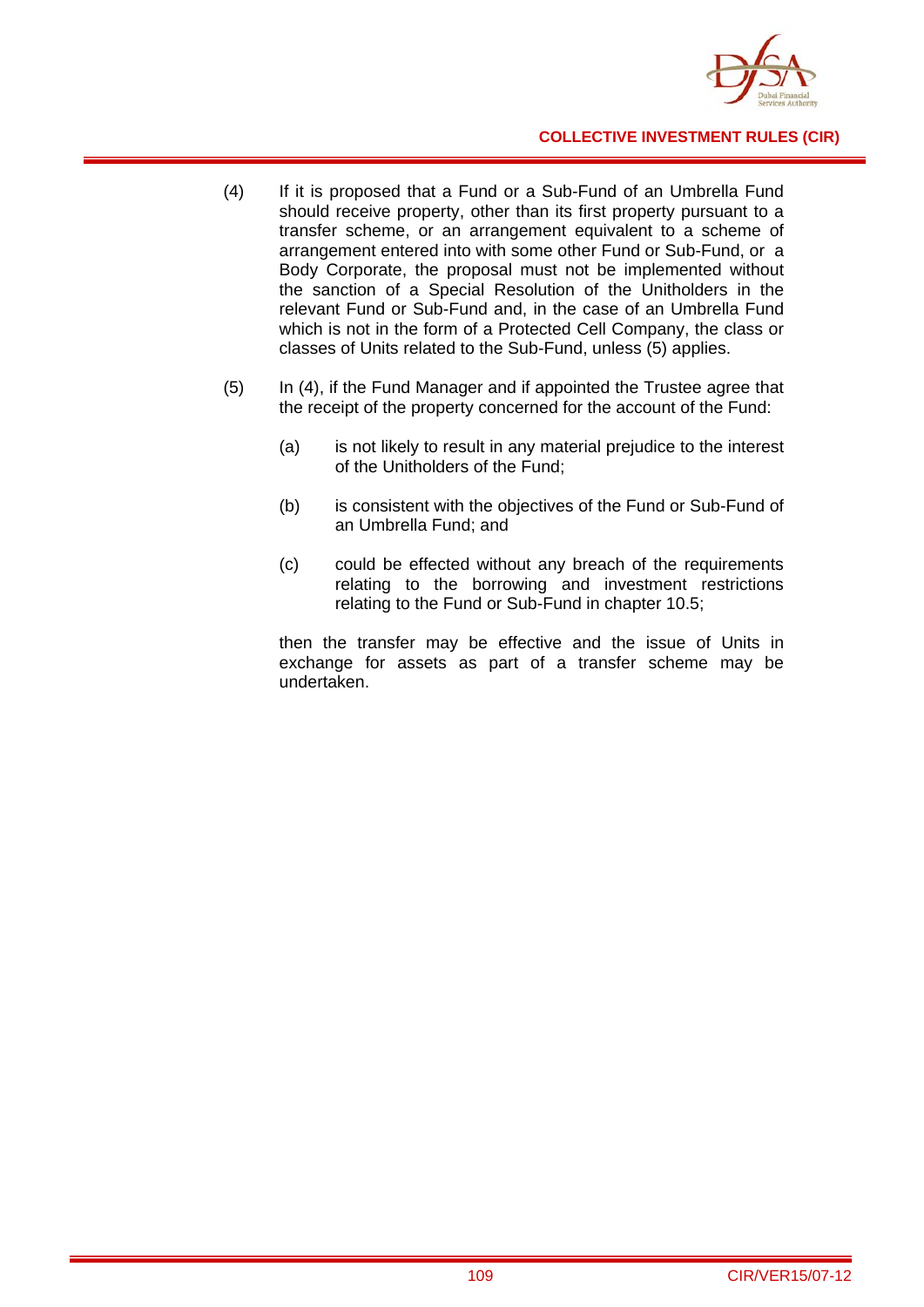(4) If it is proposed that a Fund or a Sub-Fund of an Umbrella Fund should receive property, other than its first property pursuant to a transfer scheme, or an arrangement equivalent to a scheme of arrangement entered into with some other Fund or Sub-Fund, or a Body Corporate, the proposal must not be implemented without the sanction of a Special Resolution of the Unitholders in the relevant Fund or Sub-Fund and, in the case of an Umbrella Fund which is not in the form of a Protected Cell Company, the class or classes of Units related to the Sub-Fund, unless (5) applies.

(5) In (4), if the Fund Manager and if appointed the Trustee agree that the receipt of the property concerned for the account of the Fund:

   (a) is not likely to result in any material prejudice to the interest of the Unitholders of the Fund;

   (b) is consistent with the objectives of the Fund or Sub-Fund of an Umbrella Fund; and

   (c) could be effected without any breach of the requirements relating to the borrowing and investment restrictions relating to the Fund or Sub-Fund in chapter 10.5;

   then the transfer may be effective and the issue of Units in exchange for assets as part of a transfer scheme may be undertaken.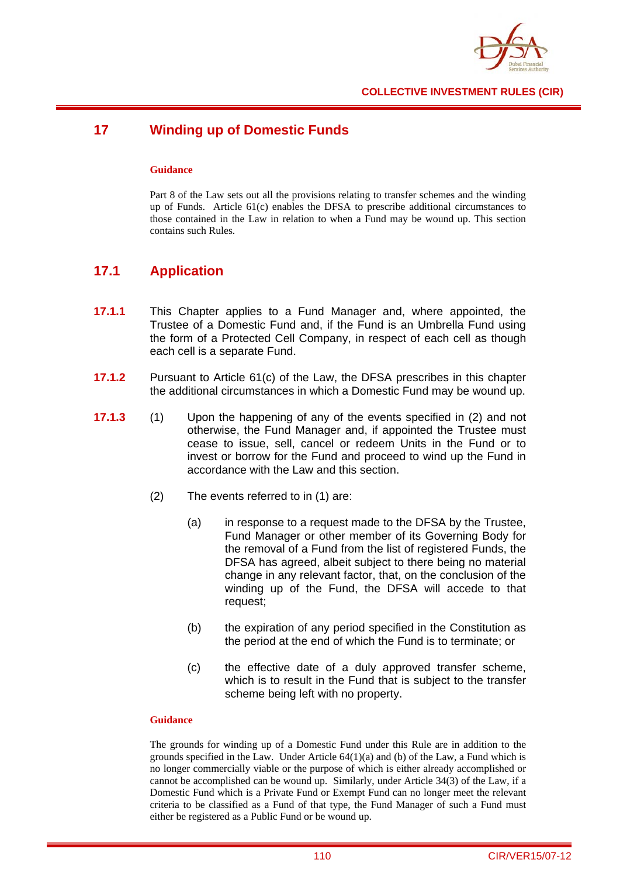## 17 Winding up of Domestic Funds

**Guidance**

Part 8 of the Law sets out all the provisions relating to transfer schemes and the winding up of Funds. Article 61(c) enables the DFSA to prescribe additional circumstances to those contained in the Law in relation to when a Fund may be wound up. This section contains such Rules.

## 17.1 Application

**17.1.1** This Chapter applies to a Fund Manager and, where appointed, the Trustee of a Domestic Fund and, if the Fund is an Umbrella Fund using the form of a Protected Cell Company, in respect of each cell as though each cell is a separate Fund.

**17.1.2** Pursuant to Article 61(c) of the Law, the DFSA prescribes in this chapter the additional circumstances in which a Domestic Fund may be wound up.

**17.1.3** (1) Upon the happening of any of the events specified in (2) and not otherwise, the Fund Manager and, if appointed the Trustee must cease to issue, sell, cancel or redeem Units in the Fund or to invest or borrow for the Fund and proceed to wind up the Fund in accordance with the Law and this section.

(2) The events referred to in (1) are:

(a) in response to a request made to the DFSA by the Trustee, Fund Manager or other member of its Governing Body for the removal of a Fund from the list of registered Funds, the DFSA has agreed, albeit subject to there being no material change in any relevant factor, that, on the conclusion of the winding up of the Fund, the DFSA will accede to that request;

(b) the expiration of any period specified in the Constitution as the period at the end of which the Fund is to terminate; or

(c) the effective date of a duly approved transfer scheme, which is to result in the Fund that is subject to the transfer scheme being left with no property.

**Guidance**

The grounds for winding up of a Domestic Fund under this Rule are in addition to the grounds specified in the Law. Under Article 64(1)(a) and (b) of the Law, a Fund which is no longer commercially viable or the purpose of which is either already accomplished or cannot be accomplished can be wound up. Similarly, under Article 34(3) of the Law, if a Domestic Fund which is a Private Fund or Exempt Fund can no longer meet the relevant criteria to be classified as a Fund of that type, the Fund Manager of such a Fund must either be registered as a Public Fund or be wound up.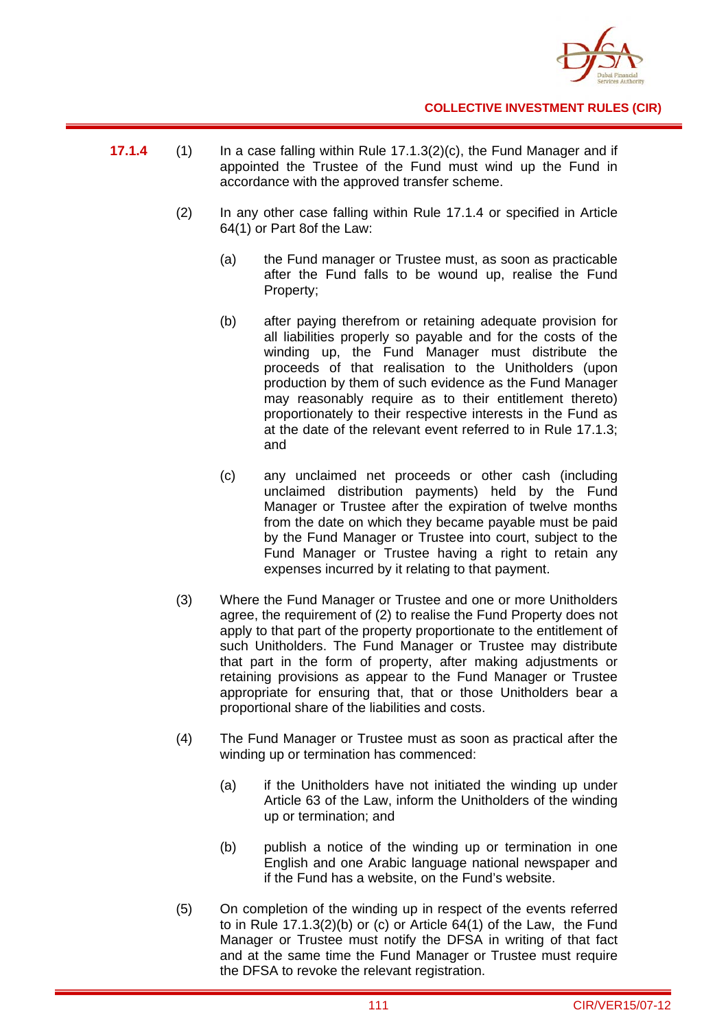**17.1.4** (1) In a case falling within Rule 17.1.3(2)(c), the Fund Manager and if appointed the Trustee of the Fund must wind up the Fund in accordance with the approved transfer scheme.

(2) In any other case falling within Rule 17.1.4 or specified in Article 64(1) or Part 8of the Law:

(a) the Fund manager or Trustee must, as soon as practicable after the Fund falls to be wound up, realise the Fund Property;

(b) after paying therefrom or retaining adequate provision for all liabilities properly so payable and for the costs of the winding up, the Fund Manager must distribute the proceeds of that realisation to the Unitholders (upon production by them of such evidence as the Fund Manager may reasonably require as to their entitlement thereto) proportionately to their respective interests in the Fund as at the date of the relevant event referred to in Rule 17.1.3; and

(c) any unclaimed net proceeds or other cash (including unclaimed distribution payments) held by the Fund Manager or Trustee after the expiration of twelve months from the date on which they became payable must be paid by the Fund Manager or Trustee into court, subject to the Fund Manager or Trustee having a right to retain any expenses incurred by it relating to that payment.

(3) Where the Fund Manager or Trustee and one or more Unitholders agree, the requirement of (2) to realise the Fund Property does not apply to that part of the property proportionate to the entitlement of such Unitholders. The Fund Manager or Trustee may distribute that part in the form of property, after making adjustments or retaining provisions as appear to the Fund Manager or Trustee appropriate for ensuring that, that or those Unitholders bear a proportional share of the liabilities and costs.

(4) The Fund Manager or Trustee must as soon as practical after the winding up or termination has commenced:

(a) if the Unitholders have not initiated the winding up under Article 63 of the Law, inform the Unitholders of the winding up or termination; and

(b) publish a notice of the winding up or termination in one English and one Arabic language national newspaper and if the Fund has a website, on the Fund's website.

(5) On completion of the winding up in respect of the events referred to in Rule 17.1.3(2)(b) or (c) or Article 64(1) of the Law, the Fund Manager or Trustee must notify the DFSA in writing of that fact and at the same time the Fund Manager or Trustee must require the DFSA to revoke the relevant registration.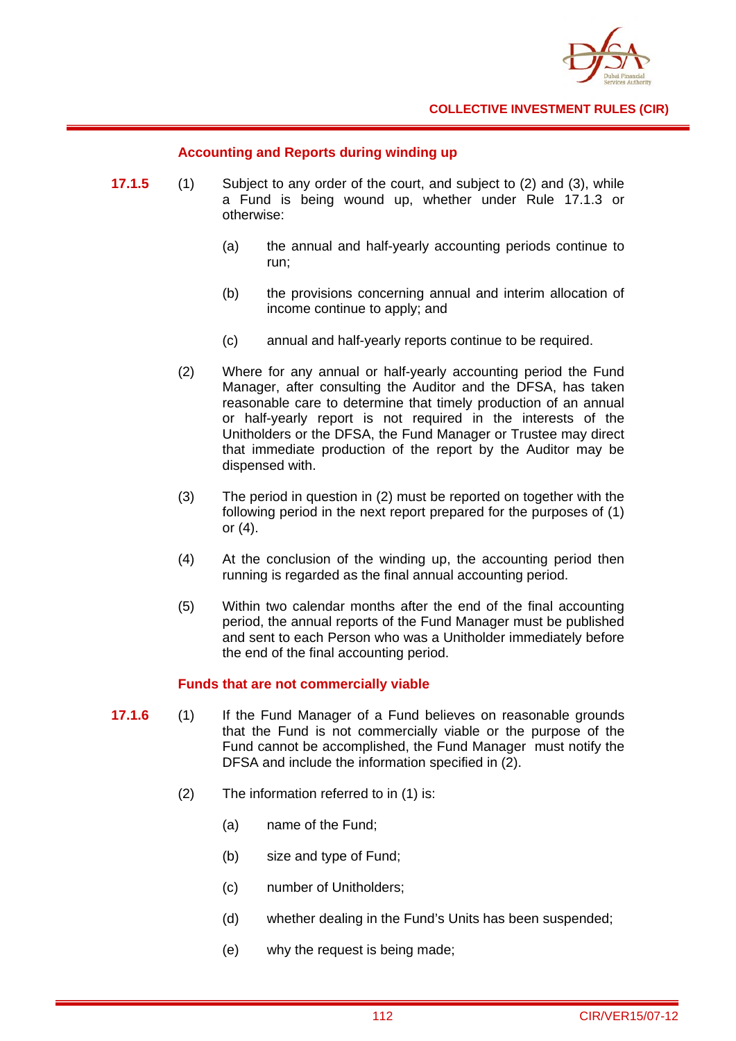### Accounting and Reports during winding up

**17.1.5** (1) Subject to any order of the court, and subject to (2) and (3), while a Fund is being wound up, whether under Rule 17.1.3 or otherwise:

(a) the annual and half-yearly accounting periods continue to run;

(b) the provisions concerning annual and interim allocation of income continue to apply; and

(c) annual and half-yearly reports continue to be required.

(2) Where for any annual or half-yearly accounting period the Fund Manager, after consulting the Auditor and the DFSA, has taken reasonable care to determine that timely production of an annual or half-yearly report is not required in the interests of the Unitholders or the DFSA, the Fund Manager or Trustee may direct that immediate production of the report by the Auditor may be dispensed with.

(3) The period in question in (2) must be reported on together with the following period in the next report prepared for the purposes of (1) or (4).

(4) At the conclusion of the winding up, the accounting period then running is regarded as the final annual accounting period.

(5) Within two calendar months after the end of the final accounting period, the annual reports of the Fund Manager must be published and sent to each Person who was a Unitholder immediately before the end of the final accounting period.

### Funds that are not commercially viable

**17.1.6** (1) If the Fund Manager of a Fund believes on reasonable grounds that the Fund is not commercially viable or the purpose of the Fund cannot be accomplished, the Fund Manager must notify the DFSA and include the information specified in (2).

(2) The information referred to in (1) is:

(a) name of the Fund;

(b) size and type of Fund;

(c) number of Unitholders;

(d) whether dealing in the Fund's Units has been suspended;

(e) why the request is being made;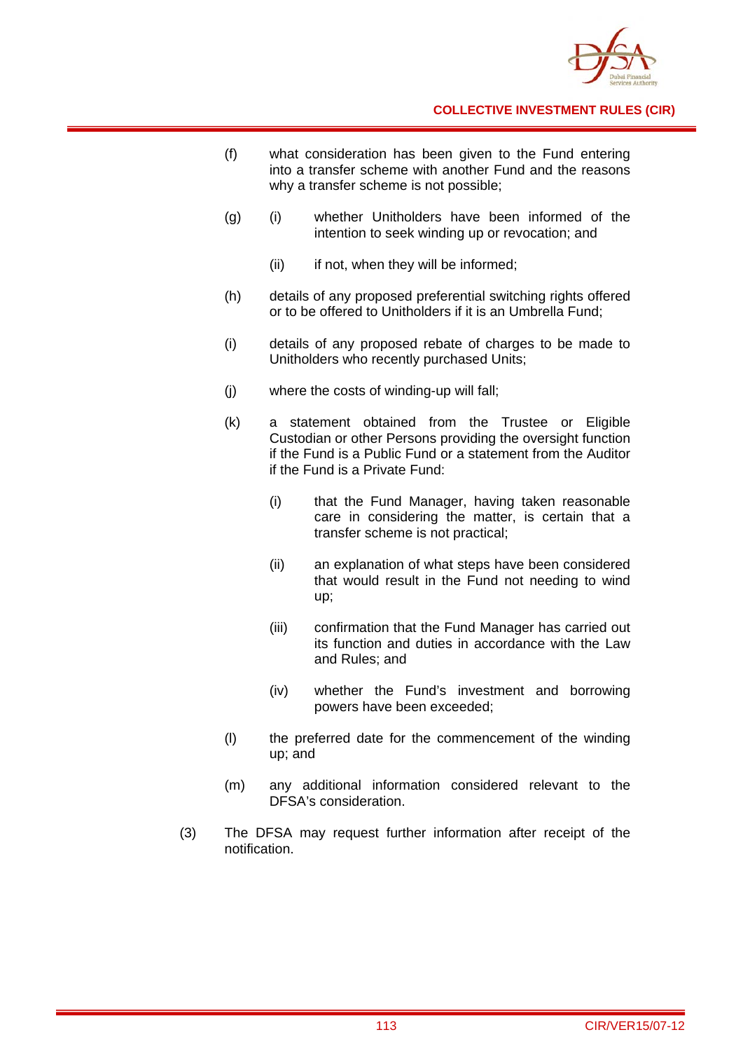(f) what consideration has been given to the Fund entering into a transfer scheme with another Fund and the reasons why a transfer scheme is not possible;

(g) (i) whether Unitholders have been informed of the intention to seek winding up or revocation; and

(ii) if not, when they will be informed;

(h) details of any proposed preferential switching rights offered or to be offered to Unitholders if it is an Umbrella Fund;

(i) details of any proposed rebate of charges to be made to Unitholders who recently purchased Units;

(j) where the costs of winding-up will fall;

(k) a statement obtained from the Trustee or Eligible Custodian or other Persons providing the oversight function if the Fund is a Public Fund or a statement from the Auditor if the Fund is a Private Fund:

(i) that the Fund Manager, having taken reasonable care in considering the matter, is certain that a transfer scheme is not practical;

(ii) an explanation of what steps have been considered that would result in the Fund not needing to wind up;

(iii) confirmation that the Fund Manager has carried out its function and duties in accordance with the Law and Rules; and

(iv) whether the Fund's investment and borrowing powers have been exceeded;

(l) the preferred date for the commencement of the winding up; and

(m) any additional information considered relevant to the DFSA's consideration.

(3) The DFSA may request further information after receipt of the notification.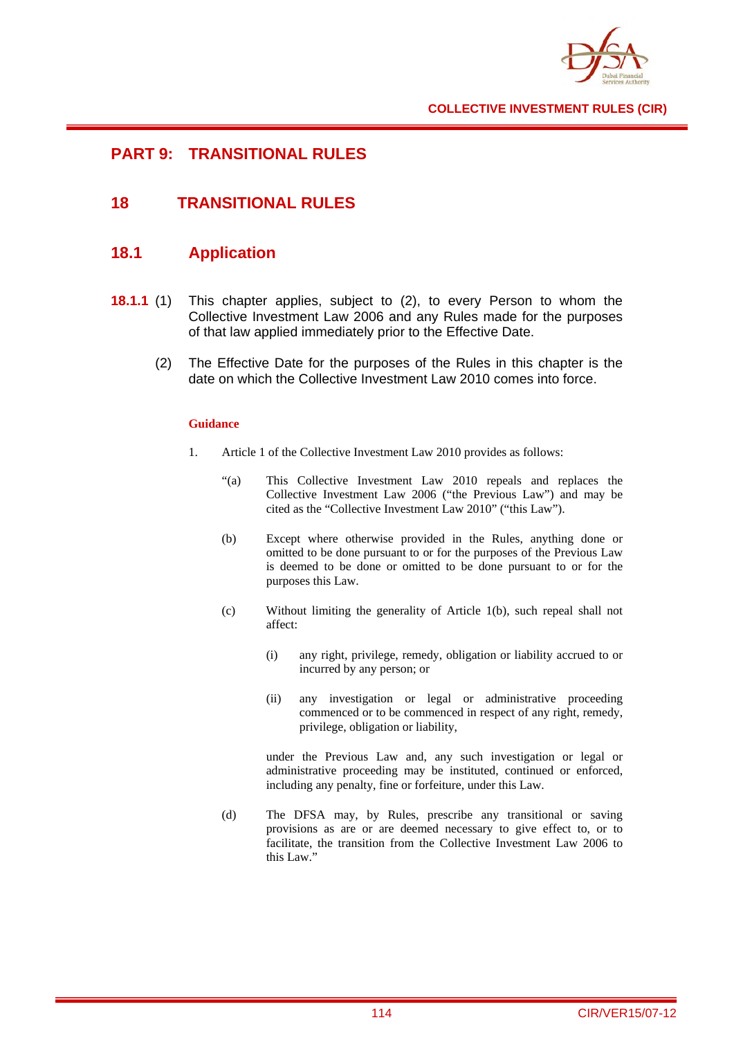# PART 9: TRANSITIONAL RULES

## 18 TRANSITIONAL RULES

### 18.1 Application

**18.1.1** (1) This chapter applies, subject to (2), to every Person to whom the Collective Investment Law 2006 and any Rules made for the purposes of that law applied immediately prior to the Effective Date.

(2) The Effective Date for the purposes of the Rules in this chapter is the date on which the Collective Investment Law 2010 comes into force.

**Guidance**

1. Article 1 of the Collective Investment Law 2010 provides as follows:

   "(a) This Collective Investment Law 2010 repeals and replaces the Collective Investment Law 2006 ("the Previous Law") and may be cited as the "Collective Investment Law 2010" ("this Law").

   (b) Except where otherwise provided in the Rules, anything done or omitted to be done pursuant to or for the purposes of the Previous Law is deemed to be done or omitted to be done pursuant to or for the purposes this Law.

   (c) Without limiting the generality of Article 1(b), such repeal shall not affect:

      (i) any right, privilege, remedy, obligation or liability accrued to or incurred by any person; or

      (ii) any investigation or legal or administrative proceeding commenced or to be commenced in respect of any right, remedy, privilege, obligation or liability,

   under the Previous Law and, any such investigation or legal or administrative proceeding may be instituted, continued or enforced, including any penalty, fine or forfeiture, under this Law.

   (d) The DFSA may, by Rules, prescribe any transitional or saving provisions as are or are deemed necessary to give effect to, or to facilitate, the transition from the Collective Investment Law 2006 to this Law."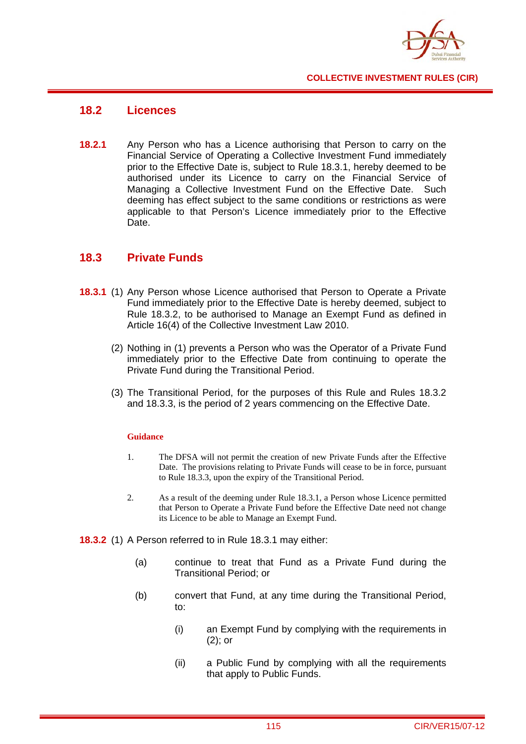## 18.2 Licences

**18.2.1** Any Person who has a Licence authorising that Person to carry on the Financial Service of Operating a Collective Investment Fund immediately prior to the Effective Date is, subject to Rule 18.3.1, hereby deemed to be authorised under its Licence to carry on the Financial Service of Managing a Collective Investment Fund on the Effective Date. Such deeming has effect subject to the same conditions or restrictions as were applicable to that Person's Licence immediately prior to the Effective Date.

## 18.3 Private Funds

**18.3.1** (1) Any Person whose Licence authorised that Person to Operate a Private Fund immediately prior to the Effective Date is hereby deemed, subject to Rule 18.3.2, to be authorised to Manage an Exempt Fund as defined in Article 16(4) of the Collective Investment Law 2010.

(2) Nothing in (1) prevents a Person who was the Operator of a Private Fund immediately prior to the Effective Date from continuing to operate the Private Fund during the Transitional Period.

(3) The Transitional Period, for the purposes of this Rule and Rules 18.3.2 and 18.3.3, is the period of 2 years commencing on the Effective Date.

**Guidance**

1. The DFSA will not permit the creation of new Private Funds after the Effective Date. The provisions relating to Private Funds will cease to be in force, pursuant to Rule 18.3.3, upon the expiry of the Transitional Period.

2. As a result of the deeming under Rule 18.3.1, a Person whose Licence permitted that Person to Operate a Private Fund before the Effective Date need not change its Licence to be able to Manage an Exempt Fund.

**18.3.2** (1) A Person referred to in Rule 18.3.1 may either:

(a) continue to treat that Fund as a Private Fund during the Transitional Period; or

(b) convert that Fund, at any time during the Transitional Period, to:

(i) an Exempt Fund by complying with the requirements in (2); or

(ii) a Public Fund by complying with all the requirements that apply to Public Funds.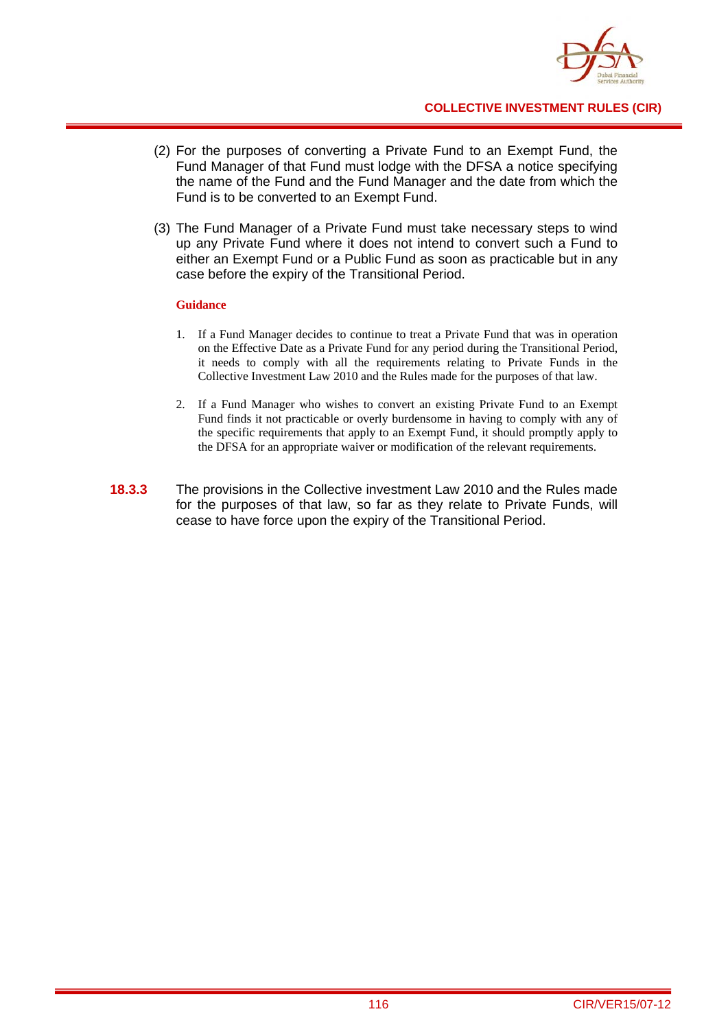(2) For the purposes of converting a Private Fund to an Exempt Fund, the Fund Manager of that Fund must lodge with the DFSA a notice specifying the name of the Fund and the Fund Manager and the date from which the Fund is to be converted to an Exempt Fund.

(3) The Fund Manager of a Private Fund must take necessary steps to wind up any Private Fund where it does not intend to convert such a Fund to either an Exempt Fund or a Public Fund as soon as practicable but in any case before the expiry of the Transitional Period.

**Guidance**

1. If a Fund Manager decides to continue to treat a Private Fund that was in operation on the Effective Date as a Private Fund for any period during the Transitional Period, it needs to comply with all the requirements relating to Private Funds in the Collective Investment Law 2010 and the Rules made for the purposes of that law.

2. If a Fund Manager who wishes to convert an existing Private Fund to an Exempt Fund finds it not practicable or overly burdensome in having to comply with any of the specific requirements that apply to an Exempt Fund, it should promptly apply to the DFSA for an appropriate waiver or modification of the relevant requirements.

**18.3.3** The provisions in the Collective investment Law 2010 and the Rules made for the purposes of that law, so far as they relate to Private Funds, will cease to have force upon the expiry of the Transitional Period.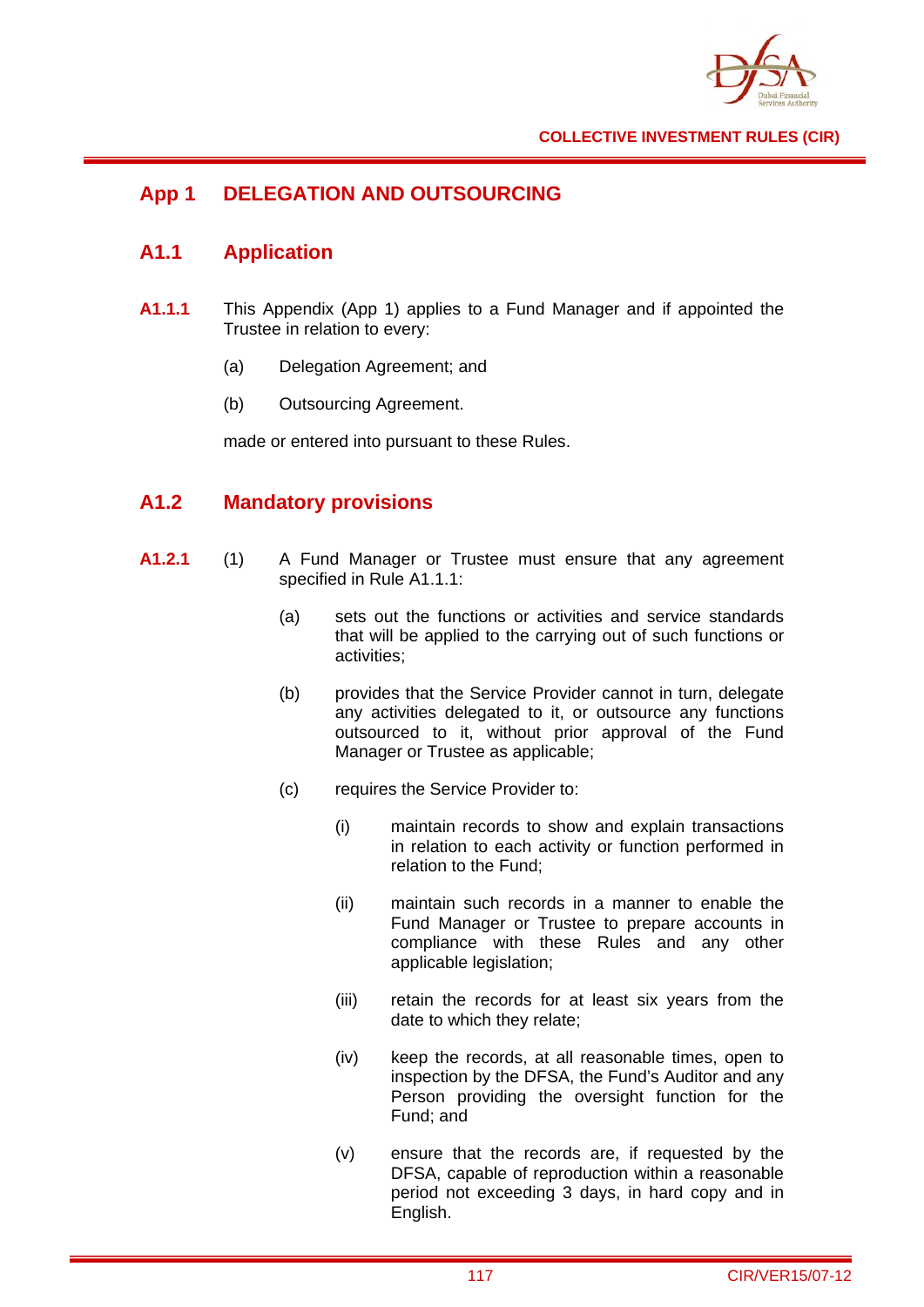# App 1 DELEGATION AND OUTSOURCING

## A1.1 Application

**A1.1.1** This Appendix (App 1) applies to a Fund Manager and if appointed the Trustee in relation to every:

(a) Delegation Agreement; and

(b) Outsourcing Agreement.

made or entered into pursuant to these Rules.

## A1.2 Mandatory provisions

**A1.2.1** (1) A Fund Manager or Trustee must ensure that any agreement specified in Rule A1.1.1:

(a) sets out the functions or activities and service standards that will be applied to the carrying out of such functions or activities;

(b) provides that the Service Provider cannot in turn, delegate any activities delegated to it, or outsource any functions outsourced to it, without prior approval of the Fund Manager or Trustee as applicable;

(c) requires the Service Provider to:

(i) maintain records to show and explain transactions in relation to each activity or function performed in relation to the Fund;

(ii) maintain such records in a manner to enable the Fund Manager or Trustee to prepare accounts in compliance with these Rules and any other applicable legislation;

(iii) retain the records for at least six years from the date to which they relate;

(iv) keep the records, at all reasonable times, open to inspection by the DFSA, the Fund's Auditor and any Person providing the oversight function for the Fund; and

(v) ensure that the records are, if requested by the DFSA, capable of reproduction within a reasonable period not exceeding 3 days, in hard copy and in English.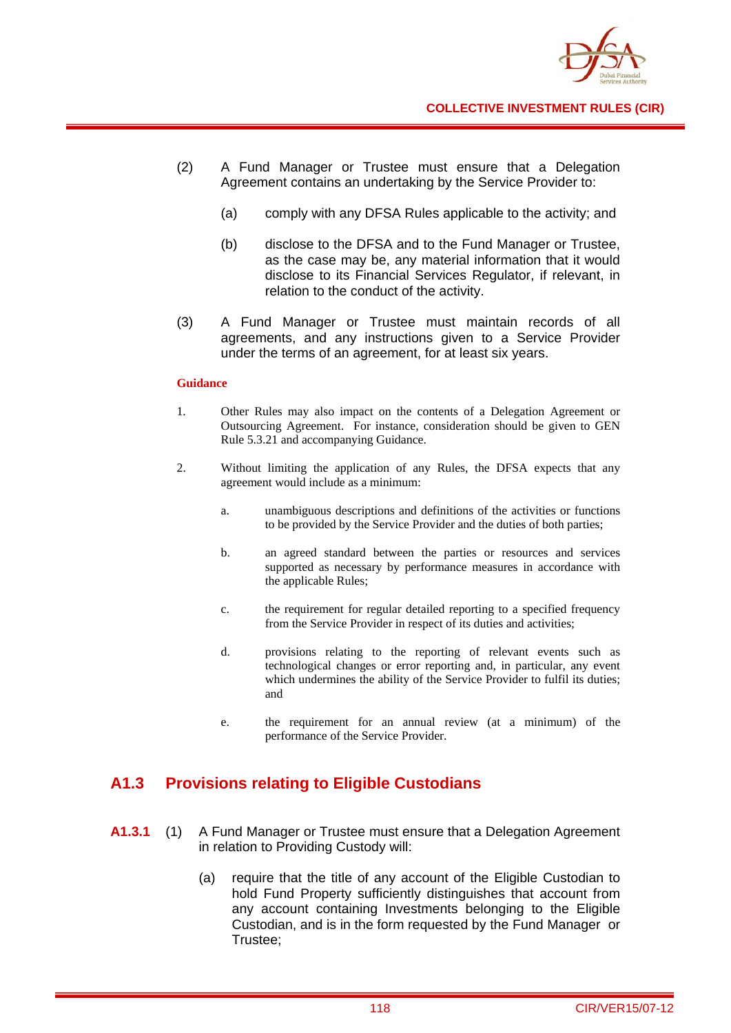(2) A Fund Manager or Trustee must ensure that a Delegation Agreement contains an undertaking by the Service Provider to:

(a) comply with any DFSA Rules applicable to the activity; and

(b) disclose to the DFSA and to the Fund Manager or Trustee, as the case may be, any material information that it would disclose to its Financial Services Regulator, if relevant, in relation to the conduct of the activity.

(3) A Fund Manager or Trustee must maintain records of all agreements, and any instructions given to a Service Provider under the terms of an agreement, for at least six years.

**Guidance**

1. Other Rules may also impact on the contents of a Delegation Agreement or Outsourcing Agreement. For instance, consideration should be given to GEN Rule 5.3.21 and accompanying Guidance.

2. Without limiting the application of any Rules, the DFSA expects that any agreement would include as a minimum:

   a. unambiguous descriptions and definitions of the activities or functions to be provided by the Service Provider and the duties of both parties;

   b. an agreed standard between the parties or resources and services supported as necessary by performance measures in accordance with the applicable Rules;

   c. the requirement for regular detailed reporting to a specified frequency from the Service Provider in respect of its duties and activities;

   d. provisions relating to the reporting of relevant events such as technological changes or error reporting and, in particular, any event which undermines the ability of the Service Provider to fulfil its duties; and

   e. the requirement for an annual review (at a minimum) of the performance of the Service Provider.

## A1.3 Provisions relating to Eligible Custodians

**A1.3.1** (1) A Fund Manager or Trustee must ensure that a Delegation Agreement in relation to Providing Custody will:

(a) require that the title of any account of the Eligible Custodian to hold Fund Property sufficiently distinguishes that account from any account containing Investments belonging to the Eligible Custodian, and is in the form requested by the Fund Manager or Trustee;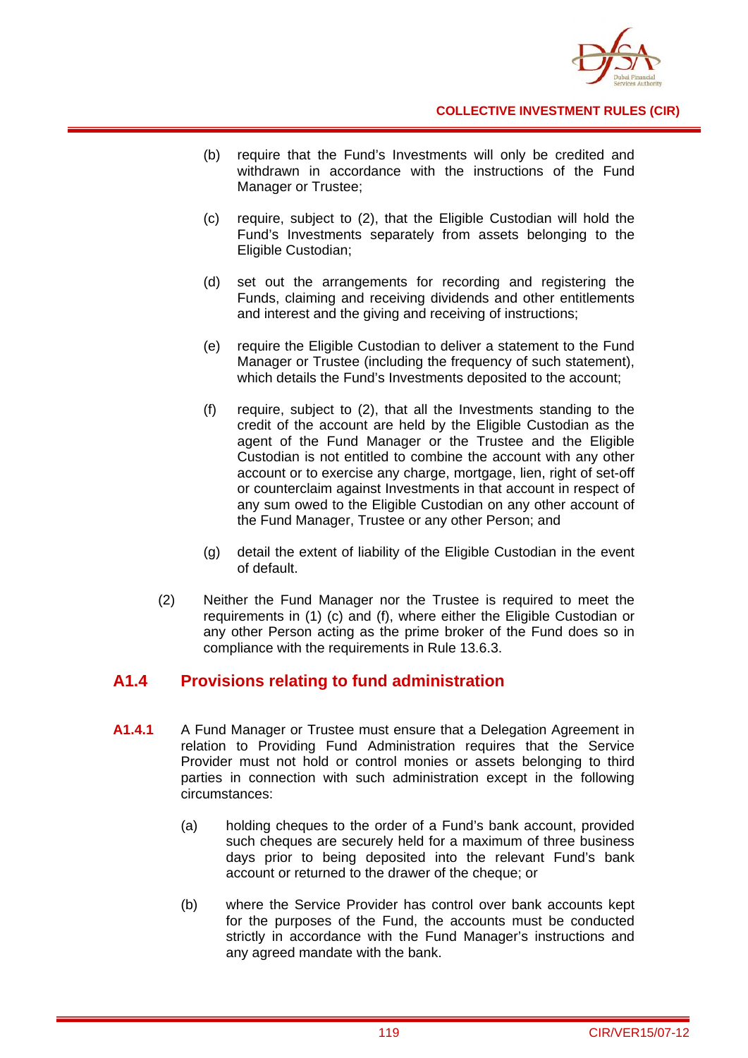(b) require that the Fund's Investments will only be credited and withdrawn in accordance with the instructions of the Fund Manager or Trustee;

(c) require, subject to (2), that the Eligible Custodian will hold the Fund's Investments separately from assets belonging to the Eligible Custodian;

(d) set out the arrangements for recording and registering the Funds, claiming and receiving dividends and other entitlements and interest and the giving and receiving of instructions;

(e) require the Eligible Custodian to deliver a statement to the Fund Manager or Trustee (including the frequency of such statement), which details the Fund's Investments deposited to the account;

(f) require, subject to (2), that all the Investments standing to the credit of the account are held by the Eligible Custodian as the agent of the Fund Manager or the Trustee and the Eligible Custodian is not entitled to combine the account with any other account or to exercise any charge, mortgage, lien, right of set-off or counterclaim against Investments in that account in respect of any sum owed to the Eligible Custodian on any other account of the Fund Manager, Trustee or any other Person; and

(g) detail the extent of liability of the Eligible Custodian in the event of default.

(2) Neither the Fund Manager nor the Trustee is required to meet the requirements in (1) (c) and (f), where either the Eligible Custodian or any other Person acting as the prime broker of the Fund does so in compliance with the requirements in Rule 13.6.3.

## A1.4 Provisions relating to fund administration

**A1.4.1** A Fund Manager or Trustee must ensure that a Delegation Agreement in relation to Providing Fund Administration requires that the Service Provider must not hold or control monies or assets belonging to third parties in connection with such administration except in the following circumstances:

(a) holding cheques to the order of a Fund's bank account, provided such cheques are securely held for a maximum of three business days prior to being deposited into the relevant Fund's bank account or returned to the drawer of the cheque; or

(b) where the Service Provider has control over bank accounts kept for the purposes of the Fund, the accounts must be conducted strictly in accordance with the Fund Manager's instructions and any agreed mandate with the bank.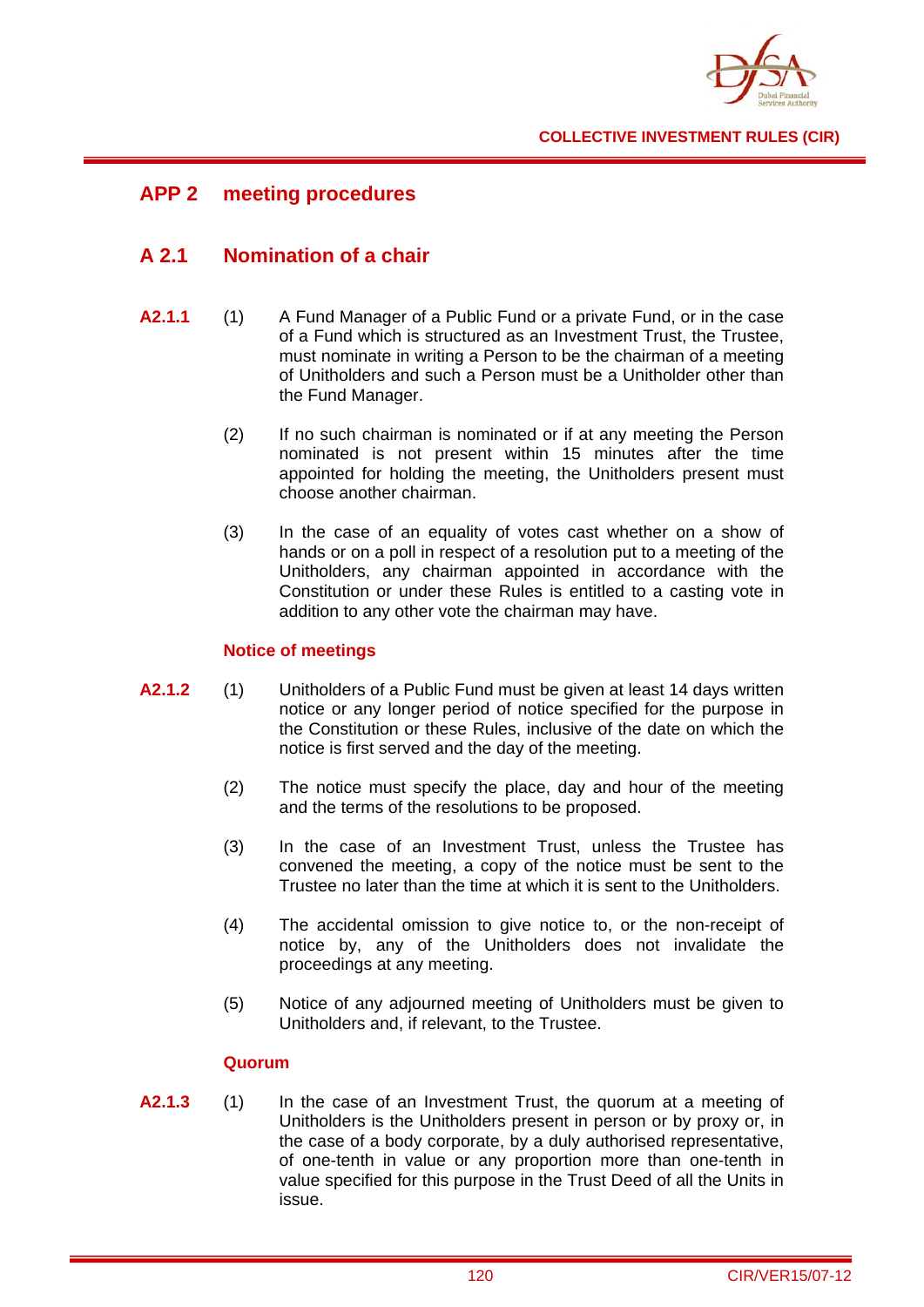## APP 2 meeting procedures

### A 2.1 Nomination of a chair

**A2.1.1** (1) A Fund Manager of a Public Fund or a private Fund, or in the case of a Fund which is structured as an Investment Trust, the Trustee, must nominate in writing a Person to be the chairman of a meeting of Unitholders and such a Person must be a Unitholder other than the Fund Manager.

(2) If no such chairman is nominated or if at any meeting the Person nominated is not present within 15 minutes after the time appointed for holding the meeting, the Unitholders present must choose another chairman.

(3) In the case of an equality of votes cast whether on a show of hands or on a poll in respect of a resolution put to a meeting of the Unitholders, any chairman appointed in accordance with the Constitution or under these Rules is entitled to a casting vote in addition to any other vote the chairman may have.

#### Notice of meetings

**A2.1.2** (1) Unitholders of a Public Fund must be given at least 14 days written notice or any longer period of notice specified for the purpose in the Constitution or these Rules, inclusive of the date on which the notice is first served and the day of the meeting.

(2) The notice must specify the place, day and hour of the meeting and the terms of the resolutions to be proposed.

(3) In the case of an Investment Trust, unless the Trustee has convened the meeting, a copy of the notice must be sent to the Trustee no later than the time at which it is sent to the Unitholders.

(4) The accidental omission to give notice to, or the non-receipt of notice by, any of the Unitholders does not invalidate the proceedings at any meeting.

(5) Notice of any adjourned meeting of Unitholders must be given to Unitholders and, if relevant, to the Trustee.

#### Quorum

**A2.1.3** (1) In the case of an Investment Trust, the quorum at a meeting of Unitholders is the Unitholders present in person or by proxy or, in the case of a body corporate, by a duly authorised representative, of one-tenth in value or any proportion more than one-tenth in value specified for this purpose in the Trust Deed of all the Units in issue.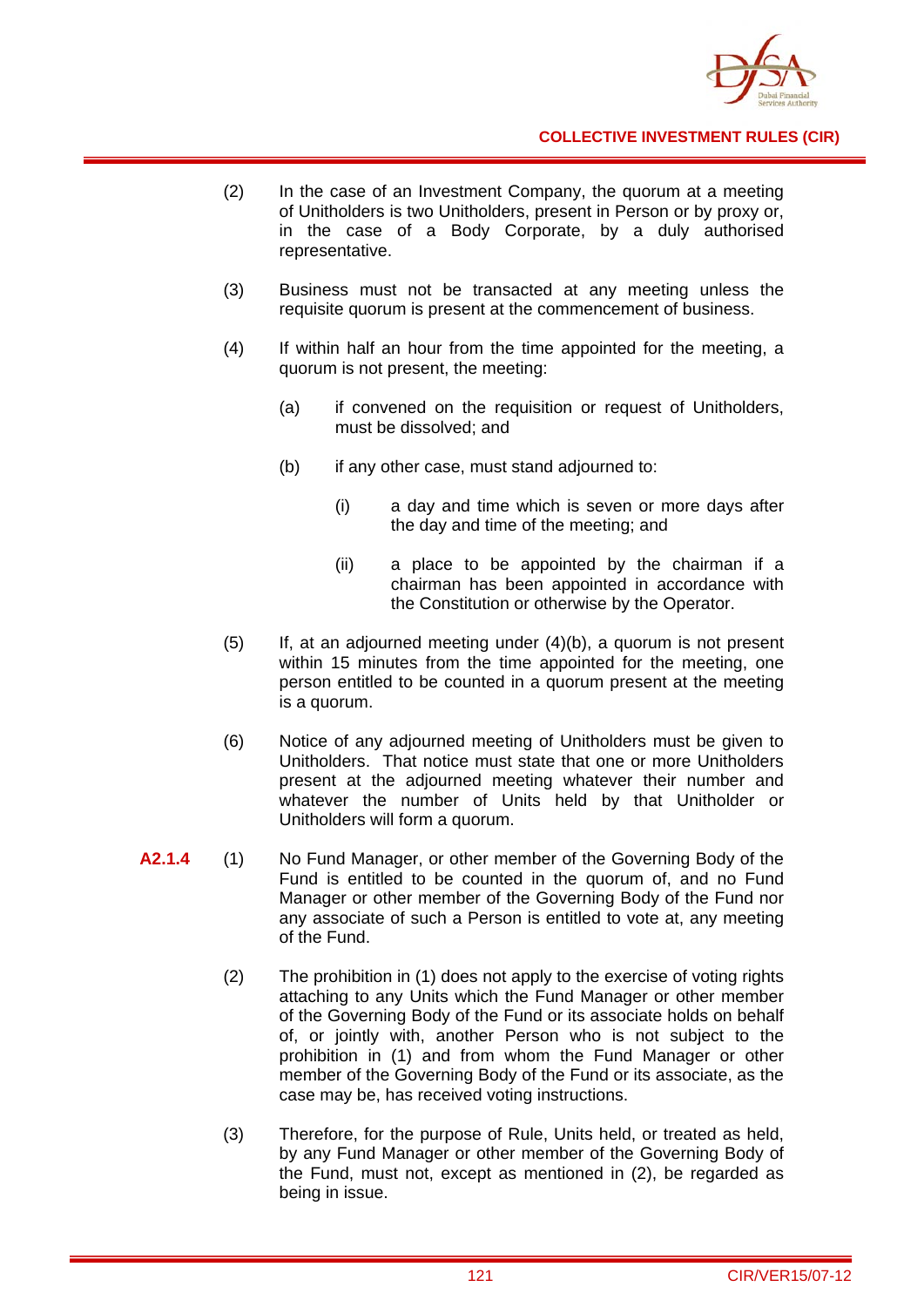(2) In the case of an Investment Company, the quorum at a meeting of Unitholders is two Unitholders, present in Person or by proxy or, in the case of a Body Corporate, by a duly authorised representative.

(3) Business must not be transacted at any meeting unless the requisite quorum is present at the commencement of business.

(4) If within half an hour from the time appointed for the meeting, a quorum is not present, the meeting:

(a) if convened on the requisition or request of Unitholders, must be dissolved; and

(b) if any other case, must stand adjourned to:

(i) a day and time which is seven or more days after the day and time of the meeting; and

(ii) a place to be appointed by the chairman if a chairman has been appointed in accordance with the Constitution or otherwise by the Operator.

(5) If, at an adjourned meeting under (4)(b), a quorum is not present within 15 minutes from the time appointed for the meeting, one person entitled to be counted in a quorum present at the meeting is a quorum.

(6) Notice of any adjourned meeting of Unitholders must be given to Unitholders. That notice must state that one or more Unitholders present at the adjourned meeting whatever their number and whatever the number of Units held by that Unitholder or Unitholders will form a quorum.

**A2.1.4** (1) No Fund Manager, or other member of the Governing Body of the Fund is entitled to be counted in the quorum of, and no Fund Manager or other member of the Governing Body of the Fund nor any associate of such a Person is entitled to vote at, any meeting of the Fund.

(2) The prohibition in (1) does not apply to the exercise of voting rights attaching to any Units which the Fund Manager or other member of the Governing Body of the Fund or its associate holds on behalf of, or jointly with, another Person who is not subject to the prohibition in (1) and from whom the Fund Manager or other member of the Governing Body of the Fund or its associate, as the case may be, has received voting instructions.

(3) Therefore, for the purpose of Rule, Units held, or treated as held, by any Fund Manager or other member of the Governing Body of the Fund, must not, except as mentioned in (2), be regarded as being in issue.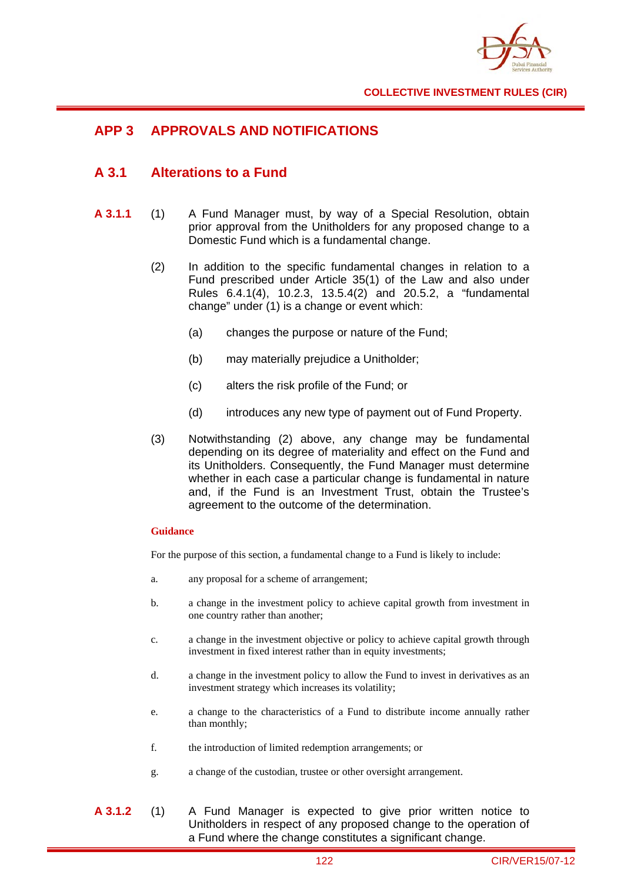# APP 3 APPROVALS AND NOTIFICATIONS

## A 3.1 Alterations to a Fund

**A 3.1.1** (1) A Fund Manager must, by way of a Special Resolution, obtain prior approval from the Unitholders for any proposed change to a Domestic Fund which is a fundamental change.

(2) In addition to the specific fundamental changes in relation to a Fund prescribed under Article 35(1) of the Law and also under Rules 6.4.1(4), 10.2.3, 13.5.4(2) and 20.5.2, a "fundamental change" under (1) is a change or event which:

(a) changes the purpose or nature of the Fund;

(b) may materially prejudice a Unitholder;

(c) alters the risk profile of the Fund; or

(d) introduces any new type of payment out of Fund Property.

(3) Notwithstanding (2) above, any change may be fundamental depending on its degree of materiality and effect on the Fund and its Unitholders. Consequently, the Fund Manager must determine whether in each case a particular change is fundamental in nature and, if the Fund is an Investment Trust, obtain the Trustee's agreement to the outcome of the determination.

**Guidance**

For the purpose of this section, a fundamental change to a Fund is likely to include:

a. any proposal for a scheme of arrangement;

b. a change in the investment policy to achieve capital growth from investment in one country rather than another;

c. a change in the investment objective or policy to achieve capital growth through investment in fixed interest rather than in equity investments;

d. a change in the investment policy to allow the Fund to invest in derivatives as an investment strategy which increases its volatility;

e. a change to the characteristics of a Fund to distribute income annually rather than monthly;

f. the introduction of limited redemption arrangements; or

g. a change of the custodian, trustee or other oversight arrangement.

**A 3.1.2** (1) A Fund Manager is expected to give prior written notice to Unitholders in respect of any proposed change to the operation of a Fund where the change constitutes a significant change.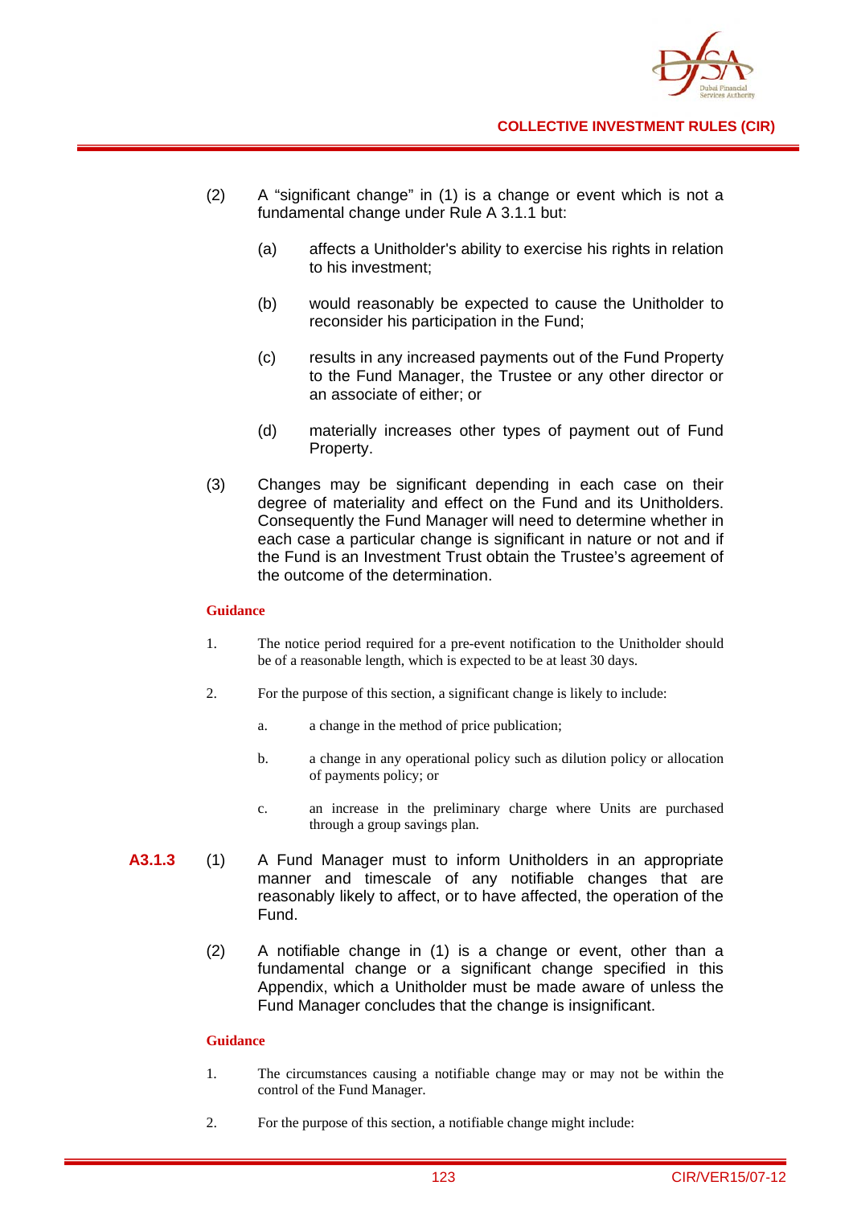(2) A "significant change" in (1) is a change or event which is not a fundamental change under Rule A 3.1.1 but:

(a) affects a Unitholder's ability to exercise his rights in relation to his investment;

(b) would reasonably be expected to cause the Unitholder to reconsider his participation in the Fund;

(c) results in any increased payments out of the Fund Property to the Fund Manager, the Trustee or any other director or an associate of either; or

(d) materially increases other types of payment out of Fund Property.

(3) Changes may be significant depending in each case on their degree of materiality and effect on the Fund and its Unitholders. Consequently the Fund Manager will need to determine whether in each case a particular change is significant in nature or not and if the Fund is an Investment Trust obtain the Trustee's agreement of the outcome of the determination.

**Guidance**

1. The notice period required for a pre-event notification to the Unitholder should be of a reasonable length, which is expected to be at least 30 days.

2. For the purpose of this section, a significant change is likely to include:

   a. a change in the method of price publication;

   b. a change in any operational policy such as dilution policy or allocation of payments policy; or

   c. an increase in the preliminary charge where Units are purchased through a group savings plan.

**A3.1.3** (1) A Fund Manager must to inform Unitholders in an appropriate manner and timescale of any notifiable changes that are reasonably likely to affect, or to have affected, the operation of the Fund.

(2) A notifiable change in (1) is a change or event, other than a fundamental change or a significant change specified in this Appendix, which a Unitholder must be made aware of unless the Fund Manager concludes that the change is insignificant.

**Guidance**

1. The circumstances causing a notifiable change may or may not be within the control of the Fund Manager.

2. For the purpose of this section, a notifiable change might include: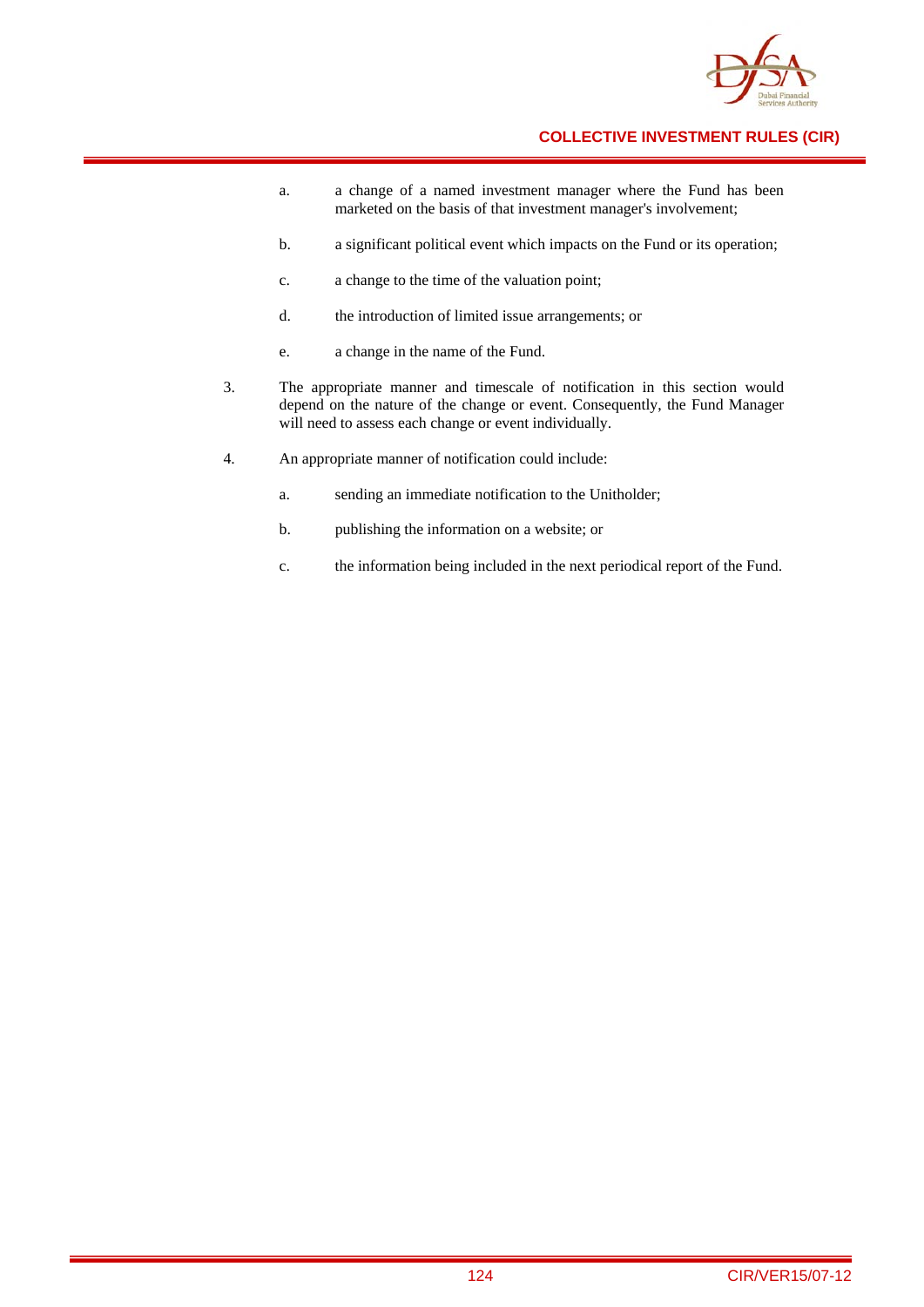a. a change of a named investment manager where the Fund has been marketed on the basis of that investment manager's involvement;

   b. a significant political event which impacts on the Fund or its operation;

   c. a change to the time of the valuation point;

   d. the introduction of limited issue arrangements; or

   e. a change in the name of the Fund.

3. The appropriate manner and timescale of notification in this section would depend on the nature of the change or event. Consequently, the Fund Manager will need to assess each change or event individually.

4. An appropriate manner of notification could include:

   a. sending an immediate notification to the Unitholder;

   b. publishing the information on a website; or

   c. the information being included in the next periodical report of the Fund.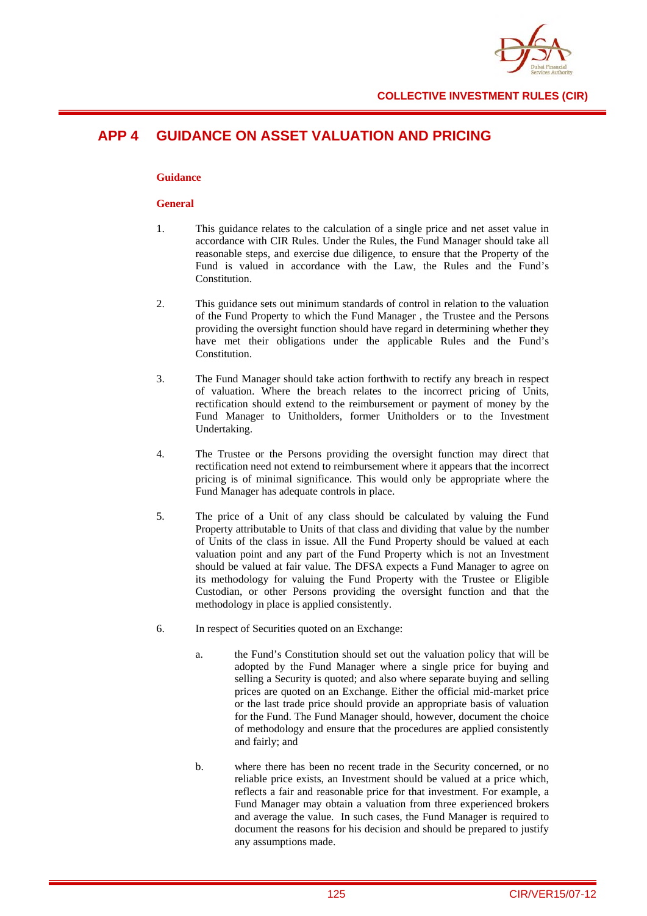# APP 4 GUIDANCE ON ASSET VALUATION AND PRICING

**Guidance**

**General**

1. This guidance relates to the calculation of a single price and net asset value in accordance with CIR Rules. Under the Rules, the Fund Manager should take all reasonable steps, and exercise due diligence, to ensure that the Property of the Fund is valued in accordance with the Law, the Rules and the Fund's Constitution.

2. This guidance sets out minimum standards of control in relation to the valuation of the Fund Property to which the Fund Manager , the Trustee and the Persons providing the oversight function should have regard in determining whether they have met their obligations under the applicable Rules and the Fund's Constitution.

3. The Fund Manager should take action forthwith to rectify any breach in respect of valuation. Where the breach relates to the incorrect pricing of Units, rectification should extend to the reimbursement or payment of money by the Fund Manager to Unitholders, former Unitholders or to the Investment Undertaking.

4. The Trustee or the Persons providing the oversight function may direct that rectification need not extend to reimbursement where it appears that the incorrect pricing is of minimal significance. This would only be appropriate where the Fund Manager has adequate controls in place.

5. The price of a Unit of any class should be calculated by valuing the Fund Property attributable to Units of that class and dividing that value by the number of Units of the class in issue. All the Fund Property should be valued at each valuation point and any part of the Fund Property which is not an Investment should be valued at fair value. The DFSA expects a Fund Manager to agree on its methodology for valuing the Fund Property with the Trustee or Eligible Custodian, or other Persons providing the oversight function and that the methodology in place is applied consistently.

6. In respect of Securities quoted on an Exchange:

   a. the Fund's Constitution should set out the valuation policy that will be adopted by the Fund Manager where a single price for buying and selling a Security is quoted; and also where separate buying and selling prices are quoted on an Exchange. Either the official mid-market price or the last trade price should provide an appropriate basis of valuation for the Fund. The Fund Manager should, however, document the choice of methodology and ensure that the procedures are applied consistently and fairly; and

   b. where there has been no recent trade in the Security concerned, or no reliable price exists, an Investment should be valued at a price which, reflects a fair and reasonable price for that investment. For example, a Fund Manager may obtain a valuation from three experienced brokers and average the value. In such cases, the Fund Manager is required to document the reasons for his decision and should be prepared to justify any assumptions made.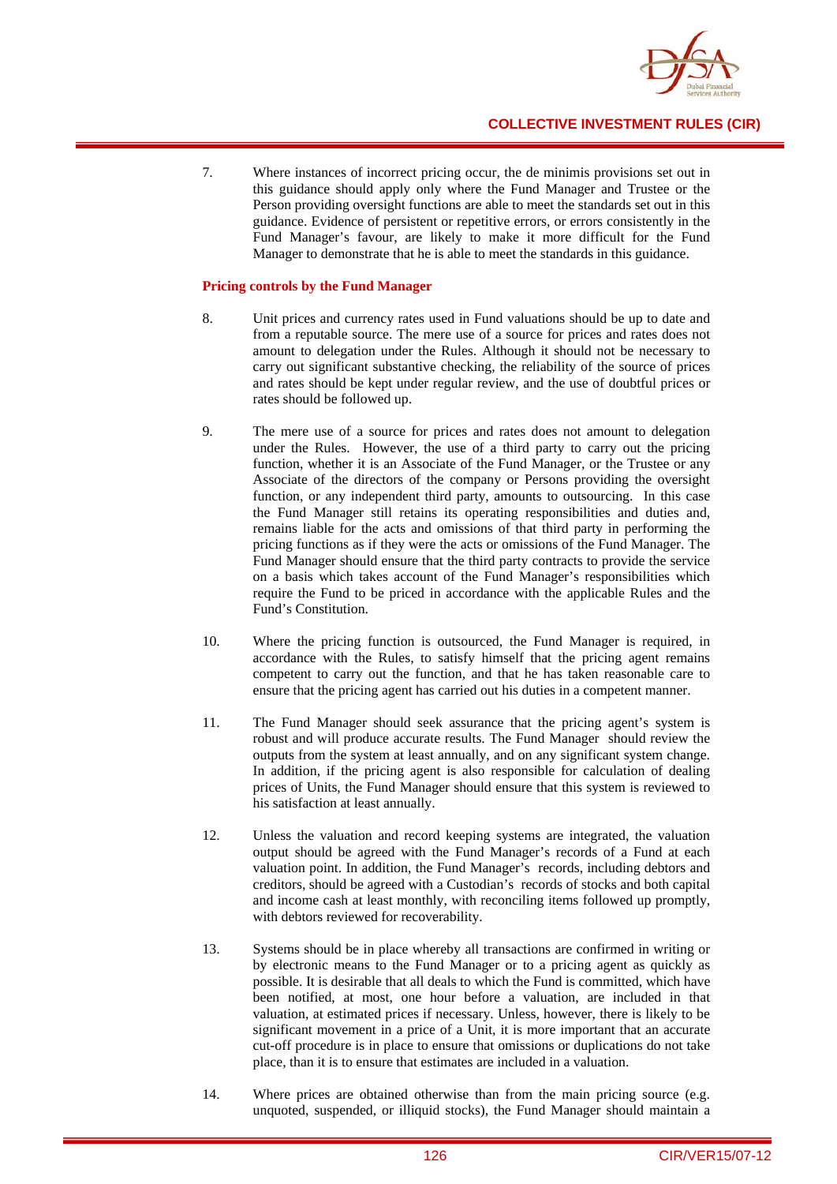7. Where instances of incorrect pricing occur, the de minimis provisions set out in this guidance should apply only where the Fund Manager and Trustee or the Person providing oversight functions are able to meet the standards set out in this guidance. Evidence of persistent or repetitive errors, or errors consistently in the Fund Manager's favour, are likely to make it more difficult for the Fund Manager to demonstrate that he is able to meet the standards in this guidance.

**Pricing controls by the Fund Manager**

8. Unit prices and currency rates used in Fund valuations should be up to date and from a reputable source. The mere use of a source for prices and rates does not amount to delegation under the Rules. Although it should not be necessary to carry out significant substantive checking, the reliability of the source of prices and rates should be kept under regular review, and the use of doubtful prices or rates should be followed up.

9. The mere use of a source for prices and rates does not amount to delegation under the Rules. However, the use of a third party to carry out the pricing function, whether it is an Associate of the Fund Manager, or the Trustee or any Associate of the directors of the company or Persons providing the oversight function, or any independent third party, amounts to outsourcing. In this case the Fund Manager still retains its operating responsibilities and duties and, remains liable for the acts and omissions of that third party in performing the pricing functions as if they were the acts or omissions of the Fund Manager. The Fund Manager should ensure that the third party contracts to provide the service on a basis which takes account of the Fund Manager's responsibilities which require the Fund to be priced in accordance with the applicable Rules and the Fund's Constitution.

10. Where the pricing function is outsourced, the Fund Manager is required, in accordance with the Rules, to satisfy himself that the pricing agent remains competent to carry out the function, and that he has taken reasonable care to ensure that the pricing agent has carried out his duties in a competent manner.

11. The Fund Manager should seek assurance that the pricing agent's system is robust and will produce accurate results. The Fund Manager should review the outputs from the system at least annually, and on any significant system change. In addition, if the pricing agent is also responsible for calculation of dealing prices of Units, the Fund Manager should ensure that this system is reviewed to his satisfaction at least annually.

12. Unless the valuation and record keeping systems are integrated, the valuation output should be agreed with the Fund Manager's records of a Fund at each valuation point. In addition, the Fund Manager's records, including debtors and creditors, should be agreed with a Custodian's records of stocks and both capital and income cash at least monthly, with reconciling items followed up promptly, with debtors reviewed for recoverability.

13. Systems should be in place whereby all transactions are confirmed in writing or by electronic means to the Fund Manager or to a pricing agent as quickly as possible. It is desirable that all deals to which the Fund is committed, which have been notified, at most, one hour before a valuation, are included in that valuation, at estimated prices if necessary. Unless, however, there is likely to be significant movement in a price of a Unit, it is more important that an accurate cut-off procedure is in place to ensure that omissions or duplications do not take place, than it is to ensure that estimates are included in a valuation.

14. Where prices are obtained otherwise than from the main pricing source (e.g. unquoted, suspended, or illiquid stocks), the Fund Manager should maintain a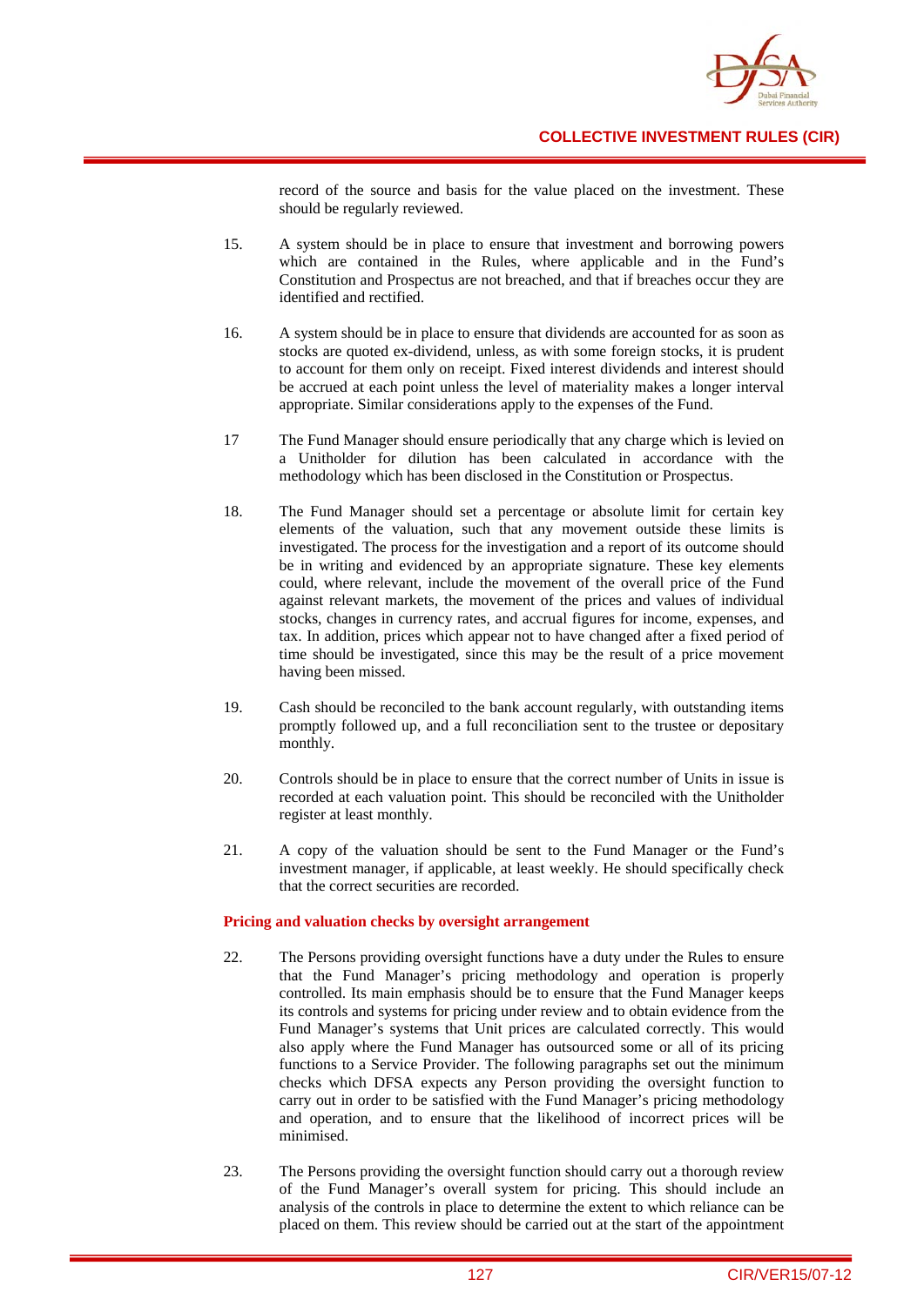record of the source and basis for the value placed on the investment. These should be regularly reviewed.

15. A system should be in place to ensure that investment and borrowing powers which are contained in the Rules, where applicable and in the Fund's Constitution and Prospectus are not breached, and that if breaches occur they are identified and rectified.

16. A system should be in place to ensure that dividends are accounted for as soon as stocks are quoted ex-dividend, unless, as with some foreign stocks, it is prudent to account for them only on receipt. Fixed interest dividends and interest should be accrued at each point unless the level of materiality makes a longer interval appropriate. Similar considerations apply to the expenses of the Fund.

17 The Fund Manager should ensure periodically that any charge which is levied on a Unitholder for dilution has been calculated in accordance with the methodology which has been disclosed in the Constitution or Prospectus.

18. The Fund Manager should set a percentage or absolute limit for certain key elements of the valuation, such that any movement outside these limits is investigated. The process for the investigation and a report of its outcome should be in writing and evidenced by an appropriate signature. These key elements could, where relevant, include the movement of the overall price of the Fund against relevant markets, the movement of the prices and values of individual stocks, changes in currency rates, and accrual figures for income, expenses, and tax. In addition, prices which appear not to have changed after a fixed period of time should be investigated, since this may be the result of a price movement having been missed.

19. Cash should be reconciled to the bank account regularly, with outstanding items promptly followed up, and a full reconciliation sent to the trustee or depositary monthly.

20. Controls should be in place to ensure that the correct number of Units in issue is recorded at each valuation point. This should be reconciled with the Unitholder register at least monthly.

21. A copy of the valuation should be sent to the Fund Manager or the Fund's investment manager, if applicable, at least weekly. He should specifically check that the correct securities are recorded.

**Pricing and valuation checks by oversight arrangement**

22. The Persons providing oversight functions have a duty under the Rules to ensure that the Fund Manager's pricing methodology and operation is properly controlled. Its main emphasis should be to ensure that the Fund Manager keeps its controls and systems for pricing under review and to obtain evidence from the Fund Manager's systems that Unit prices are calculated correctly. This would also apply where the Fund Manager has outsourced some or all of its pricing functions to a Service Provider. The following paragraphs set out the minimum checks which DFSA expects any Person providing the oversight function to carry out in order to be satisfied with the Fund Manager's pricing methodology and operation, and to ensure that the likelihood of incorrect prices will be minimised.

23. The Persons providing the oversight function should carry out a thorough review of the Fund Manager's overall system for pricing. This should include an analysis of the controls in place to determine the extent to which reliance can be placed on them. This review should be carried out at the start of the appointment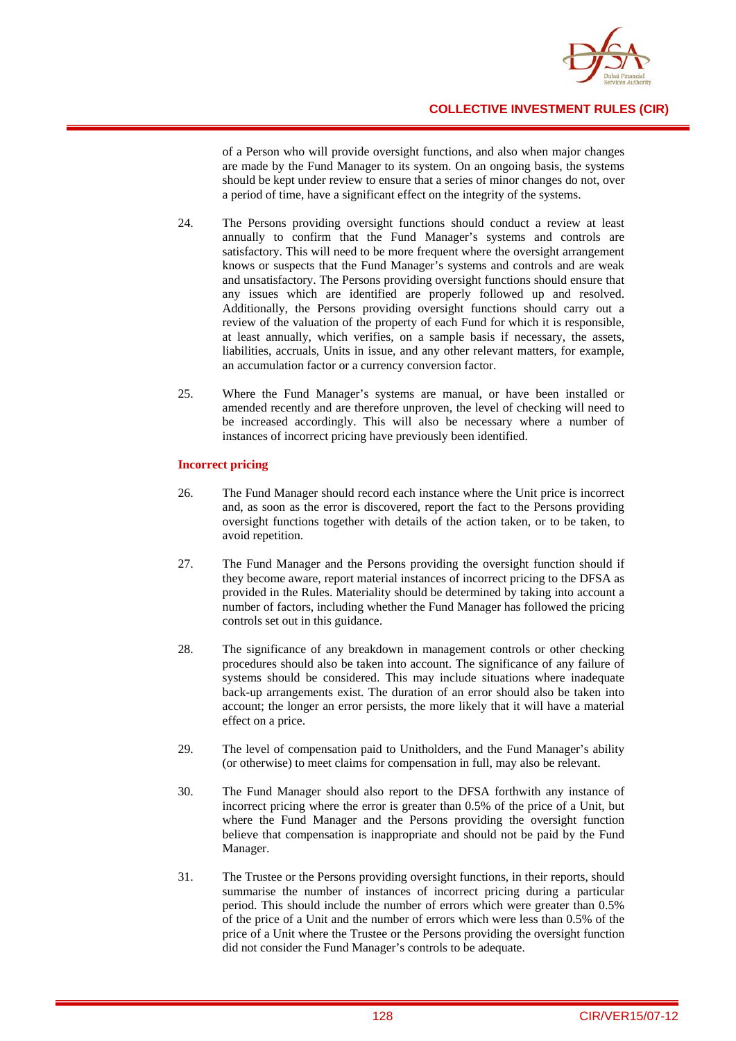of a Person who will provide oversight functions, and also when major changes are made by the Fund Manager to its system. On an ongoing basis, the systems should be kept under review to ensure that a series of minor changes do not, over a period of time, have a significant effect on the integrity of the systems.

24. The Persons providing oversight functions should conduct a review at least annually to confirm that the Fund Manager's systems and controls are satisfactory. This will need to be more frequent where the oversight arrangement knows or suspects that the Fund Manager's systems and controls and are weak and unsatisfactory. The Persons providing oversight functions should ensure that any issues which are identified are properly followed up and resolved. Additionally, the Persons providing oversight functions should carry out a review of the valuation of the property of each Fund for which it is responsible, at least annually, which verifies, on a sample basis if necessary, the assets, liabilities, accruals, Units in issue, and any other relevant matters, for example, an accumulation factor or a currency conversion factor.

25. Where the Fund Manager's systems are manual, or have been installed or amended recently and are therefore unproven, the level of checking will need to be increased accordingly. This will also be necessary where a number of instances of incorrect pricing have previously been identified.

**Incorrect pricing**

26. The Fund Manager should record each instance where the Unit price is incorrect and, as soon as the error is discovered, report the fact to the Persons providing oversight functions together with details of the action taken, or to be taken, to avoid repetition.

27. The Fund Manager and the Persons providing the oversight function should if they become aware, report material instances of incorrect pricing to the DFSA as provided in the Rules. Materiality should be determined by taking into account a number of factors, including whether the Fund Manager has followed the pricing controls set out in this guidance.

28. The significance of any breakdown in management controls or other checking procedures should also be taken into account. The significance of any failure of systems should be considered. This may include situations where inadequate back-up arrangements exist. The duration of an error should also be taken into account; the longer an error persists, the more likely that it will have a material effect on a price.

29. The level of compensation paid to Unitholders, and the Fund Manager's ability (or otherwise) to meet claims for compensation in full, may also be relevant.

30. The Fund Manager should also report to the DFSA forthwith any instance of incorrect pricing where the error is greater than 0.5% of the price of a Unit, but where the Fund Manager and the Persons providing the oversight function believe that compensation is inappropriate and should not be paid by the Fund Manager.

31. The Trustee or the Persons providing oversight functions, in their reports, should summarise the number of instances of incorrect pricing during a particular period. This should include the number of errors which were greater than 0.5% of the price of a Unit and the number of errors which were less than 0.5% of the price of a Unit where the Trustee or the Persons providing the oversight function did not consider the Fund Manager's controls to be adequate.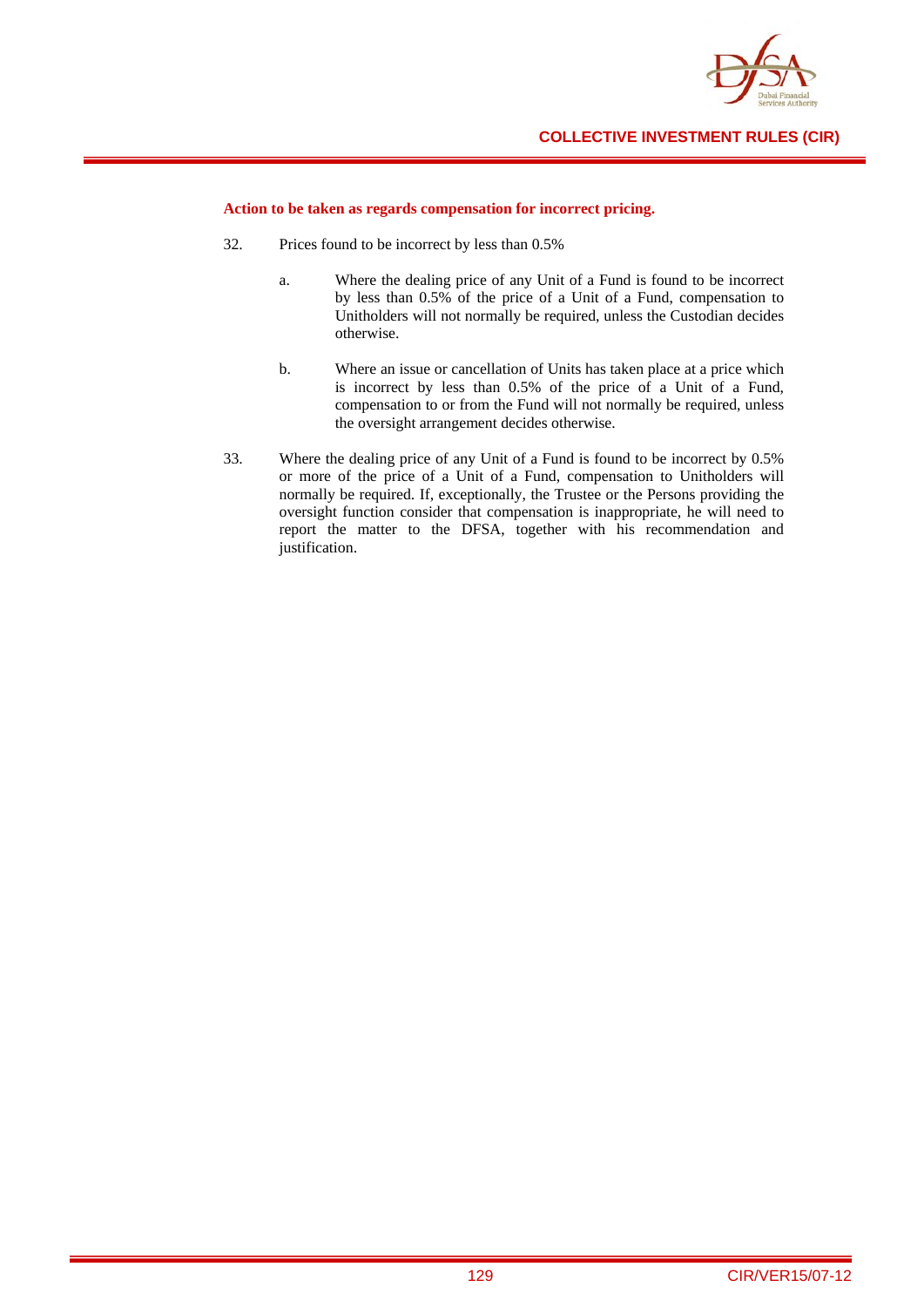**Action to be taken as regards compensation for incorrect pricing.**

32. Prices found to be incorrect by less than 0.5%

    a. Where the dealing price of any Unit of a Fund is found to be incorrect by less than 0.5% of the price of a Unit of a Fund, compensation to Unitholders will not normally be required, unless the Custodian decides otherwise.

    b. Where an issue or cancellation of Units has taken place at a price which is incorrect by less than 0.5% of the price of a Unit of a Fund, compensation to or from the Fund will not normally be required, unless the oversight arrangement decides otherwise.

33. Where the dealing price of any Unit of a Fund is found to be incorrect by 0.5% or more of the price of a Unit of a Fund, compensation to Unitholders will normally be required. If, exceptionally, the Trustee or the Persons providing the oversight function consider that compensation is inappropriate, he will need to report the matter to the DFSA, together with his recommendation and justification.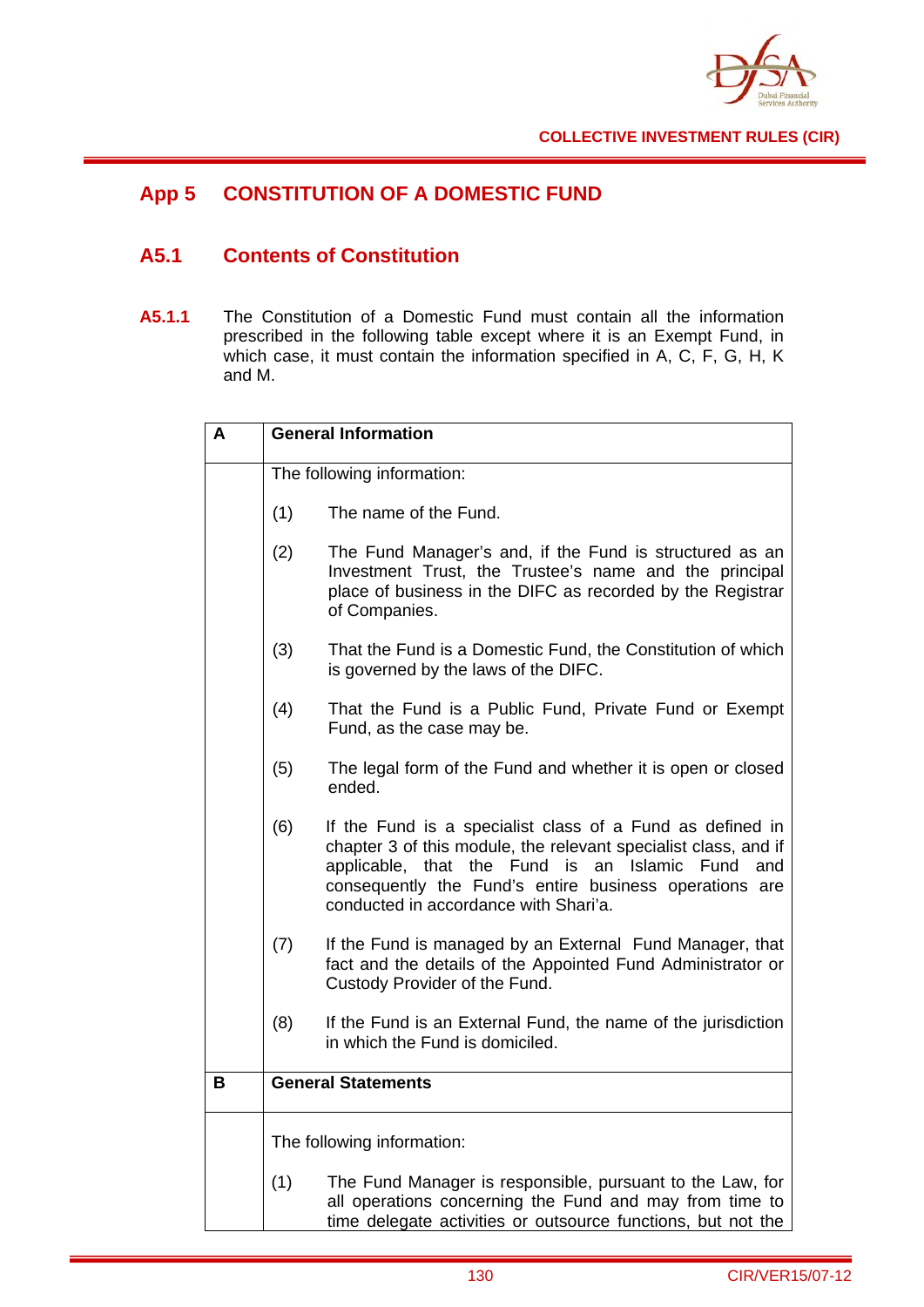# App 5 CONSTITUTION OF A DOMESTIC FUND

## A5.1 Contents of Constitution

**A5.1.1** The Constitution of a Domestic Fund must contain all the information prescribed in the following table except where it is an Exempt Fund, in which case, it must contain the information specified in A, C, F, G, H, K and M.

| | |
|---|---|
| **A** | **General Information** |
| | The following information:<br><br>(1) The name of the Fund.<br><br>(2) The Fund Manager's and, if the Fund is structured as an Investment Trust, the Trustee's name and the principal place of business in the DIFC as recorded by the Registrar of Companies.<br><br>(3) That the Fund is a Domestic Fund, the Constitution of which is governed by the laws of the DIFC.<br><br>(4) That the Fund is a Public Fund, Private Fund or Exempt Fund, as the case may be.<br><br>(5) The legal form of the Fund and whether it is open or closed ended.<br><br>(6) If the Fund is a specialist class of a Fund as defined in chapter 3 of this module, the relevant specialist class, and if applicable, that the Fund is an Islamic Fund and consequently the Fund's entire business operations are conducted in accordance with Shari'a.<br><br>(7) If the Fund is managed by an External Fund Manager, that fact and the details of the Appointed Fund Administrator or Custody Provider of the Fund.<br><br>(8) If the Fund is an External Fund, the name of the jurisdiction in which the Fund is domiciled. |
| **B** | **General Statements** |
| | The following information:<br><br>(1) The Fund Manager is responsible, pursuant to the Law, for all operations concerning the Fund and may from time to time delegate activities or outsource functions, but not the |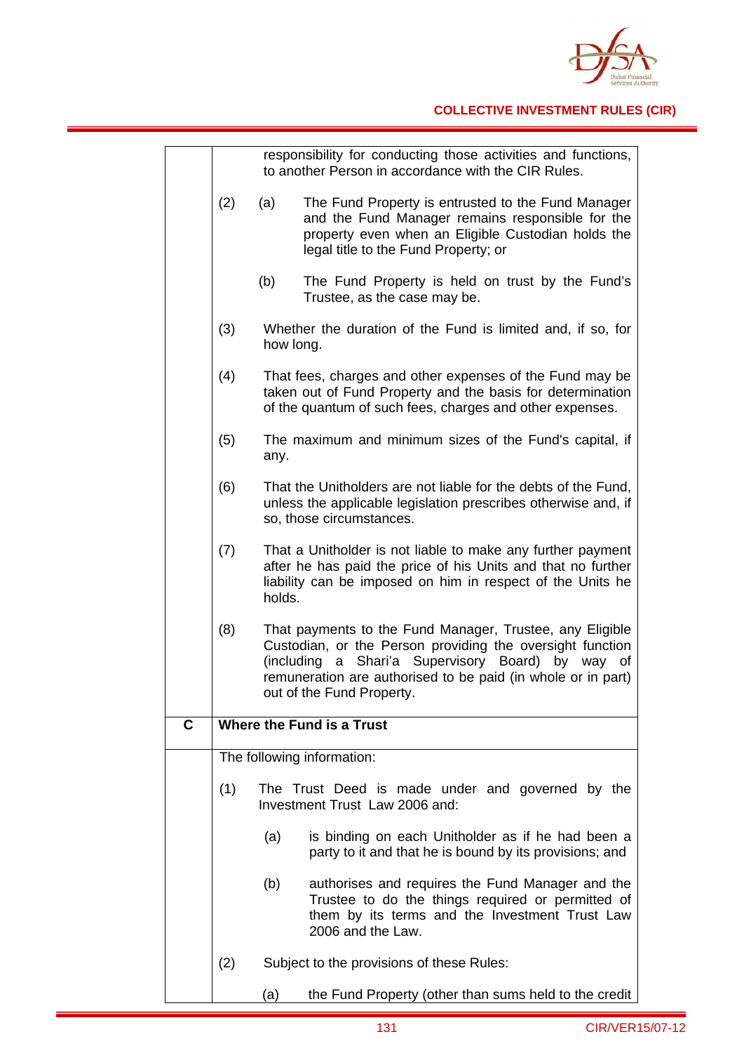| | |
|---|---|
| | responsibility for conducting those activities and functions, to another Person in accordance with the CIR Rules.<br><br>(2) (a) The Fund Property is entrusted to the Fund Manager and the Fund Manager remains responsible for the property even when an Eligible Custodian holds the legal title to the Fund Property; or<br><br>(b) The Fund Property is held on trust by the Fund's Trustee, as the case may be.<br><br>(3) Whether the duration of the Fund is limited and, if so, for how long.<br><br>(4) That fees, charges and other expenses of the Fund may be taken out of Fund Property and the basis for determination of the quantum of such fees, charges and other expenses.<br><br>(5) The maximum and minimum sizes of the Fund's capital, if any.<br><br>(6) That the Unitholders are not liable for the debts of the Fund, unless the applicable legislation prescribes otherwise and, if so, those circumstances.<br><br>(7) That a Unitholder is not liable to make any further payment after he has paid the price of his Units and that no further liability can be imposed on him in respect of the Units he holds.<br><br>(8) That payments to the Fund Manager, Trustee, any Eligible Custodian, or the Person providing the oversight function (including a Shari'a Supervisory Board) by way of remuneration are authorised to be paid (in whole or in part) out of the Fund Property. |
| **C** | **Where the Fund is a Trust** |
| | The following information:<br><br>(1) The Trust Deed is made under and governed by the Investment Trust Law 2006 and:<br><br>(a) is binding on each Unitholder as if he had been a party to it and that he is bound by its provisions; and<br><br>(b) authorises and requires the Fund Manager and the Trustee to do the things required or permitted of them by its terms and the Investment Trust Law 2006 and the Law.<br><br>(2) Subject to the provisions of these Rules:<br><br>(a) the Fund Property (other than sums held to the credit |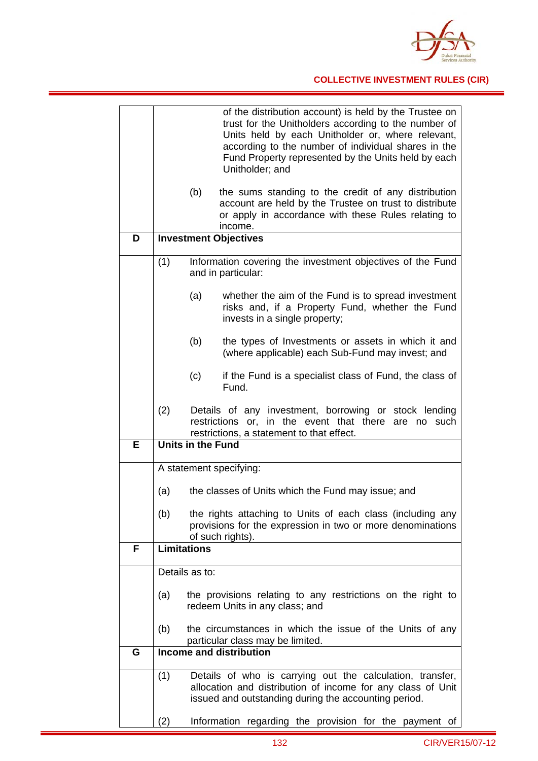| | |
|---|---|
| | of the distribution account) is held by the Trustee on trust for the Unitholders according to the number of Units held by each Unitholder or, where relevant, according to the number of individual shares in the Fund Property represented by the Units held by each Unitholder; and<br><br>(b) the sums standing to the credit of any distribution account are held by the Trustee on trust to distribute or apply in accordance with these Rules relating to income. |
| **D** | **Investment Objectives** |
| | (1) Information covering the investment objectives of the Fund and in particular:<br><br>(a) whether the aim of the Fund is to spread investment risks and, if a Property Fund, whether the Fund invests in a single property;<br><br>(b) the types of Investments or assets in which it and (where applicable) each Sub-Fund may invest; and<br><br>(c) if the Fund is a specialist class of Fund, the class of Fund.<br><br>(2) Details of any investment, borrowing or stock lending restrictions or, in the event that there are no such restrictions, a statement to that effect. |
| **E** | **Units in the Fund** |
| | A statement specifying:<br><br>(a) the classes of Units which the Fund may issue; and<br><br>(b) the rights attaching to Units of each class (including any provisions for the expression in two or more denominations of such rights). |
| **F** | **Limitations** |
| | Details as to:<br><br>(a) the provisions relating to any restrictions on the right to redeem Units in any class; and<br><br>(b) the circumstances in which the issue of the Units of any particular class may be limited. |
| **G** | **Income and distribution** |
| | (1) Details of who is carrying out the calculation, transfer, allocation and distribution of income for any class of Unit issued and outstanding during the accounting period.<br><br>(2) Information regarding the provision for the payment of |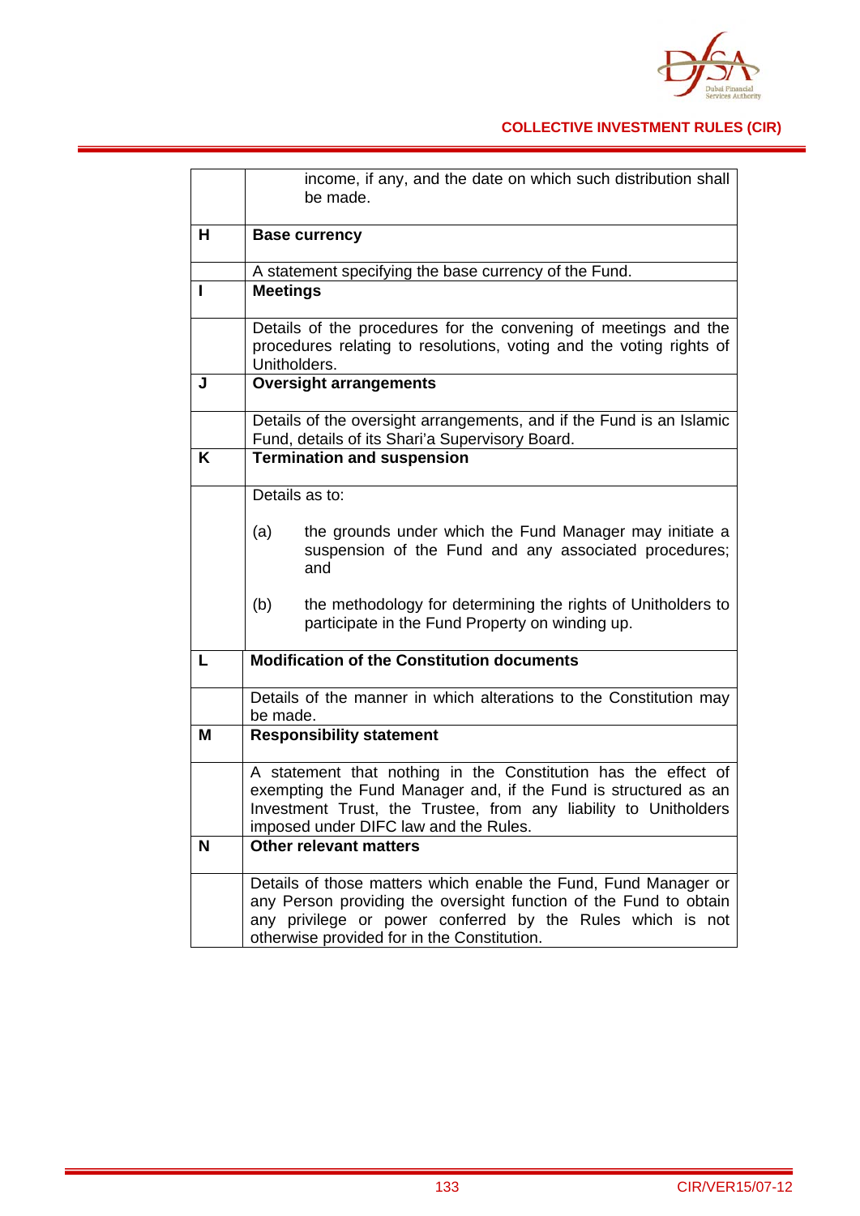| | |
|---|---|
| | income, if any, and the date on which such distribution shall be made. |
| **H** | **Base currency** |
| | A statement specifying the base currency of the Fund. |
| **I** | **Meetings** |
| | Details of the procedures for the convening of meetings and the procedures relating to resolutions, voting and the voting rights of Unitholders. |
| **J** | **Oversight arrangements** |
| | Details of the oversight arrangements, and if the Fund is an Islamic Fund, details of its Shari'a Supervisory Board. |
| **K** | **Termination and suspension** |
| | Details as to:<br><br>(a) the grounds under which the Fund Manager may initiate a suspension of the Fund and any associated procedures; and<br><br>(b) the methodology for determining the rights of Unitholders to participate in the Fund Property on winding up. |
| **L** | **Modification of the Constitution documents** |
| | Details of the manner in which alterations to the Constitution may be made. |
| **M** | **Responsibility statement** |
| | A statement that nothing in the Constitution has the effect of exempting the Fund Manager and, if the Fund is structured as an Investment Trust, the Trustee, from any liability to Unitholders imposed under DIFC law and the Rules. |
| **N** | **Other relevant matters** |
| | Details of those matters which enable the Fund, Fund Manager or any Person providing the oversight function of the Fund to obtain any privilege or power conferred by the Rules which is not otherwise provided for in the Constitution. |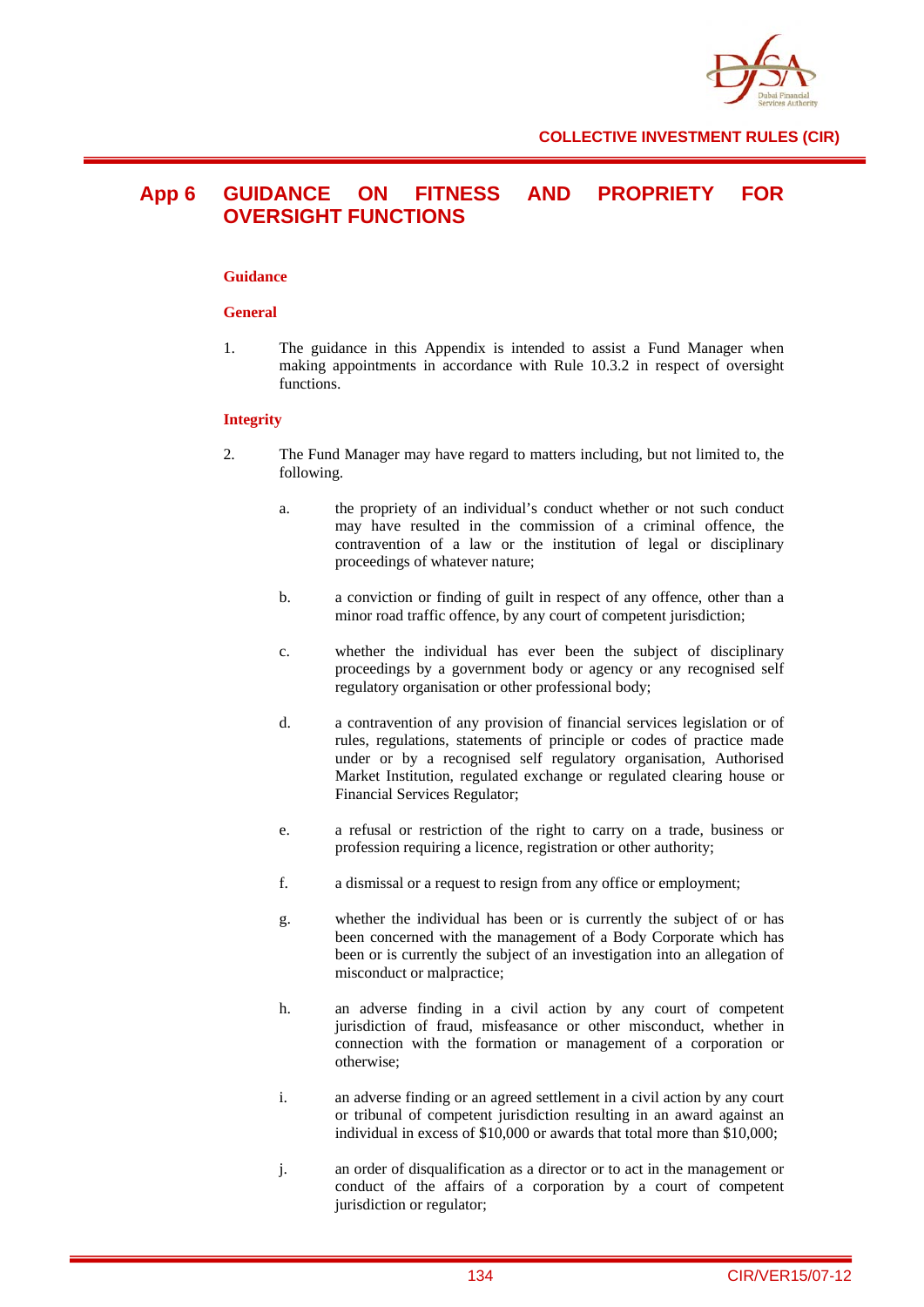# App 6 GUIDANCE ON FITNESS AND PROPRIETY FOR OVERSIGHT FUNCTIONS

**Guidance**

**General**

1. The guidance in this Appendix is intended to assist a Fund Manager when making appointments in accordance with Rule 10.3.2 in respect of oversight functions.

**Integrity**

2. The Fund Manager may have regard to matters including, but not limited to, the following.

   a. the propriety of an individual's conduct whether or not such conduct may have resulted in the commission of a criminal offence, the contravention of a law or the institution of legal or disciplinary proceedings of whatever nature;

   b. a conviction or finding of guilt in respect of any offence, other than a minor road traffic offence, by any court of competent jurisdiction;

   c. whether the individual has ever been the subject of disciplinary proceedings by a government body or agency or any recognised self regulatory organisation or other professional body;

   d. a contravention of any provision of financial services legislation or of rules, regulations, statements of principle or codes of practice made under or by a recognised self regulatory organisation, Authorised Market Institution, regulated exchange or regulated clearing house or Financial Services Regulator;

   e. a refusal or restriction of the right to carry on a trade, business or profession requiring a licence, registration or other authority;

   f. a dismissal or a request to resign from any office or employment;

   g. whether the individual has been or is currently the subject of or has been concerned with the management of a Body Corporate which has been or is currently the subject of an investigation into an allegation of misconduct or malpractice;

   h. an adverse finding in a civil action by any court of competent jurisdiction of fraud, misfeasance or other misconduct, whether in connection with the formation or management of a corporation or otherwise;

   i. an adverse finding or an agreed settlement in a civil action by any court or tribunal of competent jurisdiction resulting in an award against an individual in excess of $10,000 or awards that total more than $10,000;

   j. an order of disqualification as a director or to act in the management or conduct of the affairs of a corporation by a court of competent jurisdiction or regulator;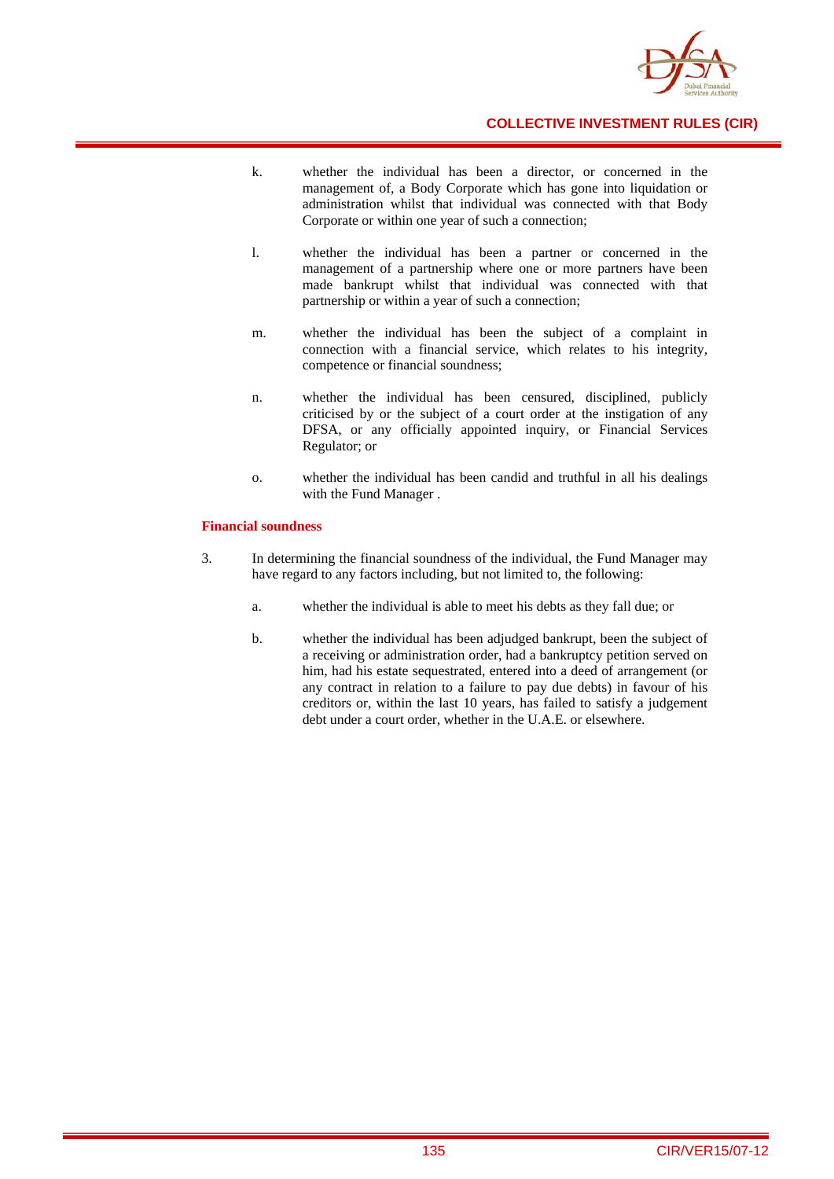k. whether the individual has been a director, or concerned in the management of, a Body Corporate which has gone into liquidation or administration whilst that individual was connected with that Body Corporate or within one year of such a connection;

l. whether the individual has been a partner or concerned in the management of a partnership where one or more partners have been made bankrupt whilst that individual was connected with that partnership or within a year of such a connection;

m. whether the individual has been the subject of a complaint in connection with a financial service, which relates to his integrity, competence or financial soundness;

n. whether the individual has been censured, disciplined, publicly criticised by or the subject of a court order at the instigation of any DFSA, or any officially appointed inquiry, or Financial Services Regulator; or

o. whether the individual has been candid and truthful in all his dealings with the Fund Manager .

**Financial soundness**

3. In determining the financial soundness of the individual, the Fund Manager may have regard to any factors including, but not limited to, the following:

   a. whether the individual is able to meet his debts as they fall due; or

   b. whether the individual has been adjudged bankrupt, been the subject of a receiving or administration order, had a bankruptcy petition served on him, had his estate sequestrated, entered into a deed of arrangement (or any contract in relation to a failure to pay due debts) in favour of his creditors or, within the last 10 years, has failed to satisfy a judgement debt under a court order, whether in the U.A.E. or elsewhere.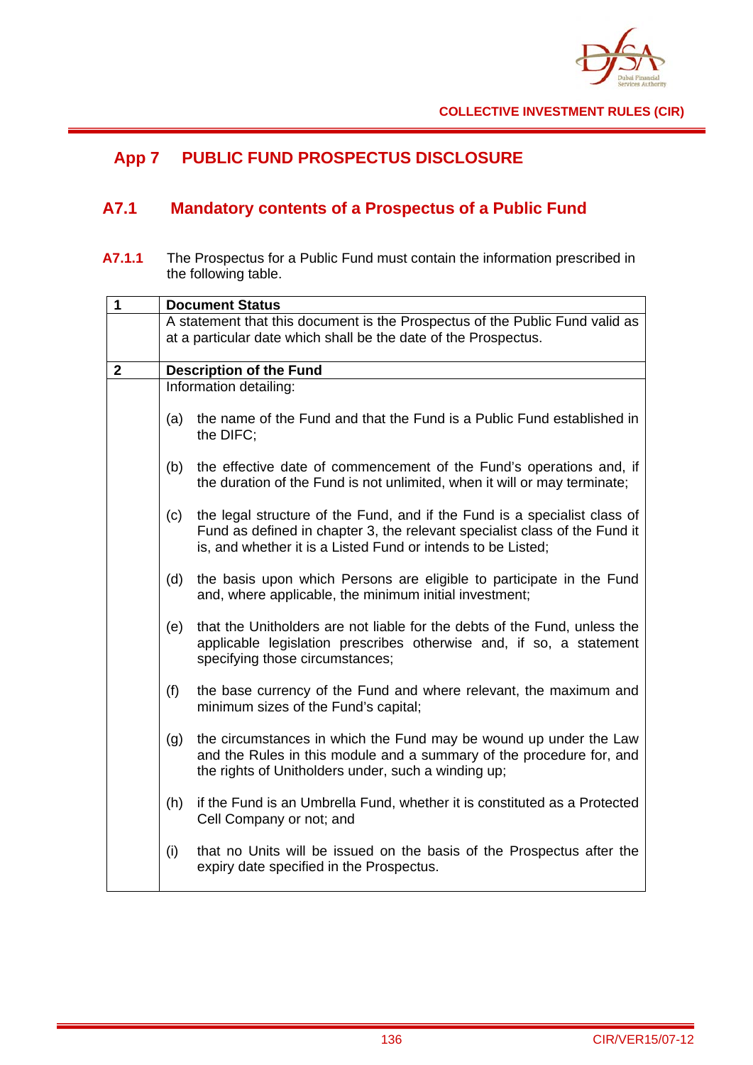## App 7 PUBLIC FUND PROSPECTUS DISCLOSURE

### A7.1 Mandatory contents of a Prospectus of a Public Fund

**A7.1.1** The Prospectus for a Public Fund must contain the information prescribed in the following table.

| | |
|---|---|
| **1** | **Document Status** |
| | A statement that this document is the Prospectus of the Public Fund valid as at a particular date which shall be the date of the Prospectus. |
| **2** | **Description of the Fund** |
| | Information detailing:<br><br>(a) the name of the Fund and that the Fund is a Public Fund established in the DIFC;<br><br>(b) the effective date of commencement of the Fund's operations and, if the duration of the Fund is not unlimited, when it will or may terminate;<br><br>(c) the legal structure of the Fund, and if the Fund is a specialist class of Fund as defined in chapter 3, the relevant specialist class of the Fund it is, and whether it is a Listed Fund or intends to be Listed;<br><br>(d) the basis upon which Persons are eligible to participate in the Fund and, where applicable, the minimum initial investment;<br><br>(e) that the Unitholders are not liable for the debts of the Fund, unless the applicable legislation prescribes otherwise and, if so, a statement specifying those circumstances;<br><br>(f) the base currency of the Fund and where relevant, the maximum and minimum sizes of the Fund's capital;<br><br>(g) the circumstances in which the Fund may be wound up under the Law and the Rules in this module and a summary of the procedure for, and the rights of Unitholders under, such a winding up;<br><br>(h) if the Fund is an Umbrella Fund, whether it is constituted as a Protected Cell Company or not; and<br><br>(i) that no Units will be issued on the basis of the Prospectus after the expiry date specified in the Prospectus. |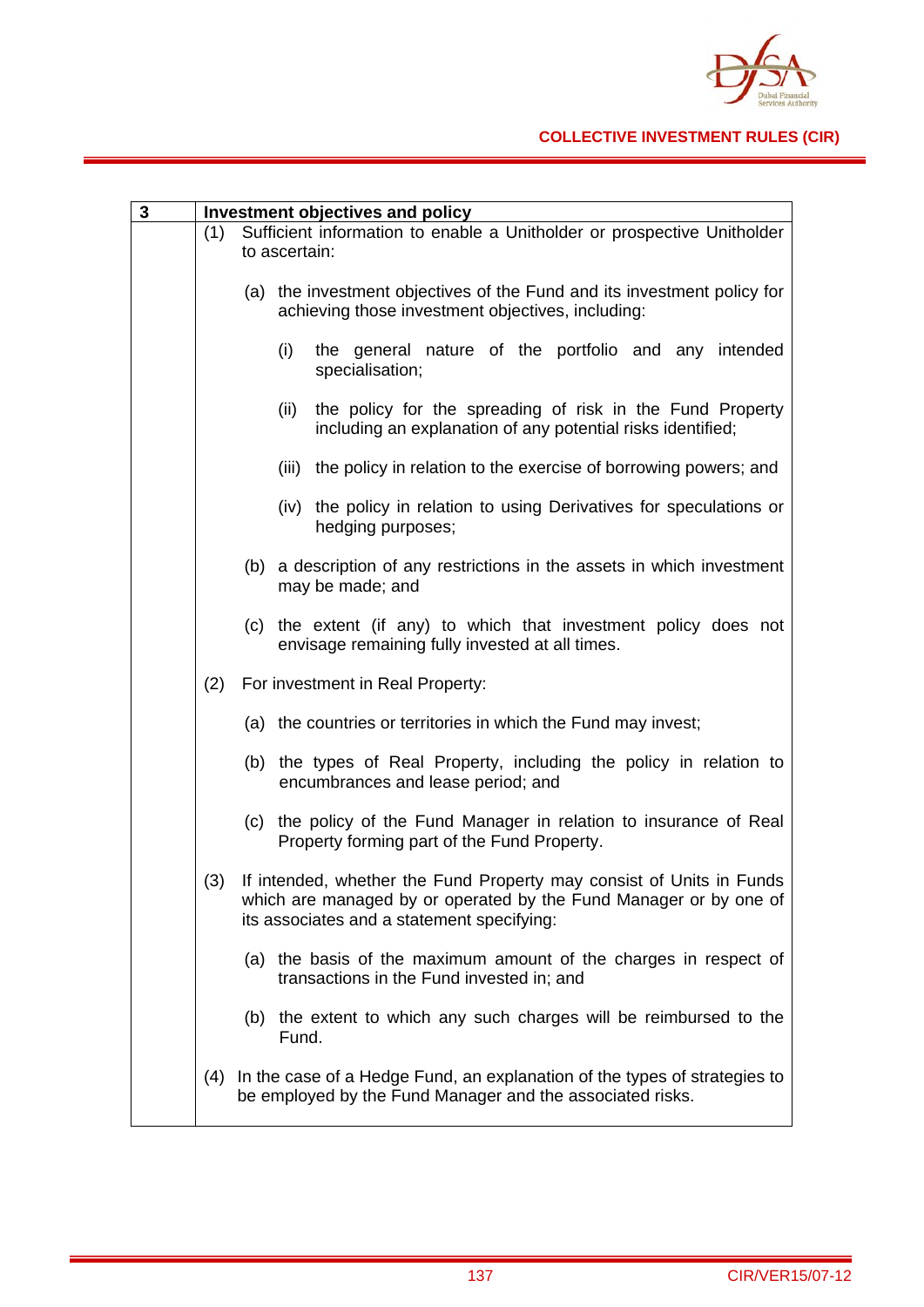| 3 | **Investment objectives and policy** |
|---|---|
| | (1) Sufficient information to enable a Unitholder or prospective Unitholder to ascertain:<br><br>(a) the investment objectives of the Fund and its investment policy for achieving those investment objectives, including:<br><br>(i) the general nature of the portfolio and any intended specialisation;<br><br>(ii) the policy for the spreading of risk in the Fund Property including an explanation of any potential risks identified;<br><br>(iii) the policy in relation to the exercise of borrowing powers; and<br><br>(iv) the policy in relation to using Derivatives for speculations or hedging purposes;<br><br>(b) a description of any restrictions in the assets in which investment may be made; and<br><br>(c) the extent (if any) to which that investment policy does not envisage remaining fully invested at all times.<br><br>(2) For investment in Real Property:<br><br>(a) the countries or territories in which the Fund may invest;<br><br>(b) the types of Real Property, including the policy in relation to encumbrances and lease period; and<br><br>(c) the policy of the Fund Manager in relation to insurance of Real Property forming part of the Fund Property.<br><br>(3) If intended, whether the Fund Property may consist of Units in Funds which are managed by or operated by the Fund Manager or by one of its associates and a statement specifying:<br><br>(a) the basis of the maximum amount of the charges in respect of transactions in the Fund invested in; and<br><br>(b) the extent to which any such charges will be reimbursed to the Fund.<br><br>(4) In the case of a Hedge Fund, an explanation of the types of strategies to be employed by the Fund Manager and the associated risks. |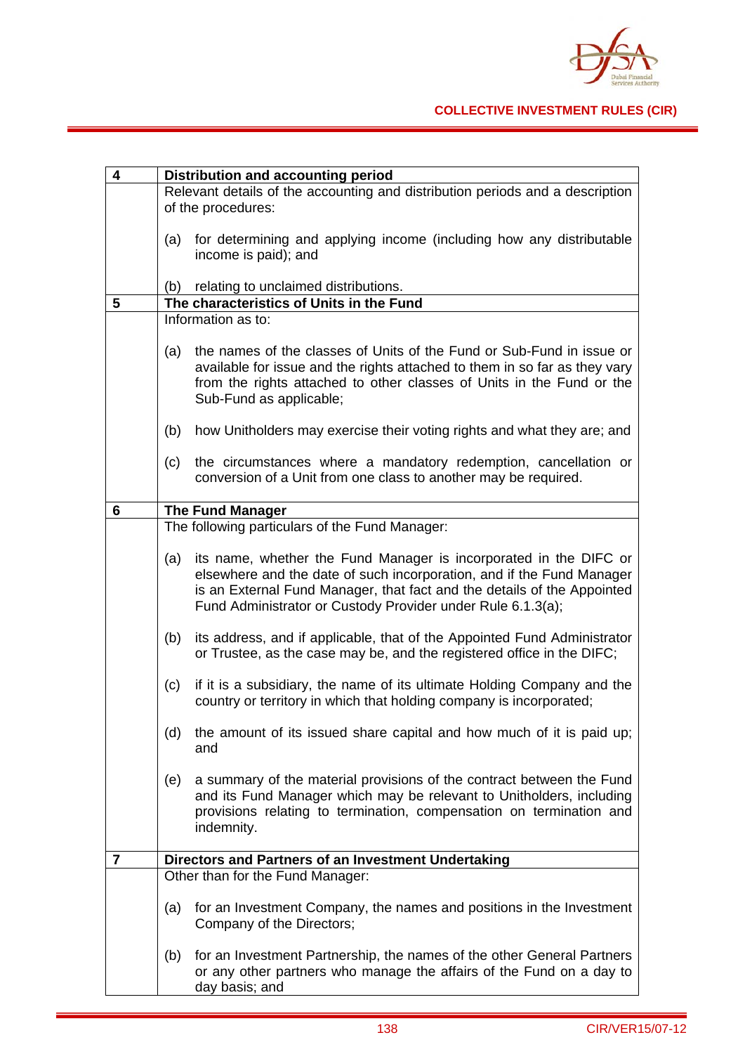| | |
|---|---|
| **4** | **Distribution and accounting period** |
| | Relevant details of the accounting and distribution periods and a description of the procedures:<br><br>(a) for determining and applying income (including how any distributable income is paid); and<br><br>(b) relating to unclaimed distributions. |
| **5** | **The characteristics of Units in the Fund** |
| | Information as to:<br><br>(a) the names of the classes of Units of the Fund or Sub-Fund in issue or available for issue and the rights attached to them in so far as they vary from the rights attached to other classes of Units in the Fund or the Sub-Fund as applicable;<br><br>(b) how Unitholders may exercise their voting rights and what they are; and<br><br>(c) the circumstances where a mandatory redemption, cancellation or conversion of a Unit from one class to another may be required. |
| **6** | **The Fund Manager** |
| | The following particulars of the Fund Manager:<br><br>(a) its name, whether the Fund Manager is incorporated in the DIFC or elsewhere and the date of such incorporation, and if the Fund Manager is an External Fund Manager, that fact and the details of the Appointed Fund Administrator or Custody Provider under Rule 6.1.3(a);<br><br>(b) its address, and if applicable, that of the Appointed Fund Administrator or Trustee, as the case may be, and the registered office in the DIFC;<br><br>(c) if it is a subsidiary, the name of its ultimate Holding Company and the country or territory in which that holding company is incorporated;<br><br>(d) the amount of its issued share capital and how much of it is paid up; and<br><br>(e) a summary of the material provisions of the contract between the Fund and its Fund Manager which may be relevant to Unitholders, including provisions relating to termination, compensation on termination and indemnity. |
| **7** | **Directors and Partners of an Investment Undertaking** |
| | Other than for the Fund Manager:<br><br>(a) for an Investment Company, the names and positions in the Investment Company of the Directors;<br><br>(b) for an Investment Partnership, the names of the other General Partners or any other partners who manage the affairs of the Fund on a day to day basis; and |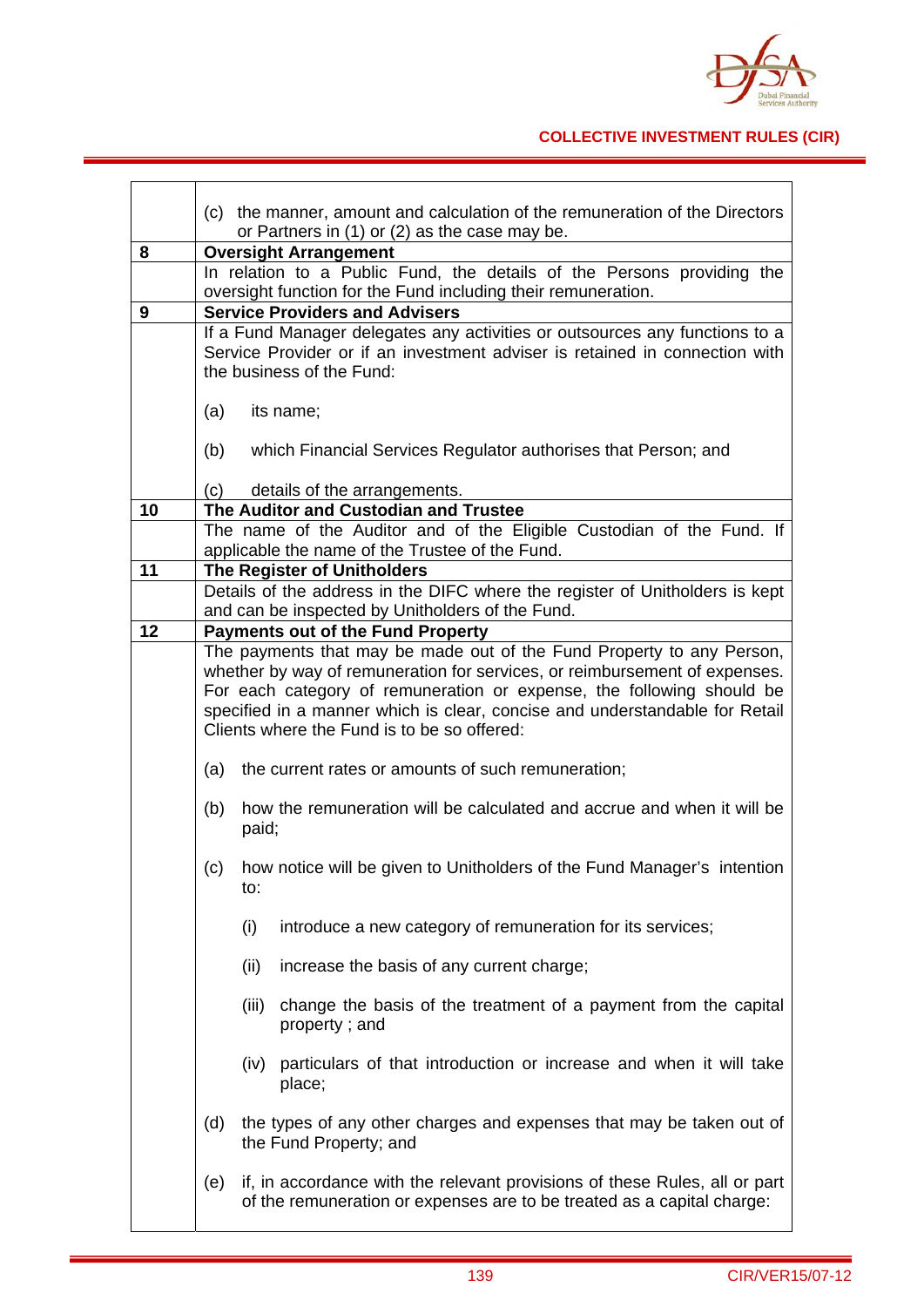| | |
|---|---|
| | (c) the manner, amount and calculation of the remuneration of the Directors or Partners in (1) or (2) as the case may be. |
| **8** | **Oversight Arrangement** |
| | In relation to a Public Fund, the details of the Persons providing the oversight function for the Fund including their remuneration. |
| **9** | **Service Providers and Advisers** |
| | If a Fund Manager delegates any activities or outsources any functions to a Service Provider or if an investment adviser is retained in connection with the business of the Fund:<br><br>(a) its name;<br><br>(b) which Financial Services Regulator authorises that Person; and<br><br>(c) details of the arrangements. |
| **10** | **The Auditor and Custodian and Trustee** |
| | The name of the Auditor and of the Eligible Custodian of the Fund. If applicable the name of the Trustee of the Fund. |
| **11** | **The Register of Unitholders** |
| | Details of the address in the DIFC where the register of Unitholders is kept and can be inspected by Unitholders of the Fund. |
| **12** | **Payments out of the Fund Property** |
| | The payments that may be made out of the Fund Property to any Person, whether by way of remuneration for services, or reimbursement of expenses. For each category of remuneration or expense, the following should be specified in a manner which is clear, concise and understandable for Retail Clients where the Fund is to be so offered:<br><br>(a) the current rates or amounts of such remuneration;<br><br>(b) how the remuneration will be calculated and accrue and when it will be paid;<br><br>(c) how notice will be given to Unitholders of the Fund Manager's intention to:<br><br>(i) introduce a new category of remuneration for its services;<br><br>(ii) increase the basis of any current charge;<br><br>(iii) change the basis of the treatment of a payment from the capital property ; and<br><br>(iv) particulars of that introduction or increase and when it will take place;<br><br>(d) the types of any other charges and expenses that may be taken out of the Fund Property; and<br><br>(e) if, in accordance with the relevant provisions of these Rules, all or part of the remuneration or expenses are to be treated as a capital charge: |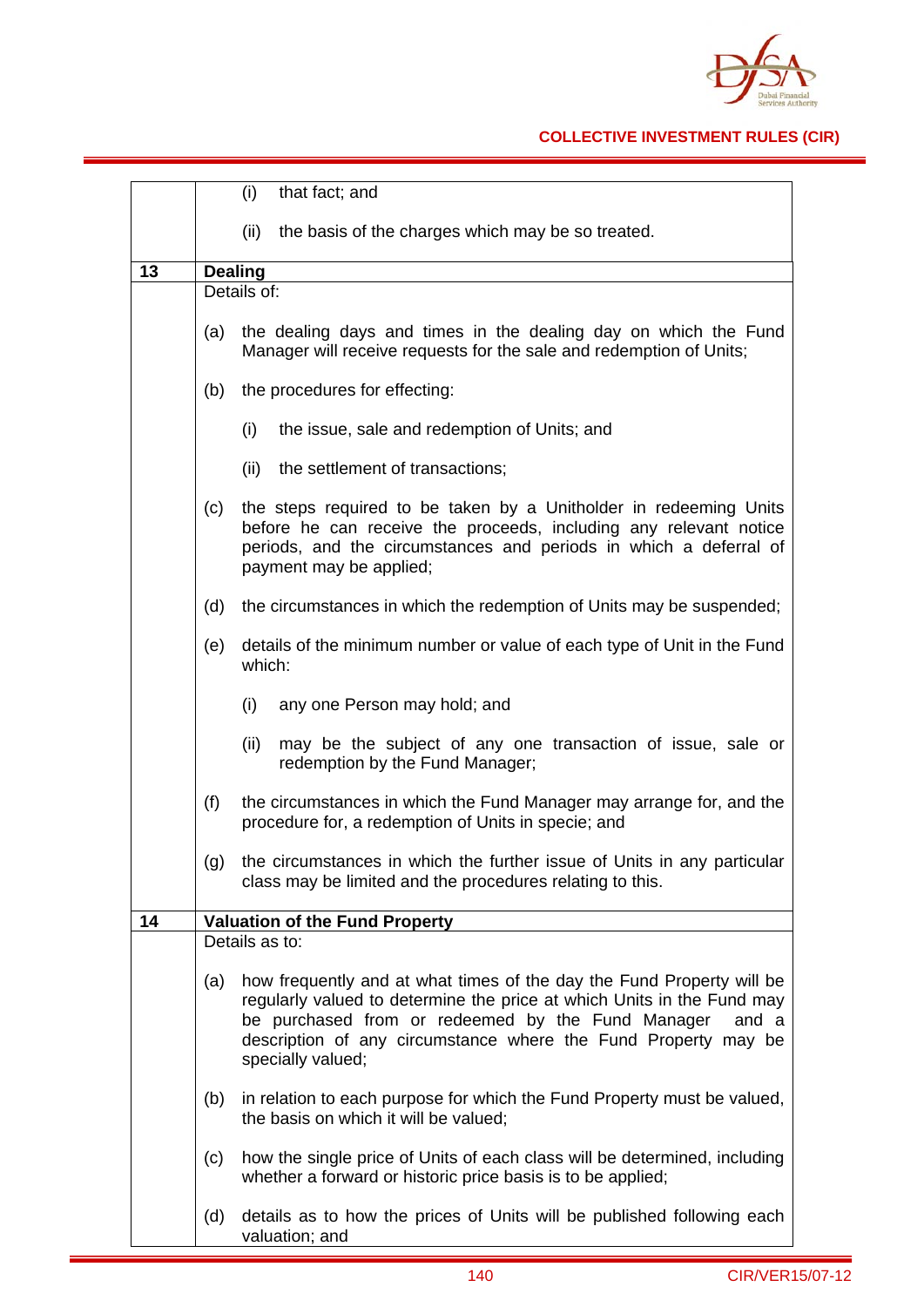| | |
|---|---|
| | (i) that fact; and<br><br>(ii) the basis of the charges which may be so treated. |
| **13** | **Dealing** |
| | Details of:<br><br>(a) the dealing days and times in the dealing day on which the Fund Manager will receive requests for the sale and redemption of Units;<br><br>(b) the procedures for effecting:<br><br>(i) the issue, sale and redemption of Units; and<br><br>(ii) the settlement of transactions;<br><br>(c) the steps required to be taken by a Unitholder in redeeming Units before he can receive the proceeds, including any relevant notice periods, and the circumstances and periods in which a deferral of payment may be applied;<br><br>(d) the circumstances in which the redemption of Units may be suspended;<br><br>(e) details of the minimum number or value of each type of Unit in the Fund which:<br><br>(i) any one Person may hold; and<br><br>(ii) may be the subject of any one transaction of issue, sale or redemption by the Fund Manager;<br><br>(f) the circumstances in which the Fund Manager may arrange for, and the procedure for, a redemption of Units in specie; and<br><br>(g) the circumstances in which the further issue of Units in any particular class may be limited and the procedures relating to this. |
| **14** | **Valuation of the Fund Property** |
| | Details as to:<br><br>(a) how frequently and at what times of the day the Fund Property will be regularly valued to determine the price at which Units in the Fund may be purchased from or redeemed by the Fund Manager and a description of any circumstance where the Fund Property may be specially valued;<br><br>(b) in relation to each purpose for which the Fund Property must be valued, the basis on which it will be valued;<br><br>(c) how the single price of Units of each class will be determined, including whether a forward or historic price basis is to be applied;<br><br>(d) details as to how the prices of Units will be published following each valuation; and |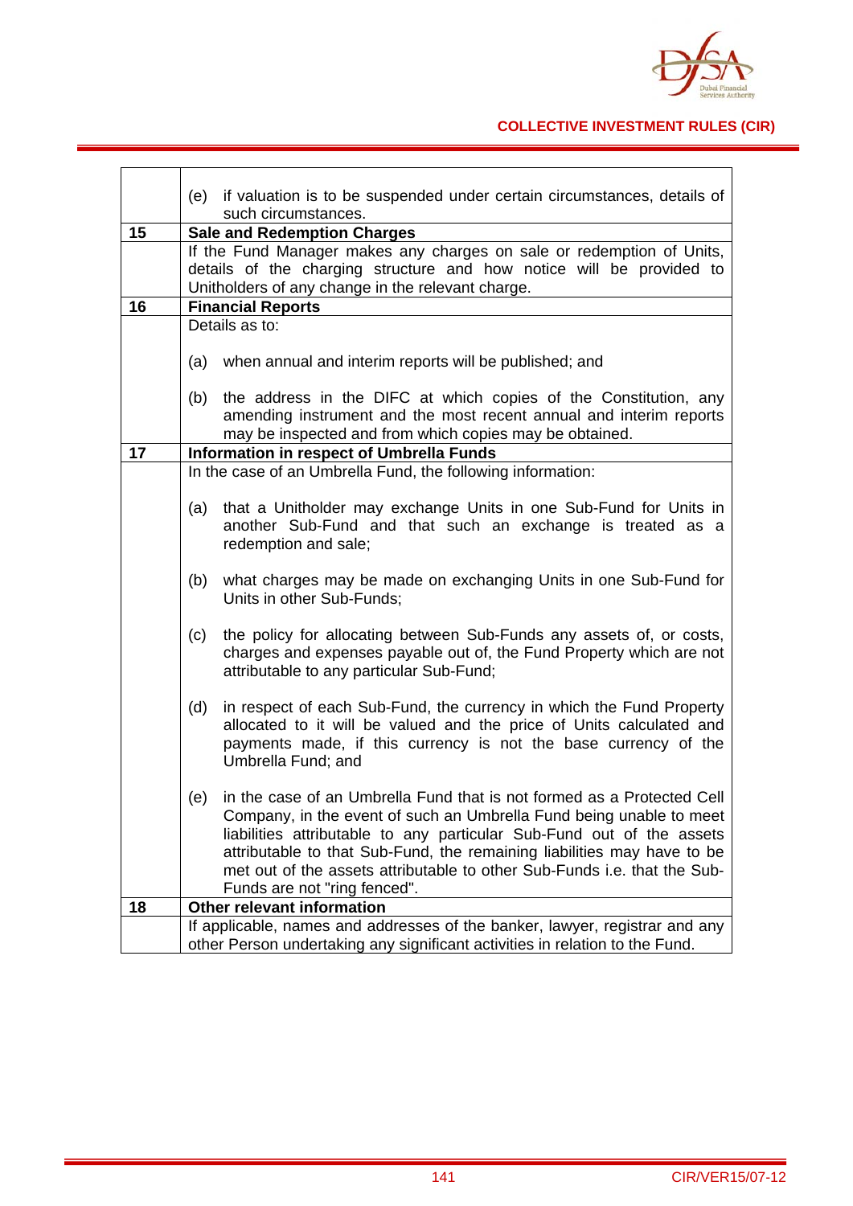| | |
|---|---|
| | (e) if valuation is to be suspended under certain circumstances, details of such circumstances. |
| **15** | **Sale and Redemption Charges** |
| | If the Fund Manager makes any charges on sale or redemption of Units, details of the charging structure and how notice will be provided to Unitholders of any change in the relevant charge. |
| **16** | **Financial Reports** |
| | Details as to:<br><br>(a) when annual and interim reports will be published; and<br><br>(b) the address in the DIFC at which copies of the Constitution, any amending instrument and the most recent annual and interim reports may be inspected and from which copies may be obtained. |
| **17** | **Information in respect of Umbrella Funds** |
| | In the case of an Umbrella Fund, the following information:<br><br>(a) that a Unitholder may exchange Units in one Sub-Fund for Units in another Sub-Fund and that such an exchange is treated as a redemption and sale;<br><br>(b) what charges may be made on exchanging Units in one Sub-Fund for Units in other Sub-Funds;<br><br>(c) the policy for allocating between Sub-Funds any assets of, or costs, charges and expenses payable out of, the Fund Property which are not attributable to any particular Sub-Fund;<br><br>(d) in respect of each Sub-Fund, the currency in which the Fund Property allocated to it will be valued and the price of Units calculated and payments made, if this currency is not the base currency of the Umbrella Fund; and<br><br>(e) in the case of an Umbrella Fund that is not formed as a Protected Cell Company, in the event of such an Umbrella Fund being unable to meet liabilities attributable to any particular Sub-Fund out of the assets attributable to that Sub-Fund, the remaining liabilities may have to be met out of the assets attributable to other Sub-Funds i.e. that the Sub-Funds are not "ring fenced". |
| **18** | **Other relevant information** |
| | If applicable, names and addresses of the banker, lawyer, registrar and any other Person undertaking any significant activities in relation to the Fund. |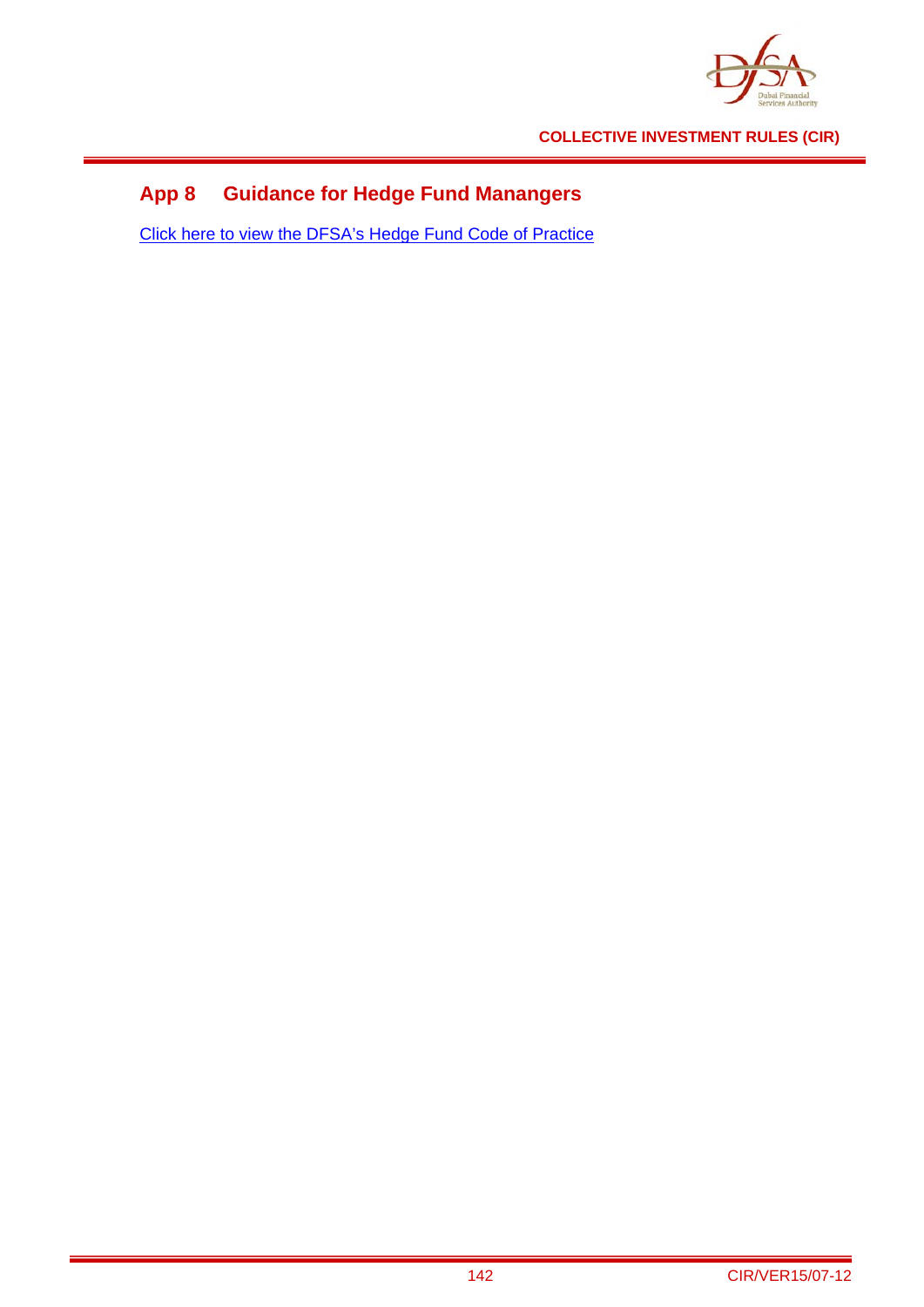## App 8 Guidance for Hedge Fund Manangers

Click here to view the DFSA's Hedge Fund Code of Practice